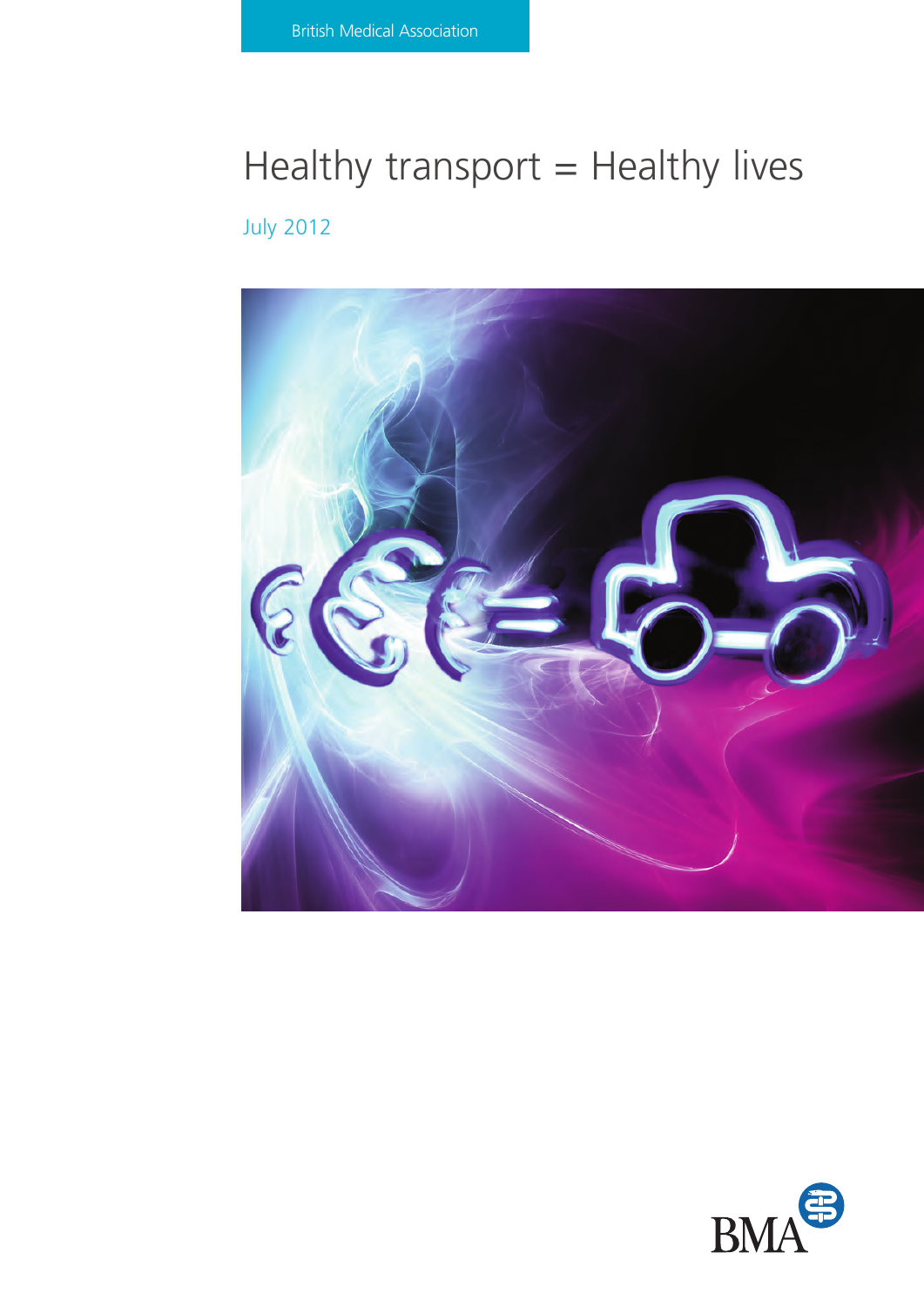British Medical Association

# Healthy transport = Healthy lives

July 2012

BMA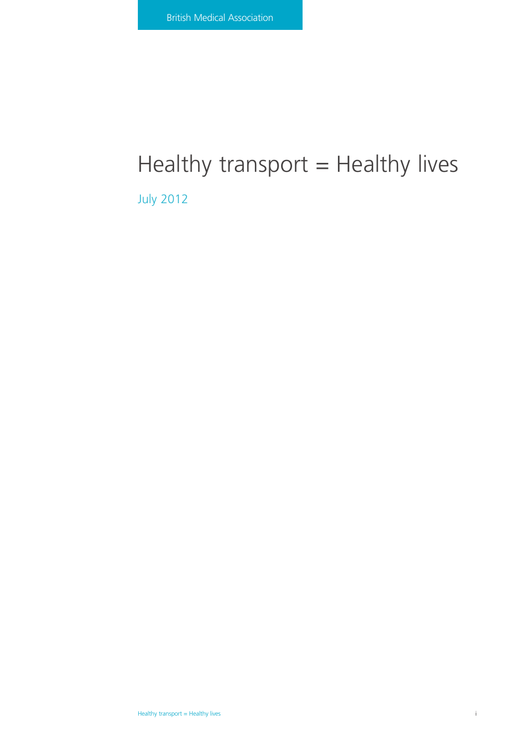British Medical Association

# Healthy transport = Healthy lives

July 2012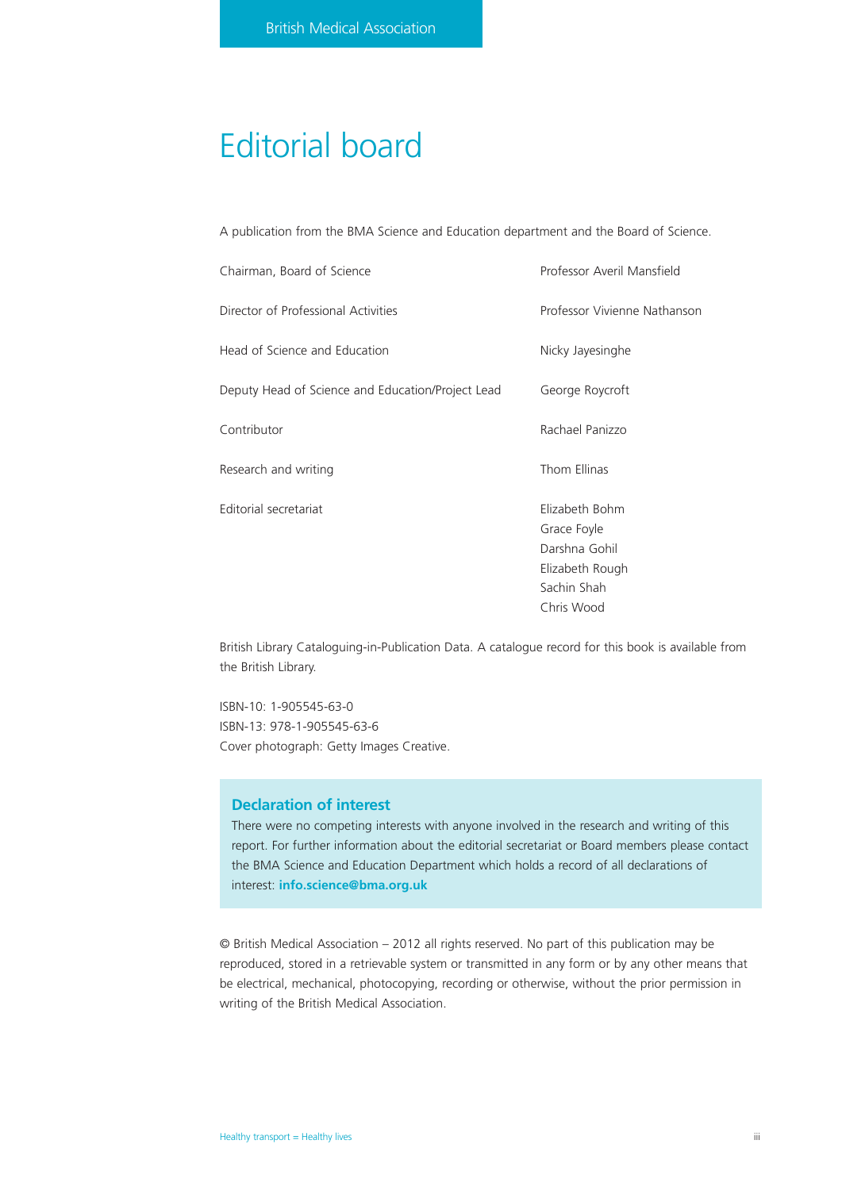# Editorial board

A publication from the BMA Science and Education department and the Board of Science.

| | |
|---|---|
| Chairman, Board of Science | Professor Averil Mansfield |
| Director of Professional Activities | Professor Vivienne Nathanson |
| Head of Science and Education | Nicky Jayesinghe |
| Deputy Head of Science and Education/Project Lead | George Roycroft |
| Contributor | Rachael Panizzo |
| Research and writing | Thom Ellinas |
| Editorial secretariat | Elizabeth Bohm<br>Grace Foyle<br>Darshna Gohil<br>Elizabeth Rough<br>Sachin Shah<br>Chris Wood |

British Library Cataloguing-in-Publication Data. A catalogue record for this book is available from the British Library.

ISBN-10: 1-905545-63-0
ISBN-13: 978-1-905545-63-6
Cover photograph: Getty Images Creative.

## Declaration of interest

There were no competing interests with anyone involved in the research and writing of this report. For further information about the editorial secretariat or Board members please contact the BMA Science and Education Department which holds a record of all declarations of interest: **info.science@bma.org.uk**

© British Medical Association – 2012 all rights reserved. No part of this publication may be reproduced, stored in a retrievable system or transmitted in any form or by any other means that be electrical, mechanical, photocopying, recording or otherwise, without the prior permission in writing of the British Medical Association.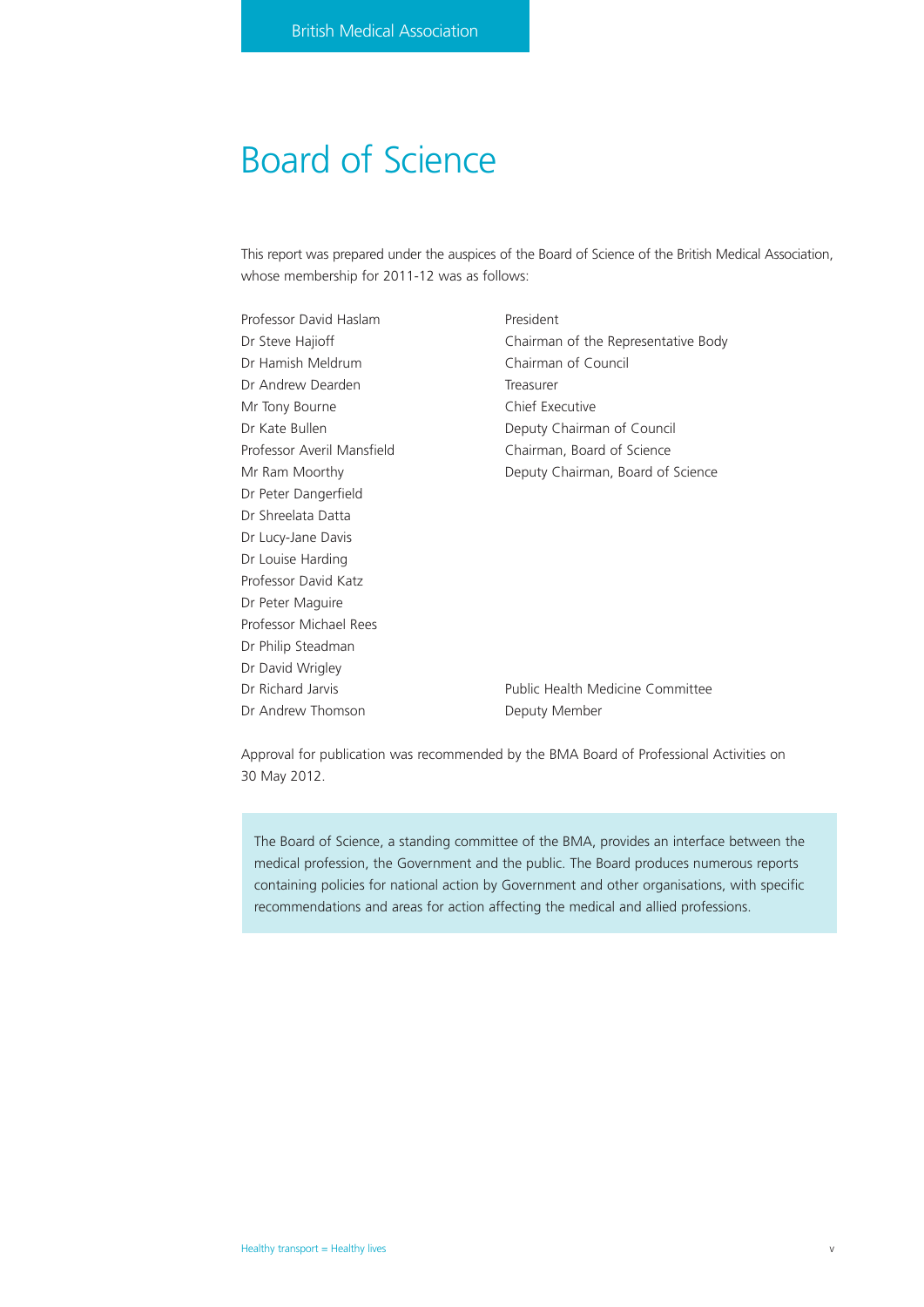# Board of Science

This report was prepared under the auspices of the Board of Science of the British Medical Association, whose membership for 2011-12 was as follows:

| | |
|---|---|
| Professor David Haslam | President |
| Dr Steve Hajioff | Chairman of the Representative Body |
| Dr Hamish Meldrum | Chairman of Council |
| Dr Andrew Dearden | Treasurer |
| Mr Tony Bourne | Chief Executive |
| Dr Kate Bullen | Deputy Chairman of Council |
| Professor Averil Mansfield | Chairman, Board of Science |
| Mr Ram Moorthy | Deputy Chairman, Board of Science |
| Dr Peter Dangerfield | |
| Dr Shreelata Datta | |
| Dr Lucy-Jane Davis | |
| Dr Louise Harding | |
| Professor David Katz | |
| Dr Peter Maguire | |
| Professor Michael Rees | |
| Dr Philip Steadman | |
| Dr David Wrigley | |
| Dr Richard Jarvis | Public Health Medicine Committee |
| Dr Andrew Thomson | Deputy Member |

Approval for publication was recommended by the BMA Board of Professional Activities on 30 May 2012.

The Board of Science, a standing committee of the BMA, provides an interface between the medical profession, the Government and the public. The Board produces numerous reports containing policies for national action by Government and other organisations, with specific recommendations and areas for action affecting the medical and allied professions.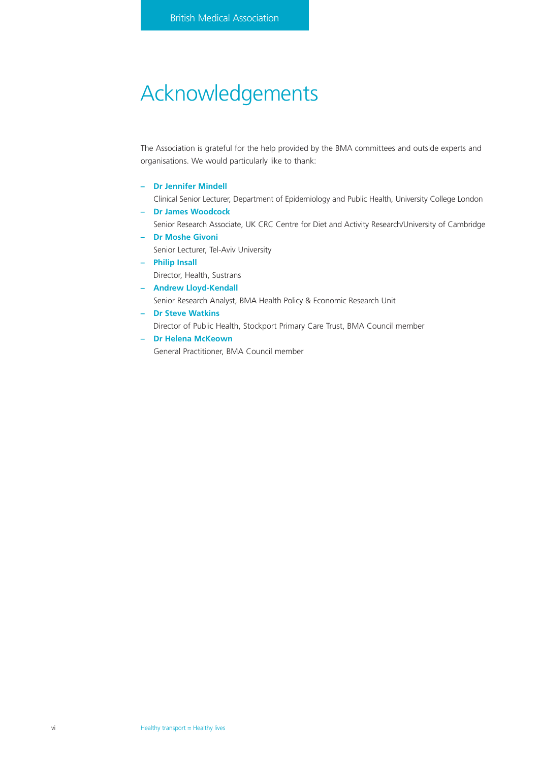# Acknowledgements

The Association is grateful for the help provided by the BMA committees and outside experts and organisations. We would particularly like to thank:

- **Dr Jennifer Mindell**
  Clinical Senior Lecturer, Department of Epidemiology and Public Health, University College London
- **Dr James Woodcock**
  Senior Research Associate, UK CRC Centre for Diet and Activity Research/University of Cambridge
- **Dr Moshe Givoni**
  Senior Lecturer, Tel-Aviv University
- **Philip Insall**
  Director, Health, Sustrans
- **Andrew Lloyd-Kendall**
  Senior Research Analyst, BMA Health Policy & Economic Research Unit
- **Dr Steve Watkins**
  Director of Public Health, Stockport Primary Care Trust, BMA Council member
- **Dr Helena McKeown**
  General Practitioner, BMA Council member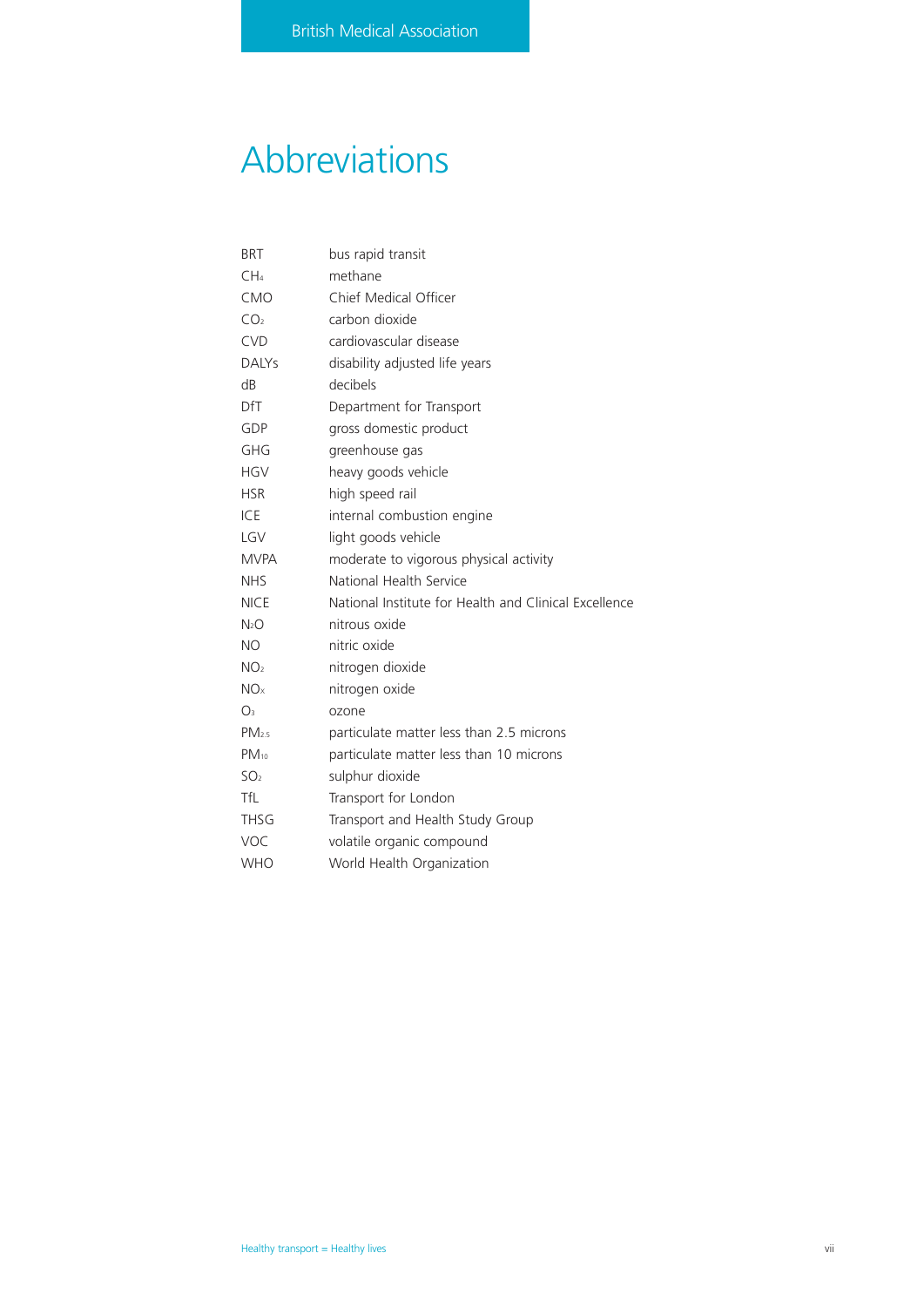# Abbreviations

| | |
|---|---|
| BRT | bus rapid transit |
| $CH_4$ | methane |
| CMO | Chief Medical Officer |
| $CO_2$ | carbon dioxide |
| CVD | cardiovascular disease |
| DALYs | disability adjusted life years |
| dB | decibels |
| DfT | Department for Transport |
| GDP | gross domestic product |
| GHG | greenhouse gas |
| HGV | heavy goods vehicle |
| HSR | high speed rail |
| ICE | internal combustion engine |
| LGV | light goods vehicle |
| MVPA | moderate to vigorous physical activity |
| NHS | National Health Service |
| NICE | National Institute for Health and Clinical Excellence |
| $N_2O$ | nitrous oxide |
| NO | nitric oxide |
| $NO_2$ | nitrogen dioxide |
| $NO_x$ | nitrogen oxide |
| $O_3$ | ozone |
| $PM_{2.5}$ | particulate matter less than 2.5 microns |
| $PM_{10}$ | particulate matter less than 10 microns |
| $SO_2$ | sulphur dioxide |
| TfL | Transport for London |
| THSG | Transport and Health Study Group |
| VOC | volatile organic compound |
| WHO | World Health Organization |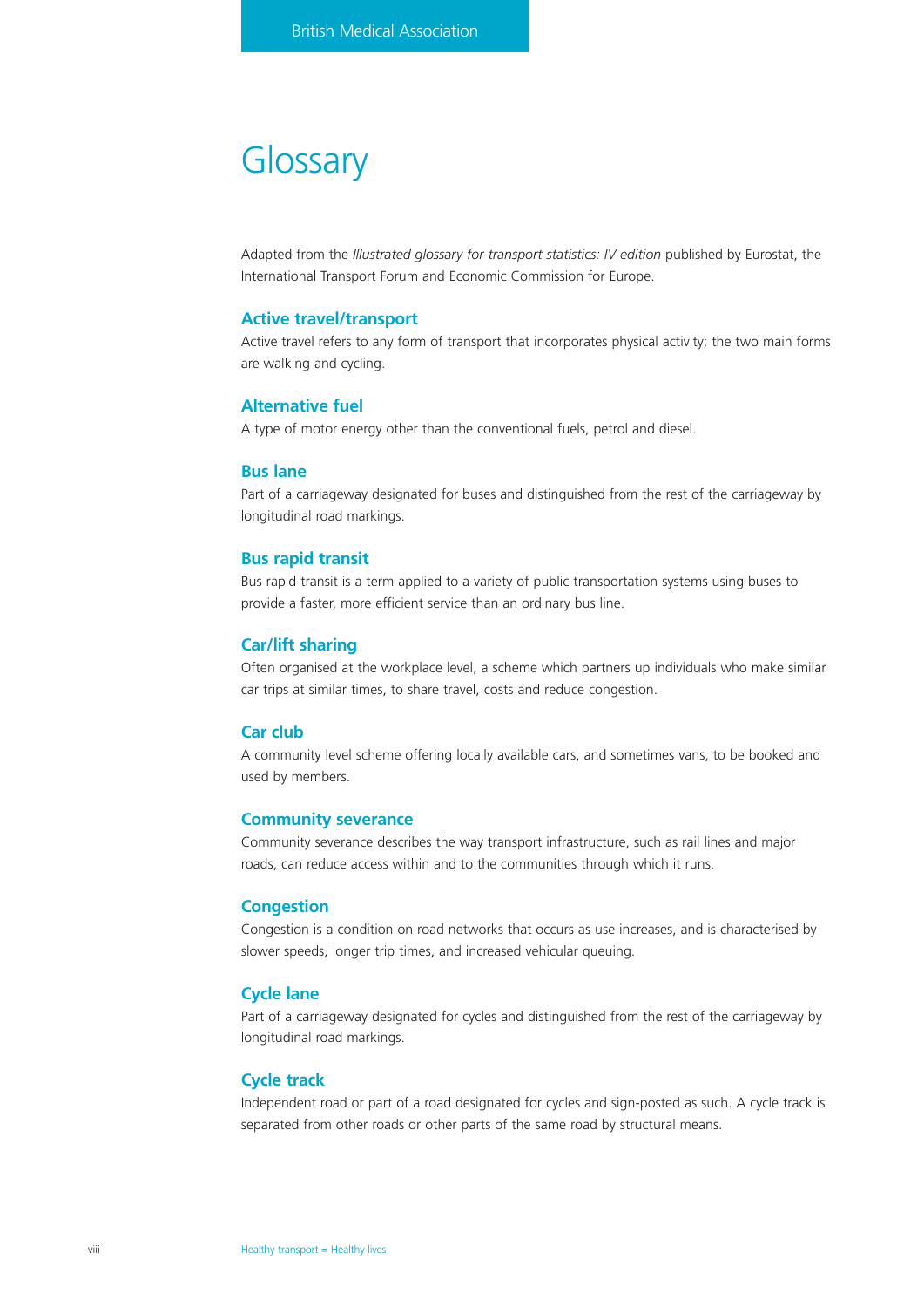# Glossary

Adapted from the *Illustrated glossary for transport statistics: IV edition* published by Eurostat, the International Transport Forum and Economic Commission for Europe.

### Active travel/transport

Active travel refers to any form of transport that incorporates physical activity; the two main forms are walking and cycling.

### Alternative fuel

A type of motor energy other than the conventional fuels, petrol and diesel.

### Bus lane

Part of a carriageway designated for buses and distinguished from the rest of the carriageway by longitudinal road markings.

### Bus rapid transit

Bus rapid transit is a term applied to a variety of public transportation systems using buses to provide a faster, more efficient service than an ordinary bus line.

### Car/lift sharing

Often organised at the workplace level, a scheme which partners up individuals who make similar car trips at similar times, to share travel, costs and reduce congestion.

### Car club

A community level scheme offering locally available cars, and sometimes vans, to be booked and used by members.

### Community severance

Community severance describes the way transport infrastructure, such as rail lines and major roads, can reduce access within and to the communities through which it runs.

### Congestion

Congestion is a condition on road networks that occurs as use increases, and is characterised by slower speeds, longer trip times, and increased vehicular queuing.

### Cycle lane

Part of a carriageway designated for cycles and distinguished from the rest of the carriageway by longitudinal road markings.

### Cycle track

Independent road or part of a road designated for cycles and sign-posted as such. A cycle track is separated from other roads or other parts of the same road by structural means.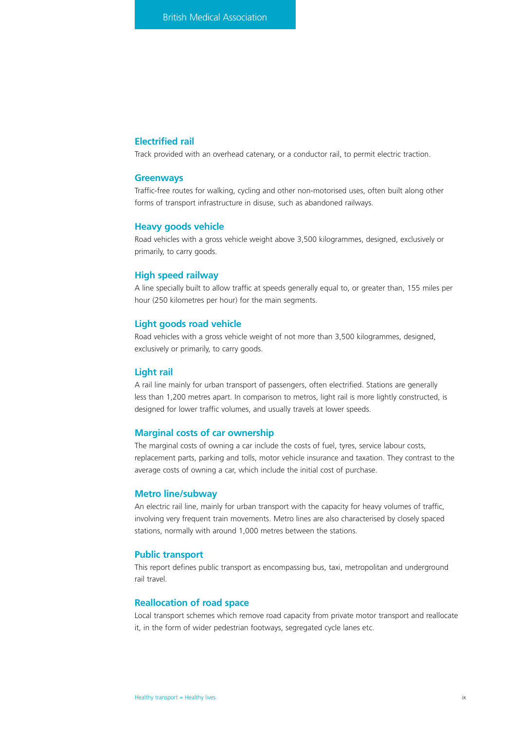### Electrified rail

Track provided with an overhead catenary, or a conductor rail, to permit electric traction.

### Greenways

Traffic-free routes for walking, cycling and other non-motorised uses, often built along other forms of transport infrastructure in disuse, such as abandoned railways.

### Heavy goods vehicle

Road vehicles with a gross vehicle weight above 3,500 kilogrammes, designed, exclusively or primarily, to carry goods.

### High speed railway

A line specially built to allow traffic at speeds generally equal to, or greater than, 155 miles per hour (250 kilometres per hour) for the main segments.

### Light goods road vehicle

Road vehicles with a gross vehicle weight of not more than 3,500 kilogrammes, designed, exclusively or primarily, to carry goods.

### Light rail

A rail line mainly for urban transport of passengers, often electrified. Stations are generally less than 1,200 metres apart. In comparison to metros, light rail is more lightly constructed, is designed for lower traffic volumes, and usually travels at lower speeds.

### Marginal costs of car ownership

The marginal costs of owning a car include the costs of fuel, tyres, service labour costs, replacement parts, parking and tolls, motor vehicle insurance and taxation. They contrast to the average costs of owning a car, which include the initial cost of purchase.

### Metro line/subway

An electric rail line, mainly for urban transport with the capacity for heavy volumes of traffic, involving very frequent train movements. Metro lines are also characterised by closely spaced stations, normally with around 1,000 metres between the stations.

### Public transport

This report defines public transport as encompassing bus, taxi, metropolitan and underground rail travel.

### Reallocation of road space

Local transport schemes which remove road capacity from private motor transport and reallocate it, in the form of wider pedestrian footways, segregated cycle lanes etc.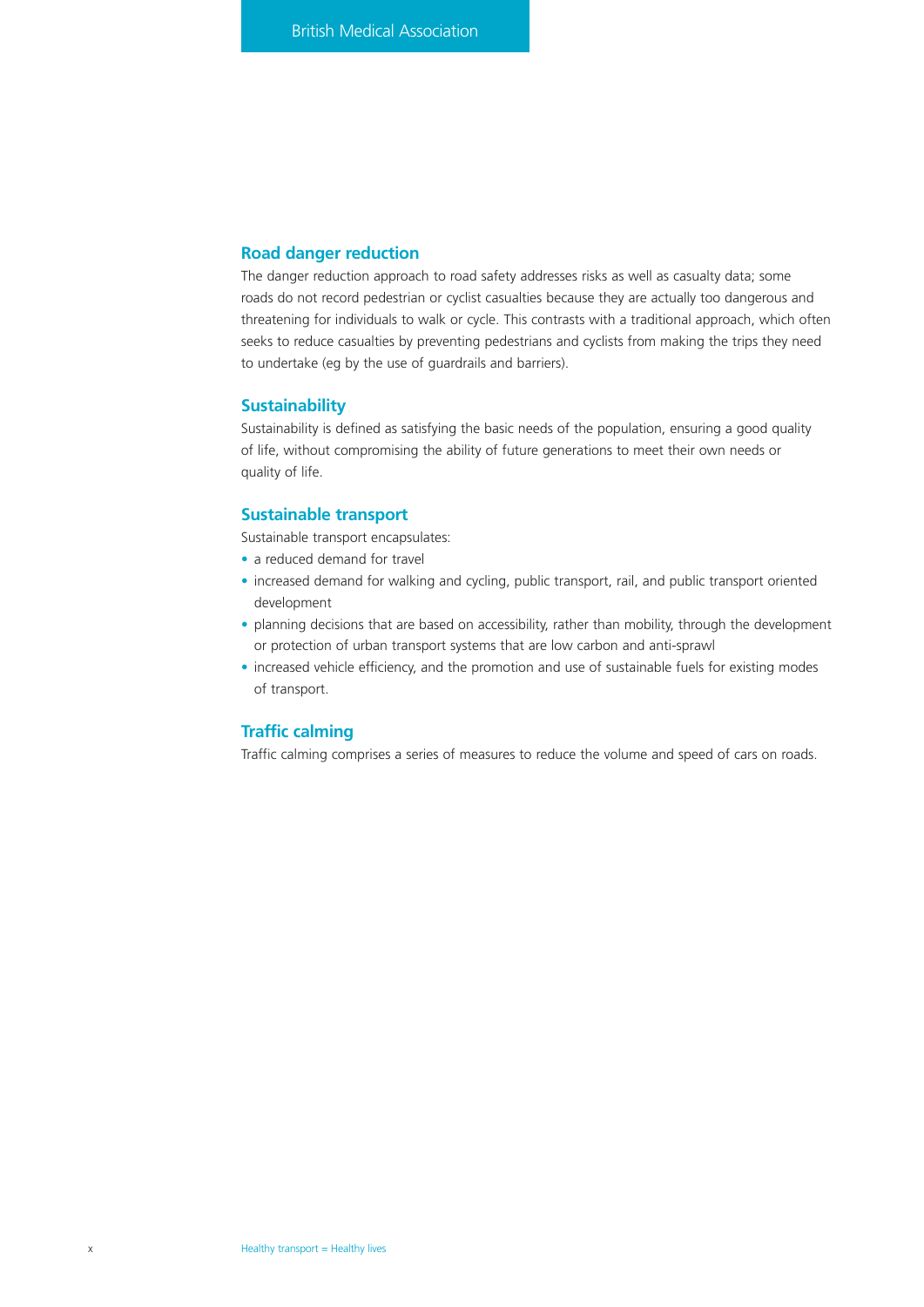## Road danger reduction

The danger reduction approach to road safety addresses risks as well as casualty data; some roads do not record pedestrian or cyclist casualties because they are actually too dangerous and threatening for individuals to walk or cycle. This contrasts with a traditional approach, which often seeks to reduce casualties by preventing pedestrians and cyclists from making the trips they need to undertake (eg by the use of guardrails and barriers).

## Sustainability

Sustainability is defined as satisfying the basic needs of the population, ensuring a good quality of life, without compromising the ability of future generations to meet their own needs or quality of life.

## Sustainable transport

Sustainable transport encapsulates:

- a reduced demand for travel
- increased demand for walking and cycling, public transport, rail, and public transport oriented development
- planning decisions that are based on accessibility, rather than mobility, through the development or protection of urban transport systems that are low carbon and anti-sprawl
- increased vehicle efficiency, and the promotion and use of sustainable fuels for existing modes of transport.

## Traffic calming

Traffic calming comprises a series of measures to reduce the volume and speed of cars on roads.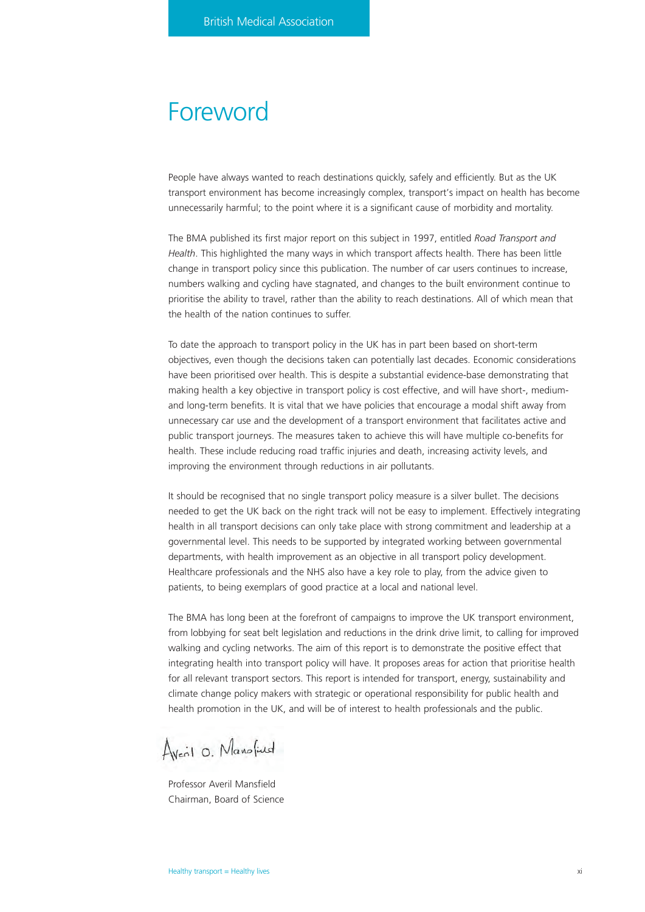# Foreword

People have always wanted to reach destinations quickly, safely and efficiently. But as the UK transport environment has become increasingly complex, transport's impact on health has become unnecessarily harmful; to the point where it is a significant cause of morbidity and mortality.

The BMA published its first major report on this subject in 1997, entitled *Road Transport and Health*. This highlighted the many ways in which transport affects health. There has been little change in transport policy since this publication. The number of car users continues to increase, numbers walking and cycling have stagnated, and changes to the built environment continue to prioritise the ability to travel, rather than the ability to reach destinations. All of which mean that the health of the nation continues to suffer.

To date the approach to transport policy in the UK has in part been based on short-term objectives, even though the decisions taken can potentially last decades. Economic considerations have been prioritised over health. This is despite a substantial evidence-base demonstrating that making health a key objective in transport policy is cost effective, and will have short-, medium- and long-term benefits. It is vital that we have policies that encourage a modal shift away from unnecessary car use and the development of a transport environment that facilitates active and public transport journeys. The measures taken to achieve this will have multiple co-benefits for health. These include reducing road traffic injuries and death, increasing activity levels, and improving the environment through reductions in air pollutants.

It should be recognised that no single transport policy measure is a silver bullet. The decisions needed to get the UK back on the right track will not be easy to implement. Effectively integrating health in all transport decisions can only take place with strong commitment and leadership at a governmental level. This needs to be supported by integrated working between governmental departments, with health improvement as an objective in all transport policy development. Healthcare professionals and the NHS also have a key role to play, from the advice given to patients, to being exemplars of good practice at a local and national level.

The BMA has long been at the forefront of campaigns to improve the UK transport environment, from lobbying for seat belt legislation and reductions in the drink drive limit, to calling for improved walking and cycling networks. The aim of this report is to demonstrate the positive effect that integrating health into transport policy will have. It proposes areas for action that prioritise health for all relevant transport sectors. This report is intended for transport, energy, sustainability and climate change policy makers with strategic or operational responsibility for public health and health promotion in the UK, and will be of interest to health professionals and the public.

Averil O. Mansfield

Professor Averil Mansfield
Chairman, Board of Science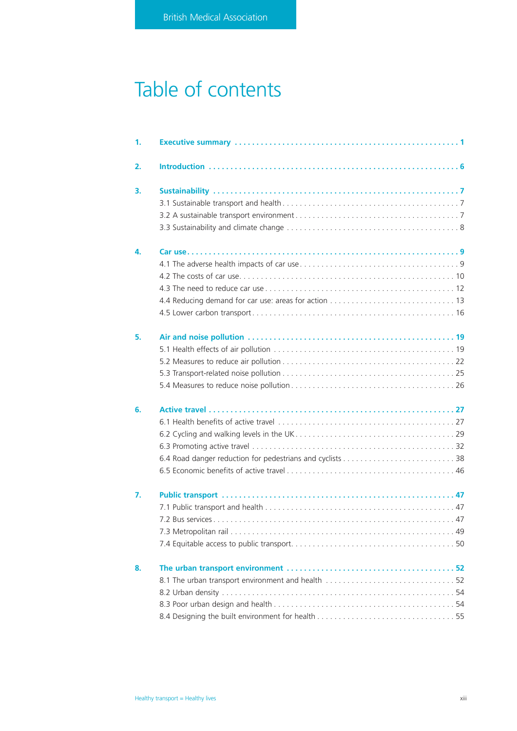# Table of contents

1. **Executive summary** ..... 1

2. **Introduction** ..... 6

3. **Sustainability** ..... 7
   - 3.1 Sustainable transport and health ..... 7
   - 3.2 A sustainable transport environment ..... 7
   - 3.3 Sustainability and climate change ..... 8

4. **Car use** ..... 9
   - 4.1 The adverse health impacts of car use ..... 9
   - 4.2 The costs of car use ..... 10
   - 4.3 The need to reduce car use ..... 12
   - 4.4 Reducing demand for car use: areas for action ..... 13
   - 4.5 Lower carbon transport ..... 16

5. **Air and noise pollution** ..... 19
   - 5.1 Health effects of air pollution ..... 19
   - 5.2 Measures to reduce air pollution ..... 22
   - 5.3 Transport-related noise pollution ..... 25
   - 5.4 Measures to reduce noise pollution ..... 26

6. **Active travel** ..... 27
   - 6.1 Health benefits of active travel ..... 27
   - 6.2 Cycling and walking levels in the UK ..... 29
   - 6.3 Promoting active travel ..... 32
   - 6.4 Road danger reduction for pedestrians and cyclists ..... 38
   - 6.5 Economic benefits of active travel ..... 46

7. **Public transport** ..... 47
   - 7.1 Public transport and health ..... 47
   - 7.2 Bus services ..... 47
   - 7.3 Metropolitan rail ..... 49
   - 7.4 Equitable access to public transport ..... 50

8. **The urban transport environment** ..... 52
   - 8.1 The urban transport environment and health ..... 52
   - 8.2 Urban density ..... 54
   - 8.3 Poor urban design and health ..... 54
   - 8.4 Designing the built environment for health ..... 55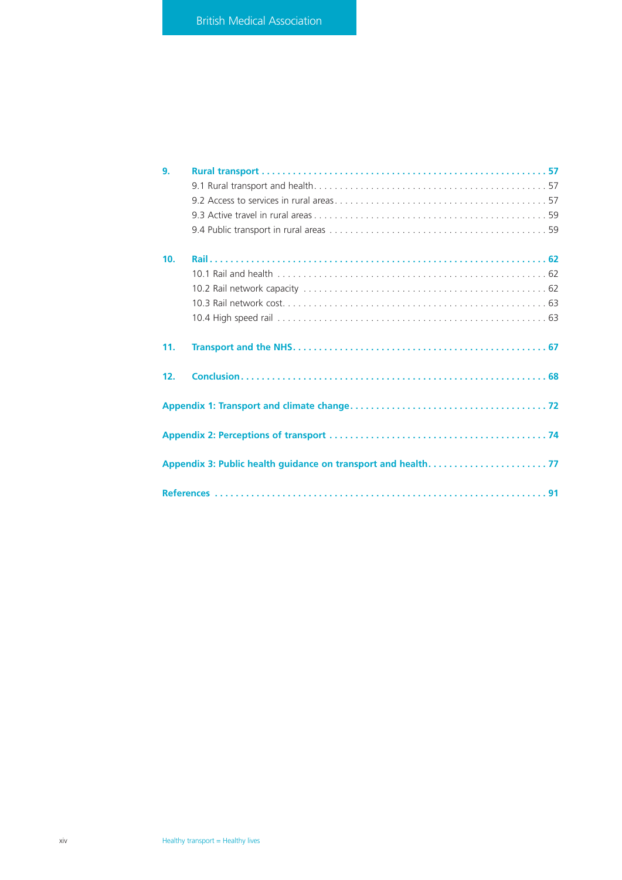**9. Rural transport** . . . . . . . . . . . . . . . . . . . . . . . . . . . . . . . . . . . . . . . . . . . . . . . . . . . . . . **57**

9.1 Rural transport and health . . . . . . . . . . . . . . . . . . . . . . . . . . . . . . . . . . . . . . . . . . . . . 57

9.2 Access to services in rural areas . . . . . . . . . . . . . . . . . . . . . . . . . . . . . . . . . . . . . . . . . 57

9.3 Active travel in rural areas . . . . . . . . . . . . . . . . . . . . . . . . . . . . . . . . . . . . . . . . . . . . . 59

9.4 Public transport in rural areas . . . . . . . . . . . . . . . . . . . . . . . . . . . . . . . . . . . . . . . . . . 59

**10. Rail** . . . . . . . . . . . . . . . . . . . . . . . . . . . . . . . . . . . . . . . . . . . . . . . . . . . . . . . . . . . . . . **62**

10.1 Rail and health . . . . . . . . . . . . . . . . . . . . . . . . . . . . . . . . . . . . . . . . . . . . . . . . . . . . 62

10.2 Rail network capacity . . . . . . . . . . . . . . . . . . . . . . . . . . . . . . . . . . . . . . . . . . . . . . . . 62

10.3 Rail network cost . . . . . . . . . . . . . . . . . . . . . . . . . . . . . . . . . . . . . . . . . . . . . . . . . . . 63

10.4 High speed rail . . . . . . . . . . . . . . . . . . . . . . . . . . . . . . . . . . . . . . . . . . . . . . . . . . . . 63

**11. Transport and the NHS** . . . . . . . . . . . . . . . . . . . . . . . . . . . . . . . . . . . . . . . . . . . . . . . . **67**

**12. Conclusion** . . . . . . . . . . . . . . . . . . . . . . . . . . . . . . . . . . . . . . . . . . . . . . . . . . . . . . . . . **68**

**Appendix 1: Transport and climate change** . . . . . . . . . . . . . . . . . . . . . . . . . . . . . . . . . . . . **72**

**Appendix 2: Perceptions of transport** . . . . . . . . . . . . . . . . . . . . . . . . . . . . . . . . . . . . . . . . **74**

**Appendix 3: Public health guidance on transport and health** . . . . . . . . . . . . . . . . . . . . . . . **77**

**References** . . . . . . . . . . . . . . . . . . . . . . . . . . . . . . . . . . . . . . . . . . . . . . . . . . . . . . . . . . . . **91**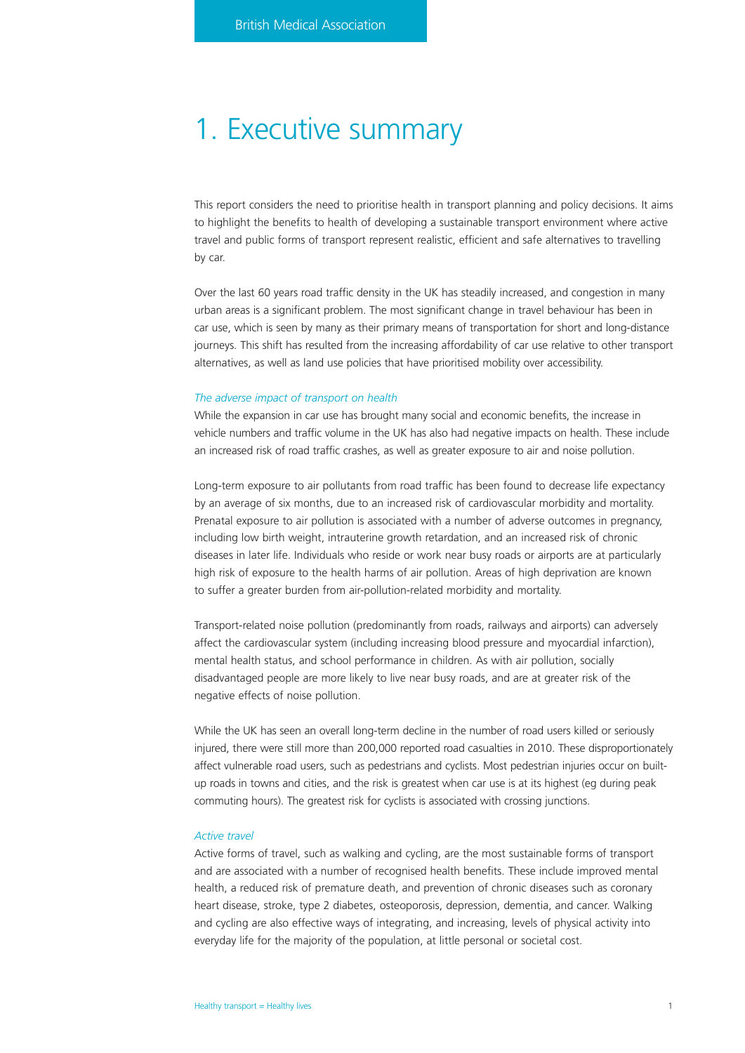# 1. Executive summary

This report considers the need to prioritise health in transport planning and policy decisions. It aims to highlight the benefits to health of developing a sustainable transport environment where active travel and public forms of transport represent realistic, efficient and safe alternatives to travelling by car.

Over the last 60 years road traffic density in the UK has steadily increased, and congestion in many urban areas is a significant problem. The most significant change in travel behaviour has been in car use, which is seen by many as their primary means of transportation for short and long-distance journeys. This shift has resulted from the increasing affordability of car use relative to other transport alternatives, as well as land use policies that have prioritised mobility over accessibility.

*The adverse impact of transport on health*

While the expansion in car use has brought many social and economic benefits, the increase in vehicle numbers and traffic volume in the UK has also had negative impacts on health. These include an increased risk of road traffic crashes, as well as greater exposure to air and noise pollution.

Long-term exposure to air pollutants from road traffic has been found to decrease life expectancy by an average of six months, due to an increased risk of cardiovascular morbidity and mortality. Prenatal exposure to air pollution is associated with a number of adverse outcomes in pregnancy, including low birth weight, intrauterine growth retardation, and an increased risk of chronic diseases in later life. Individuals who reside or work near busy roads or airports are at particularly high risk of exposure to the health harms of air pollution. Areas of high deprivation are known to suffer a greater burden from air-pollution-related morbidity and mortality.

Transport-related noise pollution (predominantly from roads, railways and airports) can adversely affect the cardiovascular system (including increasing blood pressure and myocardial infarction), mental health status, and school performance in children. As with air pollution, socially disadvantaged people are more likely to live near busy roads, and are at greater risk of the negative effects of noise pollution.

While the UK has seen an overall long-term decline in the number of road users killed or seriously injured, there were still more than 200,000 reported road casualties in 2010. These disproportionately affect vulnerable road users, such as pedestrians and cyclists. Most pedestrian injuries occur on built-up roads in towns and cities, and the risk is greatest when car use is at its highest (eg during peak commuting hours). The greatest risk for cyclists is associated with crossing junctions.

*Active travel*

Active forms of travel, such as walking and cycling, are the most sustainable forms of transport and are associated with a number of recognised health benefits. These include improved mental health, a reduced risk of premature death, and prevention of chronic diseases such as coronary heart disease, stroke, type 2 diabetes, osteoporosis, depression, dementia, and cancer. Walking and cycling are also effective ways of integrating, and increasing, levels of physical activity into everyday life for the majority of the population, at little personal or societal cost.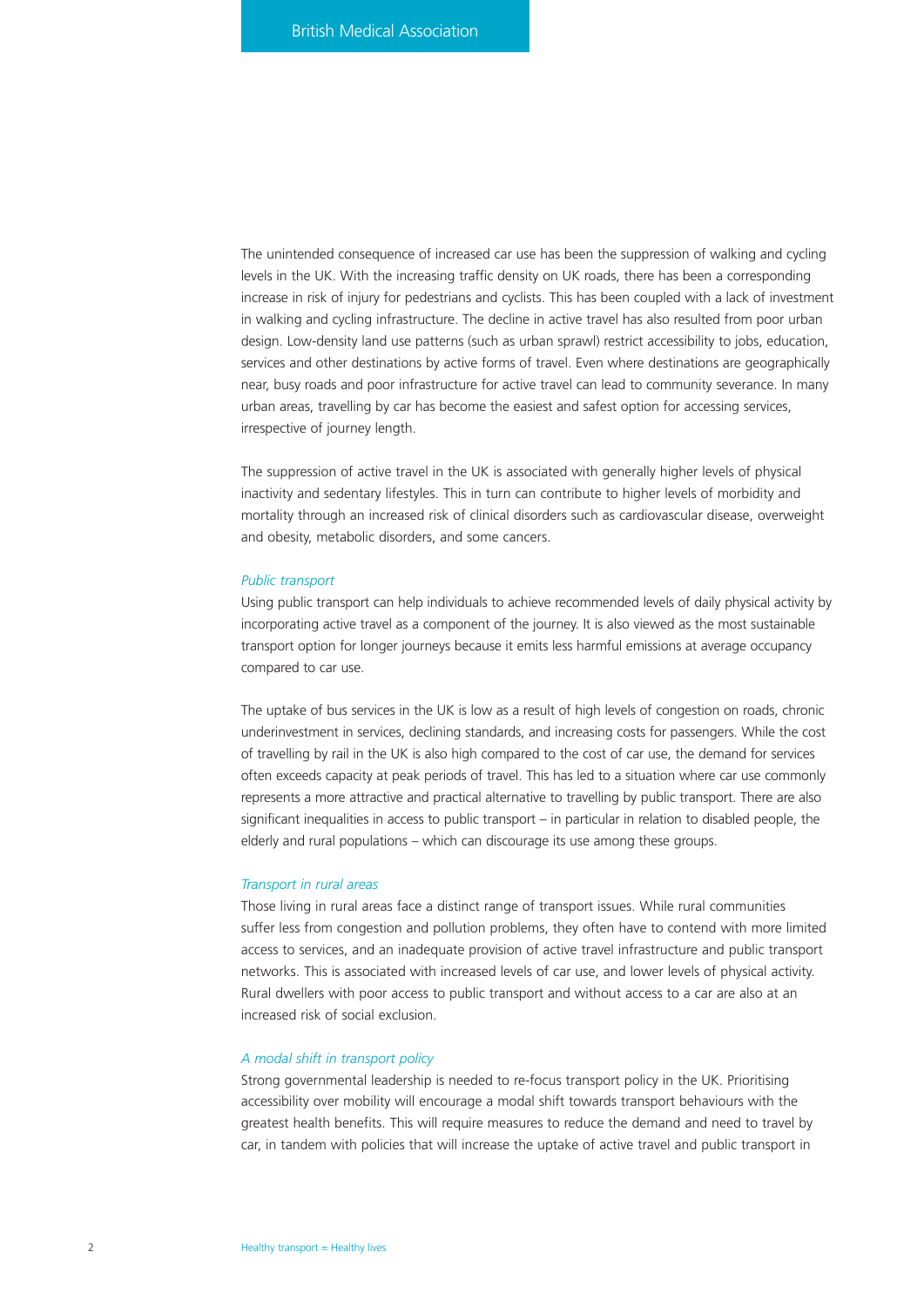The unintended consequence of increased car use has been the suppression of walking and cycling levels in the UK. With the increasing traffic density on UK roads, there has been a corresponding increase in risk of injury for pedestrians and cyclists. This has been coupled with a lack of investment in walking and cycling infrastructure. The decline in active travel has also resulted from poor urban design. Low-density land use patterns (such as urban sprawl) restrict accessibility to jobs, education, services and other destinations by active forms of travel. Even where destinations are geographically near, busy roads and poor infrastructure for active travel can lead to community severance. In many urban areas, travelling by car has become the easiest and safest option for accessing services, irrespective of journey length.

The suppression of active travel in the UK is associated with generally higher levels of physical inactivity and sedentary lifestyles. This in turn can contribute to higher levels of morbidity and mortality through an increased risk of clinical disorders such as cardiovascular disease, overweight and obesity, metabolic disorders, and some cancers.

*Public transport*

Using public transport can help individuals to achieve recommended levels of daily physical activity by incorporating active travel as a component of the journey. It is also viewed as the most sustainable transport option for longer journeys because it emits less harmful emissions at average occupancy compared to car use.

The uptake of bus services in the UK is low as a result of high levels of congestion on roads, chronic underinvestment in services, declining standards, and increasing costs for passengers. While the cost of travelling by rail in the UK is also high compared to the cost of car use, the demand for services often exceeds capacity at peak periods of travel. This has led to a situation where car use commonly represents a more attractive and practical alternative to travelling by public transport. There are also significant inequalities in access to public transport – in particular in relation to disabled people, the elderly and rural populations – which can discourage its use among these groups.

*Transport in rural areas*

Those living in rural areas face a distinct range of transport issues. While rural communities suffer less from congestion and pollution problems, they often have to contend with more limited access to services, and an inadequate provision of active travel infrastructure and public transport networks. This is associated with increased levels of car use, and lower levels of physical activity. Rural dwellers with poor access to public transport and without access to a car are also at an increased risk of social exclusion.

*A modal shift in transport policy*

Strong governmental leadership is needed to re-focus transport policy in the UK. Prioritising accessibility over mobility will encourage a modal shift towards transport behaviours with the greatest health benefits. This will require measures to reduce the demand and need to travel by car, in tandem with policies that will increase the uptake of active travel and public transport in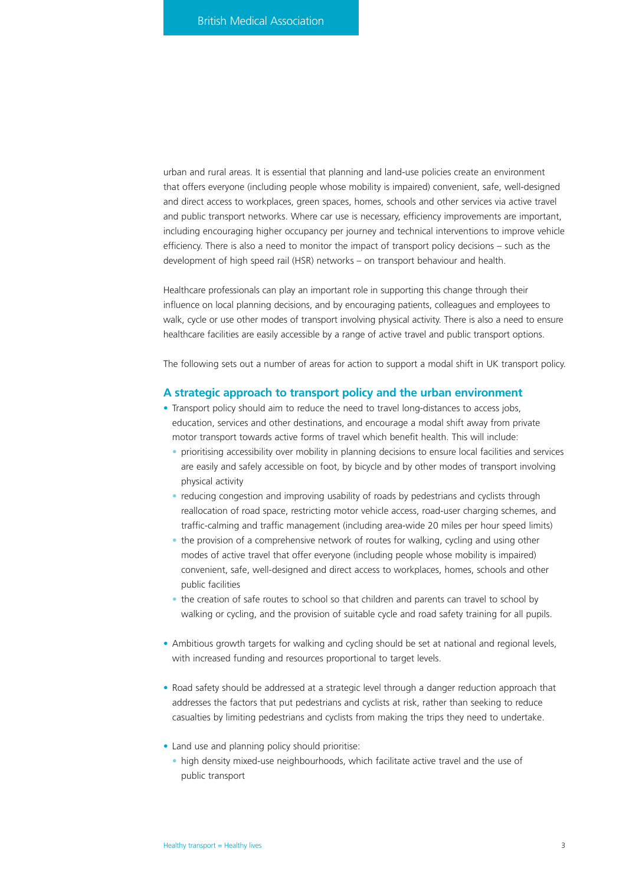urban and rural areas. It is essential that planning and land-use policies create an environment that offers everyone (including people whose mobility is impaired) convenient, safe, well-designed and direct access to workplaces, green spaces, homes, schools and other services via active travel and public transport networks. Where car use is necessary, efficiency improvements are important, including encouraging higher occupancy per journey and technical interventions to improve vehicle efficiency. There is also a need to monitor the impact of transport policy decisions – such as the development of high speed rail (HSR) networks – on transport behaviour and health.

Healthcare professionals can play an important role in supporting this change through their influence on local planning decisions, and by encouraging patients, colleagues and employees to walk, cycle or use other modes of transport involving physical activity. There is also a need to ensure healthcare facilities are easily accessible by a range of active travel and public transport options.

The following sets out a number of areas for action to support a modal shift in UK transport policy.

## A strategic approach to transport policy and the urban environment

- Transport policy should aim to reduce the need to travel long-distances to access jobs, education, services and other destinations, and encourage a modal shift away from private motor transport towards active forms of travel which benefit health. This will include:
  - prioritising accessibility over mobility in planning decisions to ensure local facilities and services are easily and safely accessible on foot, by bicycle and by other modes of transport involving physical activity
  - reducing congestion and improving usability of roads by pedestrians and cyclists through reallocation of road space, restricting motor vehicle access, road-user charging schemes, and traffic-calming and traffic management (including area-wide 20 miles per hour speed limits)
  - the provision of a comprehensive network of routes for walking, cycling and using other modes of active travel that offer everyone (including people whose mobility is impaired) convenient, safe, well-designed and direct access to workplaces, homes, schools and other public facilities
  - the creation of safe routes to school so that children and parents can travel to school by walking or cycling, and the provision of suitable cycle and road safety training for all pupils.

- Ambitious growth targets for walking and cycling should be set at national and regional levels, with increased funding and resources proportional to target levels.

- Road safety should be addressed at a strategic level through a danger reduction approach that addresses the factors that put pedestrians and cyclists at risk, rather than seeking to reduce casualties by limiting pedestrians and cyclists from making the trips they need to undertake.

- Land use and planning policy should prioritise:
  - high density mixed-use neighbourhoods, which facilitate active travel and the use of public transport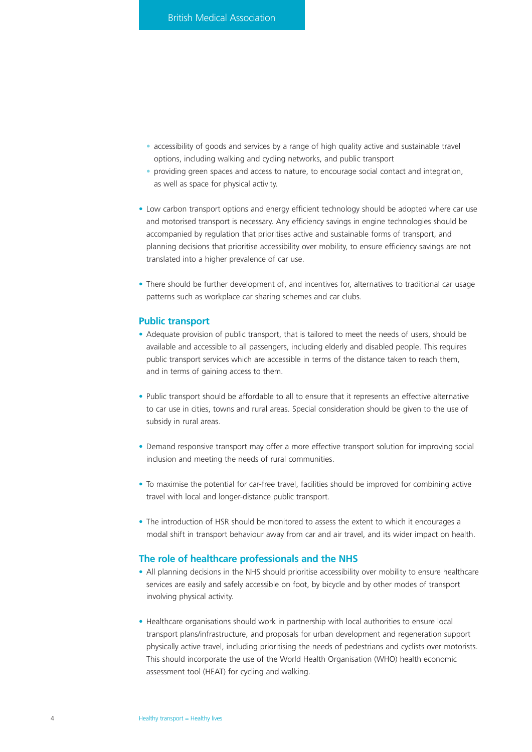- accessibility of goods and services by a range of high quality active and sustainable travel options, including walking and cycling networks, and public transport
  - providing green spaces and access to nature, to encourage social contact and integration, as well as space for physical activity.

- Low carbon transport options and energy efficient technology should be adopted where car use and motorised transport is necessary. Any efficiency savings in engine technologies should be accompanied by regulation that prioritises active and sustainable forms of transport, and planning decisions that prioritise accessibility over mobility, to ensure efficiency savings are not translated into a higher prevalence of car use.

- There should be further development of, and incentives for, alternatives to traditional car usage patterns such as workplace car sharing schemes and car clubs.

## Public transport

- Adequate provision of public transport, that is tailored to meet the needs of users, should be available and accessible to all passengers, including elderly and disabled people. This requires public transport services which are accessible in terms of the distance taken to reach them, and in terms of gaining access to them.

- Public transport should be affordable to all to ensure that it represents an effective alternative to car use in cities, towns and rural areas. Special consideration should be given to the use of subsidy in rural areas.

- Demand responsive transport may offer a more effective transport solution for improving social inclusion and meeting the needs of rural communities.

- To maximise the potential for car-free travel, facilities should be improved for combining active travel with local and longer-distance public transport.

- The introduction of HSR should be monitored to assess the extent to which it encourages a modal shift in transport behaviour away from car and air travel, and its wider impact on health.

## The role of healthcare professionals and the NHS

- All planning decisions in the NHS should prioritise accessibility over mobility to ensure healthcare services are easily and safely accessible on foot, by bicycle and by other modes of transport involving physical activity.

- Healthcare organisations should work in partnership with local authorities to ensure local transport plans/infrastructure, and proposals for urban development and regeneration support physically active travel, including prioritising the needs of pedestrians and cyclists over motorists. This should incorporate the use of the World Health Organisation (WHO) health economic assessment tool (HEAT) for cycling and walking.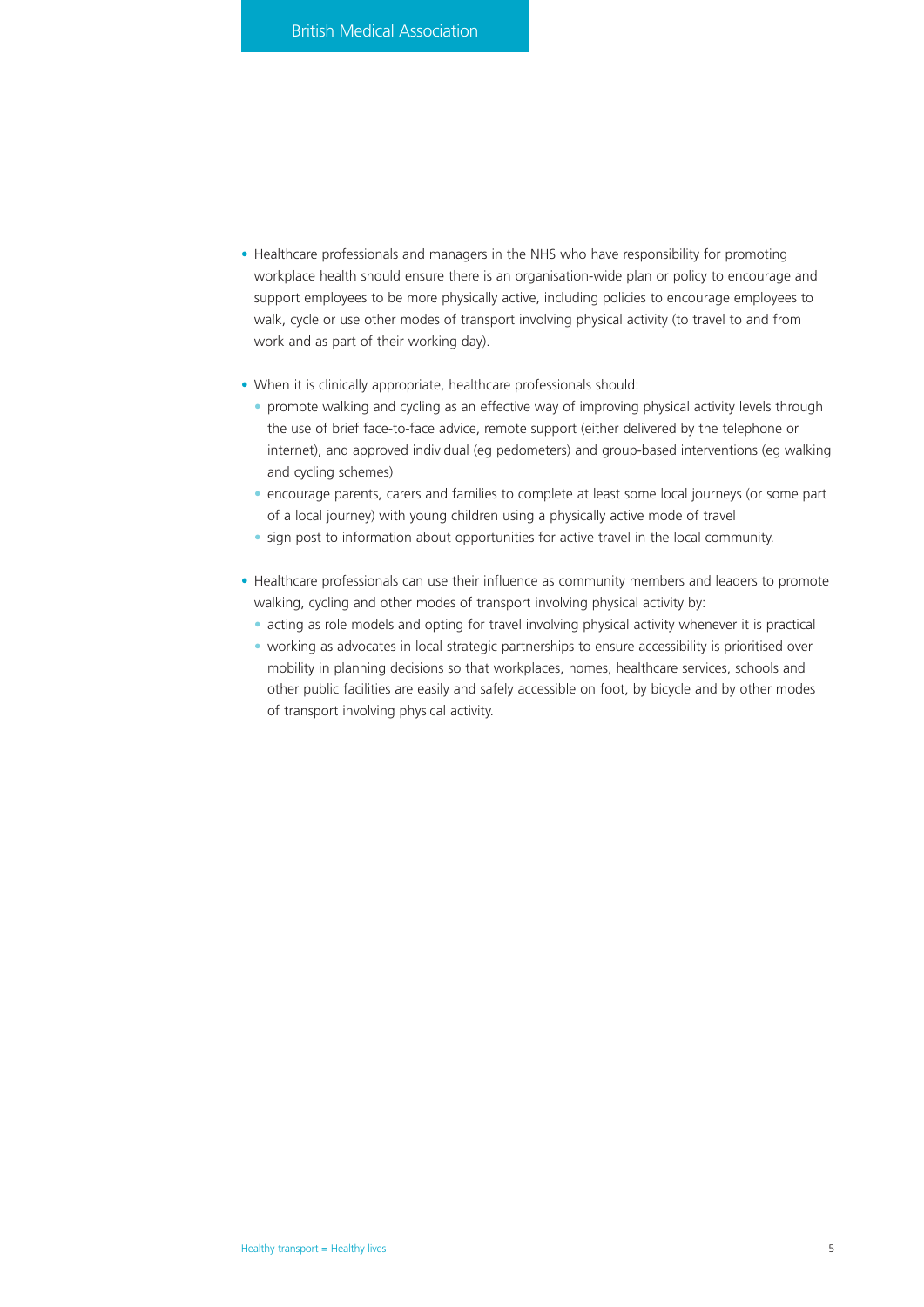- Healthcare professionals and managers in the NHS who have responsibility for promoting workplace health should ensure there is an organisation-wide plan or policy to encourage and support employees to be more physically active, including policies to encourage employees to walk, cycle or use other modes of transport involving physical activity (to travel to and from work and as part of their working day).

- When it is clinically appropriate, healthcare professionals should:
  - promote walking and cycling as an effective way of improving physical activity levels through the use of brief face-to-face advice, remote support (either delivered by the telephone or internet), and approved individual (eg pedometers) and group-based interventions (eg walking and cycling schemes)
  - encourage parents, carers and families to complete at least some local journeys (or some part of a local journey) with young children using a physically active mode of travel
  - sign post to information about opportunities for active travel in the local community.

- Healthcare professionals can use their influence as community members and leaders to promote walking, cycling and other modes of transport involving physical activity by:
  - acting as role models and opting for travel involving physical activity whenever it is practical
  - working as advocates in local strategic partnerships to ensure accessibility is prioritised over mobility in planning decisions so that workplaces, homes, healthcare services, schools and other public facilities are easily and safely accessible on foot, by bicycle and by other modes of transport involving physical activity.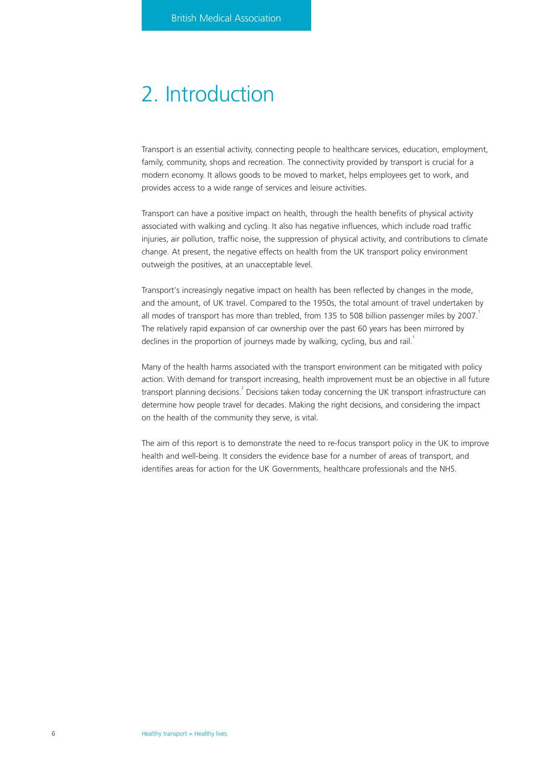# 2. Introduction

Transport is an essential activity, connecting people to healthcare services, education, employment, family, community, shops and recreation. The connectivity provided by transport is crucial for a modern economy. It allows goods to be moved to market, helps employees get to work, and provides access to a wide range of services and leisure activities.

Transport can have a positive impact on health, through the health benefits of physical activity associated with walking and cycling. It also has negative influences, which include road traffic injuries, air pollution, traffic noise, the suppression of physical activity, and contributions to climate change. At present, the negative effects on health from the UK transport policy environment outweigh the positives, at an unacceptable level.

Transport's increasingly negative impact on health has been reflected by changes in the mode, and the amount, of UK travel. Compared to the 1950s, the total amount of travel undertaken by all modes of transport has more than trebled, from 135 to 508 billion passenger miles by 2007.[1] The relatively rapid expansion of car ownership over the past 60 years has been mirrored by declines in the proportion of journeys made by walking, cycling, bus and rail.[1]

Many of the health harms associated with the transport environment can be mitigated with policy action. With demand for transport increasing, health improvement must be an objective in all future transport planning decisions.[2] Decisions taken today concerning the UK transport infrastructure can determine how people travel for decades. Making the right decisions, and considering the impact on the health of the community they serve, is vital.

The aim of this report is to demonstrate the need to re-focus transport policy in the UK to improve health and well-being. It considers the evidence base for a number of areas of transport, and identifies areas for action for the UK Governments, healthcare professionals and the NHS.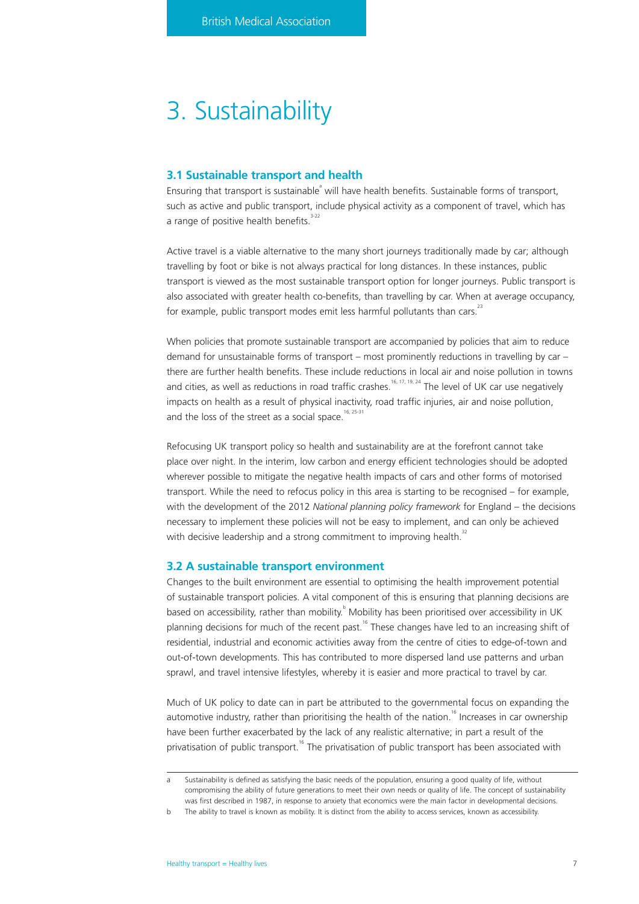# 3. Sustainability

### 3.1 Sustainable transport and health

Ensuring that transport is sustainable[a] will have health benefits. Sustainable forms of transport, such as active and public transport, include physical activity as a component of travel, which has a range of positive health benefits.[3-22]

Active travel is a viable alternative to the many short journeys traditionally made by car; although travelling by foot or bike is not always practical for long distances. In these instances, public transport is viewed as the most sustainable transport option for longer journeys. Public transport is also associated with greater health co-benefits, than travelling by car. When at average occupancy, for example, public transport modes emit less harmful pollutants than cars.[23]

When policies that promote sustainable transport are accompanied by policies that aim to reduce demand for unsustainable forms of transport – most prominently reductions in travelling by car – there are further health benefits. These include reductions in local air and noise pollution in towns and cities, as well as reductions in road traffic crashes.[16, 17, 19, 24] The level of UK car use negatively impacts on health as a result of physical inactivity, road traffic injuries, air and noise pollution, and the loss of the street as a social space.[16, 25-31]

Refocusing UK transport policy so health and sustainability are at the forefront cannot take place over night. In the interim, low carbon and energy efficient technologies should be adopted wherever possible to mitigate the negative health impacts of cars and other forms of motorised transport. While the need to refocus policy in this area is starting to be recognised – for example, with the development of the 2012 *National planning policy framework* for England – the decisions necessary to implement these policies will not be easy to implement, and can only be achieved with decisive leadership and a strong commitment to improving health.[32]

### 3.2 A sustainable transport environment

Changes to the built environment are essential to optimising the health improvement potential of sustainable transport policies. A vital component of this is ensuring that planning decisions are based on accessibility, rather than mobility.[b] Mobility has been prioritised over accessibility in UK planning decisions for much of the recent past.[16] These changes have led to an increasing shift of residential, industrial and economic activities away from the centre of cities to edge-of-town and out-of-town developments. This has contributed to more dispersed land use patterns and urban sprawl, and travel intensive lifestyles, whereby it is easier and more practical to travel by car.

Much of UK policy to date can in part be attributed to the governmental focus on expanding the automotive industry, rather than prioritising the health of the nation.[16] Increases in car ownership have been further exacerbated by the lack of any realistic alternative; in part a result of the privatisation of public transport.[16] The privatisation of public transport has been associated with

---

a Sustainability is defined as satisfying the basic needs of the population, ensuring a good quality of life, without compromising the ability of future generations to meet their own needs or quality of life. The concept of sustainability was first described in 1987, in response to anxiety that economics were the main factor in developmental decisions.

b The ability to travel is known as mobility. It is distinct from the ability to access services, known as accessibility.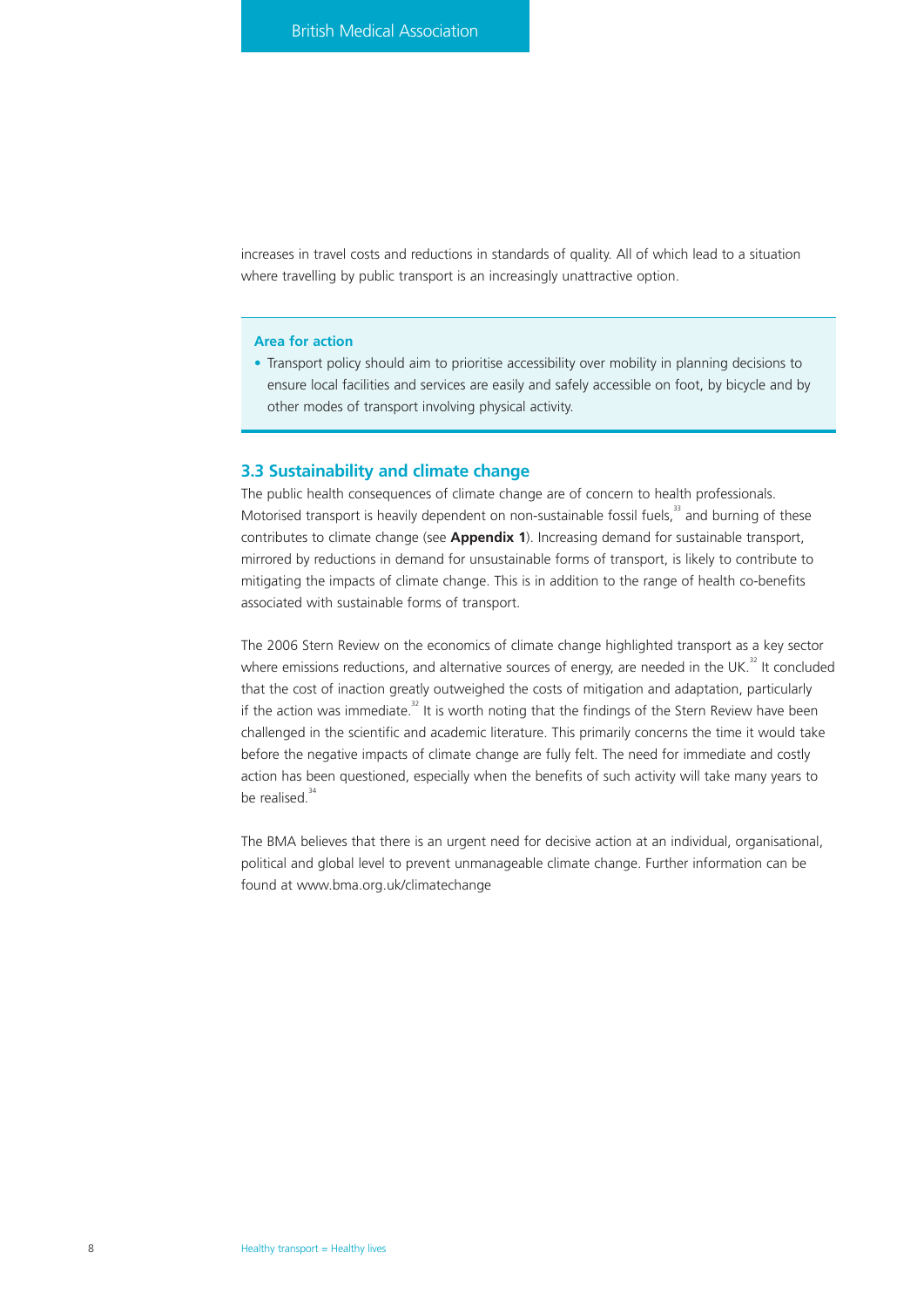increases in travel costs and reductions in standards of quality. All of which lead to a situation where travelling by public transport is an increasingly unattractive option.

**Area for action**

- Transport policy should aim to prioritise accessibility over mobility in planning decisions to ensure local facilities and services are easily and safely accessible on foot, by bicycle and by other modes of transport involving physical activity.

### 3.3 Sustainability and climate change

The public health consequences of climate change are of concern to health professionals. Motorised transport is heavily dependent on non-sustainable fossil fuels,[33] and burning of these contributes to climate change (see **Appendix 1**). Increasing demand for sustainable transport, mirrored by reductions in demand for unsustainable forms of transport, is likely to contribute to mitigating the impacts of climate change. This is in addition to the range of health co-benefits associated with sustainable forms of transport.

The 2006 Stern Review on the economics of climate change highlighted transport as a key sector where emissions reductions, and alternative sources of energy, are needed in the UK.[32] It concluded that the cost of inaction greatly outweighed the costs of mitigation and adaptation, particularly if the action was immediate.[32] It is worth noting that the findings of the Stern Review have been challenged in the scientific and academic literature. This primarily concerns the time it would take before the negative impacts of climate change are fully felt. The need for immediate and costly action has been questioned, especially when the benefits of such activity will take many years to be realised.[34]

The BMA believes that there is an urgent need for decisive action at an individual, organisational, political and global level to prevent unmanageable climate change. Further information can be found at www.bma.org.uk/climatechange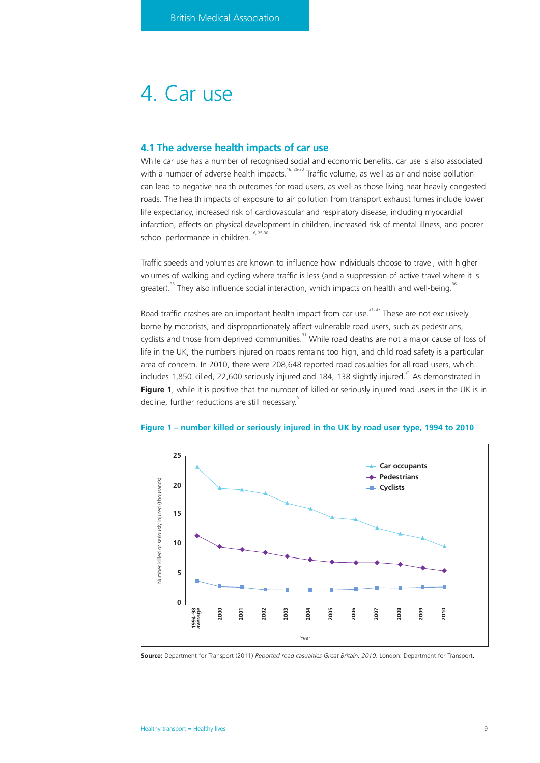# 4. Car use

### 4.1 The adverse health impacts of car use

While car use has a number of recognised social and economic benefits, car use is also associated with a number of adverse health impacts.[16, 25-30] Traffic volume, as well as air and noise pollution can lead to negative health outcomes for road users, as well as those living near heavily congested roads. The health impacts of exposure to air pollution from transport exhaust fumes include lower life expectancy, increased risk of cardiovascular and respiratory disease, including myocardial infarction, effects on physical development in children, increased risk of mental illness, and poorer school performance in children.[16, 25-30]

Traffic speeds and volumes are known to influence how individuals choose to travel, with higher volumes of walking and cycling where traffic is less (and a suppression of active travel where it is greater).[35] They also influence social interaction, which impacts on health and well-being.[36]

Road traffic crashes are an important health impact from car use.[31, 37] These are not exclusively borne by motorists, and disproportionately affect vulnerable road users, such as pedestrians, cyclists and those from deprived communities.[31] While road deaths are not a major cause of loss of life in the UK, the numbers injured on roads remains too high, and child road safety is a particular area of concern. In 2010, there were 208,648 reported road casualties for all road users, which includes 1,850 killed, 22,600 seriously injured and 184, 138 slightly injured.[31] As demonstrated in **Figure 1**, while it is positive that the number of killed or seriously injured road users in the UK is in decline, further reductions are still necessary.[31]

**Figure 1 – number killed or seriously injured in the UK by road user type, 1994 to 2010**

**Source:** Department for Transport (2011) *Reported road casualties Great Britain: 2010*. London: Department for Transport.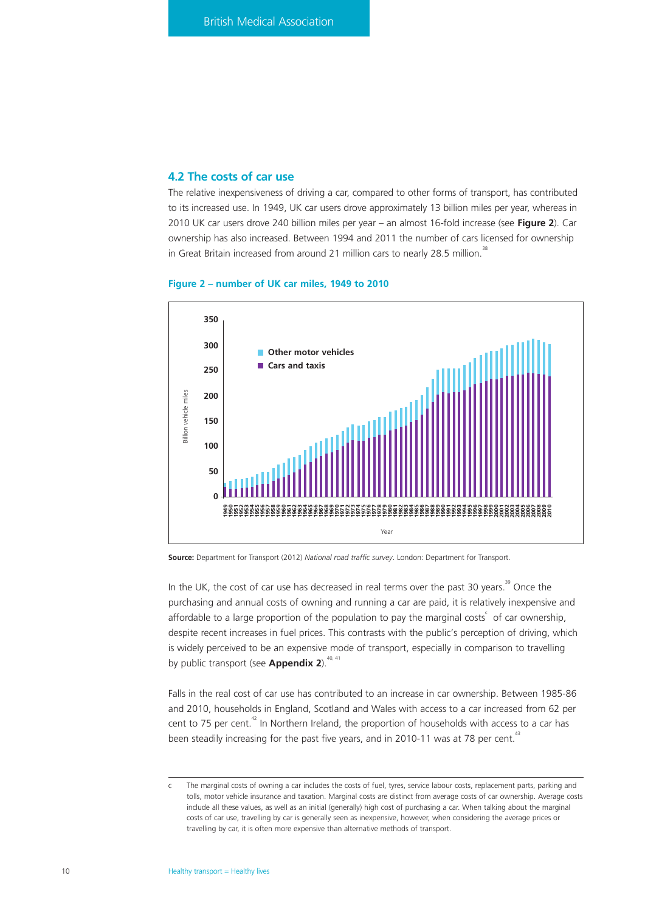## 4.2 The costs of car use

The relative inexpensiveness of driving a car, compared to other forms of transport, has contributed to its increased use. In 1949, UK car users drove approximately 13 billion miles per year, whereas in 2010 UK car users drove 240 billion miles per year – an almost 16-fold increase (see **Figure 2**). Car ownership has also increased. Between 1994 and 2011 the number of cars licensed for ownership in Great Britain increased from around 21 million cars to nearly 28.5 million.[38]

**Figure 2 – number of UK car miles, 1949 to 2010**

**Source:** Department for Transport (2012) *National road traffic survey*. London: Department for Transport.

In the UK, the cost of car use has decreased in real terms over the past 30 years.[39] Once the purchasing and annual costs of owning and running a car are paid, it is relatively inexpensive and affordable to a large proportion of the population to pay the marginal costs[c] of car ownership, despite recent increases in fuel prices. This contrasts with the public's perception of driving, which is widely perceived to be an expensive mode of transport, especially in comparison to travelling by public transport (see **Appendix 2**).[40, 41]

Falls in the real cost of car use has contributed to an increase in car ownership. Between 1985-86 and 2010, households in England, Scotland and Wales with access to a car increased from 62 per cent to 75 per cent.[42] In Northern Ireland, the proportion of households with access to a car has been steadily increasing for the past five years, and in 2010-11 was at 78 per cent.[43]

---

c The marginal costs of owning a car includes the costs of fuel, tyres, service labour costs, replacement parts, parking and tolls, motor vehicle insurance and taxation. Marginal costs are distinct from average costs of car ownership. Average costs include all these values, as well as an initial (generally) high cost of purchasing a car. When talking about the marginal costs of car use, travelling by car is generally seen as inexpensive, however, when considering the average prices or travelling by car, it is often more expensive than alternative methods of transport.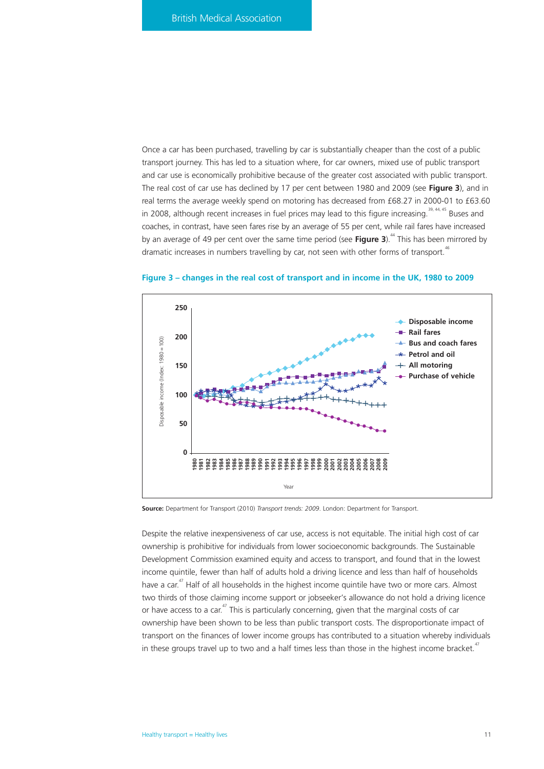Once a car has been purchased, travelling by car is substantially cheaper than the cost of a public transport journey. This has led to a situation where, for car owners, mixed use of public transport and car use is economically prohibitive because of the greater cost associated with public transport. The real cost of car use has declined by 17 per cent between 1980 and 2009 (see **Figure 3**), and in real terms the average weekly spend on motoring has decreased from £68.27 in 2000-01 to £63.60 in 2008, although recent increases in fuel prices may lead to this figure increasing.[39, 44, 45] Buses and coaches, in contrast, have seen fares rise by an average of 55 per cent, while rail fares have increased by an average of 49 per cent over the same time period (see **Figure 3**).[44] This has been mirrored by dramatic increases in numbers travelling by car, not seen with other forms of transport.[46]

**Figure 3 – changes in the real cost of transport and in income in the UK, 1980 to 2009**

**Source:** Department for Transport (2010) *Transport trends: 2009*. London: Department for Transport.

Despite the relative inexpensiveness of car use, access is not equitable. The initial high cost of car ownership is prohibitive for individuals from lower socioeconomic backgrounds. The Sustainable Development Commission examined equity and access to transport, and found that in the lowest income quintile, fewer than half of adults hold a driving licence and less than half of households have a car.[47] Half of all households in the highest income quintile have two or more cars. Almost two thirds of those claiming income support or jobseeker's allowance do not hold a driving licence or have access to a car.[47] This is particularly concerning, given that the marginal costs of car ownership have been shown to be less than public transport costs. The disproportionate impact of transport on the finances of lower income groups has contributed to a situation whereby individuals in these groups travel up to two and a half times less than those in the highest income bracket.[47]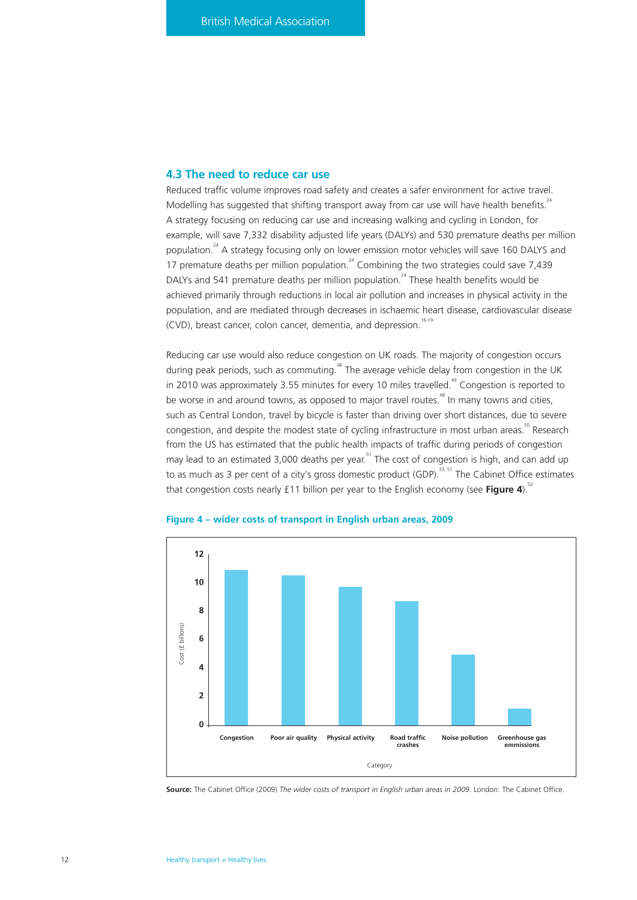## 4.3 The need to reduce car use

Reduced traffic volume improves road safety and creates a safer environment for active travel. Modelling has suggested that shifting transport away from car use will have health benefits.[24] A strategy focusing on reducing car use and increasing walking and cycling in London, for example, will save 7,332 disability adjusted life years (DALYs) and 530 premature deaths per million population.[24] A strategy focusing only on lower emission motor vehicles will save 160 DALYS and 17 premature deaths per million population.[24] Combining the two strategies could save 7,439 DALYs and 541 premature deaths per million population.[24] These health benefits would be achieved primarily through reductions in local air pollution and increases in physical activity in the population, and are mediated through decreases in ischaemic heart disease, cardiovascular disease (CVD), breast cancer, colon cancer, dementia, and depression.[16-19]

Reducing car use would also reduce congestion on UK roads. The majority of congestion occurs during peak periods, such as commuting.[48] The average vehicle delay from congestion in the UK in 2010 was approximately 3.55 minutes for every 10 miles travelled.[49] Congestion is reported to be worse in and around towns, as opposed to major travel routes.[48] In many towns and cities, such as Central London, travel by bicycle is faster than driving over short distances, due to severe congestion, and despite the modest state of cycling infrastructure in most urban areas.[50] Research from the US has estimated that the public health impacts of traffic during periods of congestion may lead to an estimated 3,000 deaths per year.[51] The cost of congestion is high, and can add up to as much as 3 per cent of a city's gross domestic product (GDP).[33, 51] The Cabinet Office estimates that congestion costs nearly £11 billion per year to the English economy (see **Figure 4**).[52]

**Figure 4 – wider costs of transport in English urban areas, 2009**

**Source:** The Cabinet Office (2009) *The wider costs of transport in English urban areas in 2009.* London: The Cabinet Office.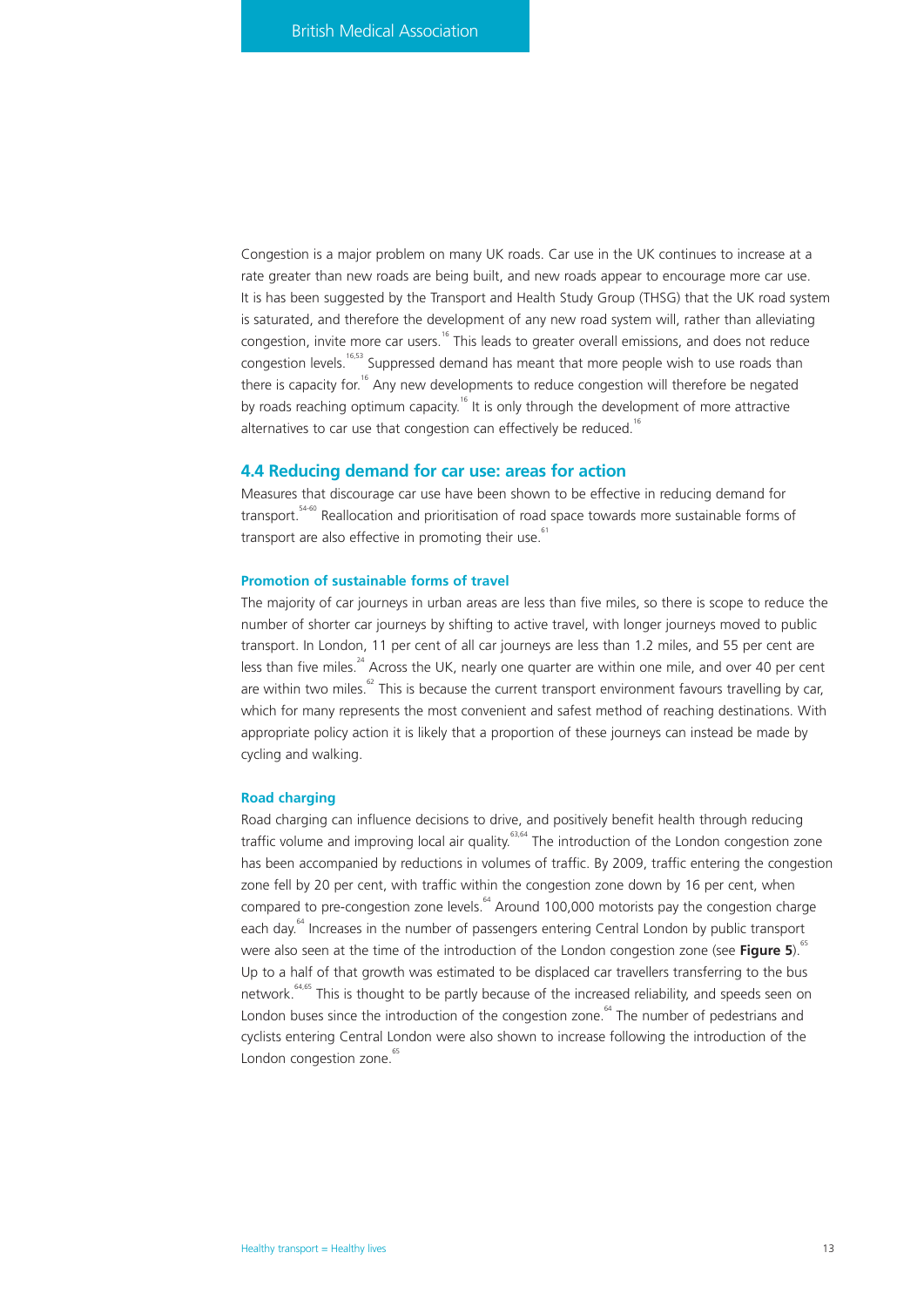Congestion is a major problem on many UK roads. Car use in the UK continues to increase at a rate greater than new roads are being built, and new roads appear to encourage more car use. It is has been suggested by the Transport and Health Study Group (THSG) that the UK road system is saturated, and therefore the development of any new road system will, rather than alleviating congestion, invite more car users.[16] This leads to greater overall emissions, and does not reduce congestion levels.[16,53] Suppressed demand has meant that more people wish to use roads than there is capacity for.[16] Any new developments to reduce congestion will therefore be negated by roads reaching optimum capacity.[16] It is only through the development of more attractive alternatives to car use that congestion can effectively be reduced.[16]

## 4.4 Reducing demand for car use: areas for action

Measures that discourage car use have been shown to be effective in reducing demand for transport.[54-60] Reallocation and prioritisation of road space towards more sustainable forms of transport are also effective in promoting their use.[61]

### Promotion of sustainable forms of travel

The majority of car journeys in urban areas are less than five miles, so there is scope to reduce the number of shorter car journeys by shifting to active travel, with longer journeys moved to public transport. In London, 11 per cent of all car journeys are less than 1.2 miles, and 55 per cent are less than five miles.[24] Across the UK, nearly one quarter are within one mile, and over 40 per cent are within two miles.[62] This is because the current transport environment favours travelling by car, which for many represents the most convenient and safest method of reaching destinations. With appropriate policy action it is likely that a proportion of these journeys can instead be made by cycling and walking.

### Road charging

Road charging can influence decisions to drive, and positively benefit health through reducing traffic volume and improving local air quality.[63,64] The introduction of the London congestion zone has been accompanied by reductions in volumes of traffic. By 2009, traffic entering the congestion zone fell by 20 per cent, with traffic within the congestion zone down by 16 per cent, when compared to pre-congestion zone levels.[64] Around 100,000 motorists pay the congestion charge each day.[64] Increases in the number of passengers entering Central London by public transport were also seen at the time of the introduction of the London congestion zone (see **Figure 5**).[65] Up to a half of that growth was estimated to be displaced car travellers transferring to the bus network.[64,65] This is thought to be partly because of the increased reliability, and speeds seen on London buses since the introduction of the congestion zone.[64] The number of pedestrians and cyclists entering Central London were also shown to increase following the introduction of the London congestion zone.[65]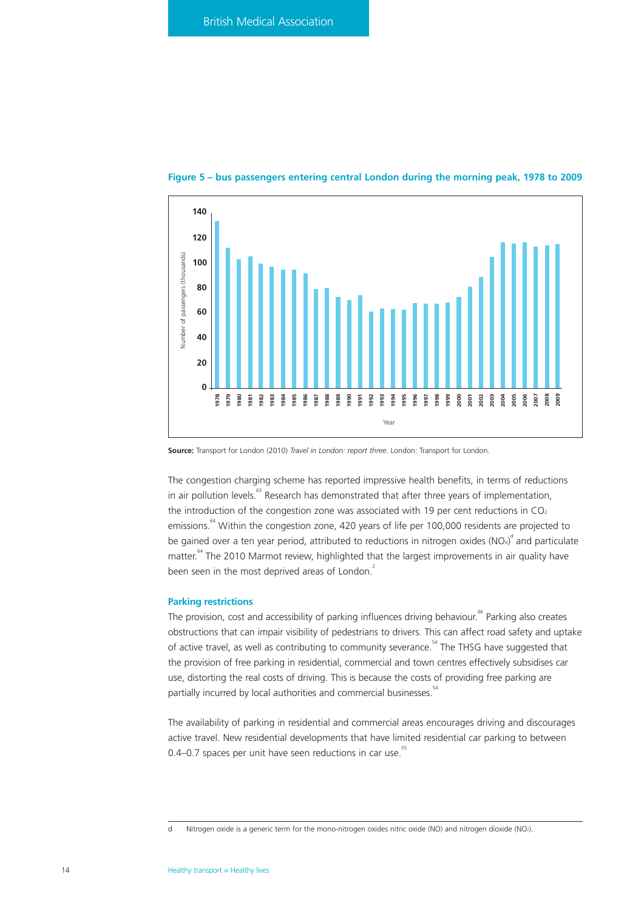**Figure 5 – bus passengers entering central London during the morning peak, 1978 to 2009**

**Source:** Transport for London (2010) *Travel in London: report three*. London: Transport for London.

The congestion charging scheme has reported impressive health benefits, in terms of reductions in air pollution levels.[63] Research has demonstrated that after three years of implementation, the introduction of the congestion zone was associated with 19 per cent reductions in $CO_2$ emissions.[64] Within the congestion zone, 420 years of life per 100,000 residents are projected to be gained over a ten year period, attributed to reductions in nitrogen oxides ($NO_x$)[d] and particulate matter.[64] The 2010 Marmot review, highlighted that the largest improvements in air quality have been seen in the most deprived areas of London.[2]

### Parking restrictions

The provision, cost and accessibility of parking influences driving behaviour.[66] Parking also creates obstructions that can impair visibility of pedestrians to drivers. This can affect road safety and uptake of active travel, as well as contributing to community severance.[54] The THSG have suggested that the provision of free parking in residential, commercial and town centres effectively subsidises car use, distorting the real costs of driving. This is because the costs of providing free parking are partially incurred by local authorities and commercial businesses.[54]

The availability of parking in residential and commercial areas encourages driving and discourages active travel. New residential developments that have limited residential car parking to between 0.4–0.7 spaces per unit have seen reductions in car use.[55]

---

d Nitrogen oxide is a generic term for the mono-nitrogen oxides nitric oxide (NO) and nitrogen dioxide ($NO_2$).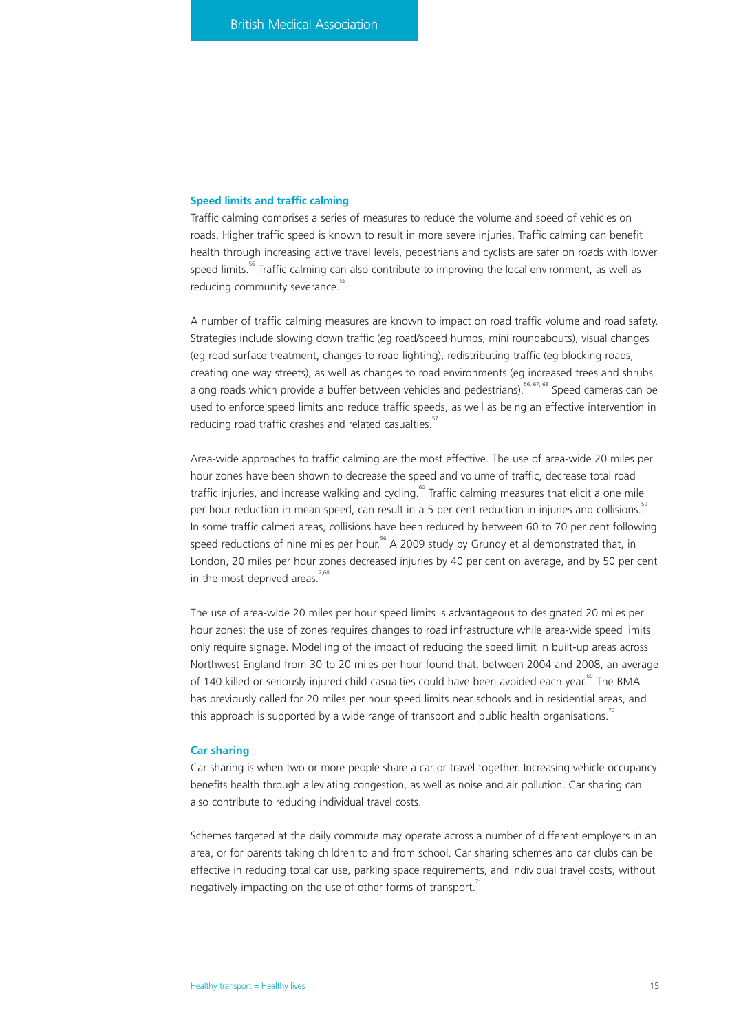### Speed limits and traffic calming

Traffic calming comprises a series of measures to reduce the volume and speed of vehicles on roads. Higher traffic speed is known to result in more severe injuries. Traffic calming can benefit health through increasing active travel levels, pedestrians and cyclists are safer on roads with lower speed limits.[56] Traffic calming can also contribute to improving the local environment, as well as reducing community severance.[56]

A number of traffic calming measures are known to impact on road traffic volume and road safety. Strategies include slowing down traffic (eg road/speed humps, mini roundabouts), visual changes (eg road surface treatment, changes to road lighting), redistributing traffic (eg blocking roads, creating one way streets), as well as changes to road environments (eg increased trees and shrubs along roads which provide a buffer between vehicles and pedestrians).[56, 67, 68] Speed cameras can be used to enforce speed limits and reduce traffic speeds, as well as being an effective intervention in reducing road traffic crashes and related casualties.[57]

Area-wide approaches to traffic calming are the most effective. The use of area-wide 20 miles per hour zones have been shown to decrease the speed and volume of traffic, decrease total road traffic injuries, and increase walking and cycling.[60] Traffic calming measures that elicit a one mile per hour reduction in mean speed, can result in a 5 per cent reduction in injuries and collisions.[59] In some traffic calmed areas, collisions have been reduced by between 60 to 70 per cent following speed reductions of nine miles per hour.[56] A 2009 study by Grundy et al demonstrated that, in London, 20 miles per hour zones decreased injuries by 40 per cent on average, and by 50 per cent in the most deprived areas.[2,60]

The use of area-wide 20 miles per hour speed limits is advantageous to designated 20 miles per hour zones: the use of zones requires changes to road infrastructure while area-wide speed limits only require signage. Modelling of the impact of reducing the speed limit in built-up areas across Northwest England from 30 to 20 miles per hour found that, between 2004 and 2008, an average of 140 killed or seriously injured child casualties could have been avoided each year.[69] The BMA has previously called for 20 miles per hour speed limits near schools and in residential areas, and this approach is supported by a wide range of transport and public health organisations.[70]

### Car sharing

Car sharing is when two or more people share a car or travel together. Increasing vehicle occupancy benefits health through alleviating congestion, as well as noise and air pollution. Car sharing can also contribute to reducing individual travel costs.

Schemes targeted at the daily commute may operate across a number of different employers in an area, or for parents taking children to and from school. Car sharing schemes and car clubs can be effective in reducing total car use, parking space requirements, and individual travel costs, without negatively impacting on the use of other forms of transport.[71]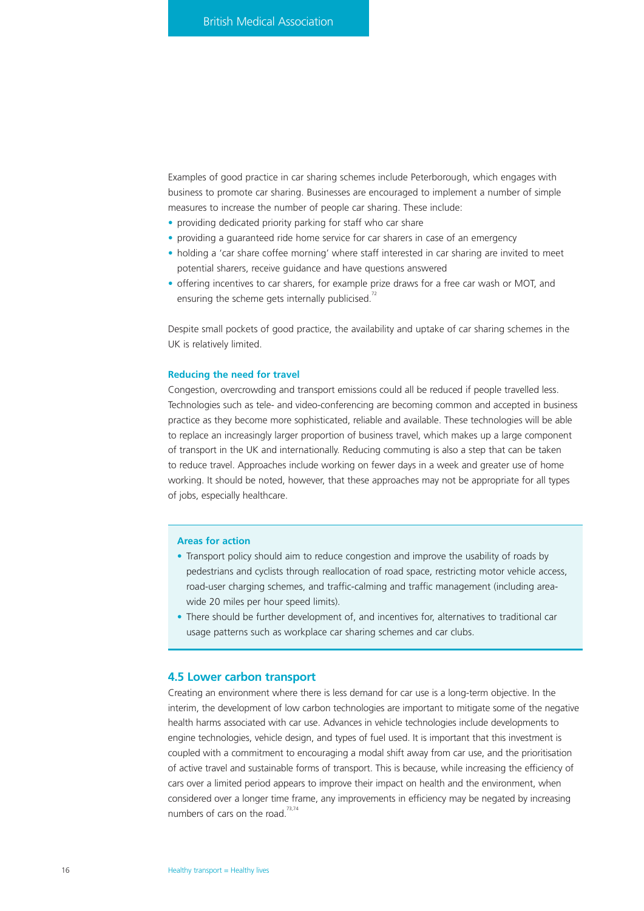Examples of good practice in car sharing schemes include Peterborough, which engages with business to promote car sharing. Businesses are encouraged to implement a number of simple measures to increase the number of people car sharing. These include:

- providing dedicated priority parking for staff who car share
- providing a guaranteed ride home service for car sharers in case of an emergency
- holding a 'car share coffee morning' where staff interested in car sharing are invited to meet potential sharers, receive guidance and have questions answered
- offering incentives to car sharers, for example prize draws for a free car wash or MOT, and ensuring the scheme gets internally publicised.[72]

Despite small pockets of good practice, the availability and uptake of car sharing schemes in the UK is relatively limited.

### Reducing the need for travel

Congestion, overcrowding and transport emissions could all be reduced if people travelled less. Technologies such as tele- and video-conferencing are becoming common and accepted in business practice as they become more sophisticated, reliable and available. These technologies will be able to replace an increasingly larger proportion of business travel, which makes up a large component of transport in the UK and internationally. Reducing commuting is also a step that can be taken to reduce travel. Approaches include working on fewer days in a week and greater use of home working. It should be noted, however, that these approaches may not be appropriate for all types of jobs, especially healthcare.

### Areas for action

- Transport policy should aim to reduce congestion and improve the usability of roads by pedestrians and cyclists through reallocation of road space, restricting motor vehicle access, road-user charging schemes, and traffic-calming and traffic management (including area-wide 20 miles per hour speed limits).
- There should be further development of, and incentives for, alternatives to traditional car usage patterns such as workplace car sharing schemes and car clubs.

## 4.5 Lower carbon transport

Creating an environment where there is less demand for car use is a long-term objective. In the interim, the development of low carbon technologies are important to mitigate some of the negative health harms associated with car use. Advances in vehicle technologies include developments to engine technologies, vehicle design, and types of fuel used. It is important that this investment is coupled with a commitment to encouraging a modal shift away from car use, and the prioritisation of active travel and sustainable forms of transport. This is because, while increasing the efficiency of cars over a limited period appears to improve their impact on health and the environment, when considered over a longer time frame, any improvements in efficiency may be negated by increasing numbers of cars on the road.[73,74]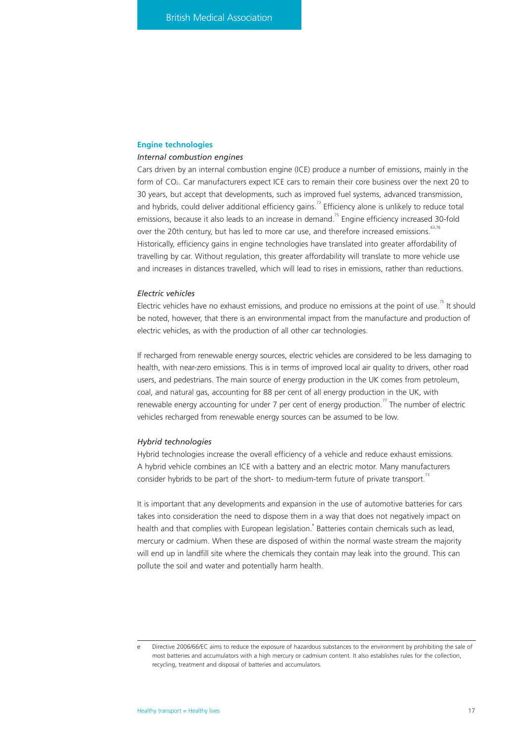## Engine technologies

### *Internal combustion engines*

Cars driven by an internal combustion engine (ICE) produce a number of emissions, mainly in the form of $CO_2$. Car manufacturers expect ICE cars to remain their core business over the next 20 to 30 years, but accept that developments, such as improved fuel systems, advanced transmission, and hybrids, could deliver additional efficiency gains.[73] Efficiency alone is unlikely to reduce total emissions, because it also leads to an increase in demand.[75] Engine efficiency increased 30-fold over the 20th century, but has led to more car use, and therefore increased emissions.[63,76] Historically, efficiency gains in engine technologies have translated into greater affordability of travelling by car. Without regulation, this greater affordability will translate to more vehicle use and increases in distances travelled, which will lead to rises in emissions, rather than reductions.

### *Electric vehicles*

Electric vehicles have no exhaust emissions, and produce no emissions at the point of use.[75] It should be noted, however, that there is an environmental impact from the manufacture and production of electric vehicles, as with the production of all other car technologies.

If recharged from renewable energy sources, electric vehicles are considered to be less damaging to health, with near-zero emissions. This is in terms of improved local air quality to drivers, other road users, and pedestrians. The main source of energy production in the UK comes from petroleum, coal, and natural gas, accounting for 88 per cent of all energy production in the UK, with renewable energy accounting for under 7 per cent of energy production.[77] The number of electric vehicles recharged from renewable energy sources can be assumed to be low.

### *Hybrid technologies*

Hybrid technologies increase the overall efficiency of a vehicle and reduce exhaust emissions. A hybrid vehicle combines an ICE with a battery and an electric motor. Many manufacturers consider hybrids to be part of the short- to medium-term future of private transport.[73]

It is important that any developments and expansion in the use of automotive batteries for cars takes into consideration the need to dispose them in a way that does not negatively impact on health and that complies with European legislation.[e] Batteries contain chemicals such as lead, mercury or cadmium. When these are disposed of within the normal waste stream the majority will end up in landfill site where the chemicals they contain may leak into the ground. This can pollute the soil and water and potentially harm health.

---

[e] Directive 2006/66/EC aims to reduce the exposure of hazardous substances to the environment by prohibiting the sale of most batteries and accumulators with a high mercury or cadmium content. It also establishes rules for the collection, recycling, treatment and disposal of batteries and accumulators.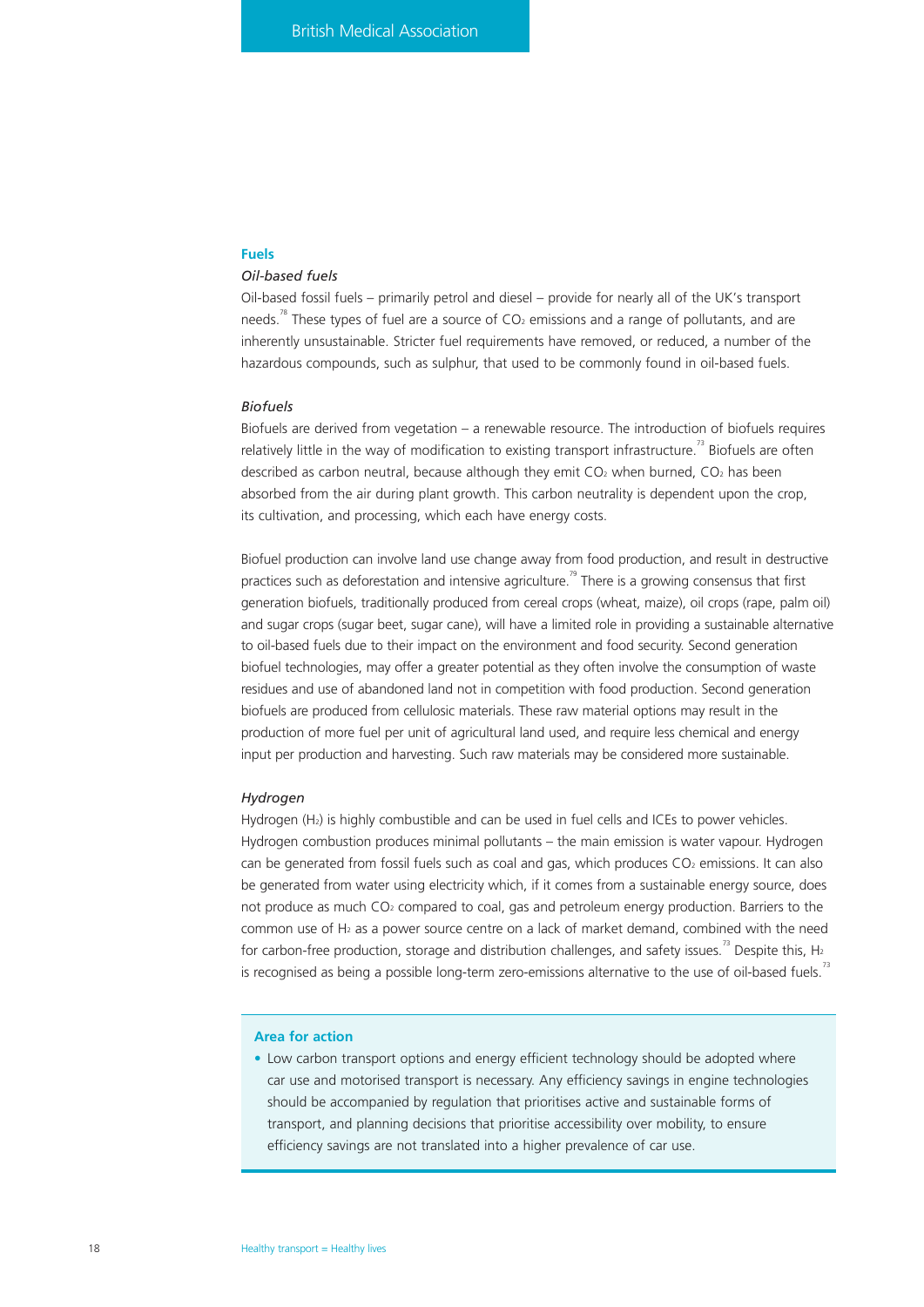## Fuels

### *Oil-based fuels*

Oil-based fossil fuels – primarily petrol and diesel – provide for nearly all of the UK's transport needs.[78] These types of fuel are a source of $CO_2$ emissions and a range of pollutants, and are inherently unsustainable. Stricter fuel requirements have removed, or reduced, a number of the hazardous compounds, such as sulphur, that used to be commonly found in oil-based fuels.

### *Biofuels*

Biofuels are derived from vegetation – a renewable resource. The introduction of biofuels requires relatively little in the way of modification to existing transport infrastructure.[73] Biofuels are often described as carbon neutral, because although they emit $CO_2$ when burned, $CO_2$ has been absorbed from the air during plant growth. This carbon neutrality is dependent upon the crop, its cultivation, and processing, which each have energy costs.

Biofuel production can involve land use change away from food production, and result in destructive practices such as deforestation and intensive agriculture.[79] There is a growing consensus that first generation biofuels, traditionally produced from cereal crops (wheat, maize), oil crops (rape, palm oil) and sugar crops (sugar beet, sugar cane), will have a limited role in providing a sustainable alternative to oil-based fuels due to their impact on the environment and food security. Second generation biofuel technologies, may offer a greater potential as they often involve the consumption of waste residues and use of abandoned land not in competition with food production. Second generation biofuels are produced from cellulosic materials. These raw material options may result in the production of more fuel per unit of agricultural land used, and require less chemical and energy input per production and harvesting. Such raw materials may be considered more sustainable.

### *Hydrogen*

Hydrogen ($H_2$) is highly combustible and can be used in fuel cells and ICEs to power vehicles. Hydrogen combustion produces minimal pollutants – the main emission is water vapour. Hydrogen can be generated from fossil fuels such as coal and gas, which produces $CO_2$ emissions. It can also be generated from water using electricity which, if it comes from a sustainable energy source, does not produce as much $CO_2$ compared to coal, gas and petroleum energy production. Barriers to the common use of $H_2$ as a power source centre on a lack of market demand, combined with the need for carbon-free production, storage and distribution challenges, and safety issues.[73] Despite this, $H_2$ is recognised as being a possible long-term zero-emissions alternative to the use of oil-based fuels.[73]

**Area for action**

- Low carbon transport options and energy efficient technology should be adopted where car use and motorised transport is necessary. Any efficiency savings in engine technologies should be accompanied by regulation that prioritises active and sustainable forms of transport, and planning decisions that prioritise accessibility over mobility, to ensure efficiency savings are not translated into a higher prevalence of car use.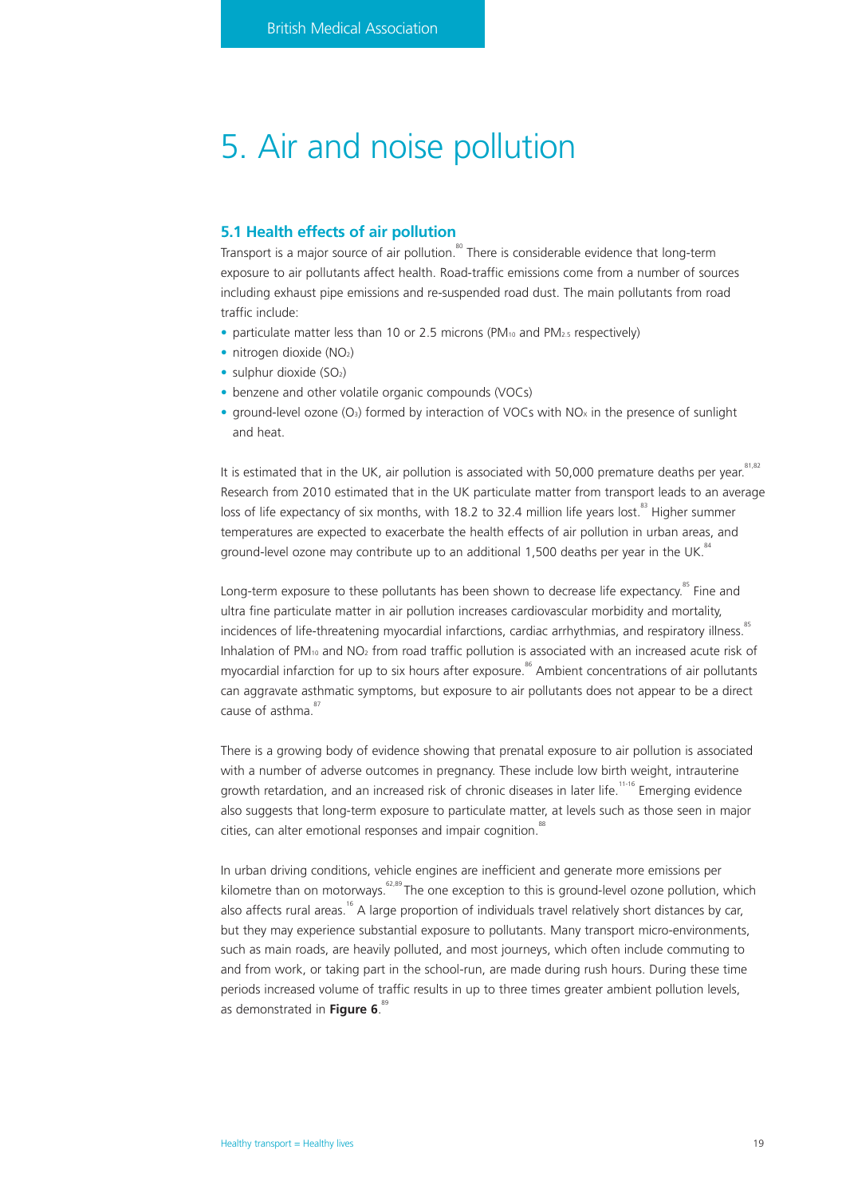# 5. Air and noise pollution

## 5.1 Health effects of air pollution

Transport is a major source of air pollution.[80] There is considerable evidence that long-term exposure to air pollutants affect health. Road-traffic emissions come from a number of sources including exhaust pipe emissions and re-suspended road dust. The main pollutants from road traffic include:

- particulate matter less than 10 or 2.5 microns ($PM_{10}$ and $PM_{2.5}$ respectively)
- nitrogen dioxide ($NO_2$)
- sulphur dioxide ($SO_2$)
- benzene and other volatile organic compounds (VOCs)
- ground-level ozone ($O_3$) formed by interaction of VOCs with $NO_x$ in the presence of sunlight and heat.

It is estimated that in the UK, air pollution is associated with 50,000 premature deaths per year.[81,82] Research from 2010 estimated that in the UK particulate matter from transport leads to an average loss of life expectancy of six months, with 18.2 to 32.4 million life years lost.[83] Higher summer temperatures are expected to exacerbate the health effects of air pollution in urban areas, and ground-level ozone may contribute up to an additional 1,500 deaths per year in the UK.[84]

Long-term exposure to these pollutants has been shown to decrease life expectancy.[85] Fine and ultra fine particulate matter in air pollution increases cardiovascular morbidity and mortality, incidences of life-threatening myocardial infarctions, cardiac arrhythmias, and respiratory illness.[85] Inhalation of $PM_{10}$ and $NO_2$ from road traffic pollution is associated with an increased acute risk of myocardial infarction for up to six hours after exposure.[86] Ambient concentrations of air pollutants can aggravate asthmatic symptoms, but exposure to air pollutants does not appear to be a direct cause of asthma.[87]

There is a growing body of evidence showing that prenatal exposure to air pollution is associated with a number of adverse outcomes in pregnancy. These include low birth weight, intrauterine growth retardation, and an increased risk of chronic diseases in later life.[11-16] Emerging evidence also suggests that long-term exposure to particulate matter, at levels such as those seen in major cities, can alter emotional responses and impair cognition.[88]

In urban driving conditions, vehicle engines are inefficient and generate more emissions per kilometre than on motorways.[62,89] The one exception to this is ground-level ozone pollution, which also affects rural areas.[16] A large proportion of individuals travel relatively short distances by car, but they may experience substantial exposure to pollutants. Many transport micro-environments, such as main roads, are heavily polluted, and most journeys, which often include commuting to and from work, or taking part in the school-run, are made during rush hours. During these time periods increased volume of traffic results in up to three times greater ambient pollution levels, as demonstrated in **Figure 6**.[89]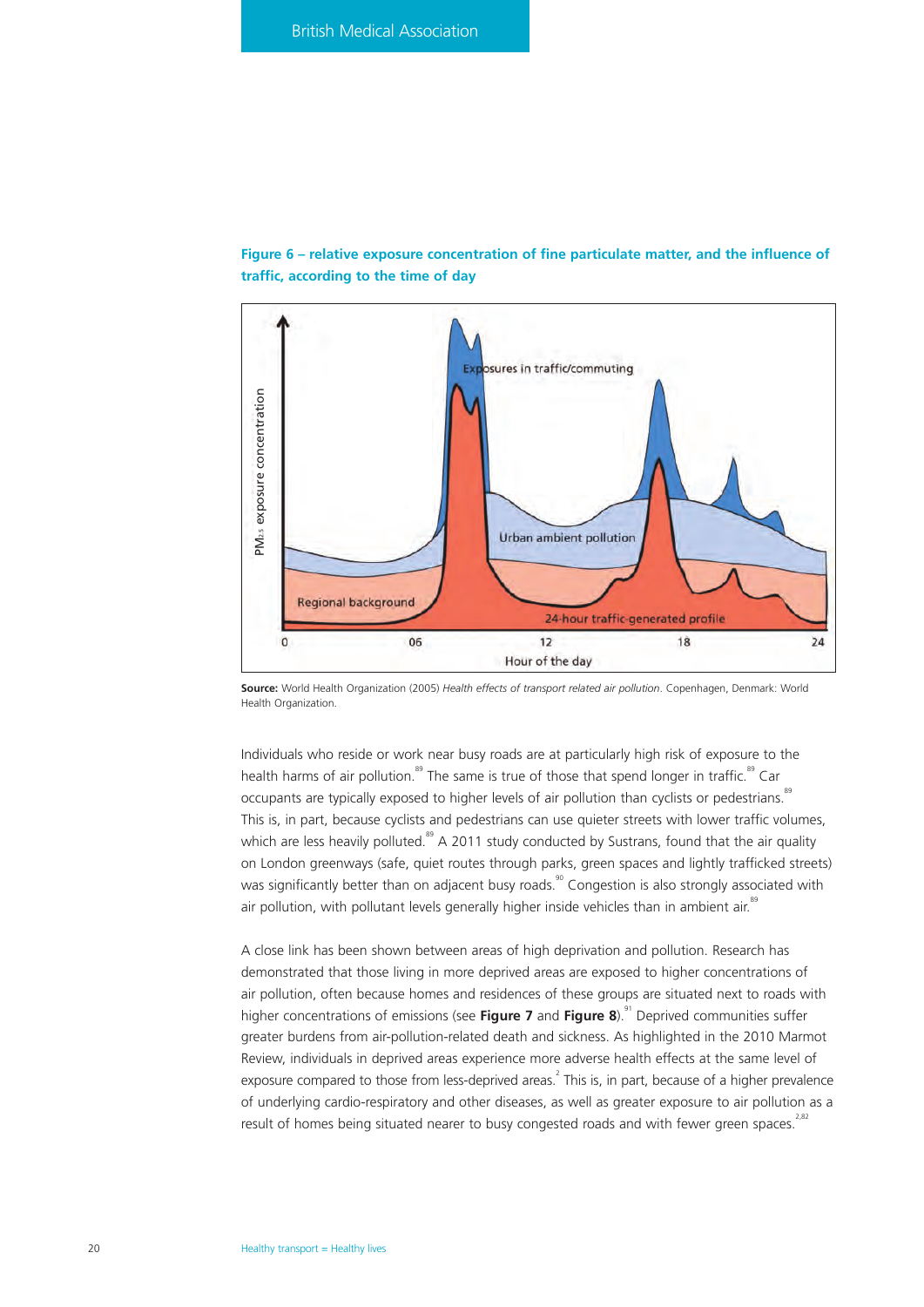**Figure 6 – relative exposure concentration of fine particulate matter, and the influence of traffic, according to the time of day**

**Source:** World Health Organization (2005) *Health effects of transport related air pollution*. Copenhagen, Denmark: World Health Organization.

Individuals who reside or work near busy roads are at particularly high risk of exposure to the health harms of air pollution.[89] The same is true of those that spend longer in traffic.[89] Car occupants are typically exposed to higher levels of air pollution than cyclists or pedestrians.[89] This is, in part, because cyclists and pedestrians can use quieter streets with lower traffic volumes, which are less heavily polluted.[89] A 2011 study conducted by Sustrans, found that the air quality on London greenways (safe, quiet routes through parks, green spaces and lightly trafficked streets) was significantly better than on adjacent busy roads.[90] Congestion is also strongly associated with air pollution, with pollutant levels generally higher inside vehicles than in ambient air.[89]

A close link has been shown between areas of high deprivation and pollution. Research has demonstrated that those living in more deprived areas are exposed to higher concentrations of air pollution, often because homes and residences of these groups are situated next to roads with higher concentrations of emissions (see **Figure 7** and **Figure 8**).[91] Deprived communities suffer greater burdens from air-pollution-related death and sickness. As highlighted in the 2010 Marmot Review, individuals in deprived areas experience more adverse health effects at the same level of exposure compared to those from less-deprived areas.[2] This is, in part, because of a higher prevalence of underlying cardio-respiratory and other diseases, as well as greater exposure to air pollution as a result of homes being situated nearer to busy congested roads and with fewer green spaces.[2,82]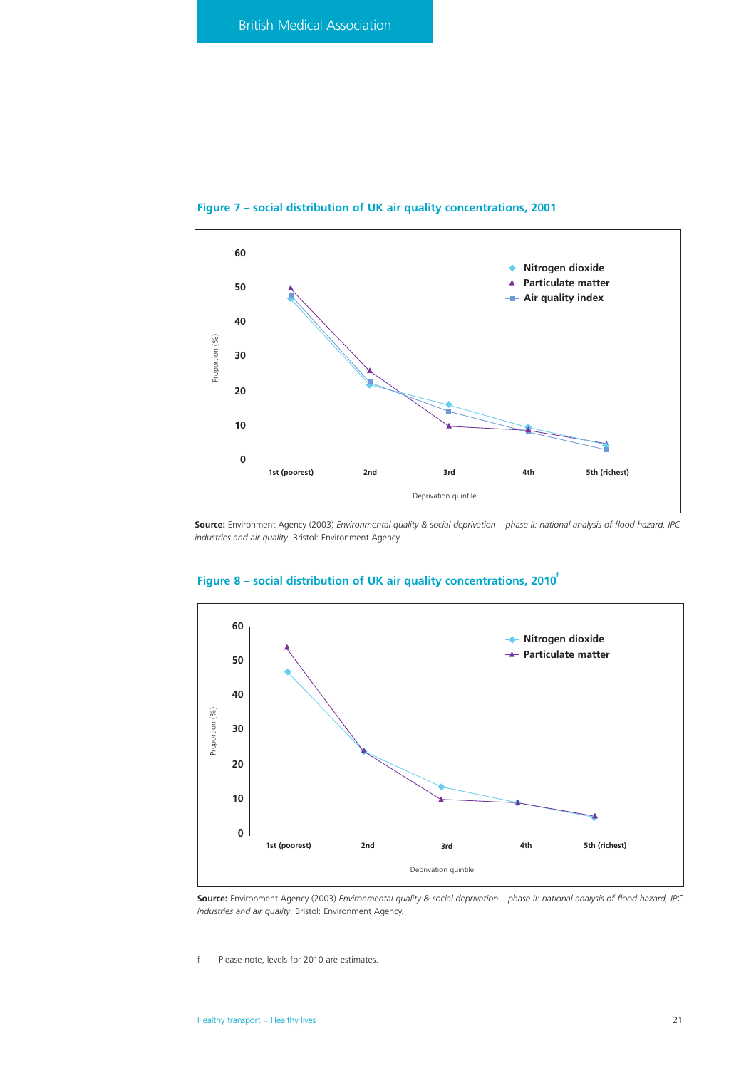## Figure 7 – social distribution of UK air quality concentrations, 2001

Source: Environment Agency (2003) *Environmental quality & social deprivation – phase II: national analysis of flood hazard, IPC industries and air quality*. Bristol: Environment Agency.

## Figure 8 – social distribution of UK air quality concentrations, 2010[f]

Source: Environment Agency (2003) *Environmental quality & social deprivation – phase II: national analysis of flood hazard, IPC industries and air quality*. Bristol: Environment Agency.

f Please note, levels for 2010 are estimates.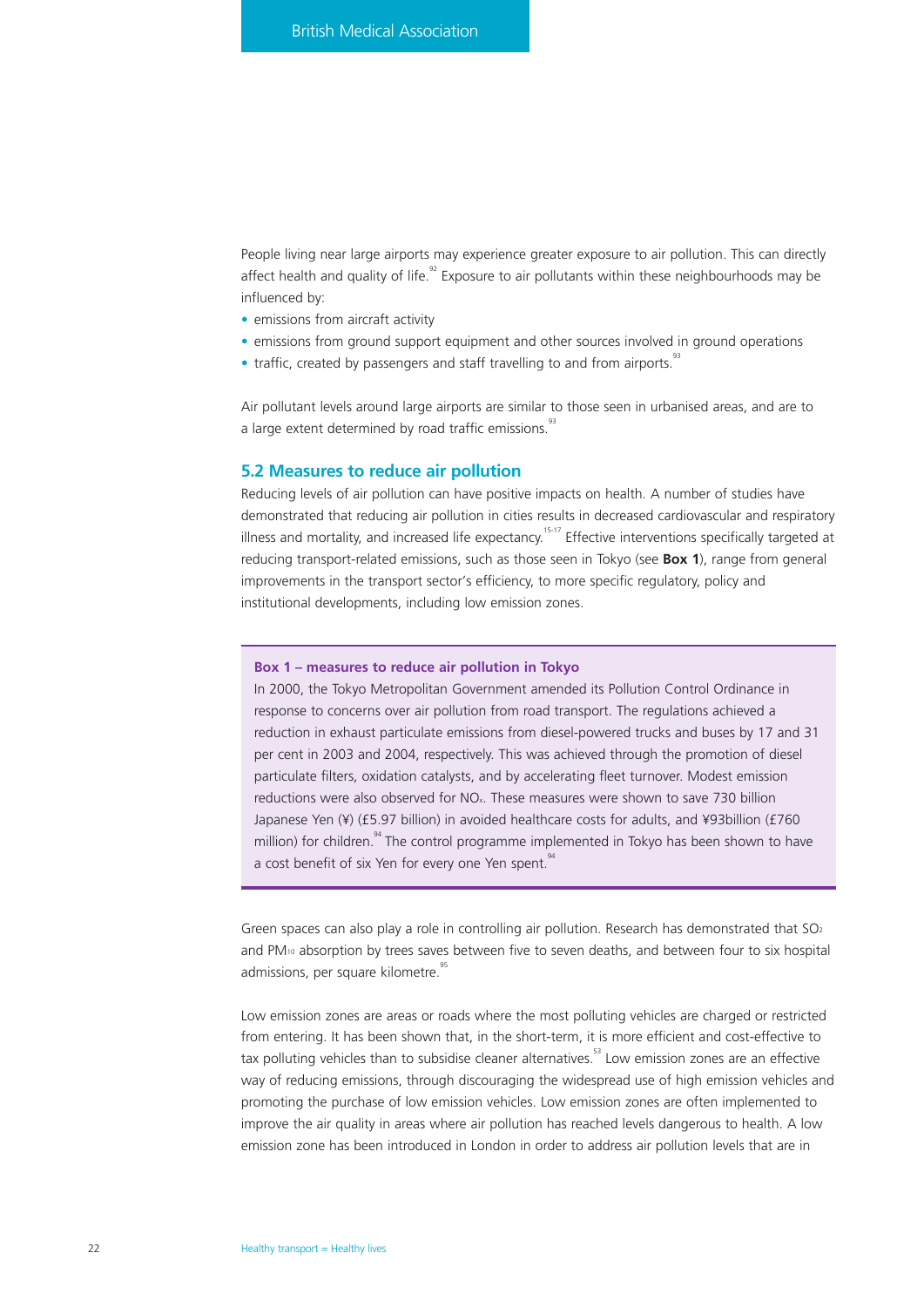People living near large airports may experience greater exposure to air pollution. This can directly affect health and quality of life.[92] Exposure to air pollutants within these neighbourhoods may be influenced by:

- emissions from aircraft activity
- emissions from ground support equipment and other sources involved in ground operations
- traffic, created by passengers and staff travelling to and from airports.[93]

Air pollutant levels around large airports are similar to those seen in urbanised areas, and are to a large extent determined by road traffic emissions.[93]

## 5.2 Measures to reduce air pollution

Reducing levels of air pollution can have positive impacts on health. A number of studies have demonstrated that reducing air pollution in cities results in decreased cardiovascular and respiratory illness and mortality, and increased life expectancy.[15-17] Effective interventions specifically targeted at reducing transport-related emissions, such as those seen in Tokyo (see **Box 1**), range from general improvements in the transport sector's efficiency, to more specific regulatory, policy and institutional developments, including low emission zones.

> **Box 1 – measures to reduce air pollution in Tokyo**
>
> In 2000, the Tokyo Metropolitan Government amended its Pollution Control Ordinance in response to concerns over air pollution from road transport. The regulations achieved a reduction in exhaust particulate emissions from diesel-powered trucks and buses by 17 and 31 per cent in 2003 and 2004, respectively. This was achieved through the promotion of diesel particulate filters, oxidation catalysts, and by accelerating fleet turnover. Modest emission reductions were also observed for $NO_x$. These measures were shown to save 730 billion Japanese Yen (¥) (£5.97 billion) in avoided healthcare costs for adults, and ¥93billion (£760 million) for children.[94] The control programme implemented in Tokyo has been shown to have a cost benefit of six Yen for every one Yen spent.[94]

Green spaces can also play a role in controlling air pollution. Research has demonstrated that $SO_2$ and $PM_{10}$ absorption by trees saves between five to seven deaths, and between four to six hospital admissions, per square kilometre.[95]

Low emission zones are areas or roads where the most polluting vehicles are charged or restricted from entering. It has been shown that, in the short-term, it is more efficient and cost-effective to tax polluting vehicles than to subsidise cleaner alternatives.[53] Low emission zones are an effective way of reducing emissions, through discouraging the widespread use of high emission vehicles and promoting the purchase of low emission vehicles. Low emission zones are often implemented to improve the air quality in areas where air pollution has reached levels dangerous to health. A low emission zone has been introduced in London in order to address air pollution levels that are in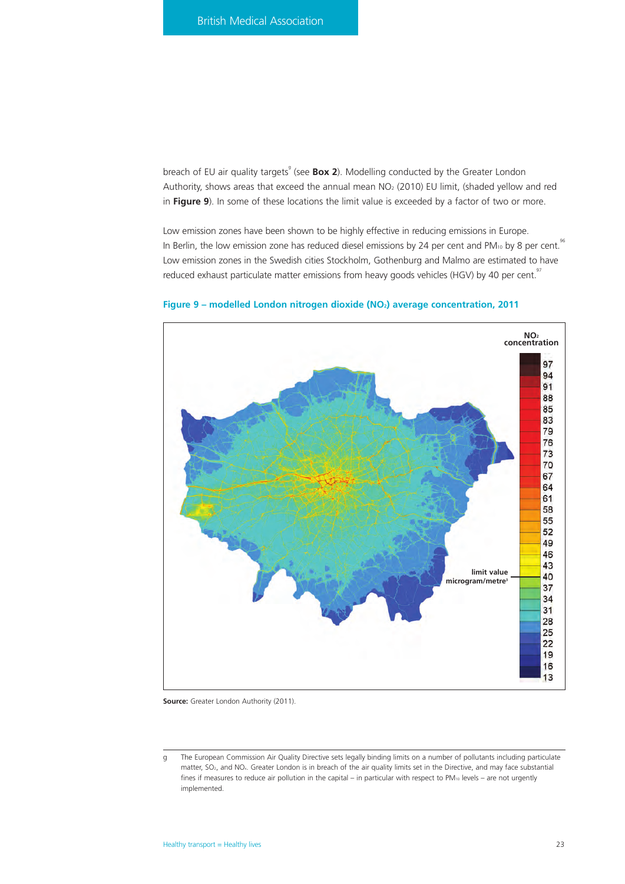breach of EU air quality targets[g] (see **Box 2**). Modelling conducted by the Greater London Authority, shows areas that exceed the annual mean $NO_2$ (2010) EU limit, (shaded yellow and red in **Figure 9**). In some of these locations the limit value is exceeded by a factor of two or more.

Low emission zones have been shown to be highly effective in reducing emissions in Europe. In Berlin, the low emission zone has reduced diesel emissions by 24 per cent and $PM_{10}$ by 8 per cent.[96] Low emission zones in the Swedish cities Stockholm, Gothenburg and Malmo are estimated to have reduced exhaust particulate matter emissions from heavy goods vehicles (HGV) by 40 per cent.[97]

**Figure 9 – modelled London nitrogen dioxide ($NO_2$) average concentration, 2011**

**Source:** Greater London Authority (2011).

---

g The European Commission Air Quality Directive sets legally binding limits on a number of pollutants including particulate matter, $SO_2$, and $NO_x$. Greater London is in breach of the air quality limits set in the Directive, and may face substantial fines if measures to reduce air pollution in the capital – in particular with respect to $PM_{10}$ levels – are not urgently implemented.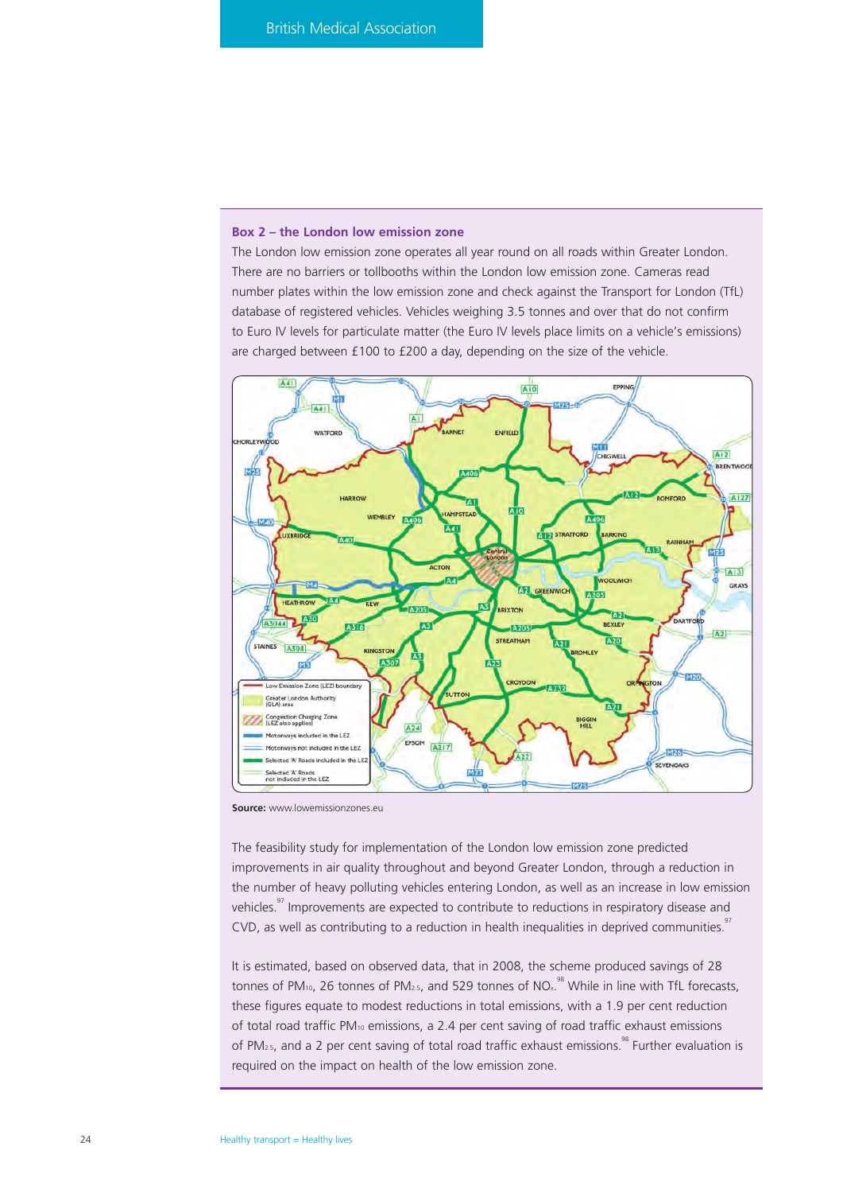### Box 2 – the London low emission zone

The London low emission zone operates all year round on all roads within Greater London. There are no barriers or tollbooths within the London low emission zone. Cameras read number plates within the low emission zone and check against the Transport for London (TfL) database of registered vehicles. Vehicles weighing 3.5 tonnes and over that do not confirm to Euro IV levels for particulate matter (the Euro IV levels place limits on a vehicle's emissions) are charged between £100 to £200 a day, depending on the size of the vehicle.

**Source:** www.lowemissionzones.eu

The feasibility study for implementation of the London low emission zone predicted improvements in air quality throughout and beyond Greater London, through a reduction in the number of heavy polluting vehicles entering London, as well as an increase in low emission vehicles.[97] Improvements are expected to contribute to reductions in respiratory disease and CVD, as well as contributing to a reduction in health inequalities in deprived communities.[97]

It is estimated, based on observed data, that in 2008, the scheme produced savings of 28 tonnes of $PM_{10}$, 26 tonnes of $PM_{2.5}$, and 529 tonnes of $NO_x$.[98] While in line with TfL forecasts, these figures equate to modest reductions in total emissions, with a 1.9 per cent reduction of total road traffic $PM_{10}$ emissions, a 2.4 per cent saving of road traffic exhaust emissions of $PM_{2.5}$, and a 2 per cent saving of total road traffic exhaust emissions.[98] Further evaluation is required on the impact on health of the low emission zone.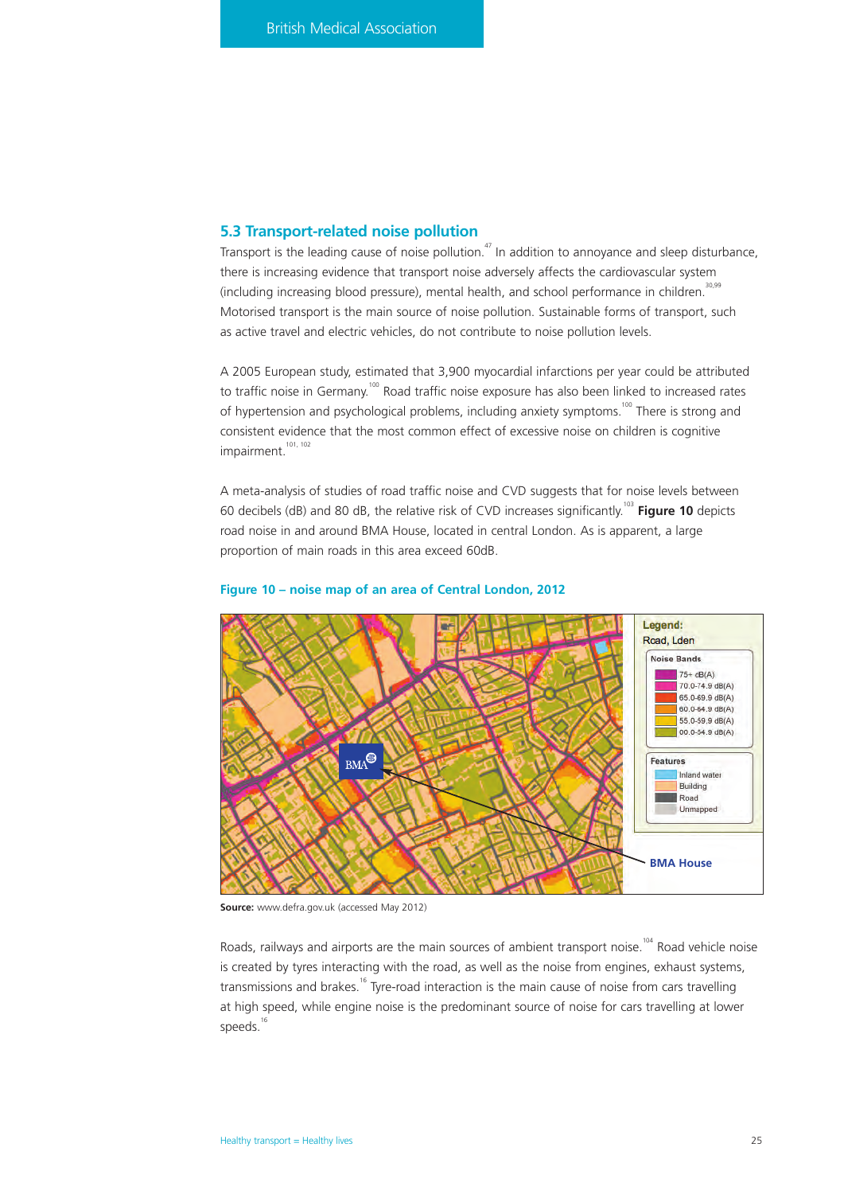## 5.3 Transport-related noise pollution

Transport is the leading cause of noise pollution.[47] In addition to annoyance and sleep disturbance, there is increasing evidence that transport noise adversely affects the cardiovascular system (including increasing blood pressure), mental health, and school performance in children.[30,99] Motorised transport is the main source of noise pollution. Sustainable forms of transport, such as active travel and electric vehicles, do not contribute to noise pollution levels.

A 2005 European study, estimated that 3,900 myocardial infarctions per year could be attributed to traffic noise in Germany.[100] Road traffic noise exposure has also been linked to increased rates of hypertension and psychological problems, including anxiety symptoms.[100] There is strong and consistent evidence that the most common effect of excessive noise on children is cognitive impairment.[101, 102]

A meta-analysis of studies of road traffic noise and CVD suggests that for noise levels between 60 decibels (dB) and 80 dB, the relative risk of CVD increases significantly.[103] **Figure 10** depicts road noise in and around BMA House, located in central London. As is apparent, a large proportion of main roads in this area exceed 60dB.

**Figure 10 – noise map of an area of Central London, 2012**

**Source:** www.defra.gov.uk (accessed May 2012)

Roads, railways and airports are the main sources of ambient transport noise.[104] Road vehicle noise is created by tyres interacting with the road, as well as the noise from engines, exhaust systems, transmissions and brakes.[16] Tyre-road interaction is the main cause of noise from cars travelling at high speed, while engine noise is the predominant source of noise for cars travelling at lower speeds.[16]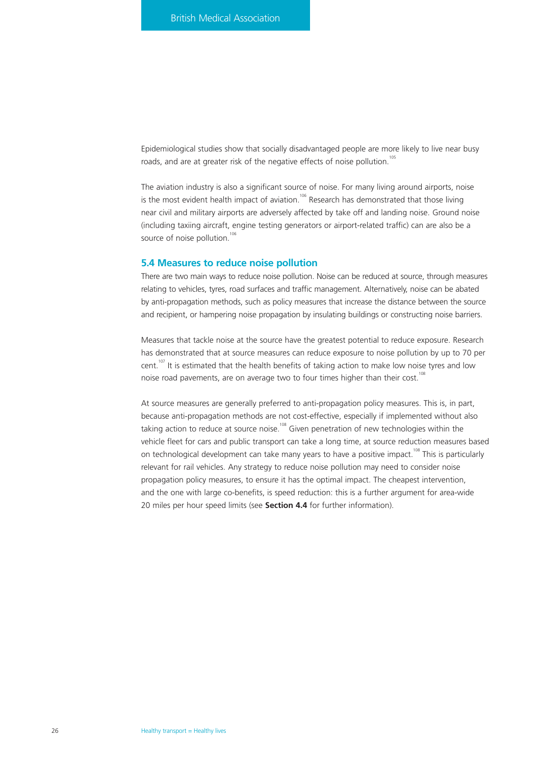Epidemiological studies show that socially disadvantaged people are more likely to live near busy roads, and are at greater risk of the negative effects of noise pollution.[105]

The aviation industry is also a significant source of noise. For many living around airports, noise is the most evident health impact of aviation.[106] Research has demonstrated that those living near civil and military airports are adversely affected by take off and landing noise. Ground noise (including taxiing aircraft, engine testing generators or airport-related traffic) can are also be a source of noise pollution.[106]

## 5.4 Measures to reduce noise pollution

There are two main ways to reduce noise pollution. Noise can be reduced at source, through measures relating to vehicles, tyres, road surfaces and traffic management. Alternatively, noise can be abated by anti-propagation methods, such as policy measures that increase the distance between the source and recipient, or hampering noise propagation by insulating buildings or constructing noise barriers.

Measures that tackle noise at the source have the greatest potential to reduce exposure. Research has demonstrated that at source measures can reduce exposure to noise pollution by up to 70 per cent.[107] It is estimated that the health benefits of taking action to make low noise tyres and low noise road pavements, are on average two to four times higher than their cost.[108]

At source measures are generally preferred to anti-propagation policy measures. This is, in part, because anti-propagation methods are not cost-effective, especially if implemented without also taking action to reduce at source noise.[108] Given penetration of new technologies within the vehicle fleet for cars and public transport can take a long time, at source reduction measures based on technological development can take many years to have a positive impact.[108] This is particularly relevant for rail vehicles. Any strategy to reduce noise pollution may need to consider noise propagation policy measures, to ensure it has the optimal impact. The cheapest intervention, and the one with large co-benefits, is speed reduction: this is a further argument for area-wide 20 miles per hour speed limits (see **Section 4.4** for further information).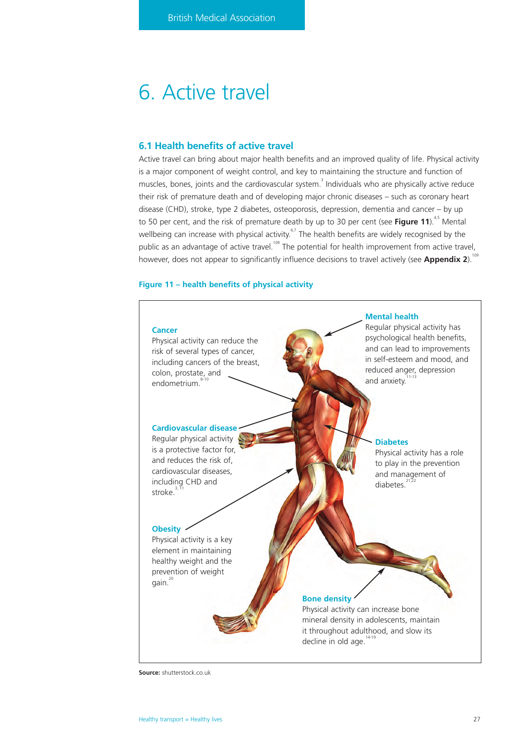# 6. Active travel

## 6.1 Health benefits of active travel

Active travel can bring about major health benefits and an improved quality of life. Physical activity is a major component of weight control, and key to maintaining the structure and function of muscles, bones, joints and the cardiovascular system.[3] Individuals who are physically active reduce their risk of premature death and of developing major chronic diseases – such as coronary heart disease (CHD), stroke, type 2 diabetes, osteoporosis, depression, dementia and cancer – by up to 50 per cent, and the risk of premature death by up to 30 per cent (see **Figure 11**).[4,5] Mental wellbeing can increase with physical activity.[6,7] The health benefits are widely recognised by the public as an advantage of active travel.[109] The potential for health improvement from active travel, however, does not appear to significantly influence decisions to travel actively (see **Appendix 2**).[109]

**Figure 11 – health benefits of physical activity**

**Cancer**
Physical activity can reduce the risk of several types of cancer, including cancers of the breast, colon, prostate, and endometrium.[8-10]

**Mental health**
Regular physical activity has psychological health benefits, and can lead to improvements in self-esteem and mood, and reduced anger, depression and anxiety.[11-13]

**Cardiovascular disease**
Regular physical activity is a protective factor for, and reduces the risk of, cardiovascular diseases, including CHD and stroke.[3, 11]

**Diabetes**
Physical activity has a role to play in the prevention and management of diabetes.[21,22]

**Obesity**
Physical activity is a key element in maintaining healthy weight and the prevention of weight gain.[20]

**Bone density**
Physical activity can increase bone mineral density in adolescents, maintain it throughout adulthood, and slow its decline in old age.[14-19]

**Source:** shutterstock.co.uk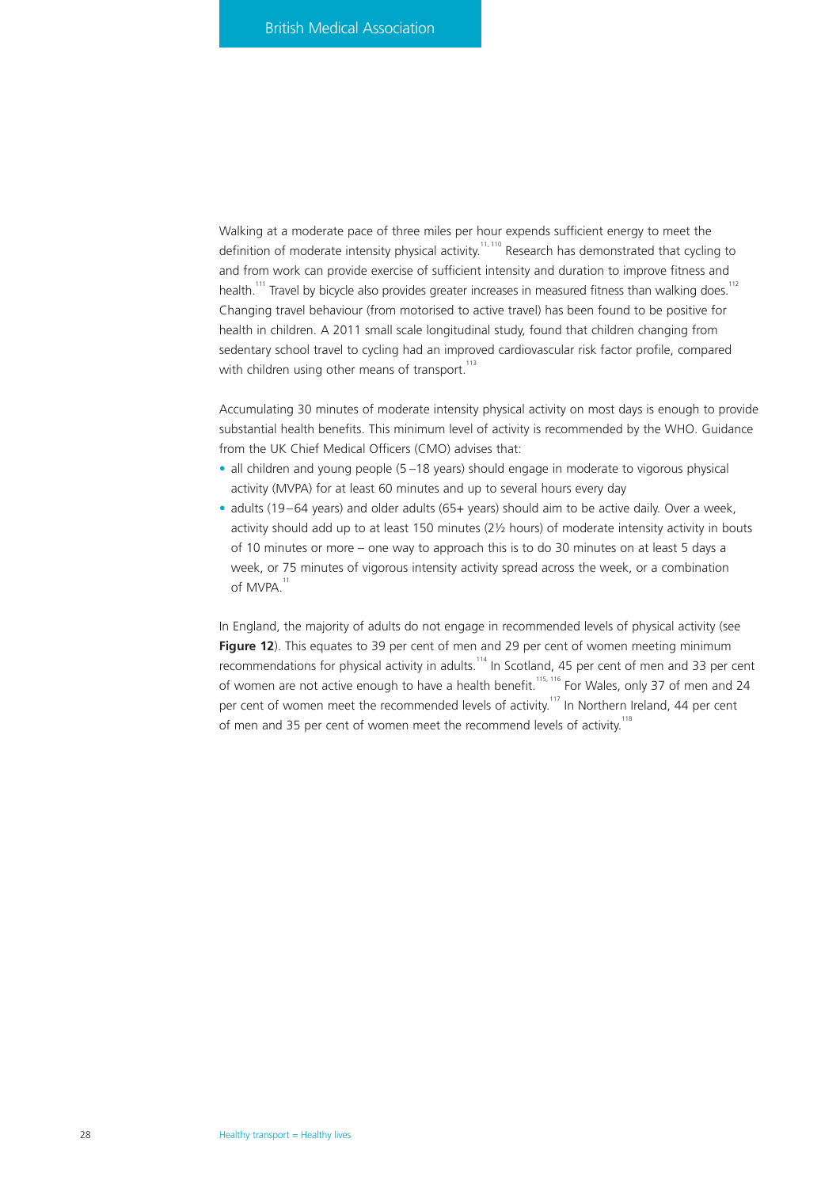Walking at a moderate pace of three miles per hour expends sufficient energy to meet the definition of moderate intensity physical activity.[11, 110] Research has demonstrated that cycling to and from work can provide exercise of sufficient intensity and duration to improve fitness and health.[111] Travel by bicycle also provides greater increases in measured fitness than walking does.[112] Changing travel behaviour (from motorised to active travel) has been found to be positive for health in children. A 2011 small scale longitudinal study, found that children changing from sedentary school travel to cycling had an improved cardiovascular risk factor profile, compared with children using other means of transport.[113]

Accumulating 30 minutes of moderate intensity physical activity on most days is enough to provide substantial health benefits. This minimum level of activity is recommended by the WHO. Guidance from the UK Chief Medical Officers (CMO) advises that:

- all children and young people (5 –18 years) should engage in moderate to vigorous physical activity (MVPA) for at least 60 minutes and up to several hours every day
- adults (19–64 years) and older adults (65+ years) should aim to be active daily. Over a week, activity should add up to at least 150 minutes (2½ hours) of moderate intensity activity in bouts of 10 minutes or more – one way to approach this is to do 30 minutes on at least 5 days a week, or 75 minutes of vigorous intensity activity spread across the week, or a combination of MVPA.[11]

In England, the majority of adults do not engage in recommended levels of physical activity (see **Figure 12**). This equates to 39 per cent of men and 29 per cent of women meeting minimum recommendations for physical activity in adults.[114] In Scotland, 45 per cent of men and 33 per cent of women are not active enough to have a health benefit.[115, 116] For Wales, only 37 of men and 24 per cent of women meet the recommended levels of activity.[117] In Northern Ireland, 44 per cent of men and 35 per cent of women meet the recommend levels of activity.[118]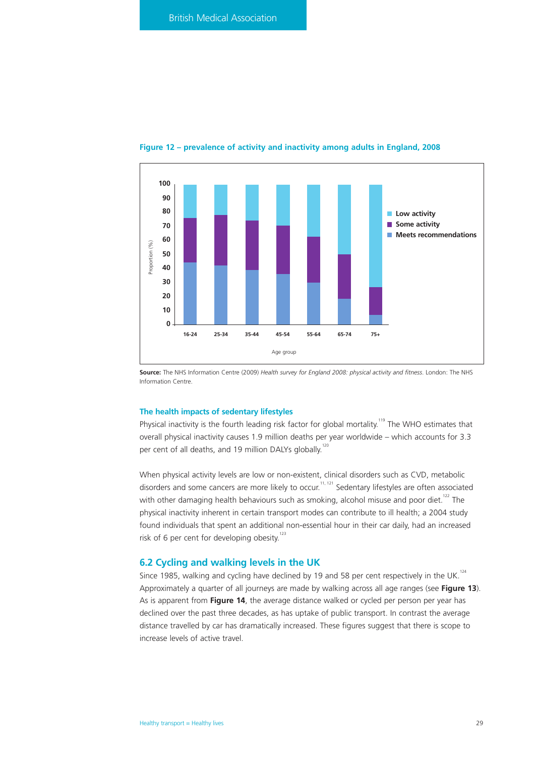**Figure 12 – prevalence of activity and inactivity among adults in England, 2008**

**Source:** The NHS Information Centre (2009) *Health survey for England 2008: physical activity and fitness*. London: The NHS Information Centre.

### The health impacts of sedentary lifestyles

Physical inactivity is the fourth leading risk factor for global mortality.[119] The WHO estimates that overall physical inactivity causes 1.9 million deaths per year worldwide – which accounts for 3.3 per cent of all deaths, and 19 million DALYs globally.[120]

When physical activity levels are low or non-existent, clinical disorders such as CVD, metabolic disorders and some cancers are more likely to occur.[11, 121] Sedentary lifestyles are often associated with other damaging health behaviours such as smoking, alcohol misuse and poor diet.[122] The physical inactivity inherent in certain transport modes can contribute to ill health; a 2004 study found individuals that spent an additional non-essential hour in their car daily, had an increased risk of 6 per cent for developing obesity.[123]

## 6.2 Cycling and walking levels in the UK

Since 1985, walking and cycling have declined by 19 and 58 per cent respectively in the UK.[124] Approximately a quarter of all journeys are made by walking across all age ranges (see **Figure 13**). As is apparent from **Figure 14**, the average distance walked or cycled per person per year has declined over the past three decades, as has uptake of public transport. In contrast the average distance travelled by car has dramatically increased. These figures suggest that there is scope to increase levels of active travel.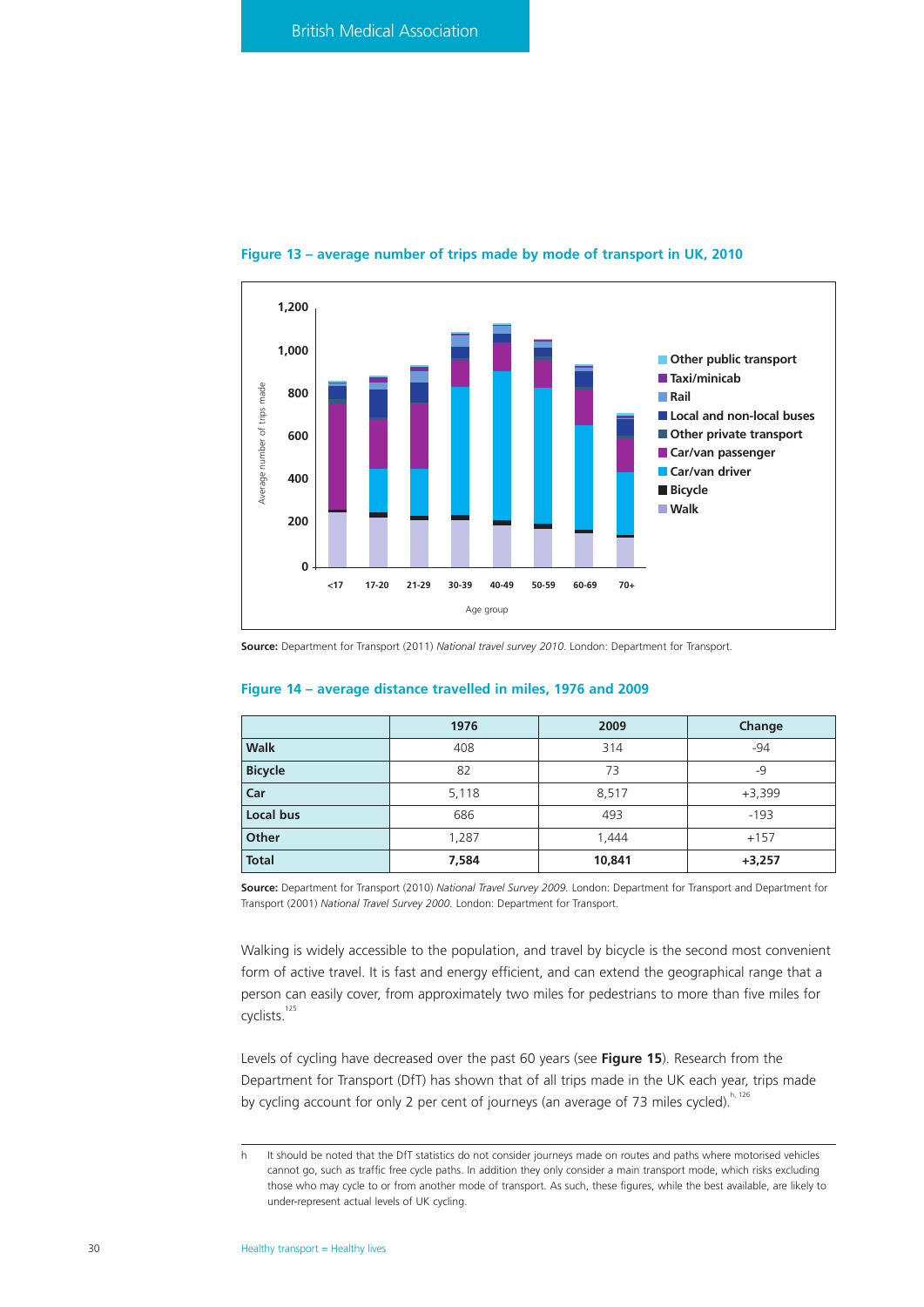## Figure 13 – average number of trips made by mode of transport in UK, 2010

**Source:** Department for Transport (2011) *National travel survey 2010*. London: Department for Transport.

## Figure 14 – average distance travelled in miles, 1976 and 2009

| | 1976 | 2009 | Change |
|---|---|---|---|
| **Walk** | 408 | 314 | -94 |
| **Bicycle** | 82 | 73 | -9 |
| **Car** | 5,118 | 8,517 | +3,399 |
| **Local bus** | 686 | 493 | -193 |
| **Other** | 1,287 | 1,444 | +157 |
| **Total** | **7,584** | **10,841** | **+3,257** |

**Source:** Department for Transport (2010) *National Travel Survey 2009*. London: Department for Transport and Department for Transport (2001) *National Travel Survey 2000*. London: Department for Transport.

Walking is widely accessible to the population, and travel by bicycle is the second most convenient form of active travel. It is fast and energy efficient, and can extend the geographical range that a person can easily cover, from approximately two miles for pedestrians to more than five miles for cyclists.[125]

Levels of cycling have decreased over the past 60 years (see **Figure 15**). Research from the Department for Transport (DfT) has shown that of all trips made in the UK each year, trips made by cycling account for only 2 per cent of journeys (an average of 73 miles cycled).[h, 126]

h It should be noted that the DfT statistics do not consider journeys made on routes and paths where motorised vehicles cannot go, such as traffic free cycle paths. In addition they only consider a main transport mode, which risks excluding those who may cycle to or from another mode of transport. As such, these figures, while the best available, are likely to under-represent actual levels of UK cycling.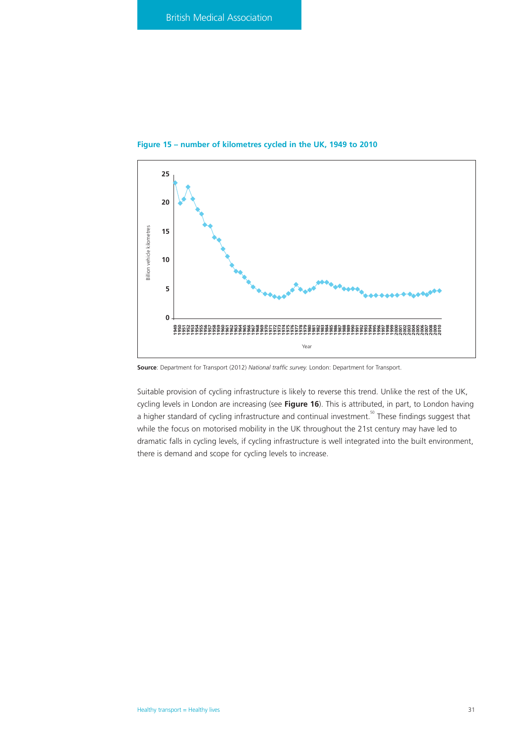**Figure 15 – number of kilometres cycled in the UK, 1949 to 2010**

**Source**: Department for Transport (2012) *National traffic survey.* London: Department for Transport.

Suitable provision of cycling infrastructure is likely to reverse this trend. Unlike the rest of the UK, cycling levels in London are increasing (see **Figure 16**). This is attributed, in part, to London having a higher standard of cycling infrastructure and continual investment.[50] These findings suggest that while the focus on motorised mobility in the UK throughout the 21st century may have led to dramatic falls in cycling levels, if cycling infrastructure is well integrated into the built environment, there is demand and scope for cycling levels to increase.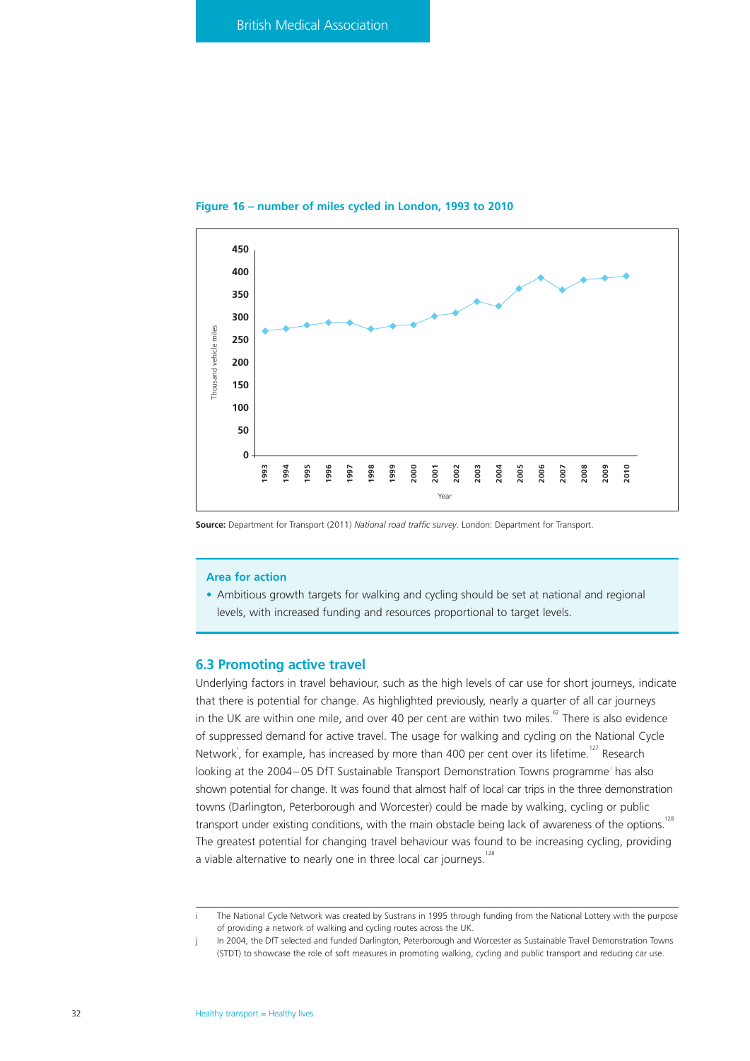**Figure 16 – number of miles cycled in London, 1993 to 2010**

**Source:** Department for Transport (2011) *National road traffic survey*. London: Department for Transport.

> **Area for action**
>
> - Ambitious growth targets for walking and cycling should be set at national and regional levels, with increased funding and resources proportional to target levels.

## 6.3 Promoting active travel

Underlying factors in travel behaviour, such as the high levels of car use for short journeys, indicate that there is potential for change. As highlighted previously, nearly a quarter of all car journeys in the UK are within one mile, and over 40 per cent are within two miles.[62] There is also evidence of suppressed demand for active travel. The usage for walking and cycling on the National Cycle Network[i], for example, has increased by more than 400 per cent over its lifetime.[127] Research looking at the 2004–05 DfT Sustainable Transport Demonstration Towns programme[j] has also shown potential for change. It was found that almost half of local car trips in the three demonstration towns (Darlington, Peterborough and Worcester) could be made by walking, cycling or public transport under existing conditions, with the main obstacle being lack of awareness of the options.[128] The greatest potential for changing travel behaviour was found to be increasing cycling, providing a viable alternative to nearly one in three local car journeys.[128]

---

i The National Cycle Network was created by Sustrans in 1995 through funding from the National Lottery with the purpose of providing a network of walking and cycling routes across the UK.

j In 2004, the DfT selected and funded Darlington, Peterborough and Worcester as Sustainable Travel Demonstration Towns (STDT) to showcase the role of soft measures in promoting walking, cycling and public transport and reducing car use.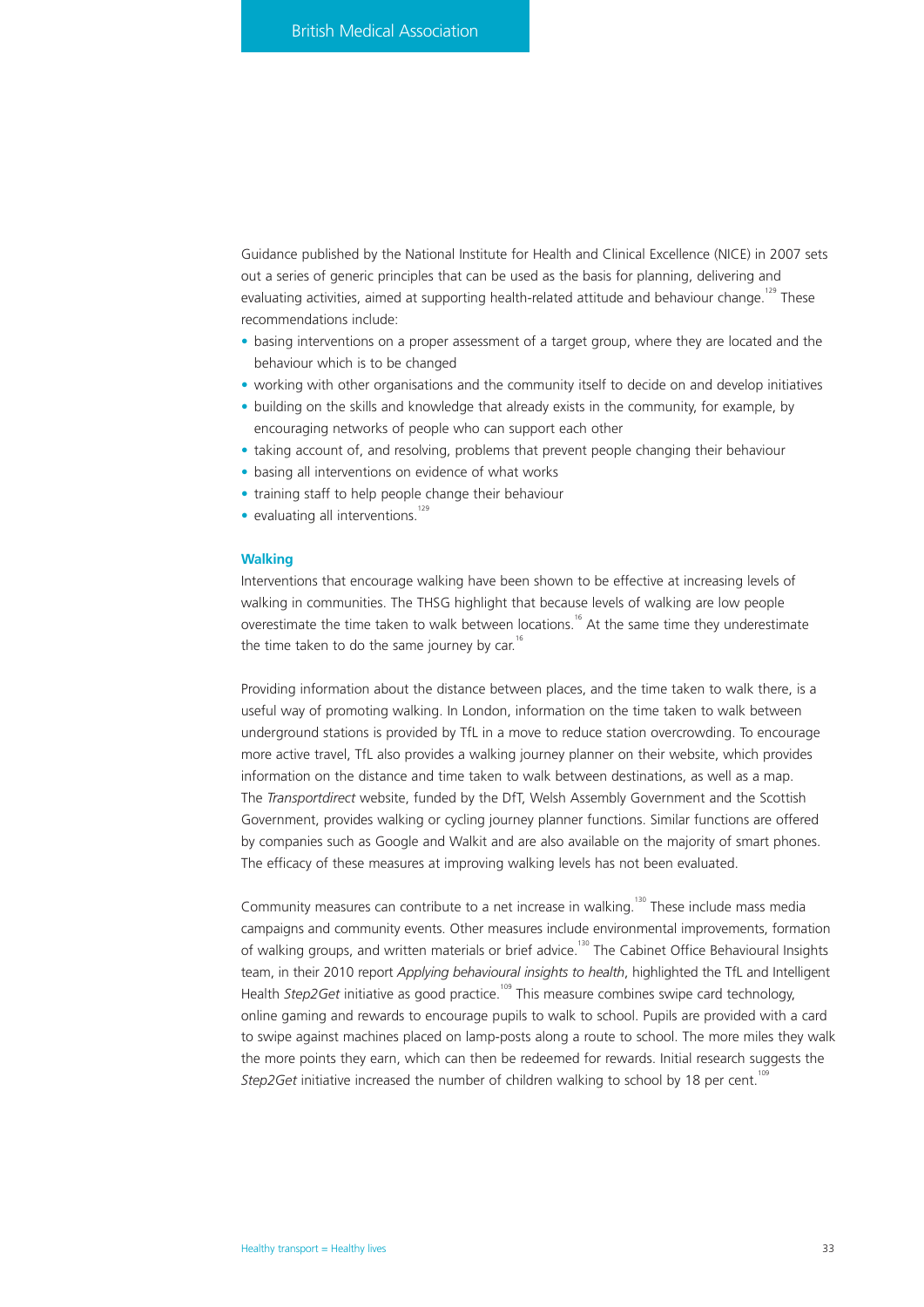Guidance published by the National Institute for Health and Clinical Excellence (NICE) in 2007 sets out a series of generic principles that can be used as the basis for planning, delivering and evaluating activities, aimed at supporting health-related attitude and behaviour change.[129] These recommendations include:

- basing interventions on a proper assessment of a target group, where they are located and the behaviour which is to be changed
- working with other organisations and the community itself to decide on and develop initiatives
- building on the skills and knowledge that already exists in the community, for example, by encouraging networks of people who can support each other
- taking account of, and resolving, problems that prevent people changing their behaviour
- basing all interventions on evidence of what works
- training staff to help people change their behaviour
- evaluating all interventions.[129]

### Walking

Interventions that encourage walking have been shown to be effective at increasing levels of walking in communities. The THSG highlight that because levels of walking are low people overestimate the time taken to walk between locations.[16] At the same time they underestimate the time taken to do the same journey by car.[16]

Providing information about the distance between places, and the time taken to walk there, is a useful way of promoting walking. In London, information on the time taken to walk between underground stations is provided by TfL in a move to reduce station overcrowding. To encourage more active travel, TfL also provides a walking journey planner on their website, which provides information on the distance and time taken to walk between destinations, as well as a map. The *Transportdirect* website, funded by the DfT, Welsh Assembly Government and the Scottish Government, provides walking or cycling journey planner functions. Similar functions are offered by companies such as Google and Walkit and are also available on the majority of smart phones. The efficacy of these measures at improving walking levels has not been evaluated.

Community measures can contribute to a net increase in walking.[130] These include mass media campaigns and community events. Other measures include environmental improvements, formation of walking groups, and written materials or brief advice.[130] The Cabinet Office Behavioural Insights team, in their 2010 report *Applying behavioural insights to health*, highlighted the TfL and Intelligent Health *Step2Get* initiative as good practice.[109] This measure combines swipe card technology, online gaming and rewards to encourage pupils to walk to school. Pupils are provided with a card to swipe against machines placed on lamp-posts along a route to school. The more miles they walk the more points they earn, which can then be redeemed for rewards. Initial research suggests the *Step2Get* initiative increased the number of children walking to school by 18 per cent.[109]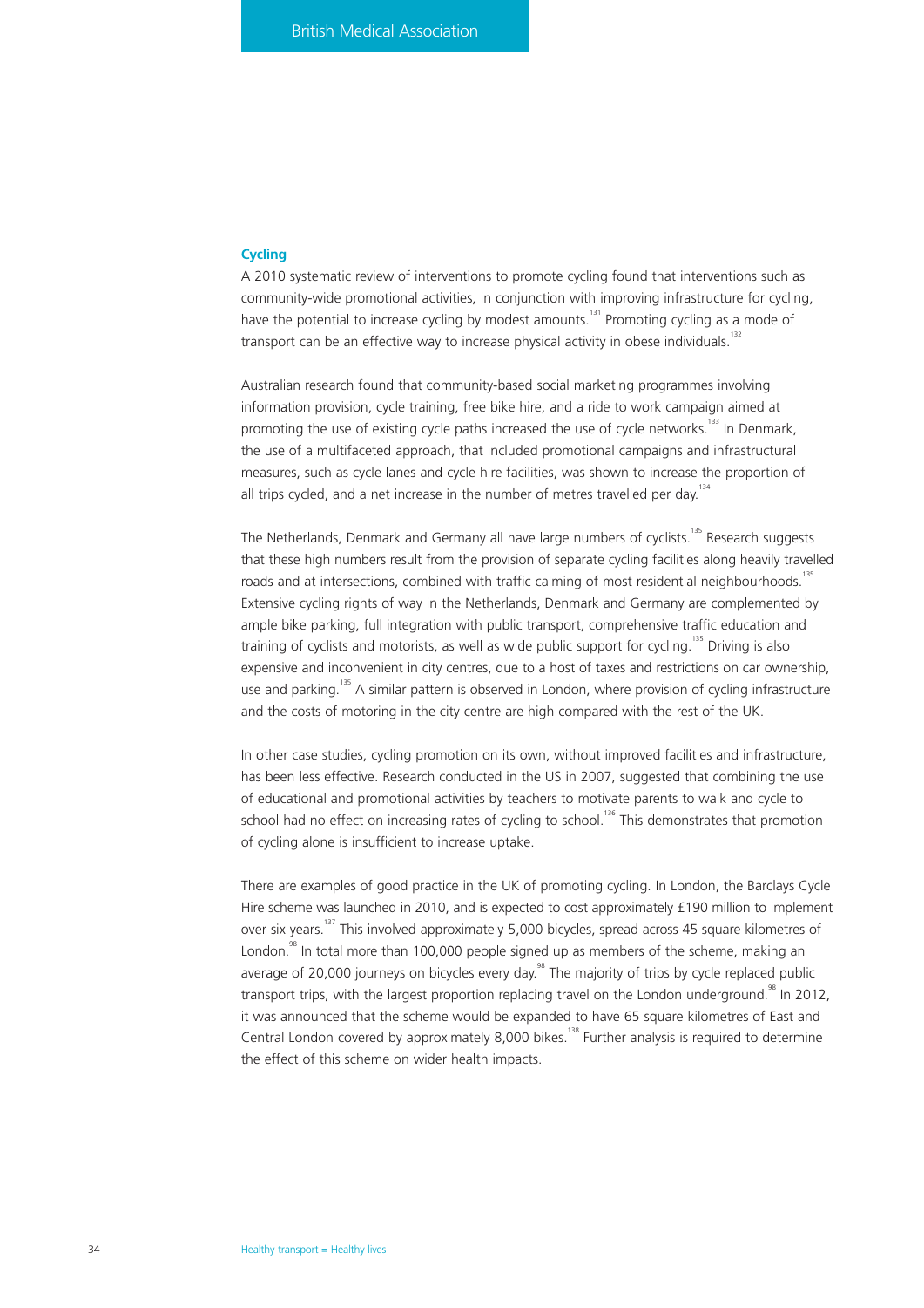## Cycling

A 2010 systematic review of interventions to promote cycling found that interventions such as community-wide promotional activities, in conjunction with improving infrastructure for cycling, have the potential to increase cycling by modest amounts.[131] Promoting cycling as a mode of transport can be an effective way to increase physical activity in obese individuals.[132]

Australian research found that community-based social marketing programmes involving information provision, cycle training, free bike hire, and a ride to work campaign aimed at promoting the use of existing cycle paths increased the use of cycle networks.[133] In Denmark, the use of a multifaceted approach, that included promotional campaigns and infrastructural measures, such as cycle lanes and cycle hire facilities, was shown to increase the proportion of all trips cycled, and a net increase in the number of metres travelled per day.[134]

The Netherlands, Denmark and Germany all have large numbers of cyclists.[135] Research suggests that these high numbers result from the provision of separate cycling facilities along heavily travelled roads and at intersections, combined with traffic calming of most residential neighbourhoods.[135] Extensive cycling rights of way in the Netherlands, Denmark and Germany are complemented by ample bike parking, full integration with public transport, comprehensive traffic education and training of cyclists and motorists, as well as wide public support for cycling.[135] Driving is also expensive and inconvenient in city centres, due to a host of taxes and restrictions on car ownership, use and parking.[135] A similar pattern is observed in London, where provision of cycling infrastructure and the costs of motoring in the city centre are high compared with the rest of the UK.

In other case studies, cycling promotion on its own, without improved facilities and infrastructure, has been less effective. Research conducted in the US in 2007, suggested that combining the use of educational and promotional activities by teachers to motivate parents to walk and cycle to school had no effect on increasing rates of cycling to school.[136] This demonstrates that promotion of cycling alone is insufficient to increase uptake.

There are examples of good practice in the UK of promoting cycling. In London, the Barclays Cycle Hire scheme was launched in 2010, and is expected to cost approximately £190 million to implement over six years.[137] This involved approximately 5,000 bicycles, spread across 45 square kilometres of London.[98] In total more than 100,000 people signed up as members of the scheme, making an average of 20,000 journeys on bicycles every day.[98] The majority of trips by cycle replaced public transport trips, with the largest proportion replacing travel on the London underground.[98] In 2012, it was announced that the scheme would be expanded to have 65 square kilometres of East and Central London covered by approximately 8,000 bikes.[138] Further analysis is required to determine the effect of this scheme on wider health impacts.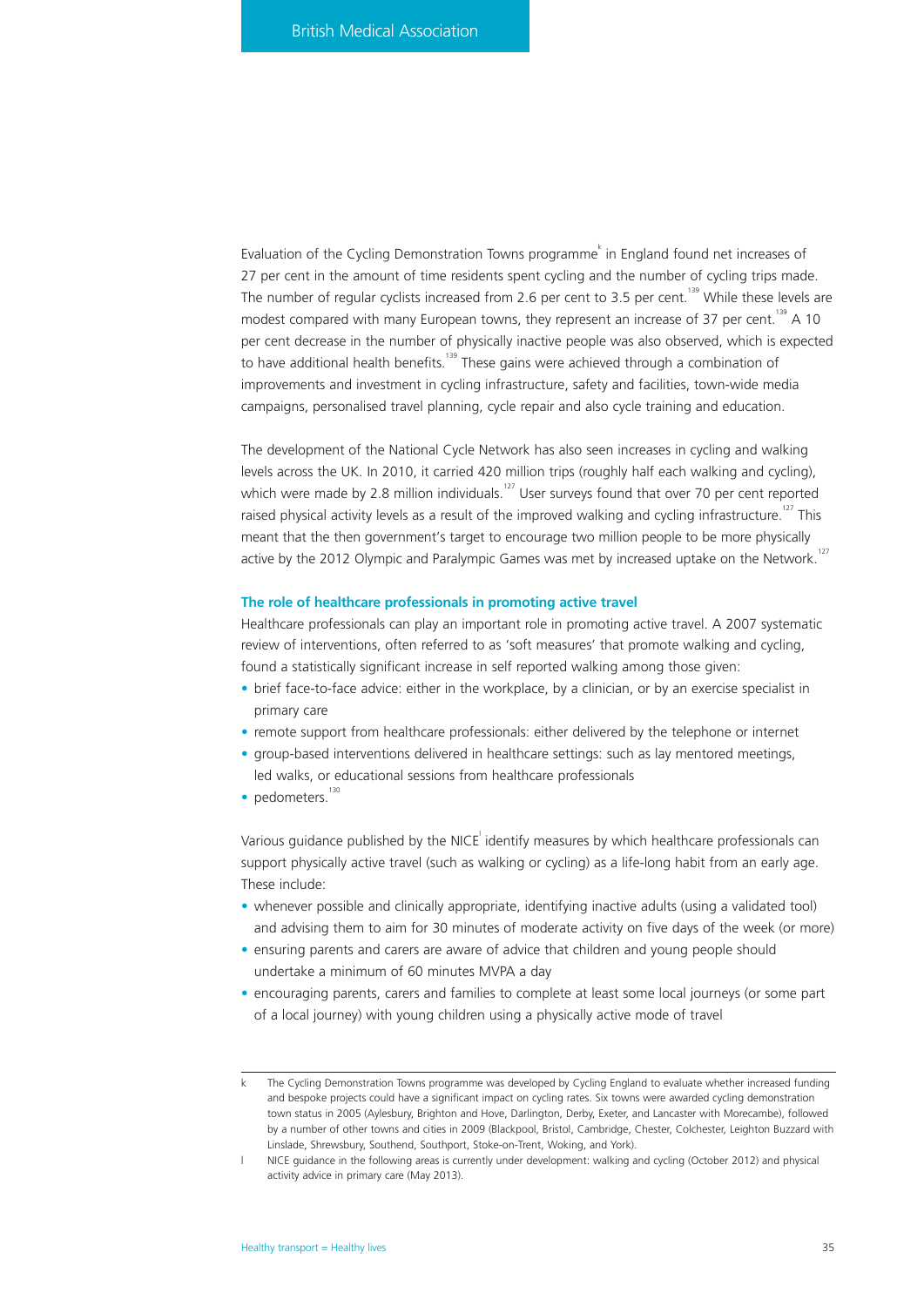Evaluation of the Cycling Demonstration Towns programme[k] in England found net increases of 27 per cent in the amount of time residents spent cycling and the number of cycling trips made. The number of regular cyclists increased from 2.6 per cent to 3.5 per cent.[139] While these levels are modest compared with many European towns, they represent an increase of 37 per cent.[139] A 10 per cent decrease in the number of physically inactive people was also observed, which is expected to have additional health benefits.[139] These gains were achieved through a combination of improvements and investment in cycling infrastructure, safety and facilities, town-wide media campaigns, personalised travel planning, cycle repair and also cycle training and education.

The development of the National Cycle Network has also seen increases in cycling and walking levels across the UK. In 2010, it carried 420 million trips (roughly half each walking and cycling), which were made by 2.8 million individuals.[127] User surveys found that over 70 per cent reported raised physical activity levels as a result of the improved walking and cycling infrastructure.[127] This meant that the then government's target to encourage two million people to be more physically active by the 2012 Olympic and Paralympic Games was met by increased uptake on the Network.[127]

### The role of healthcare professionals in promoting active travel

Healthcare professionals can play an important role in promoting active travel. A 2007 systematic review of interventions, often referred to as 'soft measures' that promote walking and cycling, found a statistically significant increase in self reported walking among those given:

- brief face-to-face advice: either in the workplace, by a clinician, or by an exercise specialist in primary care
- remote support from healthcare professionals: either delivered by the telephone or internet
- group-based interventions delivered in healthcare settings: such as lay mentored meetings, led walks, or educational sessions from healthcare professionals
- pedometers.[130]

Various guidance published by the NICE[l] identify measures by which healthcare professionals can support physically active travel (such as walking or cycling) as a life-long habit from an early age. These include:

- whenever possible and clinically appropriate, identifying inactive adults (using a validated tool) and advising them to aim for 30 minutes of moderate activity on five days of the week (or more)
- ensuring parents and carers are aware of advice that children and young people should undertake a minimum of 60 minutes MVPA a day
- encouraging parents, carers and families to complete at least some local journeys (or some part of a local journey) with young children using a physically active mode of travel

---

k The Cycling Demonstration Towns programme was developed by Cycling England to evaluate whether increased funding and bespoke projects could have a significant impact on cycling rates. Six towns were awarded cycling demonstration town status in 2005 (Aylesbury, Brighton and Hove, Darlington, Derby, Exeter, and Lancaster with Morecambe), followed by a number of other towns and cities in 2009 (Blackpool, Bristol, Cambridge, Chester, Colchester, Leighton Buzzard with Linslade, Shrewsbury, Southend, Southport, Stoke-on-Trent, Woking, and York).

l NICE guidance in the following areas is currently under development: walking and cycling (October 2012) and physical activity advice in primary care (May 2013).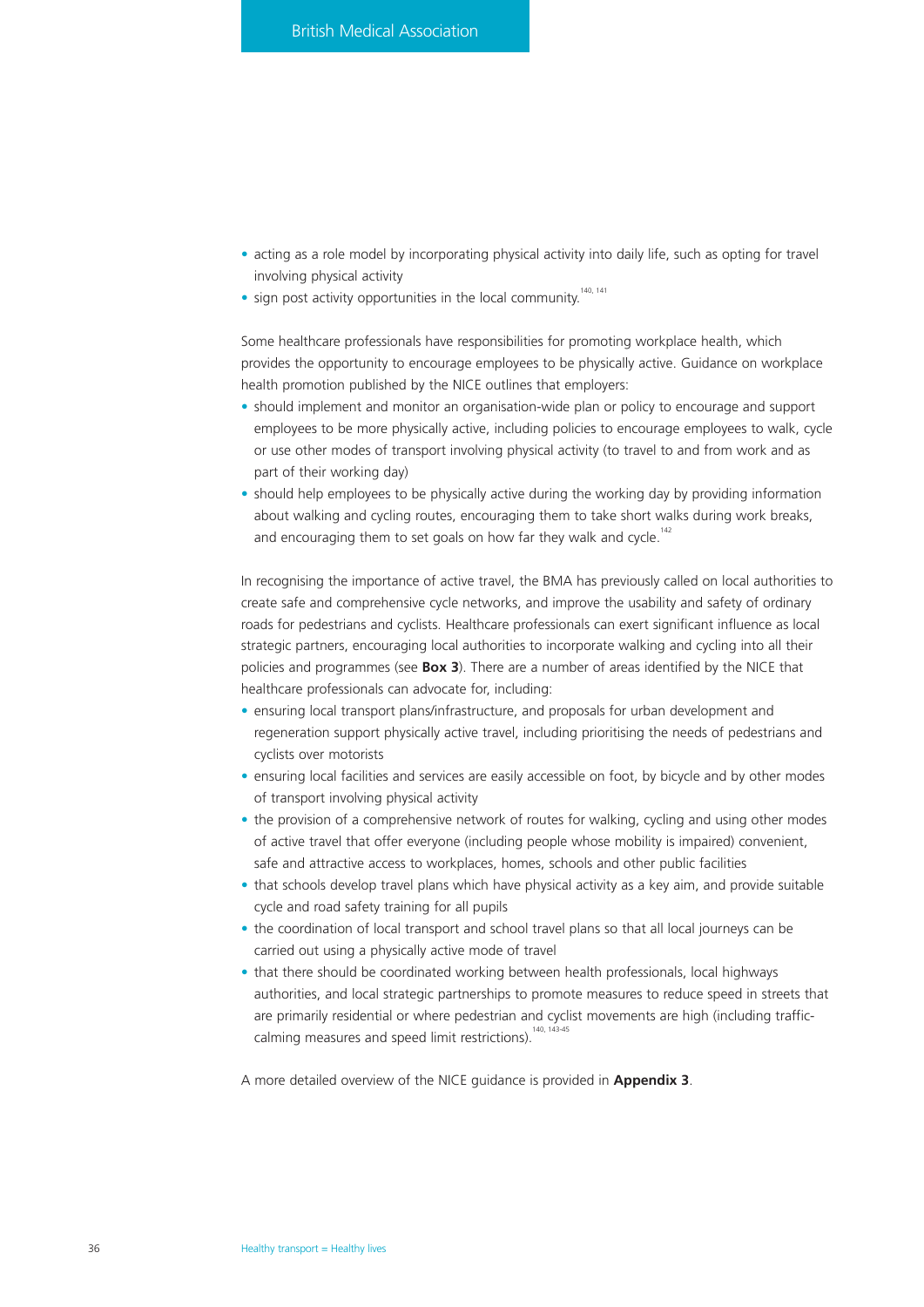- acting as a role model by incorporating physical activity into daily life, such as opting for travel involving physical activity
- sign post activity opportunities in the local community.[140, 141]

Some healthcare professionals have responsibilities for promoting workplace health, which provides the opportunity to encourage employees to be physically active. Guidance on workplace health promotion published by the NICE outlines that employers:

- should implement and monitor an organisation-wide plan or policy to encourage and support employees to be more physically active, including policies to encourage employees to walk, cycle or use other modes of transport involving physical activity (to travel to and from work and as part of their working day)
- should help employees to be physically active during the working day by providing information about walking and cycling routes, encouraging them to take short walks during work breaks, and encouraging them to set goals on how far they walk and cycle.[142]

In recognising the importance of active travel, the BMA has previously called on local authorities to create safe and comprehensive cycle networks, and improve the usability and safety of ordinary roads for pedestrians and cyclists. Healthcare professionals can exert significant influence as local strategic partners, encouraging local authorities to incorporate walking and cycling into all their policies and programmes (see **Box 3**). There are a number of areas identified by the NICE that healthcare professionals can advocate for, including:

- ensuring local transport plans/infrastructure, and proposals for urban development and regeneration support physically active travel, including prioritising the needs of pedestrians and cyclists over motorists
- ensuring local facilities and services are easily accessible on foot, by bicycle and by other modes of transport involving physical activity
- the provision of a comprehensive network of routes for walking, cycling and using other modes of active travel that offer everyone (including people whose mobility is impaired) convenient, safe and attractive access to workplaces, homes, schools and other public facilities
- that schools develop travel plans which have physical activity as a key aim, and provide suitable cycle and road safety training for all pupils
- the coordination of local transport and school travel plans so that all local journeys can be carried out using a physically active mode of travel
- that there should be coordinated working between health professionals, local highways authorities, and local strategic partnerships to promote measures to reduce speed in streets that are primarily residential or where pedestrian and cyclist movements are high (including traffic-calming measures and speed limit restrictions).[140, 143-45]

A more detailed overview of the NICE guidance is provided in **Appendix 3**.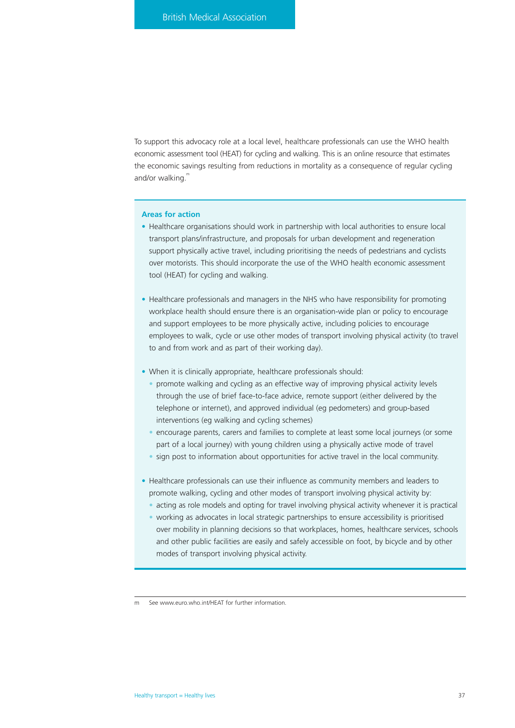To support this advocacy role at a local level, healthcare professionals can use the WHO health economic assessment tool (HEAT) for cycling and walking. This is an online resource that estimates the economic savings resulting from reductions in mortality as a consequence of regular cycling and/or walking.[m]

### Areas for action

- Healthcare organisations should work in partnership with local authorities to ensure local transport plans/infrastructure, and proposals for urban development and regeneration support physically active travel, including prioritising the needs of pedestrians and cyclists over motorists. This should incorporate the use of the WHO health economic assessment tool (HEAT) for cycling and walking.

- Healthcare professionals and managers in the NHS who have responsibility for promoting workplace health should ensure there is an organisation-wide plan or policy to encourage and support employees to be more physically active, including policies to encourage employees to walk, cycle or use other modes of transport involving physical activity (to travel to and from work and as part of their working day).

- When it is clinically appropriate, healthcare professionals should:
  - promote walking and cycling as an effective way of improving physical activity levels through the use of brief face-to-face advice, remote support (either delivered by the telephone or internet), and approved individual (eg pedometers) and group-based interventions (eg walking and cycling schemes)
  - encourage parents, carers and families to complete at least some local journeys (or some part of a local journey) with young children using a physically active mode of travel
  - sign post to information about opportunities for active travel in the local community.

- Healthcare professionals can use their influence as community members and leaders to promote walking, cycling and other modes of transport involving physical activity by:
  - acting as role models and opting for travel involving physical activity whenever it is practical
  - working as advocates in local strategic partnerships to ensure accessibility is prioritised over mobility in planning decisions so that workplaces, homes, healthcare services, schools and other public facilities are easily and safely accessible on foot, by bicycle and by other modes of transport involving physical activity.

---

m See www.euro.who.int/HEAT for further information.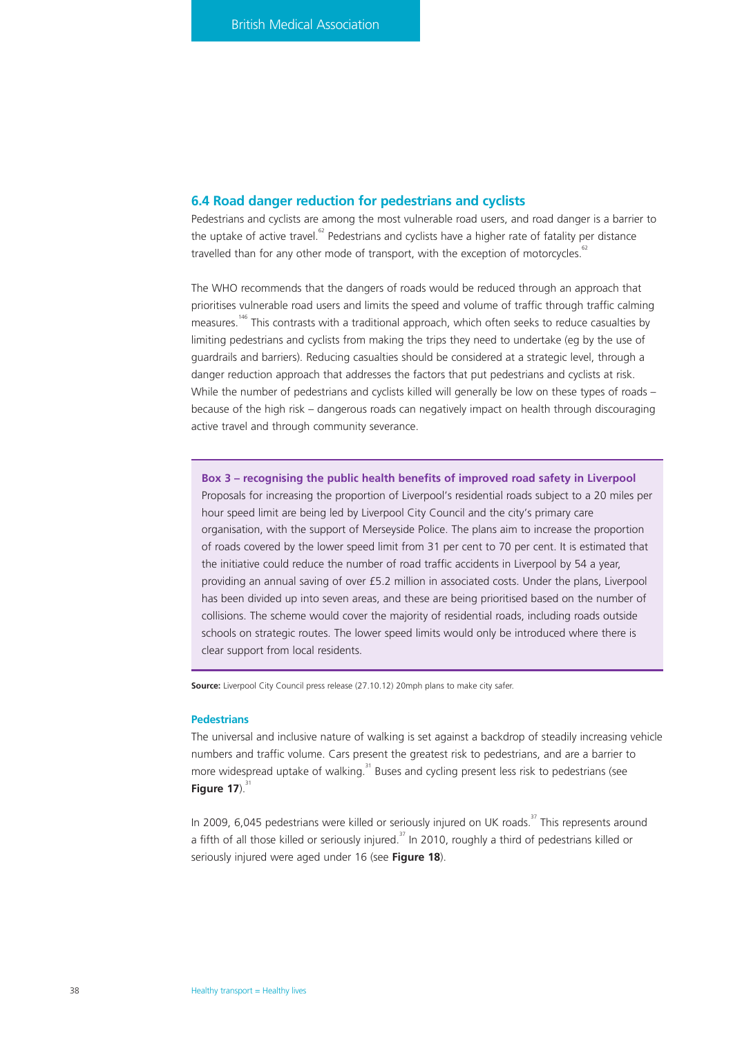## 6.4 Road danger reduction for pedestrians and cyclists

Pedestrians and cyclists are among the most vulnerable road users, and road danger is a barrier to the uptake of active travel.[62] Pedestrians and cyclists have a higher rate of fatality per distance travelled than for any other mode of transport, with the exception of motorcycles.[62]

The WHO recommends that the dangers of roads would be reduced through an approach that prioritises vulnerable road users and limits the speed and volume of traffic through traffic calming measures.[146] This contrasts with a traditional approach, which often seeks to reduce casualties by limiting pedestrians and cyclists from making the trips they need to undertake (eg by the use of guardrails and barriers). Reducing casualties should be considered at a strategic level, through a danger reduction approach that addresses the factors that put pedestrians and cyclists at risk. While the number of pedestrians and cyclists killed will generally be low on these types of roads – because of the high risk – dangerous roads can negatively impact on health through discouraging active travel and through community severance.

**Box 3 – recognising the public health benefits of improved road safety in Liverpool**

Proposals for increasing the proportion of Liverpool's residential roads subject to a 20 miles per hour speed limit are being led by Liverpool City Council and the city's primary care organisation, with the support of Merseyside Police. The plans aim to increase the proportion of roads covered by the lower speed limit from 31 per cent to 70 per cent. It is estimated that the initiative could reduce the number of road traffic accidents in Liverpool by 54 a year, providing an annual saving of over £5.2 million in associated costs. Under the plans, Liverpool has been divided up into seven areas, and these are being prioritised based on the number of collisions. The scheme would cover the majority of residential roads, including roads outside schools on strategic routes. The lower speed limits would only be introduced where there is clear support from local residents.

**Source:** Liverpool City Council press release (27.10.12) 20mph plans to make city safer.

### Pedestrians

The universal and inclusive nature of walking is set against a backdrop of steadily increasing vehicle numbers and traffic volume. Cars present the greatest risk to pedestrians, and are a barrier to more widespread uptake of walking.[31] Buses and cycling present less risk to pedestrians (see **Figure 17**).[31]

In 2009, 6,045 pedestrians were killed or seriously injured on UK roads.[37] This represents around a fifth of all those killed or seriously injured.[37] In 2010, roughly a third of pedestrians killed or seriously injured were aged under 16 (see **Figure 18**).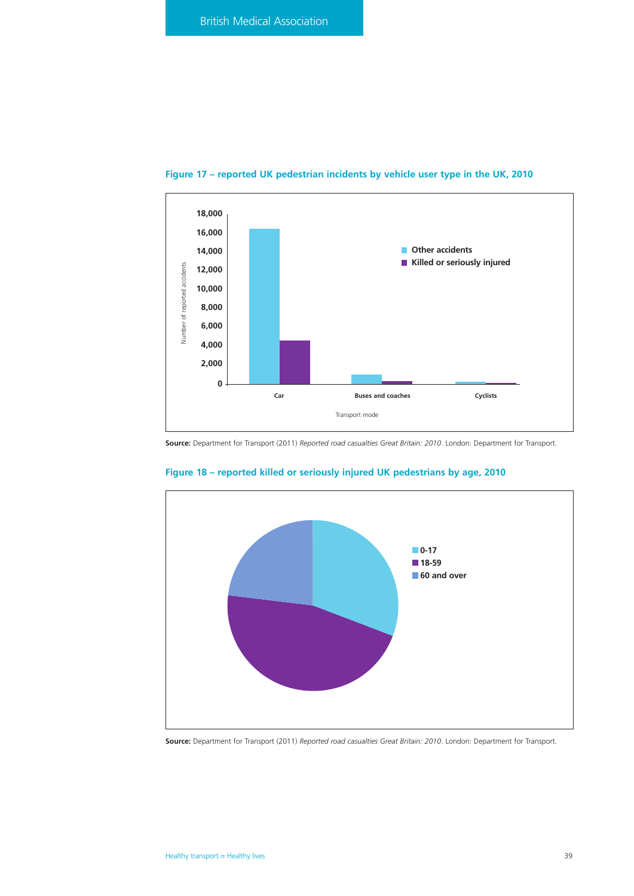**Figure 17 – reported UK pedestrian incidents by vehicle user type in the UK, 2010**

**Source:** Department for Transport (2011) *Reported road casualties Great Britain: 2010*. London: Department for Transport.

**Figure 18 – reported killed or seriously injured UK pedestrians by age, 2010**

**Source:** Department for Transport (2011) *Reported road casualties Great Britain: 2010*. London: Department for Transport.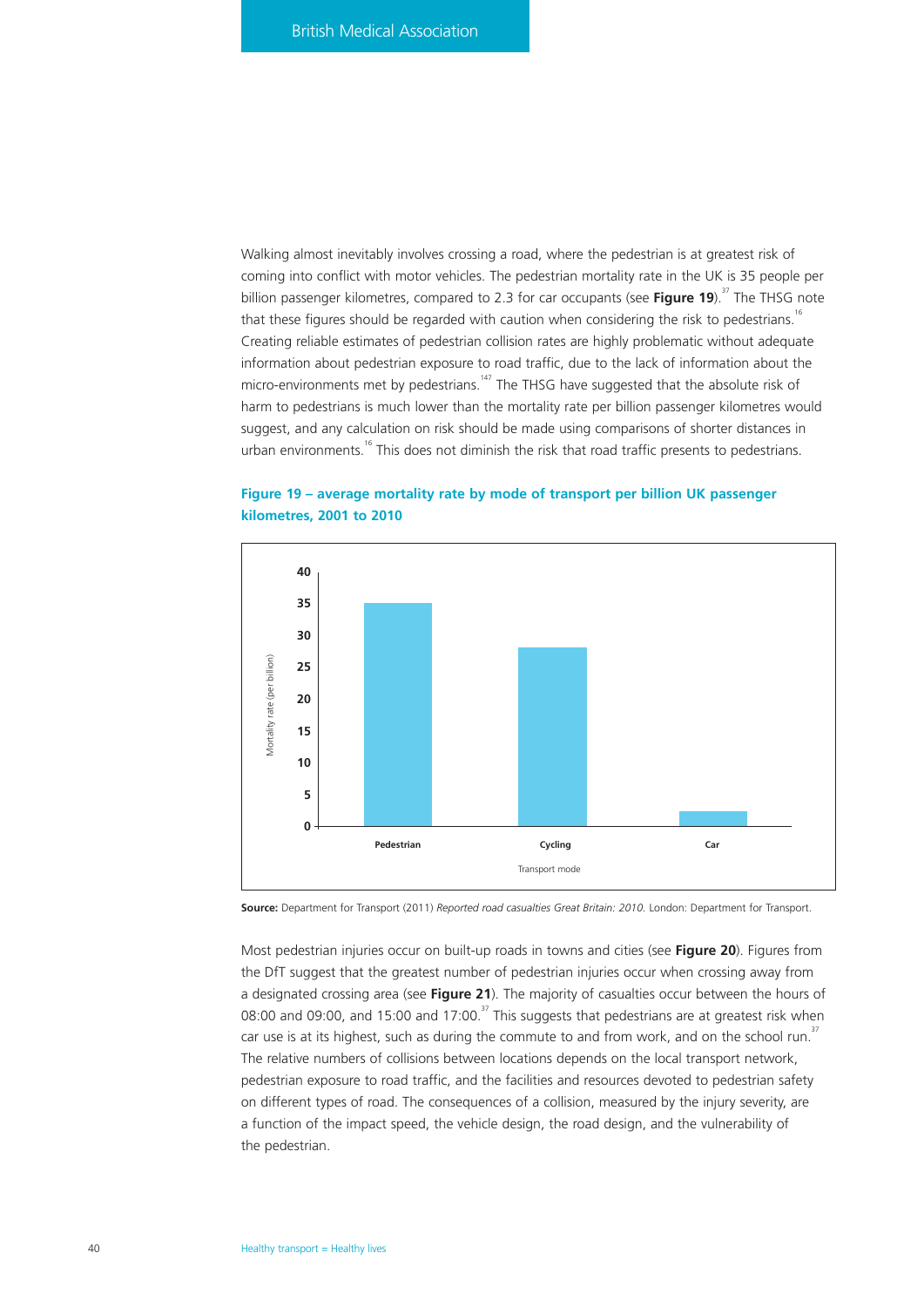Walking almost inevitably involves crossing a road, where the pedestrian is at greatest risk of coming into conflict with motor vehicles. The pedestrian mortality rate in the UK is 35 people per billion passenger kilometres, compared to 2.3 for car occupants (see **Figure 19**).[37] The THSG note that these figures should be regarded with caution when considering the risk to pedestrians.[16] Creating reliable estimates of pedestrian collision rates are highly problematic without adequate information about pedestrian exposure to road traffic, due to the lack of information about the micro-environments met by pedestrians.[147] The THSG have suggested that the absolute risk of harm to pedestrians is much lower than the mortality rate per billion passenger kilometres would suggest, and any calculation on risk should be made using comparisons of shorter distances in urban environments.[16] This does not diminish the risk that road traffic presents to pedestrians.

**Figure 19 – average mortality rate by mode of transport per billion UK passenger kilometres, 2001 to 2010**

| Transport mode | Mortality rate (per billion) |
|---|---|
| Pedestrian | 35 |
| Cycling | 28 |
| Car | 2.3 |

**Source:** Department for Transport (2011) *Reported road casualties Great Britain: 2010.* London: Department for Transport.

Most pedestrian injuries occur on built-up roads in towns and cities (see **Figure 20**). Figures from the DfT suggest that the greatest number of pedestrian injuries occur when crossing away from a designated crossing area (see **Figure 21**). The majority of casualties occur between the hours of 08:00 and 09:00, and 15:00 and 17:00.[37] This suggests that pedestrians are at greatest risk when car use is at its highest, such as during the commute to and from work, and on the school run.[37] The relative numbers of collisions between locations depends on the local transport network, pedestrian exposure to road traffic, and the facilities and resources devoted to pedestrian safety on different types of road. The consequences of a collision, measured by the injury severity, are a function of the impact speed, the vehicle design, the road design, and the vulnerability of the pedestrian.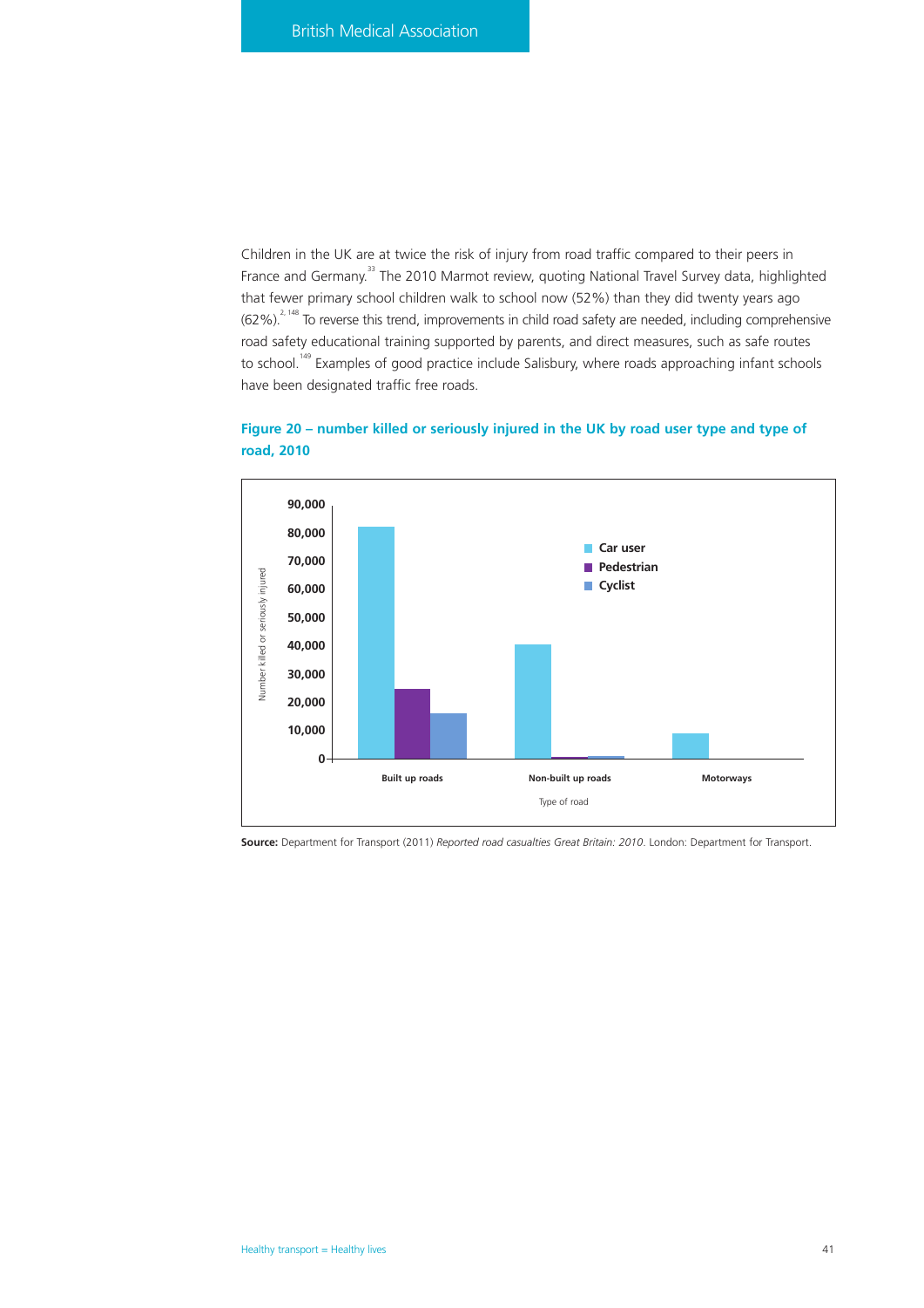Children in the UK are at twice the risk of injury from road traffic compared to their peers in France and Germany.[33] The 2010 Marmot review, quoting National Travel Survey data, highlighted that fewer primary school children walk to school now (52%) than they did twenty years ago (62%).[2, 148] To reverse this trend, improvements in child road safety are needed, including comprehensive road safety educational training supported by parents, and direct measures, such as safe routes to school.[149] Examples of good practice include Salisbury, where roads approaching infant schools have been designated traffic free roads.

**Figure 20 – number killed or seriously injured in the UK by road user type and type of road, 2010**

**Source:** Department for Transport (2011) *Reported road casualties Great Britain: 2010.* London: Department for Transport.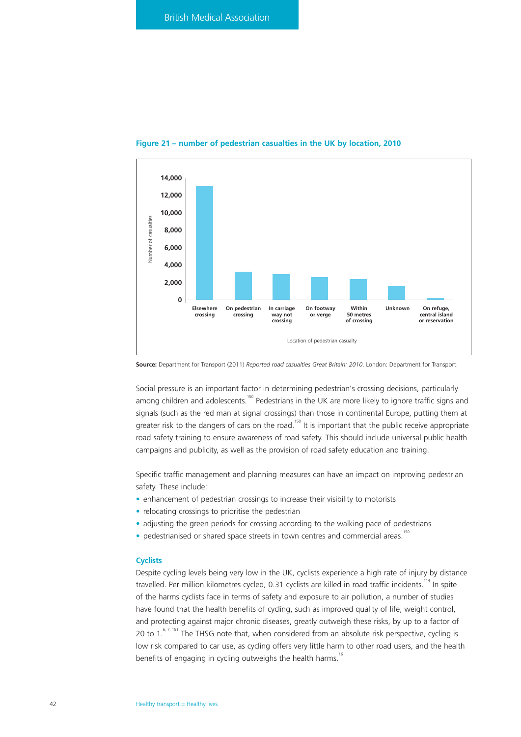**Figure 21 – number of pedestrian casualties in the UK by location, 2010**

Source: Department for Transport (2011) *Reported road casualties Great Britain: 2010.* London: Department for Transport.

Social pressure is an important factor in determining pedestrian's crossing decisions, particularly among children and adolescents.[150] Pedestrians in the UK are more likely to ignore traffic signs and signals (such as the red man at signal crossings) than those in continental Europe, putting them at greater risk to the dangers of cars on the road.[150] It is important that the public receive appropriate road safety training to ensure awareness of road safety. This should include universal public health campaigns and publicity, as well as the provision of road safety education and training.

Specific traffic management and planning measures can have an impact on improving pedestrian safety. These include:

- enhancement of pedestrian crossings to increase their visibility to motorists
- relocating crossings to prioritise the pedestrian
- adjusting the green periods for crossing according to the walking pace of pedestrians
- pedestrianised or shared space streets in town centres and commercial areas.[150]

### Cyclists

Despite cycling levels being very low in the UK, cyclists experience a high rate of injury by distance travelled. Per million kilometres cycled, 0.31 cyclists are killed in road traffic incidents.[114] In spite of the harms cyclists face in terms of safety and exposure to air pollution, a number of studies have found that the health benefits of cycling, such as improved quality of life, weight control, and protecting against major chronic diseases, greatly outweigh these risks, by up to a factor of 20 to 1.[6, 7, 151] The THSG note that, when considered from an absolute risk perspective, cycling is low risk compared to car use, as cycling offers very little harm to other road users, and the health benefits of engaging in cycling outweighs the health harms.[16]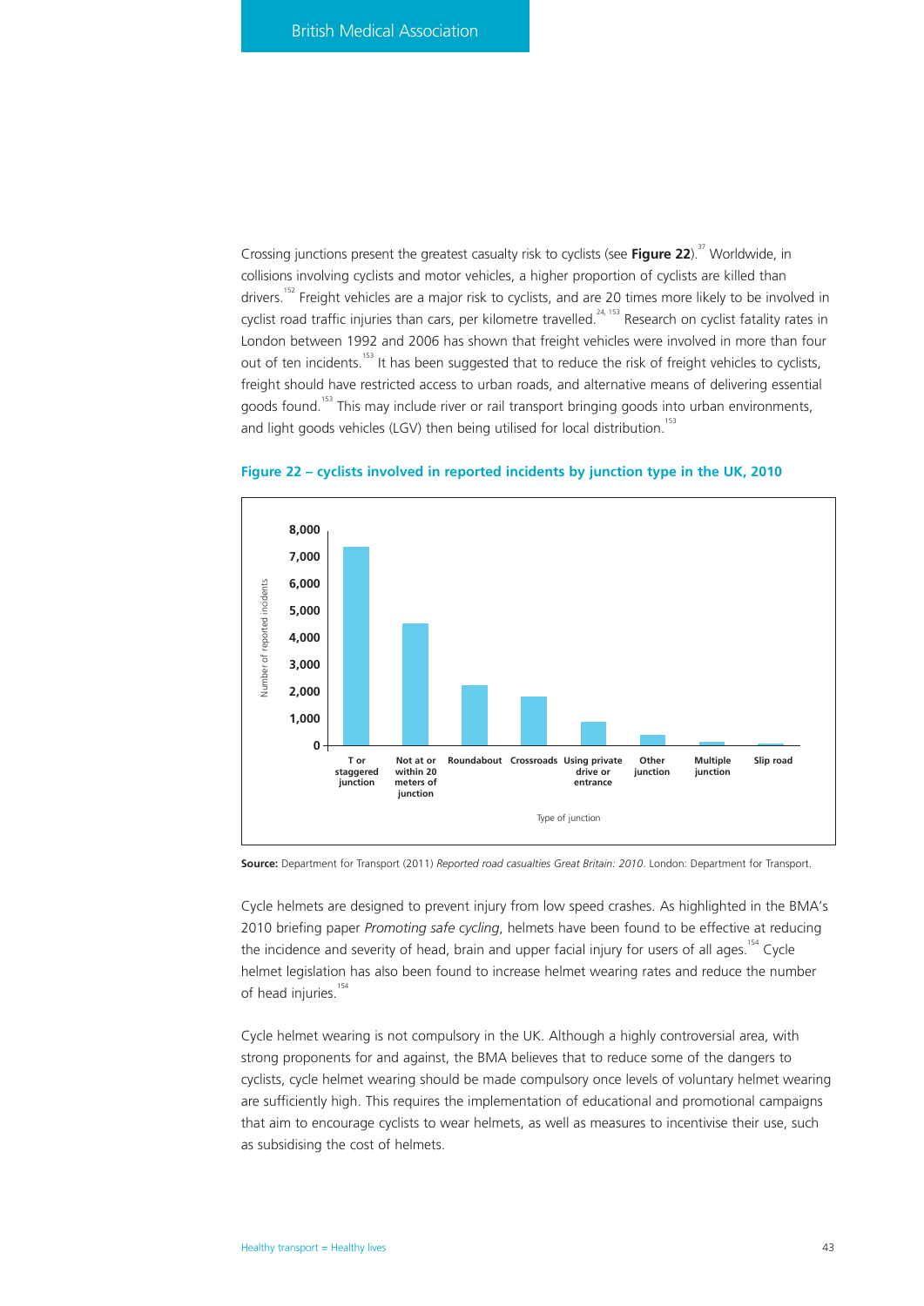Crossing junctions present the greatest casualty risk to cyclists (see **Figure 22**).[37] Worldwide, in collisions involving cyclists and motor vehicles, a higher proportion of cyclists are killed than drivers.[152] Freight vehicles are a major risk to cyclists, and are 20 times more likely to be involved in cyclist road traffic injuries than cars, per kilometre travelled.[24, 153] Research on cyclist fatality rates in London between 1992 and 2006 has shown that freight vehicles were involved in more than four out of ten incidents.[153] It has been suggested that to reduce the risk of freight vehicles to cyclists, freight should have restricted access to urban roads, and alternative means of delivering essential goods found.[153] This may include river or rail transport bringing goods into urban environments, and light goods vehicles (LGV) then being utilised for local distribution.[153]

**Figure 22 – cyclists involved in reported incidents by junction type in the UK, 2010**

**Source:** Department for Transport (2011) *Reported road casualties Great Britain: 2010*. London: Department for Transport.

Cycle helmets are designed to prevent injury from low speed crashes. As highlighted in the BMA's 2010 briefing paper *Promoting safe cycling*, helmets have been found to be effective at reducing the incidence and severity of head, brain and upper facial injury for users of all ages.[154] Cycle helmet legislation has also been found to increase helmet wearing rates and reduce the number of head injuries.[154]

Cycle helmet wearing is not compulsory in the UK. Although a highly controversial area, with strong proponents for and against, the BMA believes that to reduce some of the dangers to cyclists, cycle helmet wearing should be made compulsory once levels of voluntary helmet wearing are sufficiently high. This requires the implementation of educational and promotional campaigns that aim to encourage cyclists to wear helmets, as well as measures to incentivise their use, such as subsidising the cost of helmets.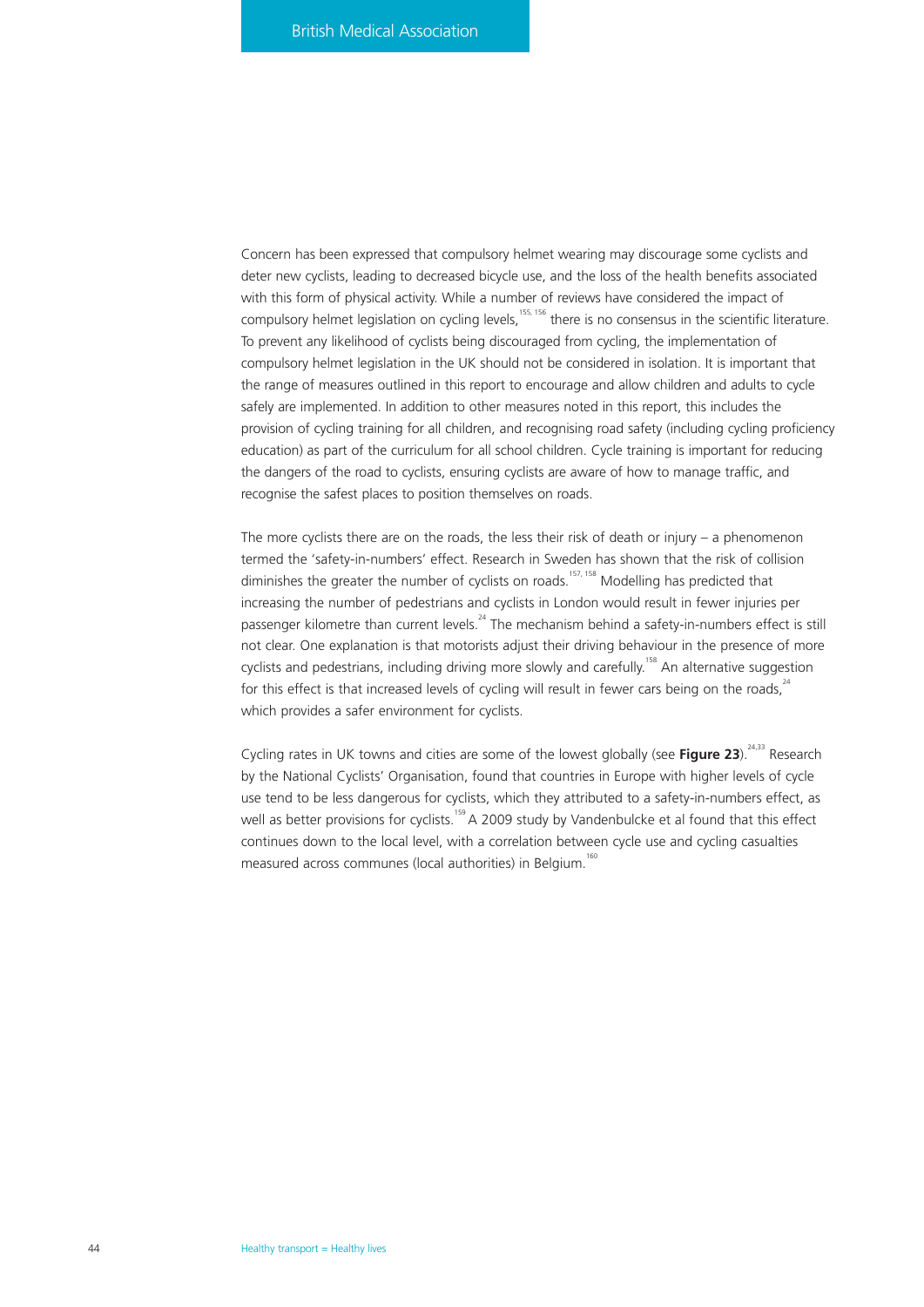Concern has been expressed that compulsory helmet wearing may discourage some cyclists and deter new cyclists, leading to decreased bicycle use, and the loss of the health benefits associated with this form of physical activity. While a number of reviews have considered the impact of compulsory helmet legislation on cycling levels,[155, 156] there is no consensus in the scientific literature. To prevent any likelihood of cyclists being discouraged from cycling, the implementation of compulsory helmet legislation in the UK should not be considered in isolation. It is important that the range of measures outlined in this report to encourage and allow children and adults to cycle safely are implemented. In addition to other measures noted in this report, this includes the provision of cycling training for all children, and recognising road safety (including cycling proficiency education) as part of the curriculum for all school children. Cycle training is important for reducing the dangers of the road to cyclists, ensuring cyclists are aware of how to manage traffic, and recognise the safest places to position themselves on roads.

The more cyclists there are on the roads, the less their risk of death or injury – a phenomenon termed the 'safety-in-numbers' effect. Research in Sweden has shown that the risk of collision diminishes the greater the number of cyclists on roads.[157, 158] Modelling has predicted that increasing the number of pedestrians and cyclists in London would result in fewer injuries per passenger kilometre than current levels.[24] The mechanism behind a safety-in-numbers effect is still not clear. One explanation is that motorists adjust their driving behaviour in the presence of more cyclists and pedestrians, including driving more slowly and carefully.[158] An alternative suggestion for this effect is that increased levels of cycling will result in fewer cars being on the roads,[24] which provides a safer environment for cyclists.

Cycling rates in UK towns and cities are some of the lowest globally (see **Figure 23**).[24,33] Research by the National Cyclists' Organisation, found that countries in Europe with higher levels of cycle use tend to be less dangerous for cyclists, which they attributed to a safety-in-numbers effect, as well as better provisions for cyclists.[159] A 2009 study by Vandenbulcke et al found that this effect continues down to the local level, with a correlation between cycle use and cycling casualties measured across communes (local authorities) in Belgium.[160]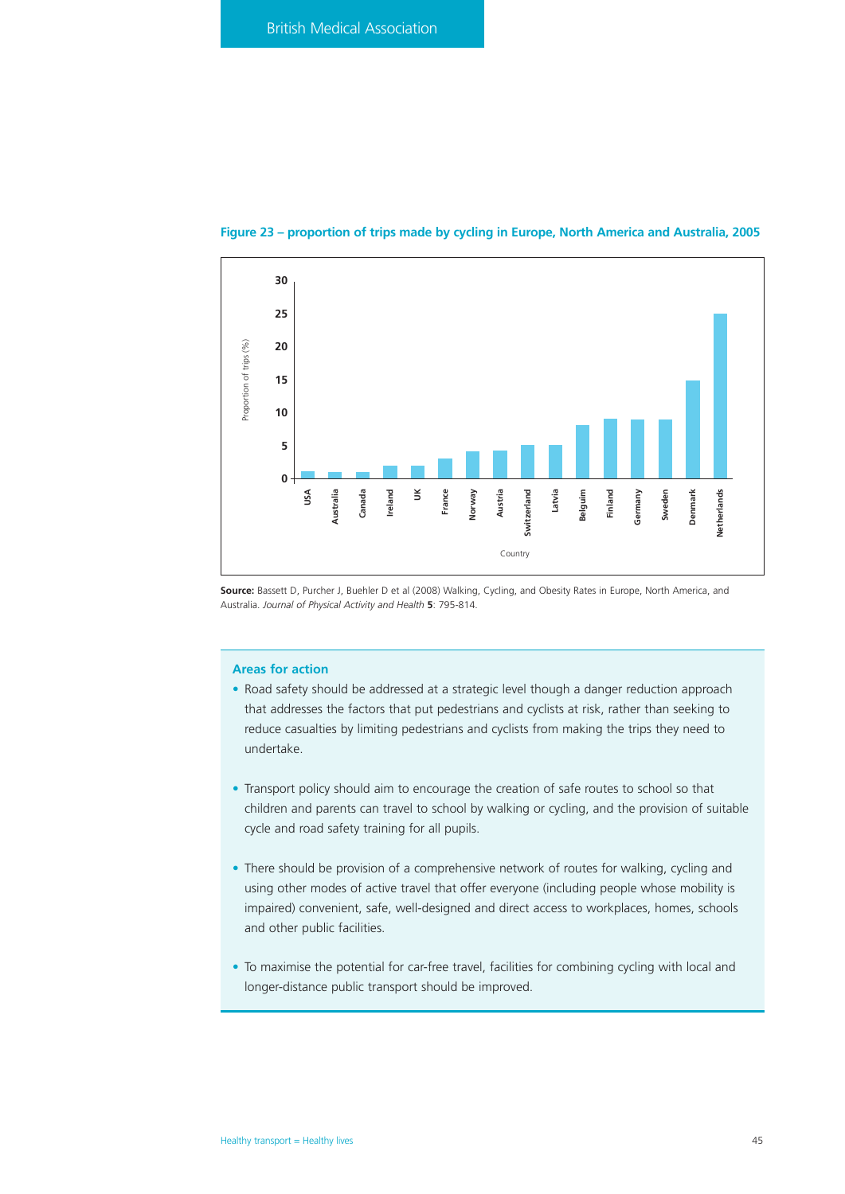**Figure 23 – proportion of trips made by cycling in Europe, North America and Australia, 2005**

**Source:** Bassett D, Purcher J, Buehler D et al (2008) Walking, Cycling, and Obesity Rates in Europe, North America, and Australia. *Journal of Physical Activity and Health* **5**: 795-814.

### Areas for action

- Road safety should be addressed at a strategic level though a danger reduction approach that addresses the factors that put pedestrians and cyclists at risk, rather than seeking to reduce casualties by limiting pedestrians and cyclists from making the trips they need to undertake.
- Transport policy should aim to encourage the creation of safe routes to school so that children and parents can travel to school by walking or cycling, and the provision of suitable cycle and road safety training for all pupils.
- There should be provision of a comprehensive network of routes for walking, cycling and using other modes of active travel that offer everyone (including people whose mobility is impaired) convenient, safe, well-designed and direct access to workplaces, homes, schools and other public facilities.
- To maximise the potential for car-free travel, facilities for combining cycling with local and longer-distance public transport should be improved.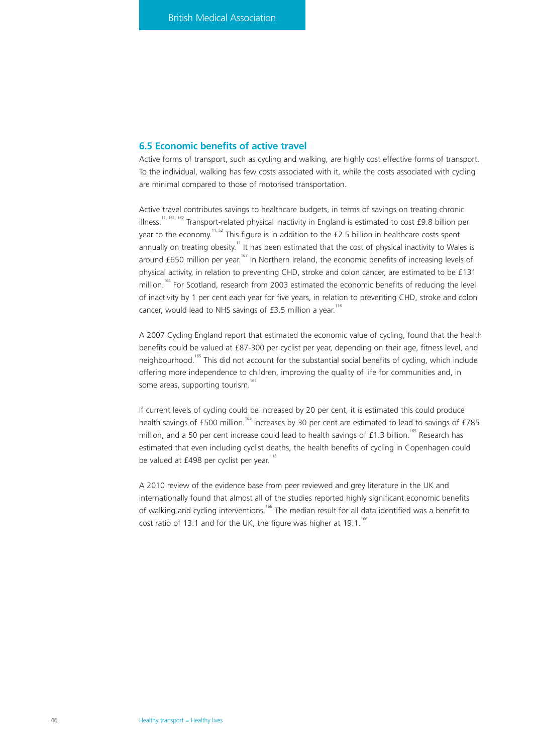## 6.5 Economic benefits of active travel

Active forms of transport, such as cycling and walking, are highly cost effective forms of transport. To the individual, walking has few costs associated with it, while the costs associated with cycling are minimal compared to those of motorised transportation.

Active travel contributes savings to healthcare budgets, in terms of savings on treating chronic illness.[11, 161, 162] Transport-related physical inactivity in England is estimated to cost £9.8 billion per year to the economy.[11, 52] This figure is in addition to the £2.5 billion in healthcare costs spent annually on treating obesity.[11] It has been estimated that the cost of physical inactivity to Wales is around £650 million per year.[163] In Northern Ireland, the economic benefits of increasing levels of physical activity, in relation to preventing CHD, stroke and colon cancer, are estimated to be £131 million.[164] For Scotland, research from 2003 estimated the economic benefits of reducing the level of inactivity by 1 per cent each year for five years, in relation to preventing CHD, stroke and colon cancer, would lead to NHS savings of £3.5 million a year.[116]

A 2007 Cycling England report that estimated the economic value of cycling, found that the health benefits could be valued at £87-300 per cyclist per year, depending on their age, fitness level, and neighbourhood.[165] This did not account for the substantial social benefits of cycling, which include offering more independence to children, improving the quality of life for communities and, in some areas, supporting tourism.[165]

If current levels of cycling could be increased by 20 per cent, it is estimated this could produce health savings of £500 million.[165] Increases by 30 per cent are estimated to lead to savings of £785 million, and a 50 per cent increase could lead to health savings of £1.3 billion.[165] Research has estimated that even including cyclist deaths, the health benefits of cycling in Copenhagen could be valued at £498 per cyclist per year.[113]

A 2010 review of the evidence base from peer reviewed and grey literature in the UK and internationally found that almost all of the studies reported highly significant economic benefits of walking and cycling interventions.[166] The median result for all data identified was a benefit to cost ratio of 13:1 and for the UK, the figure was higher at 19:1.[166]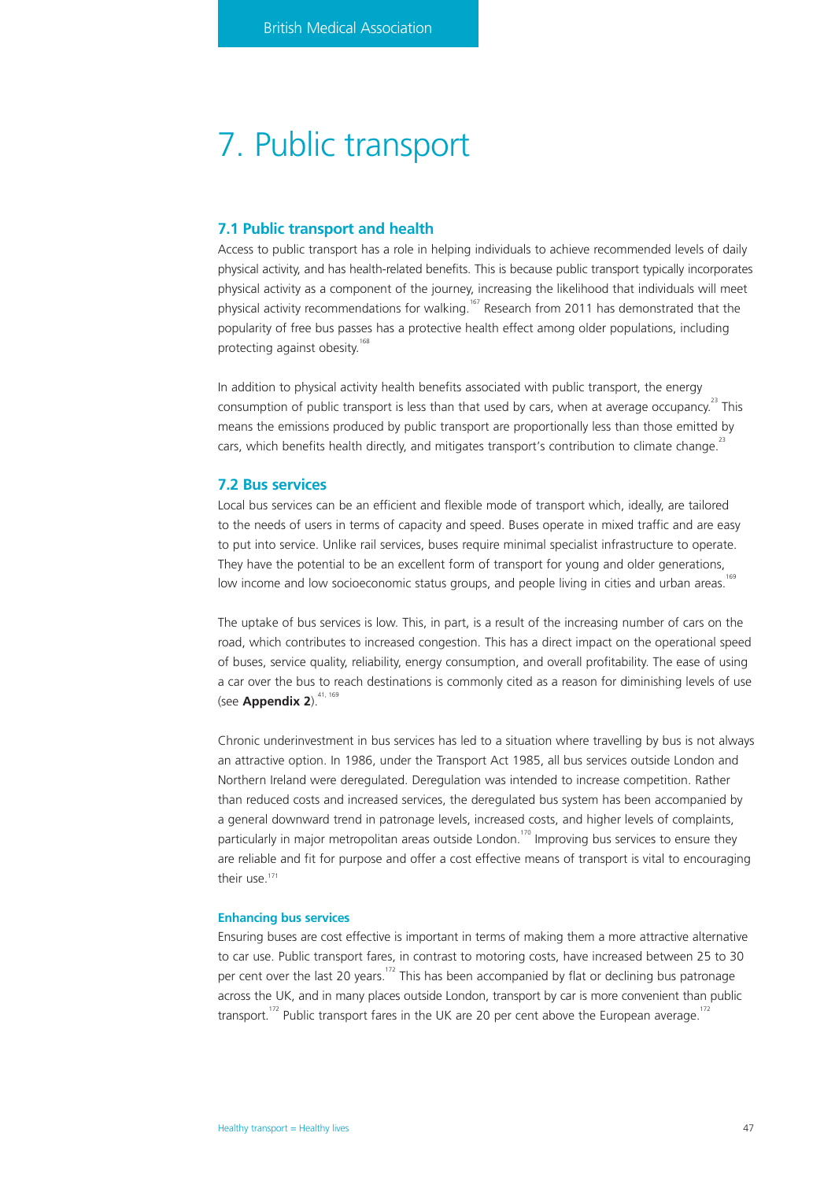# 7. Public transport

## 7.1 Public transport and health

Access to public transport has a role in helping individuals to achieve recommended levels of daily physical activity, and has health-related benefits. This is because public transport typically incorporates physical activity as a component of the journey, increasing the likelihood that individuals will meet physical activity recommendations for walking.[167] Research from 2011 has demonstrated that the popularity of free bus passes has a protective health effect among older populations, including protecting against obesity.[168]

In addition to physical activity health benefits associated with public transport, the energy consumption of public transport is less than that used by cars, when at average occupancy.[23] This means the emissions produced by public transport are proportionally less than those emitted by cars, which benefits health directly, and mitigates transport's contribution to climate change.[23]

## 7.2 Bus services

Local bus services can be an efficient and flexible mode of transport which, ideally, are tailored to the needs of users in terms of capacity and speed. Buses operate in mixed traffic and are easy to put into service. Unlike rail services, buses require minimal specialist infrastructure to operate. They have the potential to be an excellent form of transport for young and older generations, low income and low socioeconomic status groups, and people living in cities and urban areas.[169]

The uptake of bus services is low. This, in part, is a result of the increasing number of cars on the road, which contributes to increased congestion. This has a direct impact on the operational speed of buses, service quality, reliability, energy consumption, and overall profitability. The ease of using a car over the bus to reach destinations is commonly cited as a reason for diminishing levels of use (see **Appendix 2**).[41, 169]

Chronic underinvestment in bus services has led to a situation where travelling by bus is not always an attractive option. In 1986, under the Transport Act 1985, all bus services outside London and Northern Ireland were deregulated. Deregulation was intended to increase competition. Rather than reduced costs and increased services, the deregulated bus system has been accompanied by a general downward trend in patronage levels, increased costs, and higher levels of complaints, particularly in major metropolitan areas outside London.[170] Improving bus services to ensure they are reliable and fit for purpose and offer a cost effective means of transport is vital to encouraging their use.[171]

### Enhancing bus services

Ensuring buses are cost effective is important in terms of making them a more attractive alternative to car use. Public transport fares, in contrast to motoring costs, have increased between 25 to 30 per cent over the last 20 years.[172] This has been accompanied by flat or declining bus patronage across the UK, and in many places outside London, transport by car is more convenient than public transport.[172] Public transport fares in the UK are 20 per cent above the European average.[172]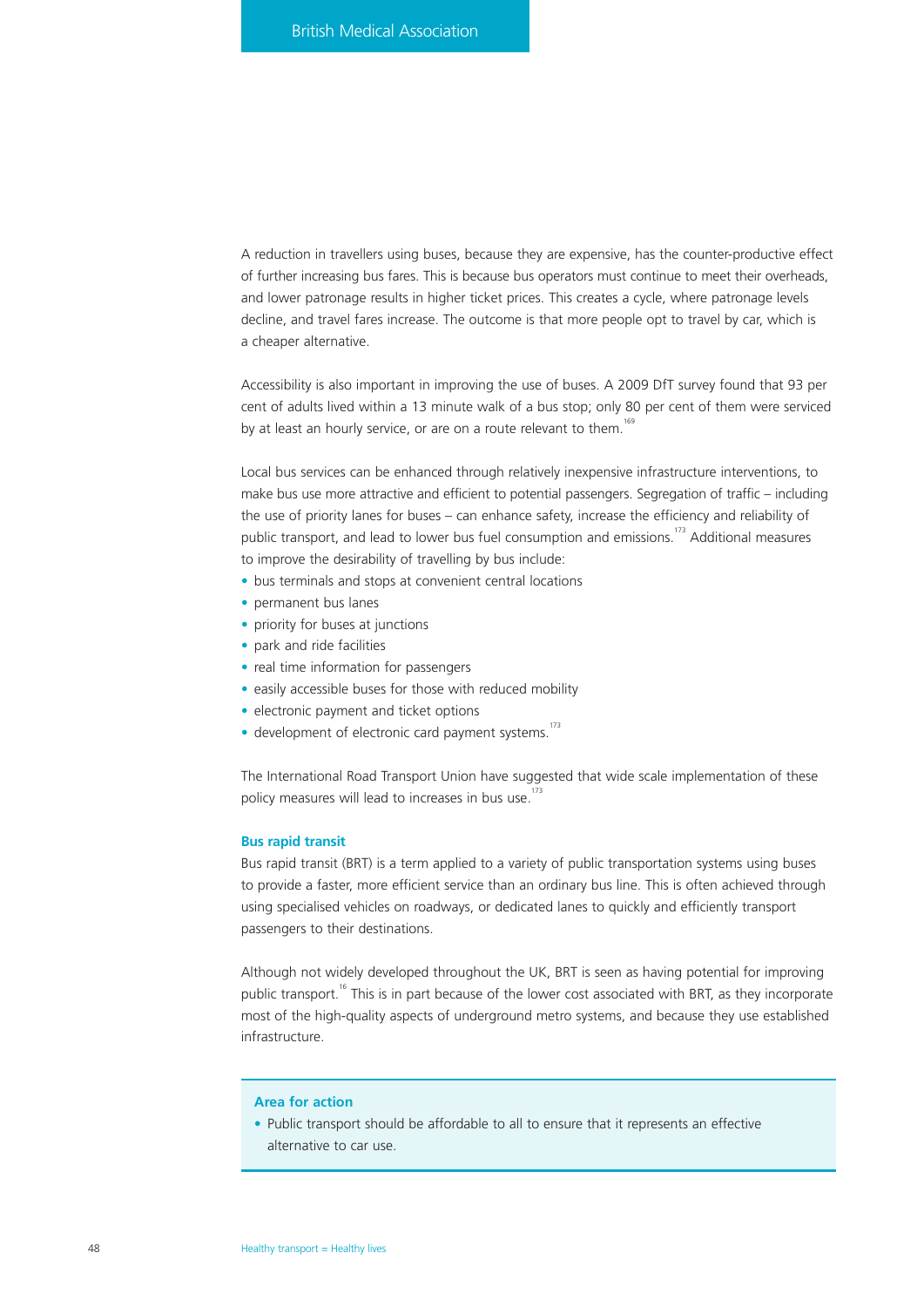A reduction in travellers using buses, because they are expensive, has the counter-productive effect of further increasing bus fares. This is because bus operators must continue to meet their overheads, and lower patronage results in higher ticket prices. This creates a cycle, where patronage levels decline, and travel fares increase. The outcome is that more people opt to travel by car, which is a cheaper alternative.

Accessibility is also important in improving the use of buses. A 2009 DfT survey found that 93 per cent of adults lived within a 13 minute walk of a bus stop; only 80 per cent of them were serviced by at least an hourly service, or are on a route relevant to them.[169]

Local bus services can be enhanced through relatively inexpensive infrastructure interventions, to make bus use more attractive and efficient to potential passengers. Segregation of traffic – including the use of priority lanes for buses – can enhance safety, increase the efficiency and reliability of public transport, and lead to lower bus fuel consumption and emissions.[173] Additional measures to improve the desirability of travelling by bus include:

- bus terminals and stops at convenient central locations
- permanent bus lanes
- priority for buses at junctions
- park and ride facilities
- real time information for passengers
- easily accessible buses for those with reduced mobility
- electronic payment and ticket options
- development of electronic card payment systems.[173]

The International Road Transport Union have suggested that wide scale implementation of these policy measures will lead to increases in bus use.[173]

### Bus rapid transit

Bus rapid transit (BRT) is a term applied to a variety of public transportation systems using buses to provide a faster, more efficient service than an ordinary bus line. This is often achieved through using specialised vehicles on roadways, or dedicated lanes to quickly and efficiently transport passengers to their destinations.

Although not widely developed throughout the UK, BRT is seen as having potential for improving public transport.[16] This is in part because of the lower cost associated with BRT, as they incorporate most of the high-quality aspects of underground metro systems, and because they use established infrastructure.

**Area for action**

- Public transport should be affordable to all to ensure that it represents an effective alternative to car use.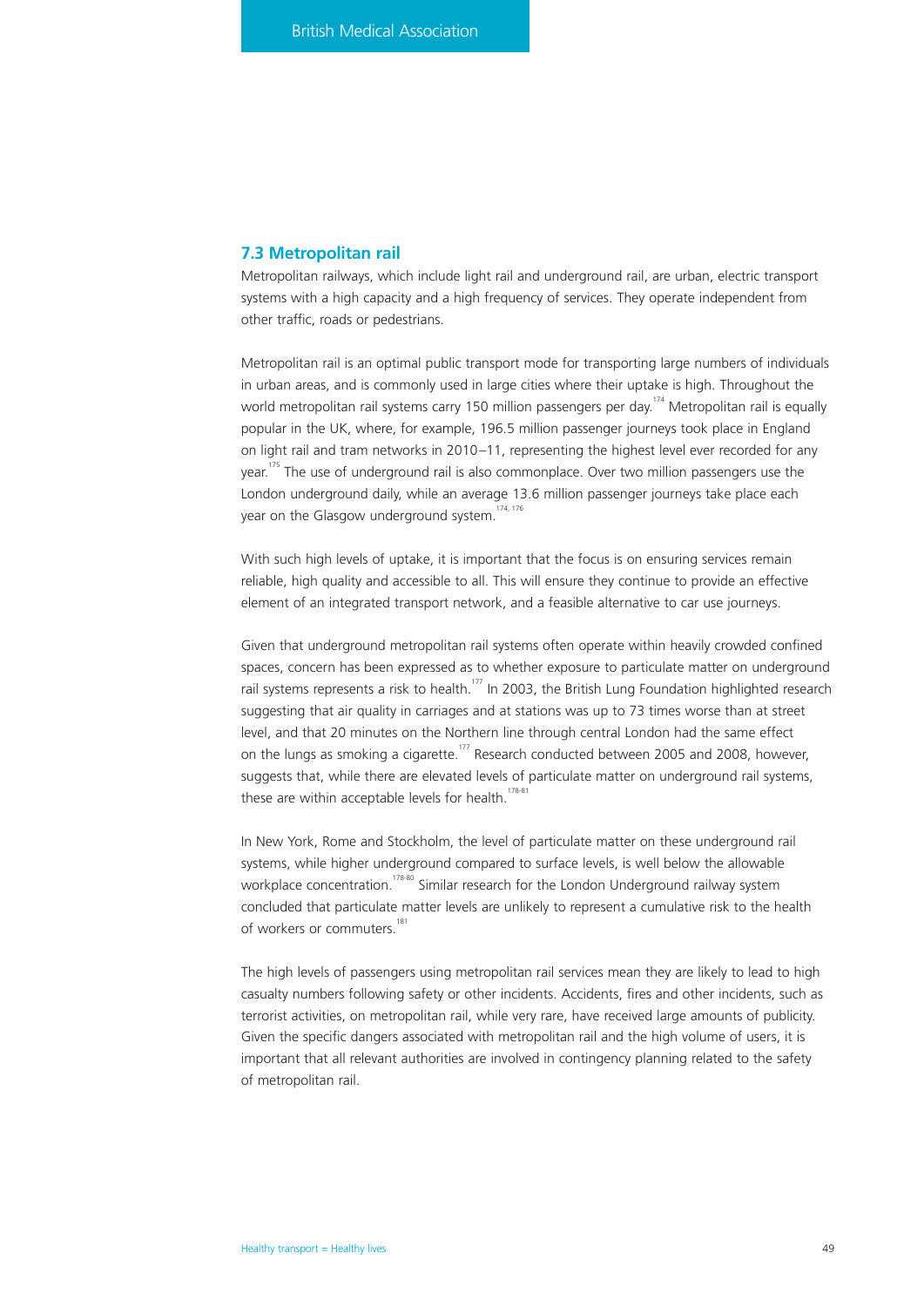## 7.3 Metropolitan rail

Metropolitan railways, which include light rail and underground rail, are urban, electric transport systems with a high capacity and a high frequency of services. They operate independent from other traffic, roads or pedestrians.

Metropolitan rail is an optimal public transport mode for transporting large numbers of individuals in urban areas, and is commonly used in large cities where their uptake is high. Throughout the world metropolitan rail systems carry 150 million passengers per day.[174] Metropolitan rail is equally popular in the UK, where, for example, 196.5 million passenger journeys took place in England on light rail and tram networks in 2010–11, representing the highest level ever recorded for any year.[175] The use of underground rail is also commonplace. Over two million passengers use the London underground daily, while an average 13.6 million passenger journeys take place each year on the Glasgow underground system.[174, 176]

With such high levels of uptake, it is important that the focus is on ensuring services remain reliable, high quality and accessible to all. This will ensure they continue to provide an effective element of an integrated transport network, and a feasible alternative to car use journeys.

Given that underground metropolitan rail systems often operate within heavily crowded confined spaces, concern has been expressed as to whether exposure to particulate matter on underground rail systems represents a risk to health.[177] In 2003, the British Lung Foundation highlighted research suggesting that air quality in carriages and at stations was up to 73 times worse than at street level, and that 20 minutes on the Northern line through central London had the same effect on the lungs as smoking a cigarette.[177] Research conducted between 2005 and 2008, however, suggests that, while there are elevated levels of particulate matter on underground rail systems, these are within acceptable levels for health.[178-81]

In New York, Rome and Stockholm, the level of particulate matter on these underground rail systems, while higher underground compared to surface levels, is well below the allowable workplace concentration.[178-80] Similar research for the London Underground railway system concluded that particulate matter levels are unlikely to represent a cumulative risk to the health of workers or commuters.[181]

The high levels of passengers using metropolitan rail services mean they are likely to lead to high casualty numbers following safety or other incidents. Accidents, fires and other incidents, such as terrorist activities, on metropolitan rail, while very rare, have received large amounts of publicity. Given the specific dangers associated with metropolitan rail and the high volume of users, it is important that all relevant authorities are involved in contingency planning related to the safety of metropolitan rail.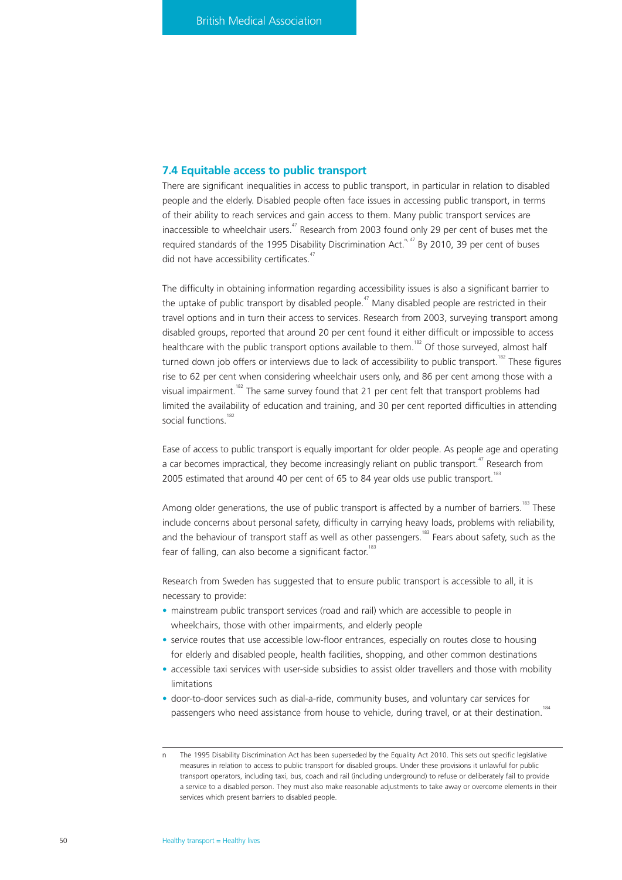## 7.4 Equitable access to public transport

There are significant inequalities in access to public transport, in particular in relation to disabled people and the elderly. Disabled people often face issues in accessing public transport, in terms of their ability to reach services and gain access to them. Many public transport services are inaccessible to wheelchair users.[47] Research from 2003 found only 29 per cent of buses met the required standards of the 1995 Disability Discrimination Act.[n, 47] By 2010, 39 per cent of buses did not have accessibility certificates.[47]

The difficulty in obtaining information regarding accessibility issues is also a significant barrier to the uptake of public transport by disabled people.[47] Many disabled people are restricted in their travel options and in turn their access to services. Research from 2003, surveying transport among disabled groups, reported that around 20 per cent found it either difficult or impossible to access healthcare with the public transport options available to them.[182] Of those surveyed, almost half turned down job offers or interviews due to lack of accessibility to public transport.[182] These figures rise to 62 per cent when considering wheelchair users only, and 86 per cent among those with a visual impairment.[182] The same survey found that 21 per cent felt that transport problems had limited the availability of education and training, and 30 per cent reported difficulties in attending social functions.[182]

Ease of access to public transport is equally important for older people. As people age and operating a car becomes impractical, they become increasingly reliant on public transport.[47] Research from 2005 estimated that around 40 per cent of 65 to 84 year olds use public transport.[183]

Among older generations, the use of public transport is affected by a number of barriers.[183] These include concerns about personal safety, difficulty in carrying heavy loads, problems with reliability, and the behaviour of transport staff as well as other passengers.[183] Fears about safety, such as the fear of falling, can also become a significant factor.[183]

Research from Sweden has suggested that to ensure public transport is accessible to all, it is necessary to provide:

- mainstream public transport services (road and rail) which are accessible to people in wheelchairs, those with other impairments, and elderly people
- service routes that use accessible low-floor entrances, especially on routes close to housing for elderly and disabled people, health facilities, shopping, and other common destinations
- accessible taxi services with user-side subsidies to assist older travellers and those with mobility limitations
- door-to-door services such as dial-a-ride, community buses, and voluntary car services for passengers who need assistance from house to vehicle, during travel, or at their destination.[184]

---

n The 1995 Disability Discrimination Act has been superseded by the Equality Act 2010. This sets out specific legislative measures in relation to access to public transport for disabled groups. Under these provisions it unlawful for public transport operators, including taxi, bus, coach and rail (including underground) to refuse or deliberately fail to provide a service to a disabled person. They must also make reasonable adjustments to take away or overcome elements in their services which present barriers to disabled people.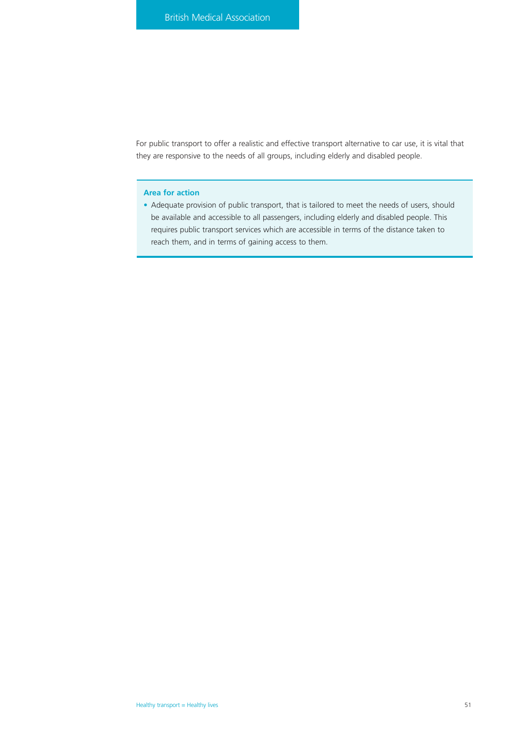For public transport to offer a realistic and effective transport alternative to car use, it is vital that they are responsive to the needs of all groups, including elderly and disabled people.

**Area for action**

- Adequate provision of public transport, that is tailored to meet the needs of users, should be available and accessible to all passengers, including elderly and disabled people. This requires public transport services which are accessible in terms of the distance taken to reach them, and in terms of gaining access to them.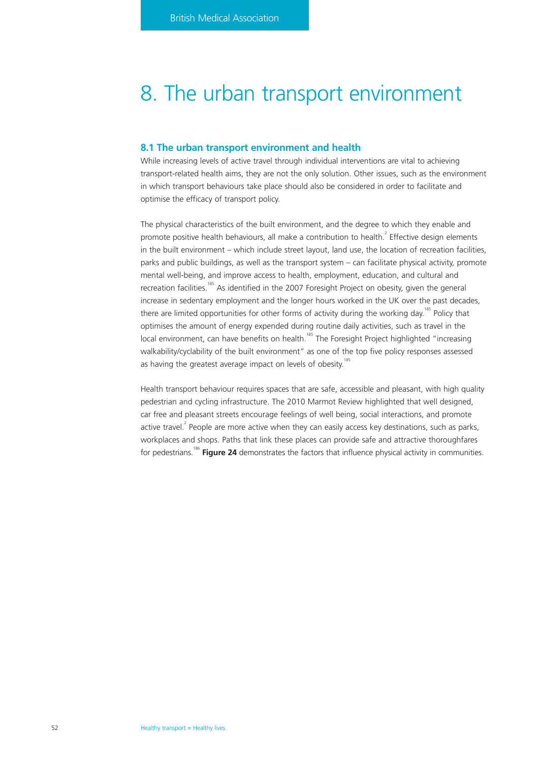# 8. The urban transport environment

## 8.1 The urban transport environment and health

While increasing levels of active travel through individual interventions are vital to achieving transport-related health aims, they are not the only solution. Other issues, such as the environment in which transport behaviours take place should also be considered in order to facilitate and optimise the efficacy of transport policy.

The physical characteristics of the built environment, and the degree to which they enable and promote positive health behaviours, all make a contribution to health.[2] Effective design elements in the built environment – which include street layout, land use, the location of recreation facilities, parks and public buildings, as well as the transport system – can facilitate physical activity, promote mental well-being, and improve access to health, employment, education, and cultural and recreation facilities.[185] As identified in the 2007 Foresight Project on obesity, given the general increase in sedentary employment and the longer hours worked in the UK over the past decades, there are limited opportunities for other forms of activity during the working day.[185] Policy that optimises the amount of energy expended during routine daily activities, such as travel in the local environment, can have benefits on health.[185] The Foresight Project highlighted "increasing walkability/cyclability of the built environment" as one of the top five policy responses assessed as having the greatest average impact on levels of obesity.[185]

Health transport behaviour requires spaces that are safe, accessible and pleasant, with high quality pedestrian and cycling infrastructure. The 2010 Marmot Review highlighted that well designed, car free and pleasant streets encourage feelings of well being, social interactions, and promote active travel.[2] People are more active when they can easily access key destinations, such as parks, workplaces and shops. Paths that link these places can provide safe and attractive thoroughfares for pedestrians.[186] **Figure 24** demonstrates the factors that influence physical activity in communities.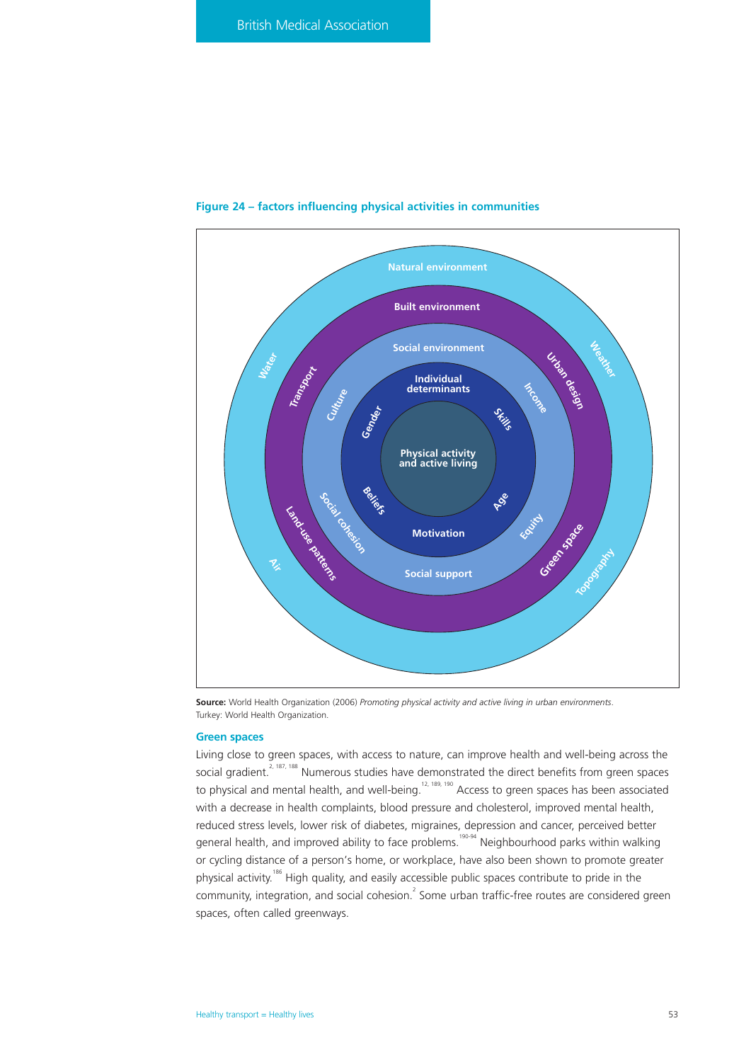**Figure 24 – factors influencing physical activities in communities**

Natural environment
Built environment
Social environment
Individual determinants
Physical activity and active living

Water, Weather, Topography, Air
Transport, Urban design, Green space, Land-use patterns
Culture, Income, Equity, Social support, Social cohesion
Gender, Skills, Age, Motivation, Beliefs

**Source:** World Health Organization (2006) *Promoting physical activity and active living in urban environments*. Turkey: World Health Organization.

### Green spaces

Living close to green spaces, with access to nature, can improve health and well-being across the social gradient.[2, 187, 188] Numerous studies have demonstrated the direct benefits from green spaces to physical and mental health, and well-being.[12, 189, 190] Access to green spaces has been associated with a decrease in health complaints, blood pressure and cholesterol, improved mental health, reduced stress levels, lower risk of diabetes, migraines, depression and cancer, perceived better general health, and improved ability to face problems.[190-94] Neighbourhood parks within walking or cycling distance of a person's home, or workplace, have also been shown to promote greater physical activity.[186] High quality, and easily accessible public spaces contribute to pride in the community, integration, and social cohesion.[2] Some urban traffic-free routes are considered green spaces, often called greenways.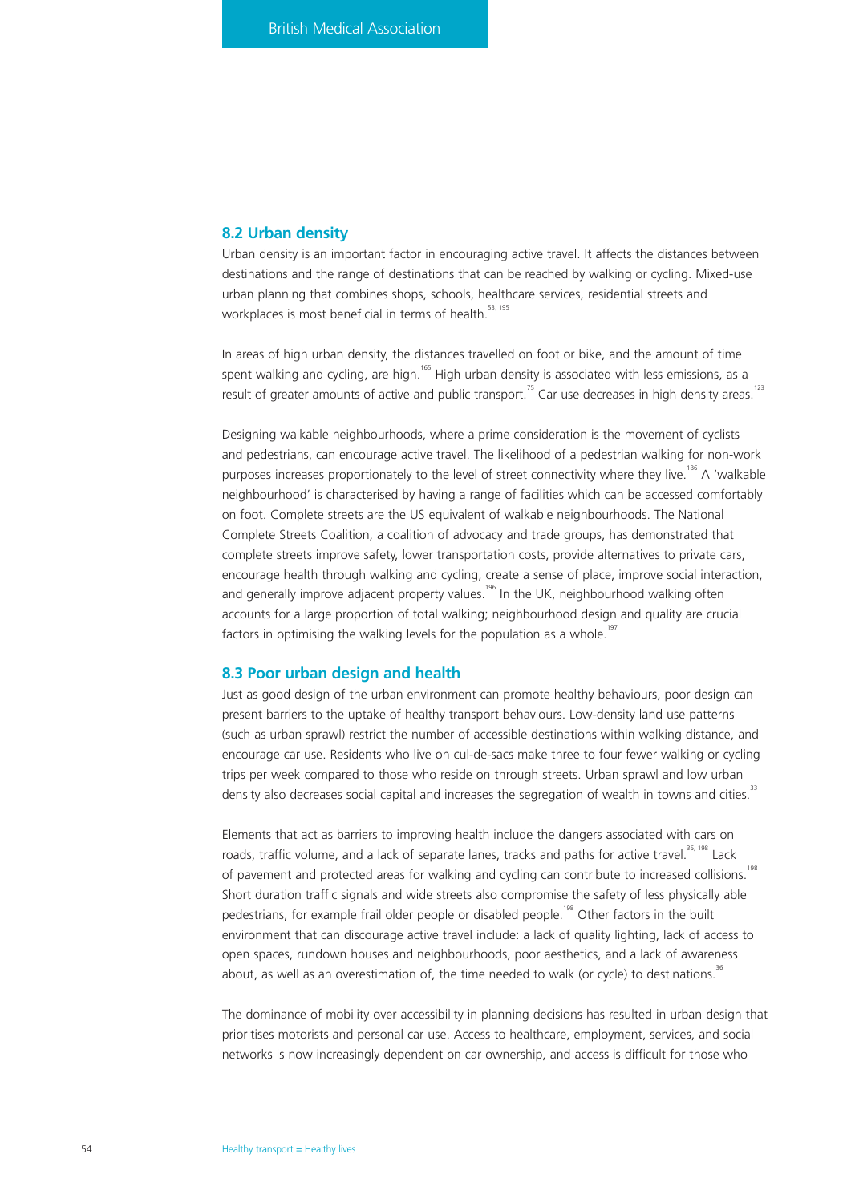## 8.2 Urban density

Urban density is an important factor in encouraging active travel. It affects the distances between destinations and the range of destinations that can be reached by walking or cycling. Mixed-use urban planning that combines shops, schools, healthcare services, residential streets and workplaces is most beneficial in terms of health.[53, 195]

In areas of high urban density, the distances travelled on foot or bike, and the amount of time spent walking and cycling, are high.[165] High urban density is associated with less emissions, as a result of greater amounts of active and public transport.[75] Car use decreases in high density areas.[123]

Designing walkable neighbourhoods, where a prime consideration is the movement of cyclists and pedestrians, can encourage active travel. The likelihood of a pedestrian walking for non-work purposes increases proportionately to the level of street connectivity where they live.[186] A 'walkable neighbourhood' is characterised by having a range of facilities which can be accessed comfortably on foot. Complete streets are the US equivalent of walkable neighbourhoods. The National Complete Streets Coalition, a coalition of advocacy and trade groups, has demonstrated that complete streets improve safety, lower transportation costs, provide alternatives to private cars, encourage health through walking and cycling, create a sense of place, improve social interaction, and generally improve adjacent property values.[196] In the UK, neighbourhood walking often accounts for a large proportion of total walking; neighbourhood design and quality are crucial factors in optimising the walking levels for the population as a whole.[197]

## 8.3 Poor urban design and health

Just as good design of the urban environment can promote healthy behaviours, poor design can present barriers to the uptake of healthy transport behaviours. Low-density land use patterns (such as urban sprawl) restrict the number of accessible destinations within walking distance, and encourage car use. Residents who live on cul-de-sacs make three to four fewer walking or cycling trips per week compared to those who reside on through streets. Urban sprawl and low urban density also decreases social capital and increases the segregation of wealth in towns and cities.[33]

Elements that act as barriers to improving health include the dangers associated with cars on roads, traffic volume, and a lack of separate lanes, tracks and paths for active travel.[36, 198] Lack of pavement and protected areas for walking and cycling can contribute to increased collisions.[198] Short duration traffic signals and wide streets also compromise the safety of less physically able pedestrians, for example frail older people or disabled people.[198] Other factors in the built environment that can discourage active travel include: a lack of quality lighting, lack of access to open spaces, rundown houses and neighbourhoods, poor aesthetics, and a lack of awareness about, as well as an overestimation of, the time needed to walk (or cycle) to destinations.[36]

The dominance of mobility over accessibility in planning decisions has resulted in urban design that prioritises motorists and personal car use. Access to healthcare, employment, services, and social networks is now increasingly dependent on car ownership, and access is difficult for those who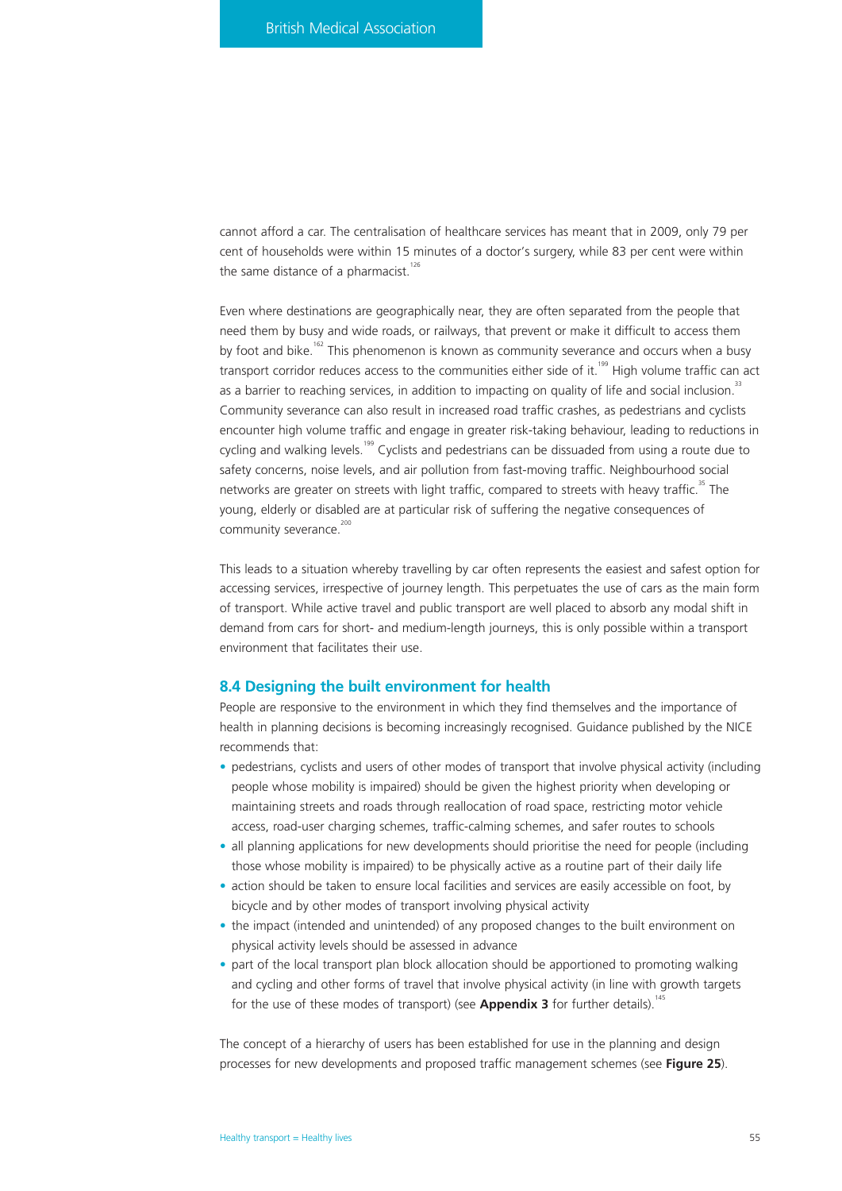cannot afford a car. The centralisation of healthcare services has meant that in 2009, only 79 per cent of households were within 15 minutes of a doctor's surgery, while 83 per cent were within the same distance of a pharmacist.[126]

Even where destinations are geographically near, they are often separated from the people that need them by busy and wide roads, or railways, that prevent or make it difficult to access them by foot and bike.[162] This phenomenon is known as community severance and occurs when a busy transport corridor reduces access to the communities either side of it.[199] High volume traffic can act as a barrier to reaching services, in addition to impacting on quality of life and social inclusion.[33] Community severance can also result in increased road traffic crashes, as pedestrians and cyclists encounter high volume traffic and engage in greater risk-taking behaviour, leading to reductions in cycling and walking levels.[199] Cyclists and pedestrians can be dissuaded from using a route due to safety concerns, noise levels, and air pollution from fast-moving traffic. Neighbourhood social networks are greater on streets with light traffic, compared to streets with heavy traffic.[35] The young, elderly or disabled are at particular risk of suffering the negative consequences of community severance.[200]

This leads to a situation whereby travelling by car often represents the easiest and safest option for accessing services, irrespective of journey length. This perpetuates the use of cars as the main form of transport. While active travel and public transport are well placed to absorb any modal shift in demand from cars for short- and medium-length journeys, this is only possible within a transport environment that facilitates their use.

## 8.4 Designing the built environment for health

People are responsive to the environment in which they find themselves and the importance of health in planning decisions is becoming increasingly recognised. Guidance published by the NICE recommends that:

- pedestrians, cyclists and users of other modes of transport that involve physical activity (including people whose mobility is impaired) should be given the highest priority when developing or maintaining streets and roads through reallocation of road space, restricting motor vehicle access, road-user charging schemes, traffic-calming schemes, and safer routes to schools
- all planning applications for new developments should prioritise the need for people (including those whose mobility is impaired) to be physically active as a routine part of their daily life
- action should be taken to ensure local facilities and services are easily accessible on foot, by bicycle and by other modes of transport involving physical activity
- the impact (intended and unintended) of any proposed changes to the built environment on physical activity levels should be assessed in advance
- part of the local transport plan block allocation should be apportioned to promoting walking and cycling and other forms of travel that involve physical activity (in line with growth targets for the use of these modes of transport) (see **Appendix 3** for further details).[145]

The concept of a hierarchy of users has been established for use in the planning and design processes for new developments and proposed traffic management schemes (see **Figure 25**).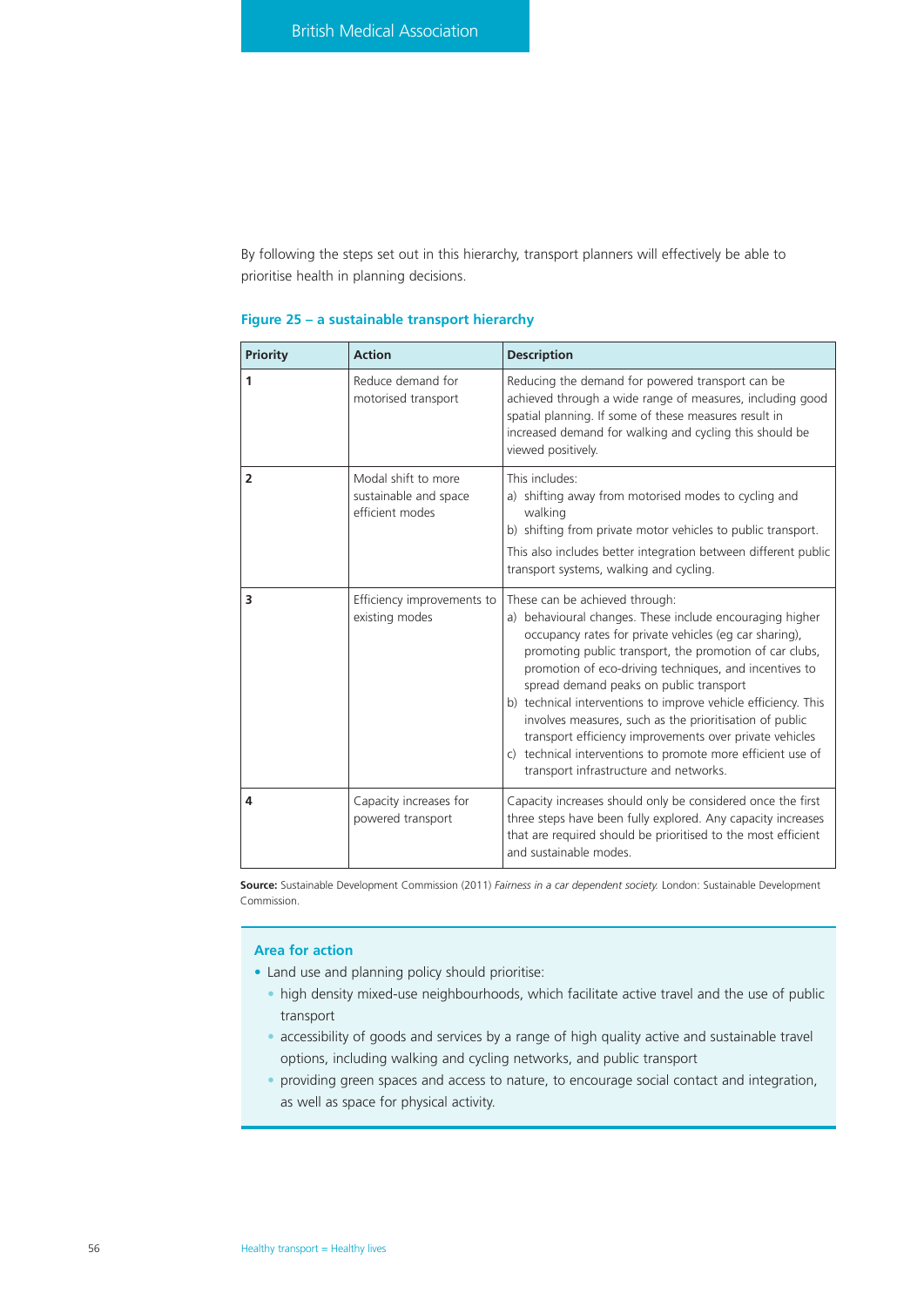By following the steps set out in this hierarchy, transport planners will effectively be able to prioritise health in planning decisions.

**Figure 25 – a sustainable transport hierarchy**

| Priority | Action | Description |
|---|---|---|
| **1** | Reduce demand for motorised transport | Reducing the demand for powered transport can be achieved through a wide range of measures, including good spatial planning. If some of these measures result in increased demand for walking and cycling this should be viewed positively. |
| **2** | Modal shift to more sustainable and space efficient modes | This includes:<br>a) shifting away from motorised modes to cycling and walking<br>b) shifting from private motor vehicles to public transport.<br>This also includes better integration between different public transport systems, walking and cycling. |
| **3** | Efficiency improvements to existing modes | These can be achieved through:<br>a) behavioural changes. These include encouraging higher occupancy rates for private vehicles (eg car sharing), promoting public transport, the promotion of car clubs, promotion of eco-driving techniques, and incentives to spread demand peaks on public transport<br>b) technical interventions to improve vehicle efficiency. This involves measures, such as the prioritisation of public transport efficiency improvements over private vehicles<br>c) technical interventions to promote more efficient use of transport infrastructure and networks. |
| **4** | Capacity increases for powered transport | Capacity increases should only be considered once the first three steps have been fully explored. Any capacity increases that are required should be prioritised to the most efficient and sustainable modes. |

**Source:** Sustainable Development Commission (2011) *Fairness in a car dependent society.* London: Sustainable Development Commission.

### Area for action

- Land use and planning policy should prioritise:
  - high density mixed-use neighbourhoods, which facilitate active travel and the use of public transport
  - accessibility of goods and services by a range of high quality active and sustainable travel options, including walking and cycling networks, and public transport
  - providing green spaces and access to nature, to encourage social contact and integration, as well as space for physical activity.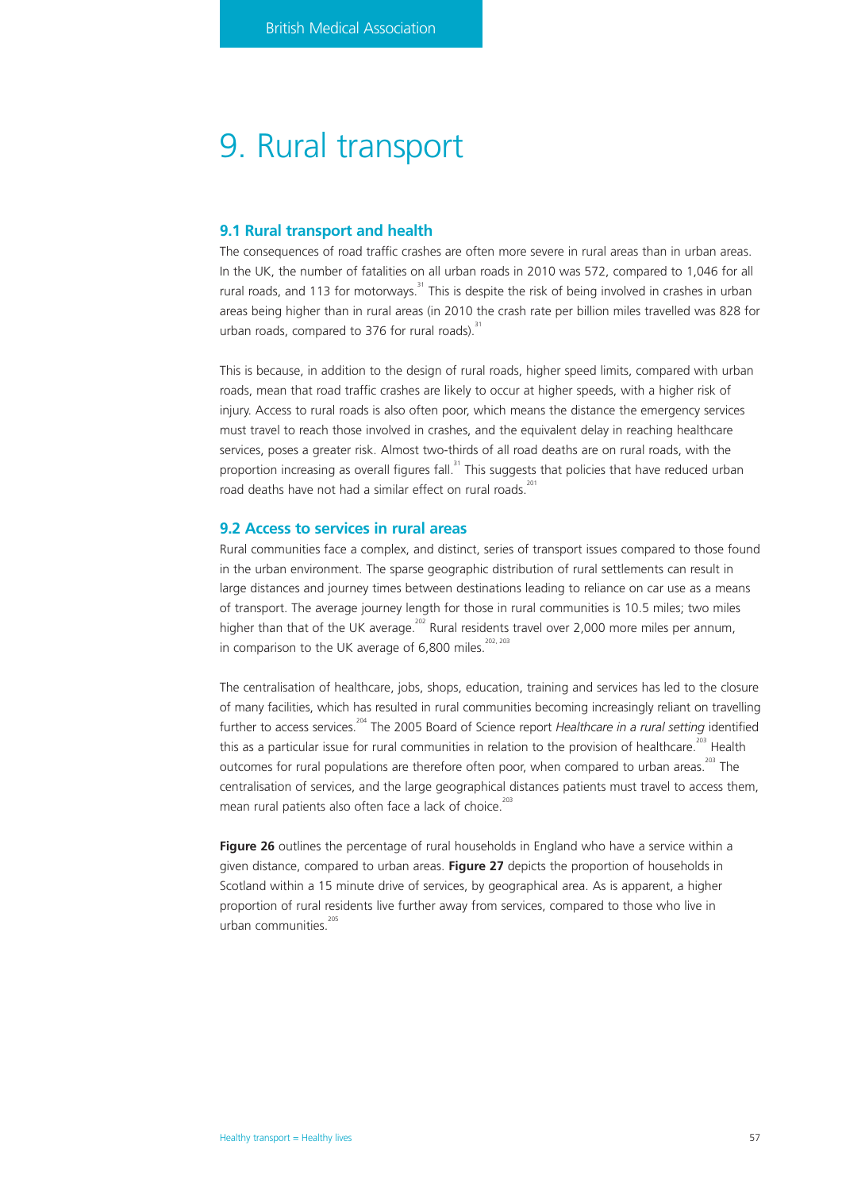# 9. Rural transport

## 9.1 Rural transport and health

The consequences of road traffic crashes are often more severe in rural areas than in urban areas. In the UK, the number of fatalities on all urban roads in 2010 was 572, compared to 1,046 for all rural roads, and 113 for motorways.[31] This is despite the risk of being involved in crashes in urban areas being higher than in rural areas (in 2010 the crash rate per billion miles travelled was 828 for urban roads, compared to 376 for rural roads).[31]

This is because, in addition to the design of rural roads, higher speed limits, compared with urban roads, mean that road traffic crashes are likely to occur at higher speeds, with a higher risk of injury. Access to rural roads is also often poor, which means the distance the emergency services must travel to reach those involved in crashes, and the equivalent delay in reaching healthcare services, poses a greater risk. Almost two-thirds of all road deaths are on rural roads, with the proportion increasing as overall figures fall.[31] This suggests that policies that have reduced urban road deaths have not had a similar effect on rural roads.[201]

## 9.2 Access to services in rural areas

Rural communities face a complex, and distinct, series of transport issues compared to those found in the urban environment. The sparse geographic distribution of rural settlements can result in large distances and journey times between destinations leading to reliance on car use as a means of transport. The average journey length for those in rural communities is 10.5 miles; two miles higher than that of the UK average.[202] Rural residents travel over 2,000 more miles per annum, in comparison to the UK average of 6,800 miles.[202, 203]

The centralisation of healthcare, jobs, shops, education, training and services has led to the closure of many facilities, which has resulted in rural communities becoming increasingly reliant on travelling further to access services.[204] The 2005 Board of Science report *Healthcare in a rural setting* identified this as a particular issue for rural communities in relation to the provision of healthcare.[203] Health outcomes for rural populations are therefore often poor, when compared to urban areas.[203] The centralisation of services, and the large geographical distances patients must travel to access them, mean rural patients also often face a lack of choice.[203]

**Figure 26** outlines the percentage of rural households in England who have a service within a given distance, compared to urban areas. **Figure 27** depicts the proportion of households in Scotland within a 15 minute drive of services, by geographical area. As is apparent, a higher proportion of rural residents live further away from services, compared to those who live in urban communities.[205]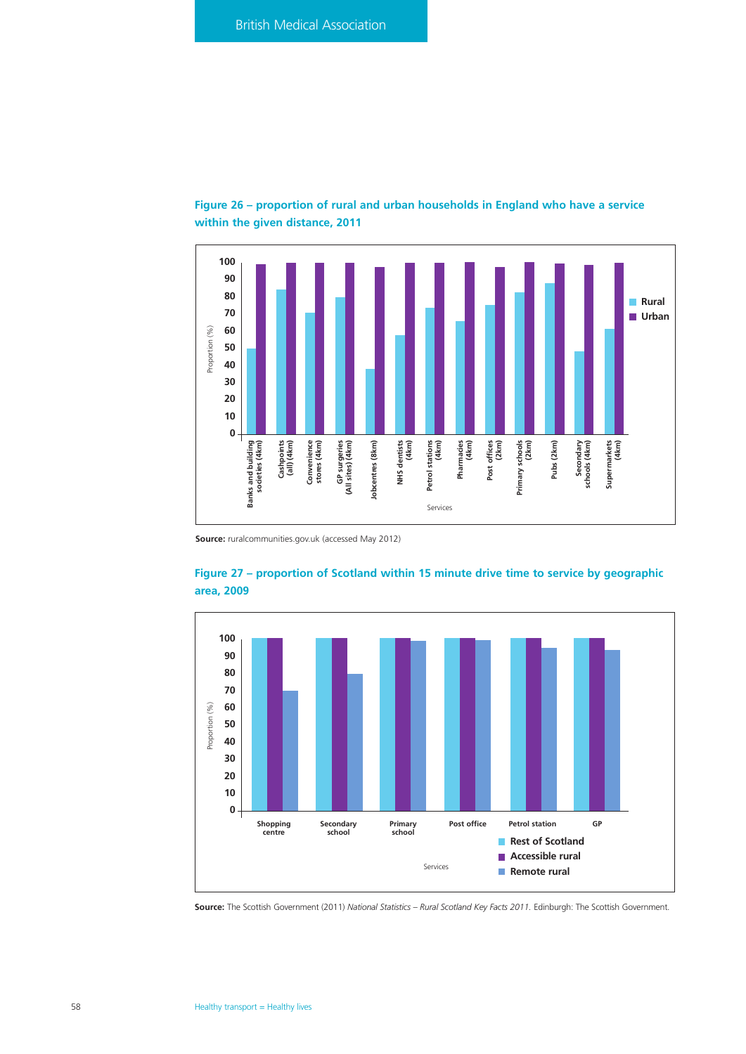**Figure 26 – proportion of rural and urban households in England who have a service within the given distance, 2011**

**Source:** ruralcommunities.gov.uk (accessed May 2012)

**Figure 27 – proportion of Scotland within 15 minute drive time to service by geographic area, 2009**

**Source:** The Scottish Government (2011) *National Statistics – Rural Scotland Key Facts 2011*. Edinburgh: The Scottish Government.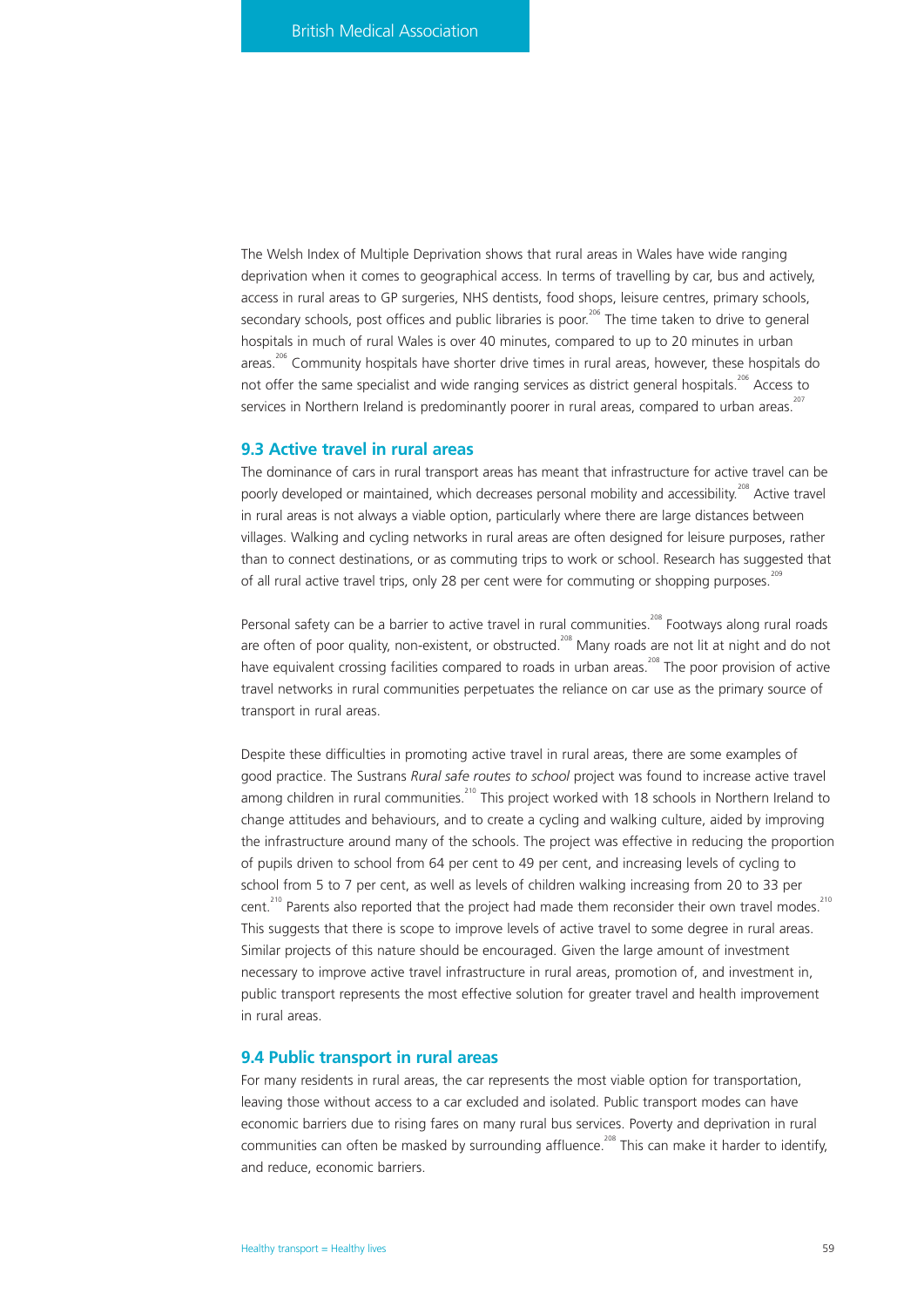The Welsh Index of Multiple Deprivation shows that rural areas in Wales have wide ranging deprivation when it comes to geographical access. In terms of travelling by car, bus and actively, access in rural areas to GP surgeries, NHS dentists, food shops, leisure centres, primary schools, secondary schools, post offices and public libraries is poor.[206] The time taken to drive to general hospitals in much of rural Wales is over 40 minutes, compared to up to 20 minutes in urban areas.[206] Community hospitals have shorter drive times in rural areas, however, these hospitals do not offer the same specialist and wide ranging services as district general hospitals.[206] Access to services in Northern Ireland is predominantly poorer in rural areas, compared to urban areas.[207]

## 9.3 Active travel in rural areas

The dominance of cars in rural transport areas has meant that infrastructure for active travel can be poorly developed or maintained, which decreases personal mobility and accessibility.[208] Active travel in rural areas is not always a viable option, particularly where there are large distances between villages. Walking and cycling networks in rural areas are often designed for leisure purposes, rather than to connect destinations, or as commuting trips to work or school. Research has suggested that of all rural active travel trips, only 28 per cent were for commuting or shopping purposes.[209]

Personal safety can be a barrier to active travel in rural communities.[208] Footways along rural roads are often of poor quality, non-existent, or obstructed.[208] Many roads are not lit at night and do not have equivalent crossing facilities compared to roads in urban areas.[208] The poor provision of active travel networks in rural communities perpetuates the reliance on car use as the primary source of transport in rural areas.

Despite these difficulties in promoting active travel in rural areas, there are some examples of good practice. The Sustrans *Rural safe routes to school* project was found to increase active travel among children in rural communities.[210] This project worked with 18 schools in Northern Ireland to change attitudes and behaviours, and to create a cycling and walking culture, aided by improving the infrastructure around many of the schools. The project was effective in reducing the proportion of pupils driven to school from 64 per cent to 49 per cent, and increasing levels of cycling to school from 5 to 7 per cent, as well as levels of children walking increasing from 20 to 33 per cent.[210] Parents also reported that the project had made them reconsider their own travel modes.[210] This suggests that there is scope to improve levels of active travel to some degree in rural areas. Similar projects of this nature should be encouraged. Given the large amount of investment necessary to improve active travel infrastructure in rural areas, promotion of, and investment in, public transport represents the most effective solution for greater travel and health improvement in rural areas.

## 9.4 Public transport in rural areas

For many residents in rural areas, the car represents the most viable option for transportation, leaving those without access to a car excluded and isolated. Public transport modes can have economic barriers due to rising fares on many rural bus services. Poverty and deprivation in rural communities can often be masked by surrounding affluence.[208] This can make it harder to identify, and reduce, economic barriers.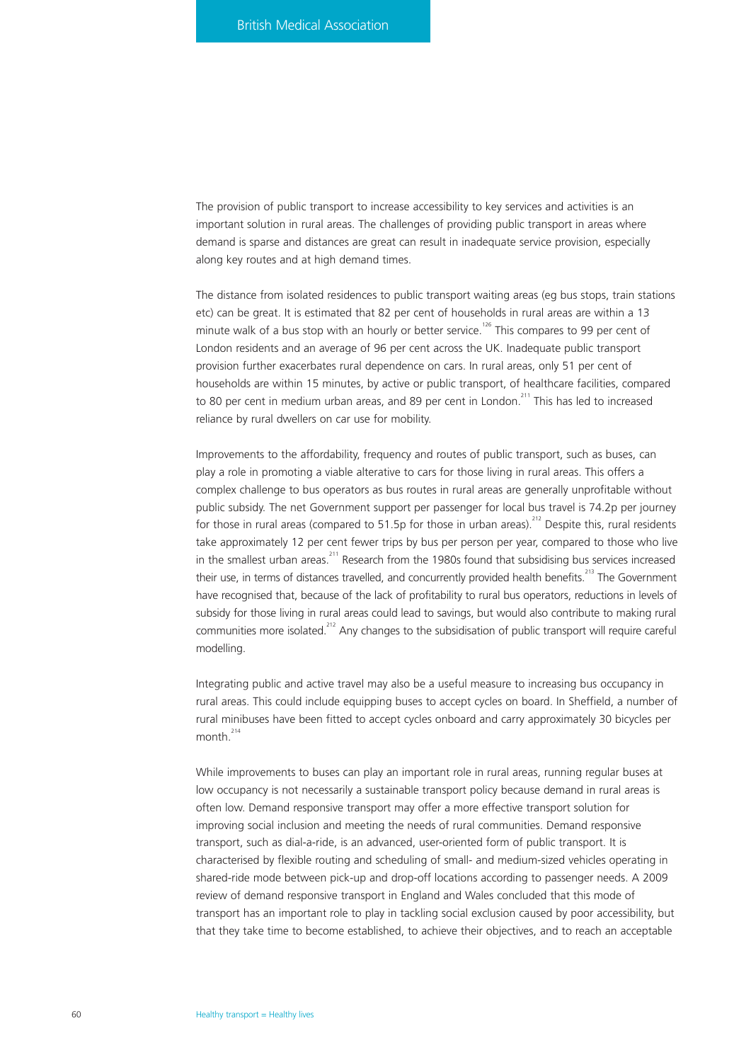The provision of public transport to increase accessibility to key services and activities is an important solution in rural areas. The challenges of providing public transport in areas where demand is sparse and distances are great can result in inadequate service provision, especially along key routes and at high demand times.

The distance from isolated residences to public transport waiting areas (eg bus stops, train stations etc) can be great. It is estimated that 82 per cent of households in rural areas are within a 13 minute walk of a bus stop with an hourly or better service.[126] This compares to 99 per cent of London residents and an average of 96 per cent across the UK. Inadequate public transport provision further exacerbates rural dependence on cars. In rural areas, only 51 per cent of households are within 15 minutes, by active or public transport, of healthcare facilities, compared to 80 per cent in medium urban areas, and 89 per cent in London.[211] This has led to increased reliance by rural dwellers on car use for mobility.

Improvements to the affordability, frequency and routes of public transport, such as buses, can play a role in promoting a viable alterative to cars for those living in rural areas. This offers a complex challenge to bus operators as bus routes in rural areas are generally unprofitable without public subsidy. The net Government support per passenger for local bus travel is 74.2p per journey for those in rural areas (compared to 51.5p for those in urban areas).[212] Despite this, rural residents take approximately 12 per cent fewer trips by bus per person per year, compared to those who live in the smallest urban areas.[211] Research from the 1980s found that subsidising bus services increased their use, in terms of distances travelled, and concurrently provided health benefits.[213] The Government have recognised that, because of the lack of profitability to rural bus operators, reductions in levels of subsidy for those living in rural areas could lead to savings, but would also contribute to making rural communities more isolated.[212] Any changes to the subsidisation of public transport will require careful modelling.

Integrating public and active travel may also be a useful measure to increasing bus occupancy in rural areas. This could include equipping buses to accept cycles on board. In Sheffield, a number of rural minibuses have been fitted to accept cycles onboard and carry approximately 30 bicycles per month.[214]

While improvements to buses can play an important role in rural areas, running regular buses at low occupancy is not necessarily a sustainable transport policy because demand in rural areas is often low. Demand responsive transport may offer a more effective transport solution for improving social inclusion and meeting the needs of rural communities. Demand responsive transport, such as dial-a-ride, is an advanced, user-oriented form of public transport. It is characterised by flexible routing and scheduling of small- and medium-sized vehicles operating in shared-ride mode between pick-up and drop-off locations according to passenger needs. A 2009 review of demand responsive transport in England and Wales concluded that this mode of transport has an important role to play in tackling social exclusion caused by poor accessibility, but that they take time to become established, to achieve their objectives, and to reach an acceptable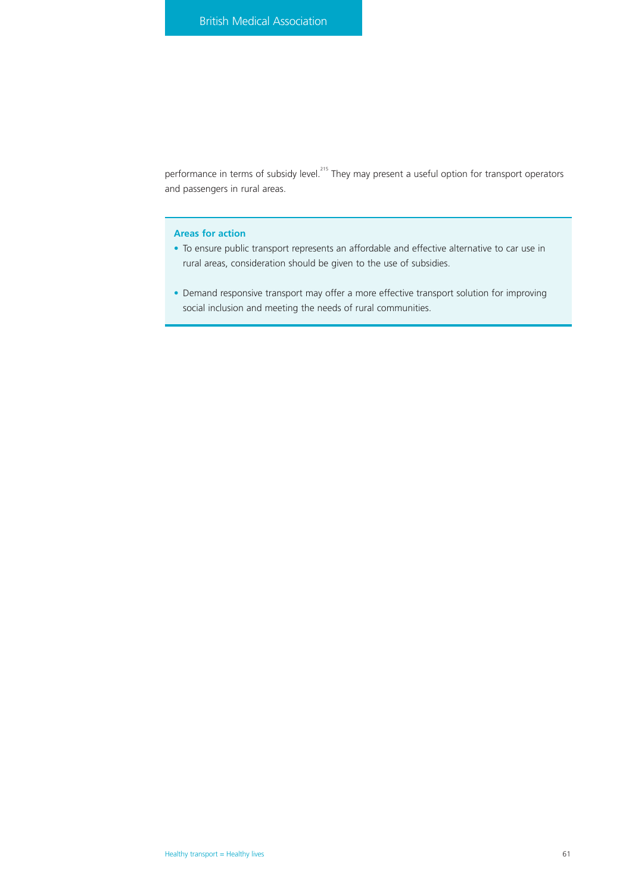performance in terms of subsidy level.[215] They may present a useful option for transport operators and passengers in rural areas.

### Areas for action

- To ensure public transport represents an affordable and effective alternative to car use in rural areas, consideration should be given to the use of subsidies.
- Demand responsive transport may offer a more effective transport solution for improving social inclusion and meeting the needs of rural communities.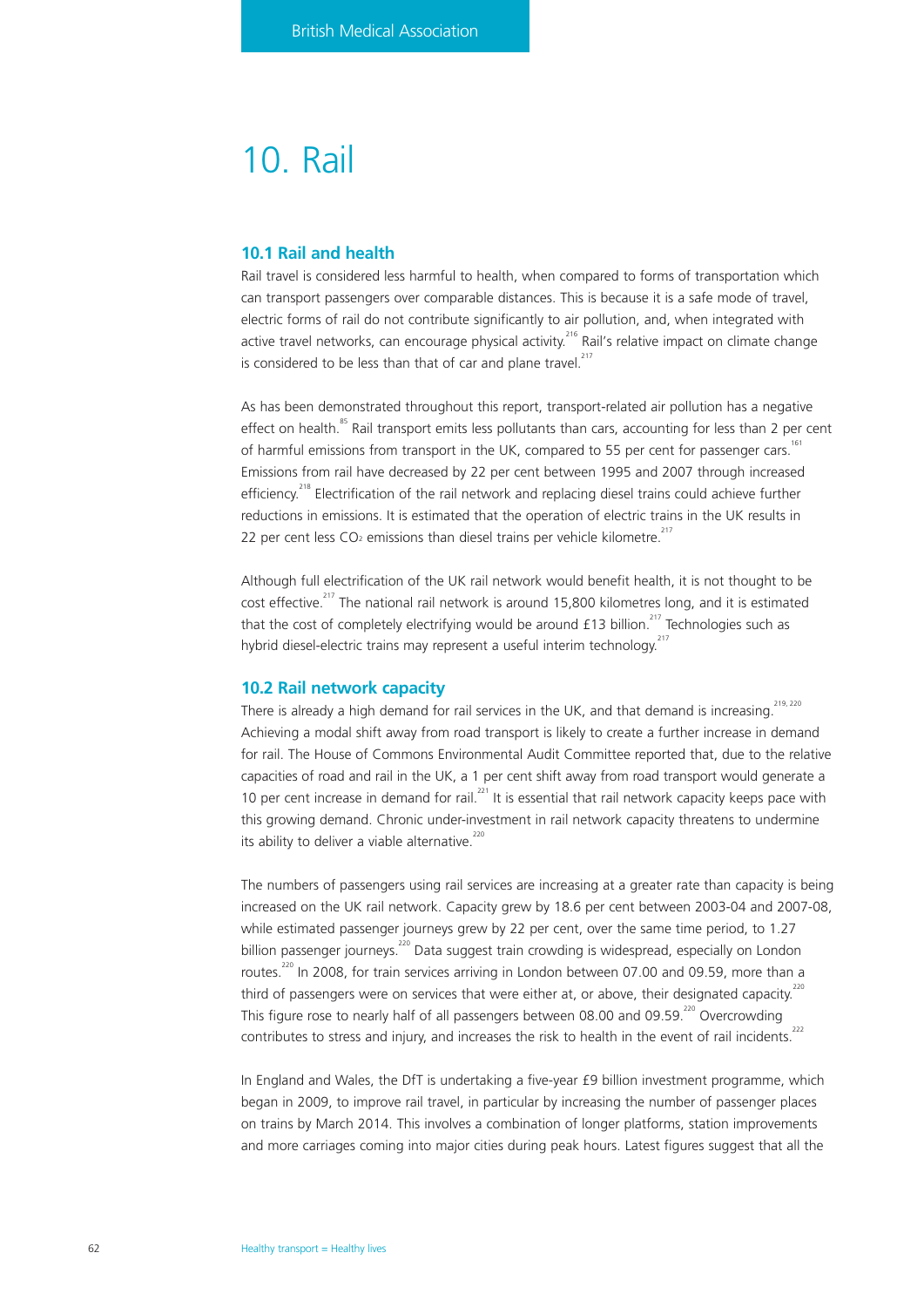# 10. Rail

## 10.1 Rail and health

Rail travel is considered less harmful to health, when compared to forms of transportation which can transport passengers over comparable distances. This is because it is a safe mode of travel, electric forms of rail do not contribute significantly to air pollution, and, when integrated with active travel networks, can encourage physical activity.[216] Rail's relative impact on climate change is considered to be less than that of car and plane travel.[217]

As has been demonstrated throughout this report, transport-related air pollution has a negative effect on health.[85] Rail transport emits less pollutants than cars, accounting for less than 2 per cent of harmful emissions from transport in the UK, compared to 55 per cent for passenger cars.[161] Emissions from rail have decreased by 22 per cent between 1995 and 2007 through increased efficiency.[218] Electrification of the rail network and replacing diesel trains could achieve further reductions in emissions. It is estimated that the operation of electric trains in the UK results in 22 per cent less $CO_2$ emissions than diesel trains per vehicle kilometre.[217]

Although full electrification of the UK rail network would benefit health, it is not thought to be cost effective.[217] The national rail network is around 15,800 kilometres long, and it is estimated that the cost of completely electrifying would be around £13 billion.[217] Technologies such as hybrid diesel-electric trains may represent a useful interim technology.[217]

## 10.2 Rail network capacity

There is already a high demand for rail services in the UK, and that demand is increasing.[219, 220] Achieving a modal shift away from road transport is likely to create a further increase in demand for rail. The House of Commons Environmental Audit Committee reported that, due to the relative capacities of road and rail in the UK, a 1 per cent shift away from road transport would generate a 10 per cent increase in demand for rail.[221] It is essential that rail network capacity keeps pace with this growing demand. Chronic under-investment in rail network capacity threatens to undermine its ability to deliver a viable alternative.[220]

The numbers of passengers using rail services are increasing at a greater rate than capacity is being increased on the UK rail network. Capacity grew by 18.6 per cent between 2003-04 and 2007-08, while estimated passenger journeys grew by 22 per cent, over the same time period, to 1.27 billion passenger journeys.[220] Data suggest train crowding is widespread, especially on London routes.[220] In 2008, for train services arriving in London between 07.00 and 09.59, more than a third of passengers were on services that were either at, or above, their designated capacity.[220] This figure rose to nearly half of all passengers between 08.00 and 09.59.[220] Overcrowding contributes to stress and injury, and increases the risk to health in the event of rail incidents.[222]

In England and Wales, the DfT is undertaking a five-year £9 billion investment programme, which began in 2009, to improve rail travel, in particular by increasing the number of passenger places on trains by March 2014. This involves a combination of longer platforms, station improvements and more carriages coming into major cities during peak hours. Latest figures suggest that all the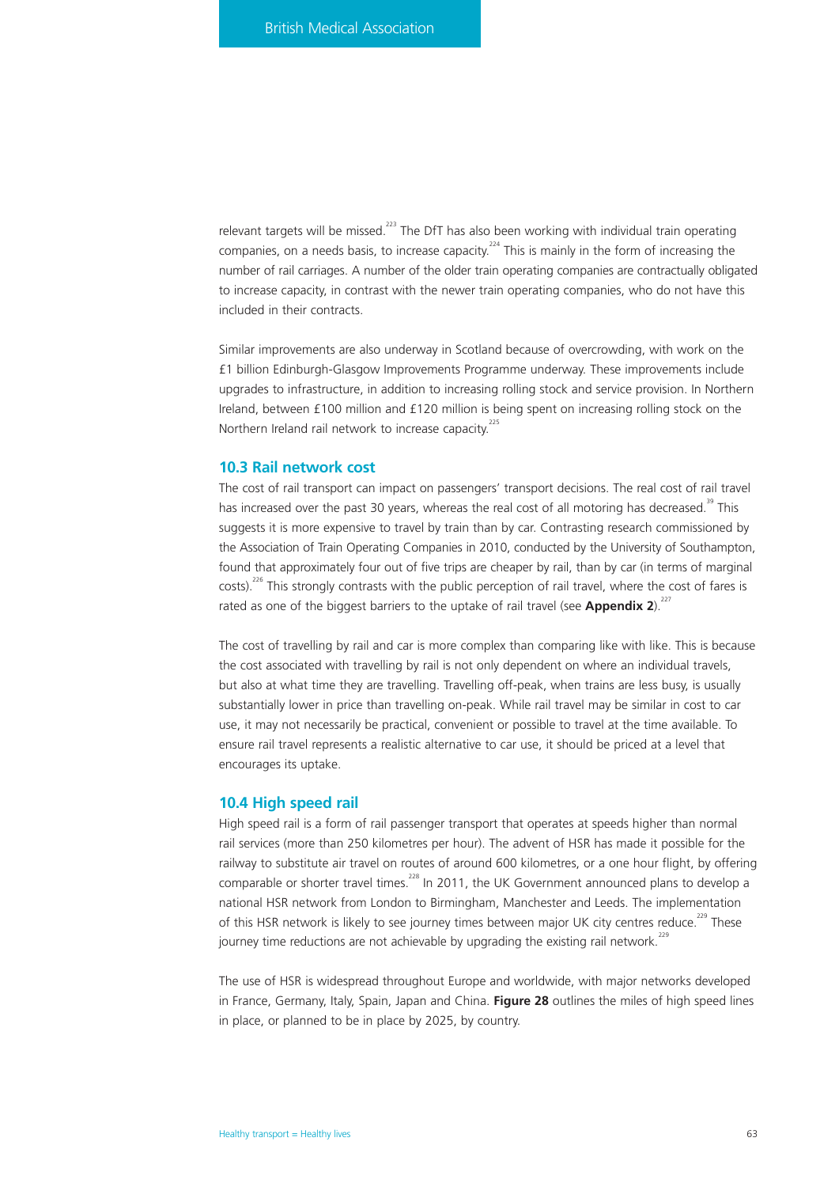relevant targets will be missed.[223] The DfT has also been working with individual train operating companies, on a needs basis, to increase capacity.[224] This is mainly in the form of increasing the number of rail carriages. A number of the older train operating companies are contractually obligated to increase capacity, in contrast with the newer train operating companies, who do not have this included in their contracts.

Similar improvements are also underway in Scotland because of overcrowding, with work on the £1 billion Edinburgh-Glasgow Improvements Programme underway. These improvements include upgrades to infrastructure, in addition to increasing rolling stock and service provision. In Northern Ireland, between £100 million and £120 million is being spent on increasing rolling stock on the Northern Ireland rail network to increase capacity.[225]

### 10.3 Rail network cost

The cost of rail transport can impact on passengers' transport decisions. The real cost of rail travel has increased over the past 30 years, whereas the real cost of all motoring has decreased.[39] This suggests it is more expensive to travel by train than by car. Contrasting research commissioned by the Association of Train Operating Companies in 2010, conducted by the University of Southampton, found that approximately four out of five trips are cheaper by rail, than by car (in terms of marginal costs).[226] This strongly contrasts with the public perception of rail travel, where the cost of fares is rated as one of the biggest barriers to the uptake of rail travel (see **Appendix 2**).[227]

The cost of travelling by rail and car is more complex than comparing like with like. This is because the cost associated with travelling by rail is not only dependent on where an individual travels, but also at what time they are travelling. Travelling off-peak, when trains are less busy, is usually substantially lower in price than travelling on-peak. While rail travel may be similar in cost to car use, it may not necessarily be practical, convenient or possible to travel at the time available. To ensure rail travel represents a realistic alternative to car use, it should be priced at a level that encourages its uptake.

### 10.4 High speed rail

High speed rail is a form of rail passenger transport that operates at speeds higher than normal rail services (more than 250 kilometres per hour). The advent of HSR has made it possible for the railway to substitute air travel on routes of around 600 kilometres, or a one hour flight, by offering comparable or shorter travel times.[228] In 2011, the UK Government announced plans to develop a national HSR network from London to Birmingham, Manchester and Leeds. The implementation of this HSR network is likely to see journey times between major UK city centres reduce.[229] These journey time reductions are not achievable by upgrading the existing rail network.[229]

The use of HSR is widespread throughout Europe and worldwide, with major networks developed in France, Germany, Italy, Spain, Japan and China. **Figure 28** outlines the miles of high speed lines in place, or planned to be in place by 2025, by country.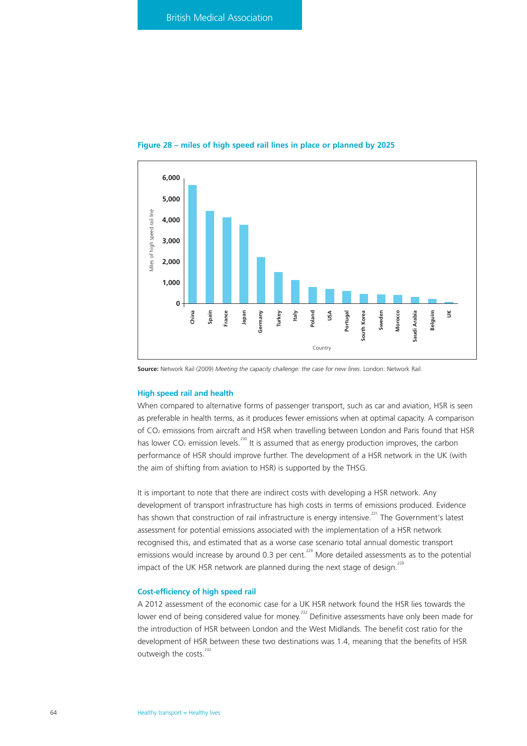**Figure 28 – miles of high speed rail lines in place or planned by 2025**

**Source:** Network Rail (2009) *Meeting the capacity challenge: the case for new lines*. London: Network Rail.

### High speed rail and health

When compared to alternative forms of passenger transport, such as car and aviation, HSR is seen as preferable in health terms, as it produces fewer emissions when at optimal capacity. A comparison of $CO_2$ emissions from aircraft and HSR when travelling between London and Paris found that HSR has lower $CO_2$ emission levels.[230] It is assumed that as energy production improves, the carbon performance of HSR should improve further. The development of a HSR network in the UK (with the aim of shifting from aviation to HSR) is supported by the THSG.

It is important to note that there are indirect costs with developing a HSR network. Any development of transport infrastructure has high costs in terms of emissions produced. Evidence has shown that construction of rail infrastructure is energy intensive.[231] The Government's latest assessment for potential emissions associated with the implementation of a HSR network recognised this, and estimated that as a worse case scenario total annual domestic transport emissions would increase by around 0.3 per cent.[229] More detailed assessments as to the potential impact of the UK HSR network are planned during the next stage of design.[229]

### Cost-efficiency of high speed rail

A 2012 assessment of the economic case for a UK HSR network found the HSR lies towards the lower end of being considered value for money.[232] Definitive assessments have only been made for the introduction of HSR between London and the West Midlands. The benefit cost ratio for the development of HSR between these two destinations was 1.4, meaning that the benefits of HSR outweigh the costs.[232]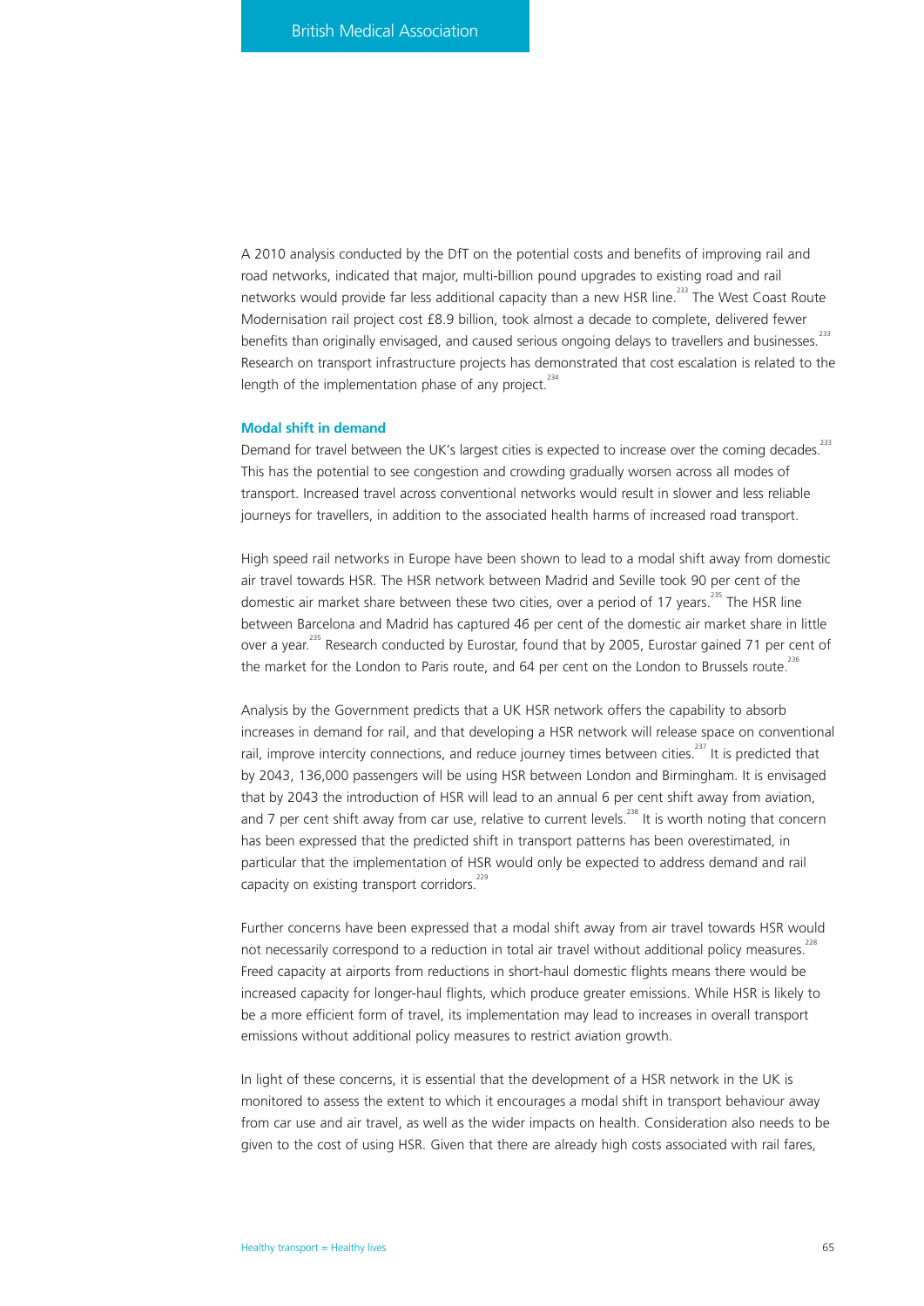A 2010 analysis conducted by the DfT on the potential costs and benefits of improving rail and road networks, indicated that major, multi-billion pound upgrades to existing road and rail networks would provide far less additional capacity than a new HSR line.[233] The West Coast Route Modernisation rail project cost £8.9 billion, took almost a decade to complete, delivered fewer benefits than originally envisaged, and caused serious ongoing delays to travellers and businesses.[233] Research on transport infrastructure projects has demonstrated that cost escalation is related to the length of the implementation phase of any project.[234]

### Modal shift in demand

Demand for travel between the UK's largest cities is expected to increase over the coming decades.[233] This has the potential to see congestion and crowding gradually worsen across all modes of transport. Increased travel across conventional networks would result in slower and less reliable journeys for travellers, in addition to the associated health harms of increased road transport.

High speed rail networks in Europe have been shown to lead to a modal shift away from domestic air travel towards HSR. The HSR network between Madrid and Seville took 90 per cent of the domestic air market share between these two cities, over a period of 17 years.[235] The HSR line between Barcelona and Madrid has captured 46 per cent of the domestic air market share in little over a year.[235] Research conducted by Eurostar, found that by 2005, Eurostar gained 71 per cent of the market for the London to Paris route, and 64 per cent on the London to Brussels route.[236]

Analysis by the Government predicts that a UK HSR network offers the capability to absorb increases in demand for rail, and that developing a HSR network will release space on conventional rail, improve intercity connections, and reduce journey times between cities.[237] It is predicted that by 2043, 136,000 passengers will be using HSR between London and Birmingham. It is envisaged that by 2043 the introduction of HSR will lead to an annual 6 per cent shift away from aviation, and 7 per cent shift away from car use, relative to current levels.[238] It is worth noting that concern has been expressed that the predicted shift in transport patterns has been overestimated, in particular that the implementation of HSR would only be expected to address demand and rail capacity on existing transport corridors.[229]

Further concerns have been expressed that a modal shift away from air travel towards HSR would not necessarily correspond to a reduction in total air travel without additional policy measures.[228] Freed capacity at airports from reductions in short-haul domestic flights means there would be increased capacity for longer-haul flights, which produce greater emissions. While HSR is likely to be a more efficient form of travel, its implementation may lead to increases in overall transport emissions without additional policy measures to restrict aviation growth.

In light of these concerns, it is essential that the development of a HSR network in the UK is monitored to assess the extent to which it encourages a modal shift in transport behaviour away from car use and air travel, as well as the wider impacts on health. Consideration also needs to be given to the cost of using HSR. Given that there are already high costs associated with rail fares,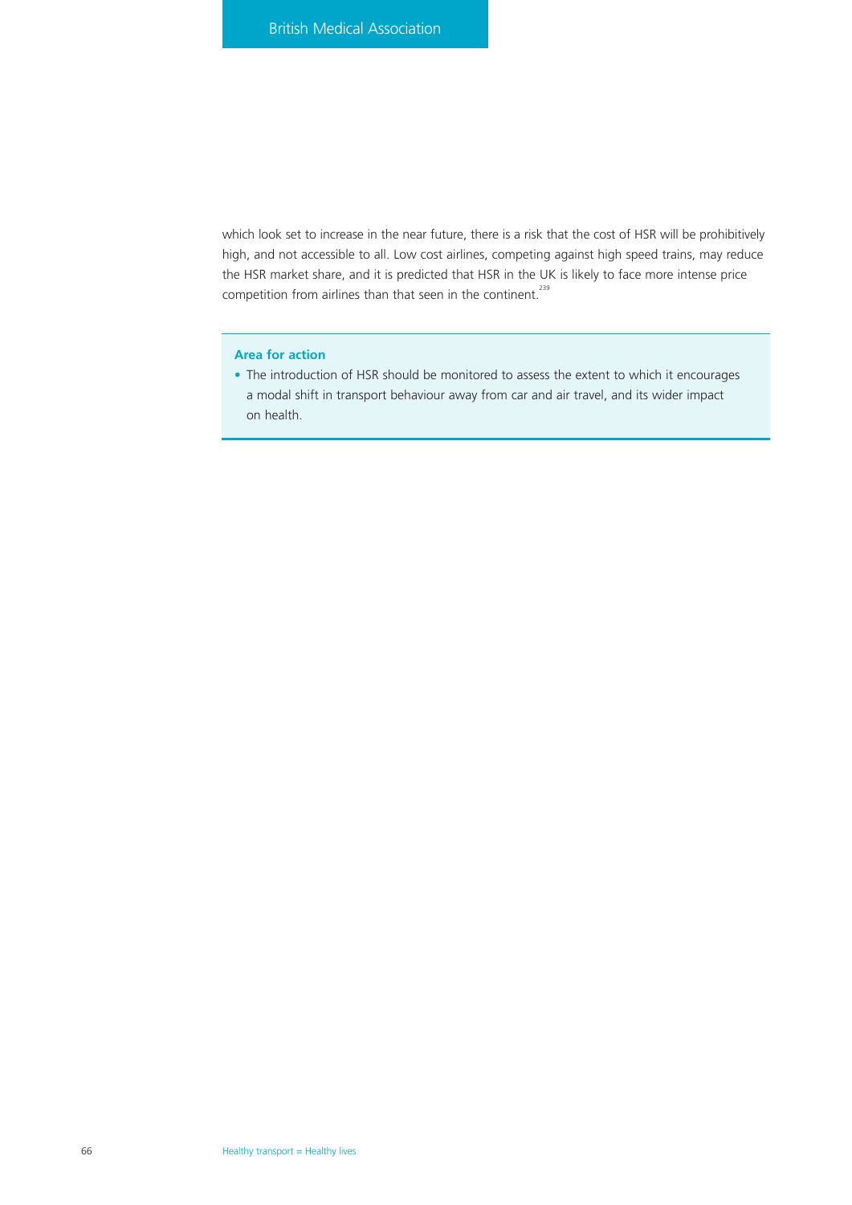which look set to increase in the near future, there is a risk that the cost of HSR will be prohibitively high, and not accessible to all. Low cost airlines, competing against high speed trains, may reduce the HSR market share, and it is predicted that HSR in the UK is likely to face more intense price competition from airlines than that seen in the continent.[239]

**Area for action**

- The introduction of HSR should be monitored to assess the extent to which it encourages a modal shift in transport behaviour away from car and air travel, and its wider impact on health.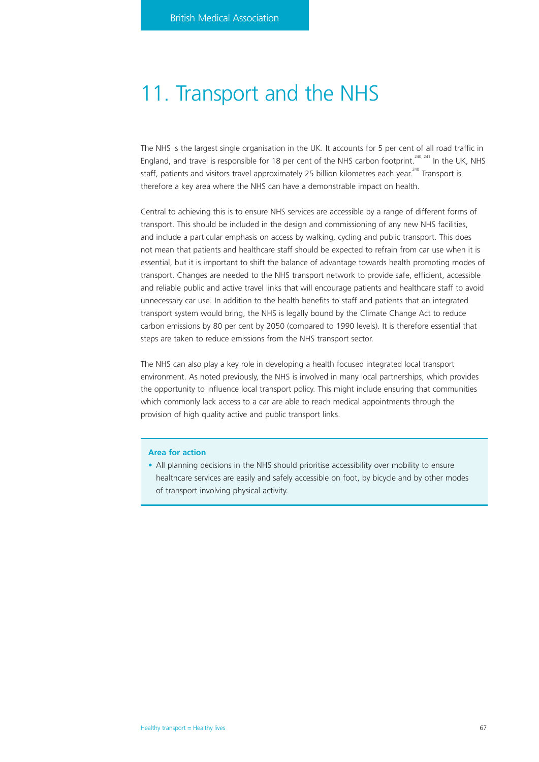# 11. Transport and the NHS

The NHS is the largest single organisation in the UK. It accounts for 5 per cent of all road traffic in England, and travel is responsible for 18 per cent of the NHS carbon footprint.[240, 241] In the UK, NHS staff, patients and visitors travel approximately 25 billion kilometres each year.[240] Transport is therefore a key area where the NHS can have a demonstrable impact on health.

Central to achieving this is to ensure NHS services are accessible by a range of different forms of transport. This should be included in the design and commissioning of any new NHS facilities, and include a particular emphasis on access by walking, cycling and public transport. This does not mean that patients and healthcare staff should be expected to refrain from car use when it is essential, but it is important to shift the balance of advantage towards health promoting modes of transport. Changes are needed to the NHS transport network to provide safe, efficient, accessible and reliable public and active travel links that will encourage patients and healthcare staff to avoid unnecessary car use. In addition to the health benefits to staff and patients that an integrated transport system would bring, the NHS is legally bound by the Climate Change Act to reduce carbon emissions by 80 per cent by 2050 (compared to 1990 levels). It is therefore essential that steps are taken to reduce emissions from the NHS transport sector.

The NHS can also play a key role in developing a health focused integrated local transport environment. As noted previously, the NHS is involved in many local partnerships, which provides the opportunity to influence local transport policy. This might include ensuring that communities which commonly lack access to a car are able to reach medical appointments through the provision of high quality active and public transport links.

**Area for action**

- All planning decisions in the NHS should prioritise accessibility over mobility to ensure healthcare services are easily and safely accessible on foot, by bicycle and by other modes of transport involving physical activity.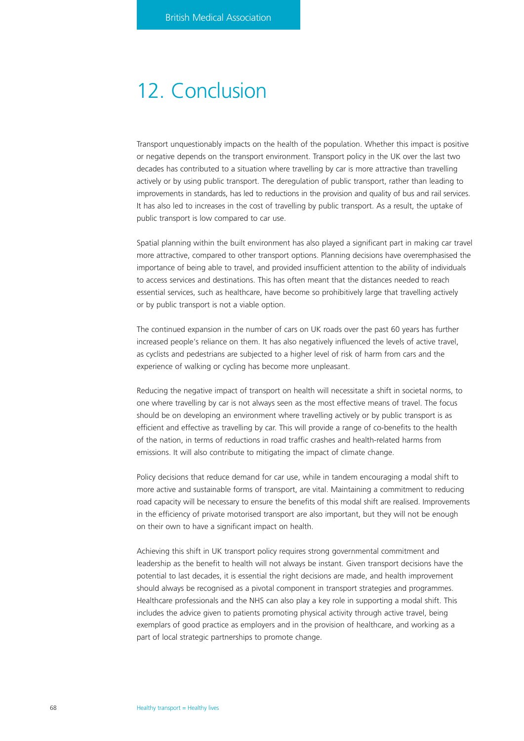# 12. Conclusion

Transport unquestionably impacts on the health of the population. Whether this impact is positive or negative depends on the transport environment. Transport policy in the UK over the last two decades has contributed to a situation where travelling by car is more attractive than travelling actively or by using public transport. The deregulation of public transport, rather than leading to improvements in standards, has led to reductions in the provision and quality of bus and rail services. It has also led to increases in the cost of travelling by public transport. As a result, the uptake of public transport is low compared to car use.

Spatial planning within the built environment has also played a significant part in making car travel more attractive, compared to other transport options. Planning decisions have overemphasised the importance of being able to travel, and provided insufficient attention to the ability of individuals to access services and destinations. This has often meant that the distances needed to reach essential services, such as healthcare, have become so prohibitively large that travelling actively or by public transport is not a viable option.

The continued expansion in the number of cars on UK roads over the past 60 years has further increased people's reliance on them. It has also negatively influenced the levels of active travel, as cyclists and pedestrians are subjected to a higher level of risk of harm from cars and the experience of walking or cycling has become more unpleasant.

Reducing the negative impact of transport on health will necessitate a shift in societal norms, to one where travelling by car is not always seen as the most effective means of travel. The focus should be on developing an environment where travelling actively or by public transport is as efficient and effective as travelling by car. This will provide a range of co-benefits to the health of the nation, in terms of reductions in road traffic crashes and health-related harms from emissions. It will also contribute to mitigating the impact of climate change.

Policy decisions that reduce demand for car use, while in tandem encouraging a modal shift to more active and sustainable forms of transport, are vital. Maintaining a commitment to reducing road capacity will be necessary to ensure the benefits of this modal shift are realised. Improvements in the efficiency of private motorised transport are also important, but they will not be enough on their own to have a significant impact on health.

Achieving this shift in UK transport policy requires strong governmental commitment and leadership as the benefit to health will not always be instant. Given transport decisions have the potential to last decades, it is essential the right decisions are made, and health improvement should always be recognised as a pivotal component in transport strategies and programmes. Healthcare professionals and the NHS can also play a key role in supporting a modal shift. This includes the advice given to patients promoting physical activity through active travel, being exemplars of good practice as employers and in the provision of healthcare, and working as a part of local strategic partnerships to promote change.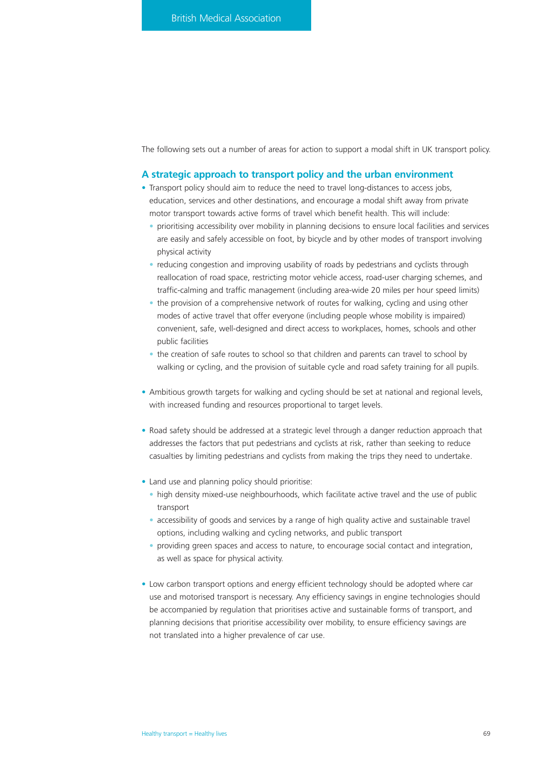The following sets out a number of areas for action to support a modal shift in UK transport policy.

## A strategic approach to transport policy and the urban environment

- Transport policy should aim to reduce the need to travel long-distances to access jobs, education, services and other destinations, and encourage a modal shift away from private motor transport towards active forms of travel which benefit health. This will include:
  - prioritising accessibility over mobility in planning decisions to ensure local facilities and services are easily and safely accessible on foot, by bicycle and by other modes of transport involving physical activity
  - reducing congestion and improving usability of roads by pedestrians and cyclists through reallocation of road space, restricting motor vehicle access, road-user charging schemes, and traffic-calming and traffic management (including area-wide 20 miles per hour speed limits)
  - the provision of a comprehensive network of routes for walking, cycling and using other modes of active travel that offer everyone (including people whose mobility is impaired) convenient, safe, well-designed and direct access to workplaces, homes, schools and other public facilities
  - the creation of safe routes to school so that children and parents can travel to school by walking or cycling, and the provision of suitable cycle and road safety training for all pupils.

- Ambitious growth targets for walking and cycling should be set at national and regional levels, with increased funding and resources proportional to target levels.

- Road safety should be addressed at a strategic level through a danger reduction approach that addresses the factors that put pedestrians and cyclists at risk, rather than seeking to reduce casualties by limiting pedestrians and cyclists from making the trips they need to undertake.

- Land use and planning policy should prioritise:
  - high density mixed-use neighbourhoods, which facilitate active travel and the use of public transport
  - accessibility of goods and services by a range of high quality active and sustainable travel options, including walking and cycling networks, and public transport
  - providing green spaces and access to nature, to encourage social contact and integration, as well as space for physical activity.

- Low carbon transport options and energy efficient technology should be adopted where car use and motorised transport is necessary. Any efficiency savings in engine technologies should be accompanied by regulation that prioritises active and sustainable forms of transport, and planning decisions that prioritise accessibility over mobility, to ensure efficiency savings are not translated into a higher prevalence of car use.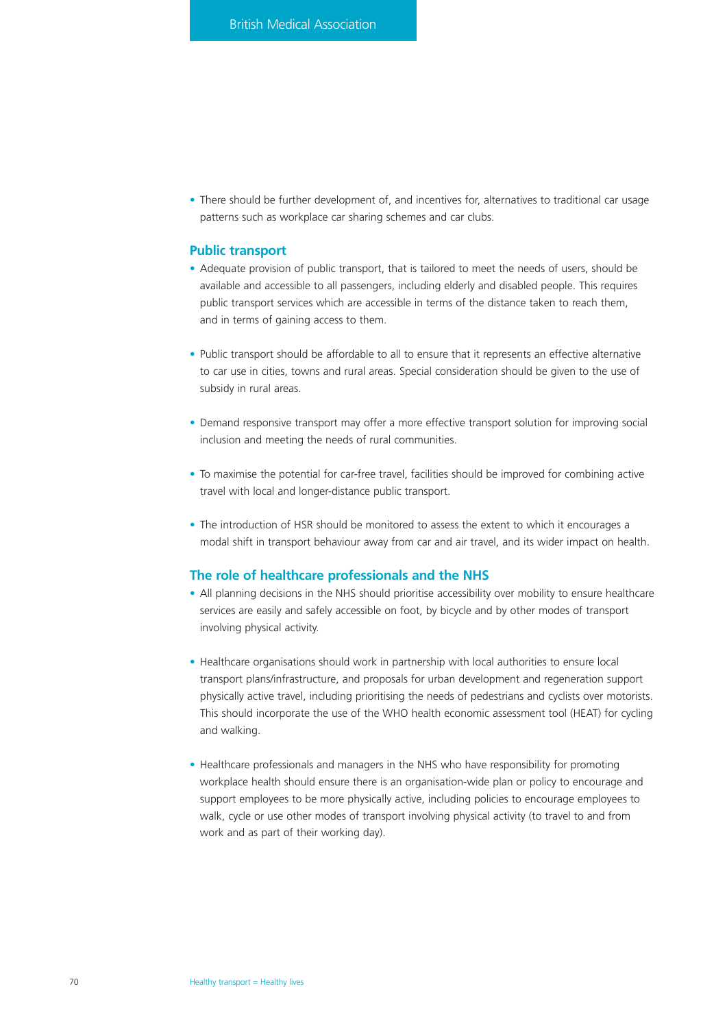- There should be further development of, and incentives for, alternatives to traditional car usage patterns such as workplace car sharing schemes and car clubs.

## Public transport

- Adequate provision of public transport, that is tailored to meet the needs of users, should be available and accessible to all passengers, including elderly and disabled people. This requires public transport services which are accessible in terms of the distance taken to reach them, and in terms of gaining access to them.

- Public transport should be affordable to all to ensure that it represents an effective alternative to car use in cities, towns and rural areas. Special consideration should be given to the use of subsidy in rural areas.

- Demand responsive transport may offer a more effective transport solution for improving social inclusion and meeting the needs of rural communities.

- To maximise the potential for car-free travel, facilities should be improved for combining active travel with local and longer-distance public transport.

- The introduction of HSR should be monitored to assess the extent to which it encourages a modal shift in transport behaviour away from car and air travel, and its wider impact on health.

## The role of healthcare professionals and the NHS

- All planning decisions in the NHS should prioritise accessibility over mobility to ensure healthcare services are easily and safely accessible on foot, by bicycle and by other modes of transport involving physical activity.

- Healthcare organisations should work in partnership with local authorities to ensure local transport plans/infrastructure, and proposals for urban development and regeneration support physically active travel, including prioritising the needs of pedestrians and cyclists over motorists. This should incorporate the use of the WHO health economic assessment tool (HEAT) for cycling and walking.

- Healthcare professionals and managers in the NHS who have responsibility for promoting workplace health should ensure there is an organisation-wide plan or policy to encourage and support employees to be more physically active, including policies to encourage employees to walk, cycle or use other modes of transport involving physical activity (to travel to and from work and as part of their working day).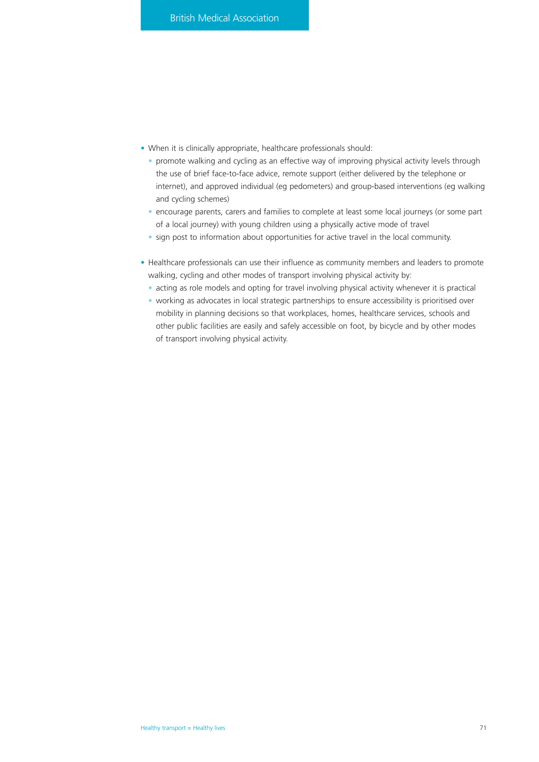- When it is clinically appropriate, healthcare professionals should:
  - promote walking and cycling as an effective way of improving physical activity levels through the use of brief face-to-face advice, remote support (either delivered by the telephone or internet), and approved individual (eg pedometers) and group-based interventions (eg walking and cycling schemes)
  - encourage parents, carers and families to complete at least some local journeys (or some part of a local journey) with young children using a physically active mode of travel
  - sign post to information about opportunities for active travel in the local community.

- Healthcare professionals can use their influence as community members and leaders to promote walking, cycling and other modes of transport involving physical activity by:
  - acting as role models and opting for travel involving physical activity whenever it is practical
  - working as advocates in local strategic partnerships to ensure accessibility is prioritised over mobility in planning decisions so that workplaces, homes, healthcare services, schools and other public facilities are easily and safely accessible on foot, by bicycle and by other modes of transport involving physical activity.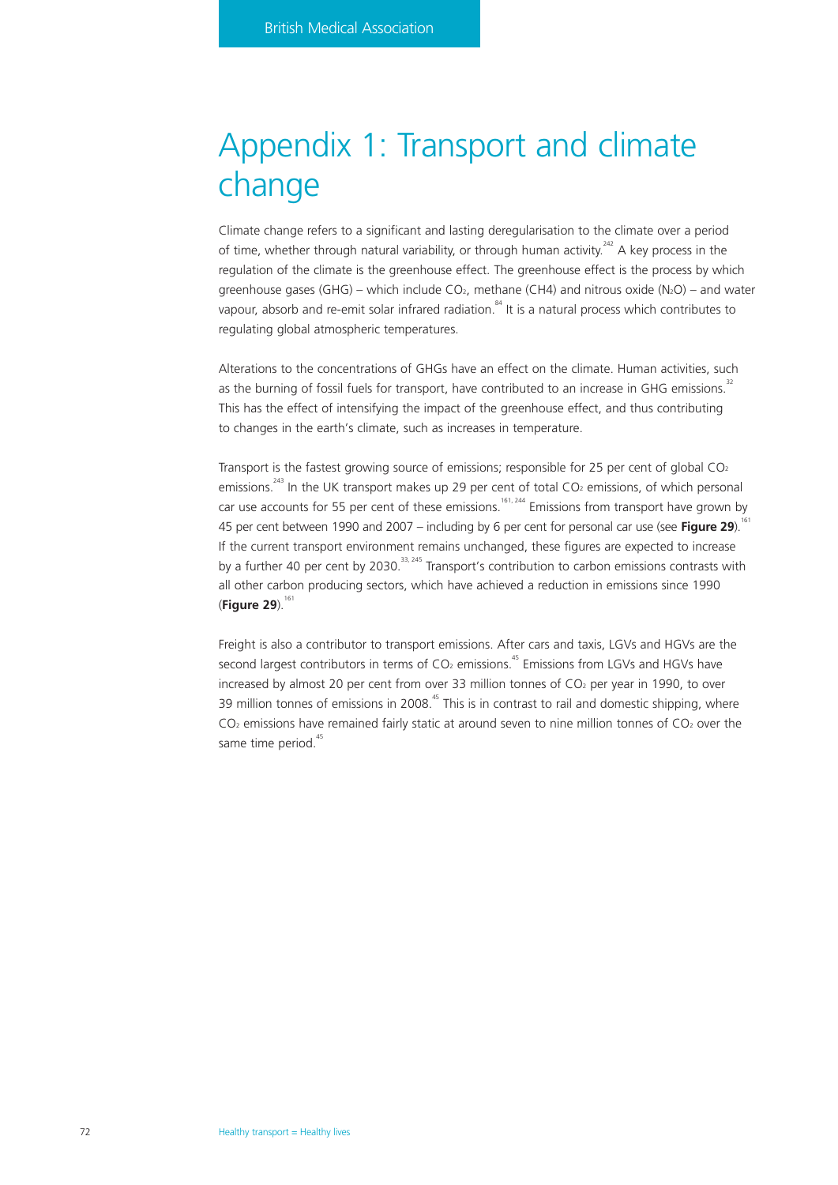# Appendix 1: Transport and climate change

Climate change refers to a significant and lasting deregularisation to the climate over a period of time, whether through natural variability, or through human activity.[242] A key process in the regulation of the climate is the greenhouse effect. The greenhouse effect is the process by which greenhouse gases (GHG) – which include $CO_2$, methane (CH4) and nitrous oxide ($N_2O$) – and water vapour, absorb and re-emit solar infrared radiation.[84] It is a natural process which contributes to regulating global atmospheric temperatures.

Alterations to the concentrations of GHGs have an effect on the climate. Human activities, such as the burning of fossil fuels for transport, have contributed to an increase in GHG emissions.[32] This has the effect of intensifying the impact of the greenhouse effect, and thus contributing to changes in the earth's climate, such as increases in temperature.

Transport is the fastest growing source of emissions; responsible for 25 per cent of global $CO_2$ emissions.[243] In the UK transport makes up 29 per cent of total $CO_2$ emissions, of which personal car use accounts for 55 per cent of these emissions.[161, 244] Emissions from transport have grown by 45 per cent between 1990 and 2007 – including by 6 per cent for personal car use (see **Figure 29**).[161] If the current transport environment remains unchanged, these figures are expected to increase by a further 40 per cent by 2030.[33, 245] Transport's contribution to carbon emissions contrasts with all other carbon producing sectors, which have achieved a reduction in emissions since 1990 (**Figure 29**).[161]

Freight is also a contributor to transport emissions. After cars and taxis, LGVs and HGVs are the second largest contributors in terms of $CO_2$ emissions.[45] Emissions from LGVs and HGVs have increased by almost 20 per cent from over 33 million tonnes of $CO_2$ per year in 1990, to over 39 million tonnes of emissions in 2008.[45] This is in contrast to rail and domestic shipping, where $CO_2$ emissions have remained fairly static at around seven to nine million tonnes of $CO_2$ over the same time period.[45]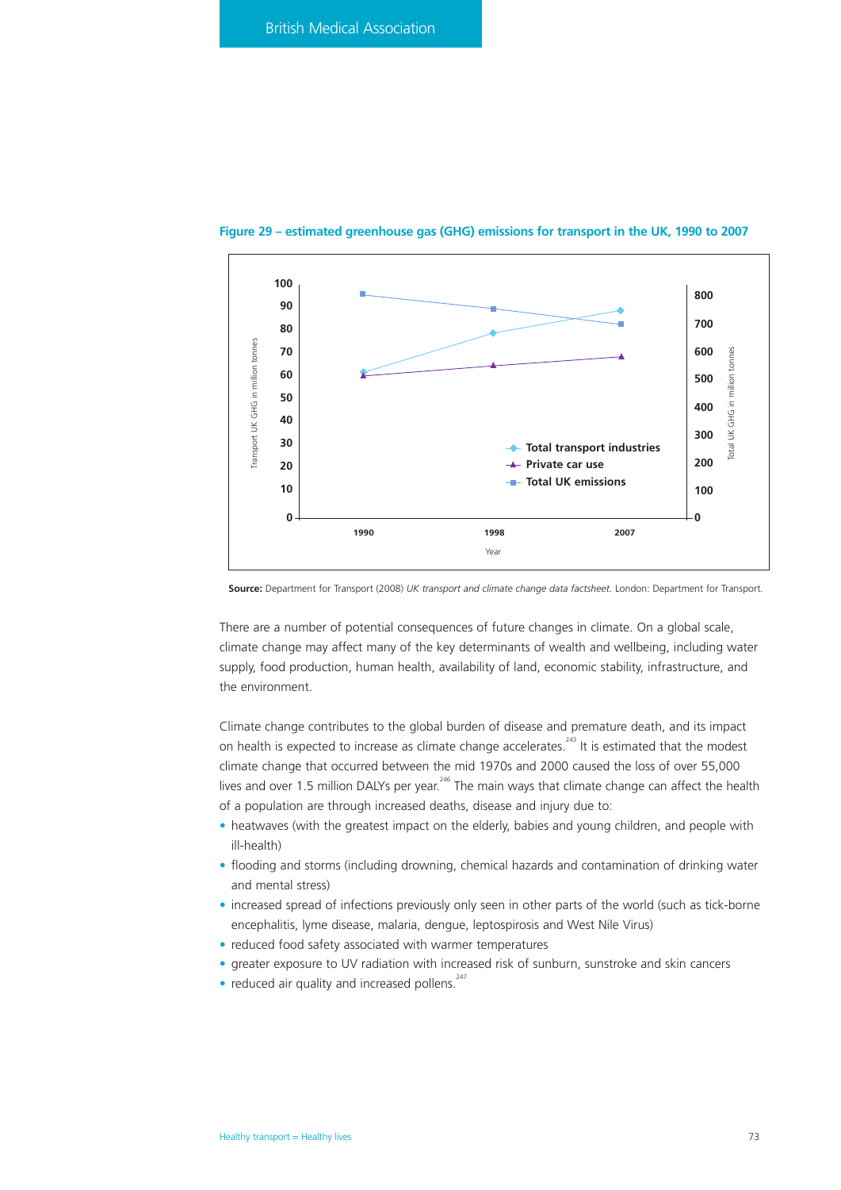**Figure 29 – estimated greenhouse gas (GHG) emissions for transport in the UK, 1990 to 2007**

**Source:** Department for Transport (2008) *UK transport and climate change data factsheet*. London: Department for Transport.

There are a number of potential consequences of future changes in climate. On a global scale, climate change may affect many of the key determinants of wealth and wellbeing, including water supply, food production, human health, availability of land, economic stability, infrastructure, and the environment.

Climate change contributes to the global burden of disease and premature death, and its impact on health is expected to increase as climate change accelerates.[243] It is estimated that the modest climate change that occurred between the mid 1970s and 2000 caused the loss of over 55,000 lives and over 1.5 million DALYs per year.[246] The main ways that climate change can affect the health of a population are through increased deaths, disease and injury due to:

- heatwaves (with the greatest impact on the elderly, babies and young children, and people with ill-health)
- flooding and storms (including drowning, chemical hazards and contamination of drinking water and mental stress)
- increased spread of infections previously only seen in other parts of the world (such as tick-borne encephalitis, lyme disease, malaria, dengue, leptospirosis and West Nile Virus)
- reduced food safety associated with warmer temperatures
- greater exposure to UV radiation with increased risk of sunburn, sunstroke and skin cancers
- reduced air quality and increased pollens.[247]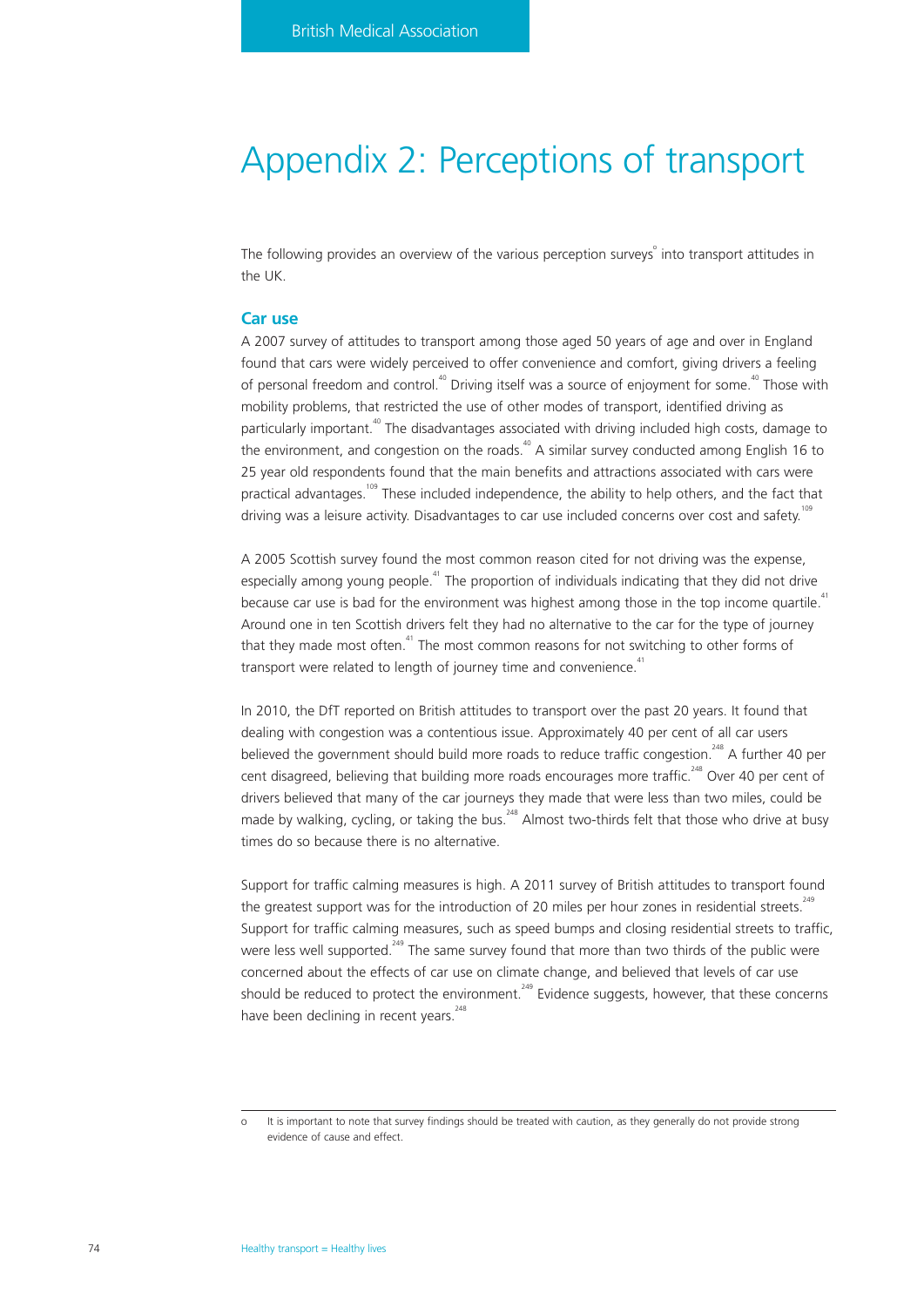# Appendix 2: Perceptions of transport

The following provides an overview of the various perception surveys[o] into transport attitudes in the UK.

## Car use

A 2007 survey of attitudes to transport among those aged 50 years of age and over in England found that cars were widely perceived to offer convenience and comfort, giving drivers a feeling of personal freedom and control.[40] Driving itself was a source of enjoyment for some.[40] Those with mobility problems, that restricted the use of other modes of transport, identified driving as particularly important.[40] The disadvantages associated with driving included high costs, damage to the environment, and congestion on the roads.[40] A similar survey conducted among English 16 to 25 year old respondents found that the main benefits and attractions associated with cars were practical advantages.[109] These included independence, the ability to help others, and the fact that driving was a leisure activity. Disadvantages to car use included concerns over cost and safety.[109]

A 2005 Scottish survey found the most common reason cited for not driving was the expense, especially among young people.[41] The proportion of individuals indicating that they did not drive because car use is bad for the environment was highest among those in the top income quartile.[41] Around one in ten Scottish drivers felt they had no alternative to the car for the type of journey that they made most often.[41] The most common reasons for not switching to other forms of transport were related to length of journey time and convenience.[41]

In 2010, the DfT reported on British attitudes to transport over the past 20 years. It found that dealing with congestion was a contentious issue. Approximately 40 per cent of all car users believed the government should build more roads to reduce traffic congestion.[248] A further 40 per cent disagreed, believing that building more roads encourages more traffic.[248] Over 40 per cent of drivers believed that many of the car journeys they made that were less than two miles, could be made by walking, cycling, or taking the bus.[248] Almost two-thirds felt that those who drive at busy times do so because there is no alternative.

Support for traffic calming measures is high. A 2011 survey of British attitudes to transport found the greatest support was for the introduction of 20 miles per hour zones in residential streets.[249] Support for traffic calming measures, such as speed bumps and closing residential streets to traffic, were less well supported.[249] The same survey found that more than two thirds of the public were concerned about the effects of car use on climate change, and believed that levels of car use should be reduced to protect the environment.[249] Evidence suggests, however, that these concerns have been declining in recent years.[248]

---

o It is important to note that survey findings should be treated with caution, as they generally do not provide strong evidence of cause and effect.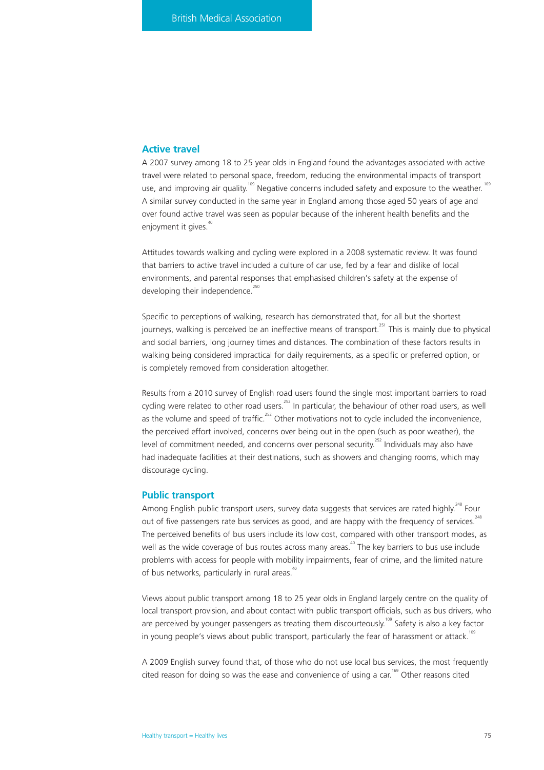## Active travel

A 2007 survey among 18 to 25 year olds in England found the advantages associated with active travel were related to personal space, freedom, reducing the environmental impacts of transport use, and improving air quality.[109] Negative concerns included safety and exposure to the weather.[109] A similar survey conducted in the same year in England among those aged 50 years of age and over found active travel was seen as popular because of the inherent health benefits and the enjoyment it gives.[40]

Attitudes towards walking and cycling were explored in a 2008 systematic review. It was found that barriers to active travel included a culture of car use, fed by a fear and dislike of local environments, and parental responses that emphasised children's safety at the expense of developing their independence.[250]

Specific to perceptions of walking, research has demonstrated that, for all but the shortest journeys, walking is perceived be an ineffective means of transport.[251] This is mainly due to physical and social barriers, long journey times and distances. The combination of these factors results in walking being considered impractical for daily requirements, as a specific or preferred option, or is completely removed from consideration altogether.

Results from a 2010 survey of English road users found the single most important barriers to road cycling were related to other road users.[252] In particular, the behaviour of other road users, as well as the volume and speed of traffic.[252] Other motivations not to cycle included the inconvenience, the perceived effort involved, concerns over being out in the open (such as poor weather), the level of commitment needed, and concerns over personal security.[252] Individuals may also have had inadequate facilities at their destinations, such as showers and changing rooms, which may discourage cycling.

## Public transport

Among English public transport users, survey data suggests that services are rated highly.[248] Four out of five passengers rate bus services as good, and are happy with the frequency of services.[248] The perceived benefits of bus users include its low cost, compared with other transport modes, as well as the wide coverage of bus routes across many areas.[40] The key barriers to bus use include problems with access for people with mobility impairments, fear of crime, and the limited nature of bus networks, particularly in rural areas.[40]

Views about public transport among 18 to 25 year olds in England largely centre on the quality of local transport provision, and about contact with public transport officials, such as bus drivers, who are perceived by younger passengers as treating them discourteously.[109] Safety is also a key factor in young people's views about public transport, particularly the fear of harassment or attack.[109]

A 2009 English survey found that, of those who do not use local bus services, the most frequently cited reason for doing so was the ease and convenience of using a car.[169] Other reasons cited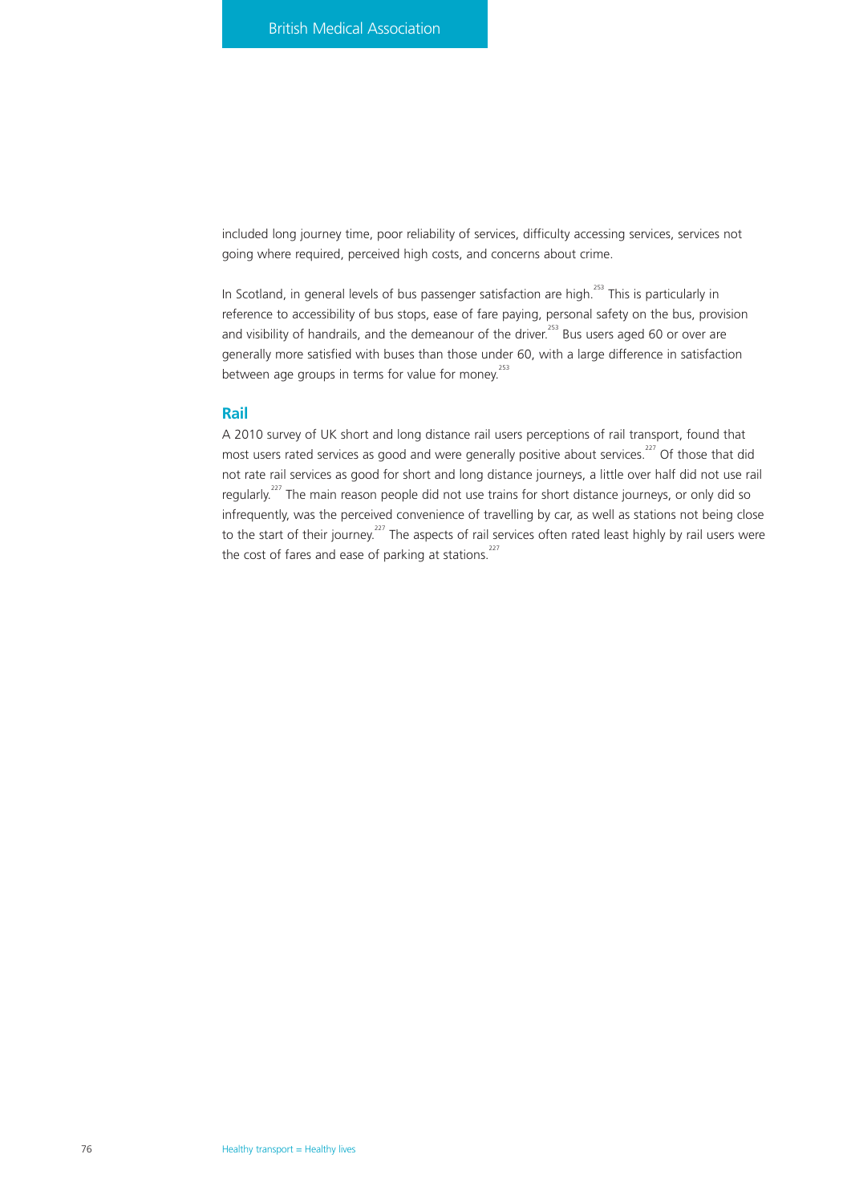included long journey time, poor reliability of services, difficulty accessing services, services not going where required, perceived high costs, and concerns about crime.

In Scotland, in general levels of bus passenger satisfaction are high.[253] This is particularly in reference to accessibility of bus stops, ease of fare paying, personal safety on the bus, provision and visibility of handrails, and the demeanour of the driver.[253] Bus users aged 60 or over are generally more satisfied with buses than those under 60, with a large difference in satisfaction between age groups in terms for value for money.[253]

## Rail

A 2010 survey of UK short and long distance rail users perceptions of rail transport, found that most users rated services as good and were generally positive about services.[227] Of those that did not rate rail services as good for short and long distance journeys, a little over half did not use rail regularly.[227] The main reason people did not use trains for short distance journeys, or only did so infrequently, was the perceived convenience of travelling by car, as well as stations not being close to the start of their journey.[227] The aspects of rail services often rated least highly by rail users were the cost of fares and ease of parking at stations.[227]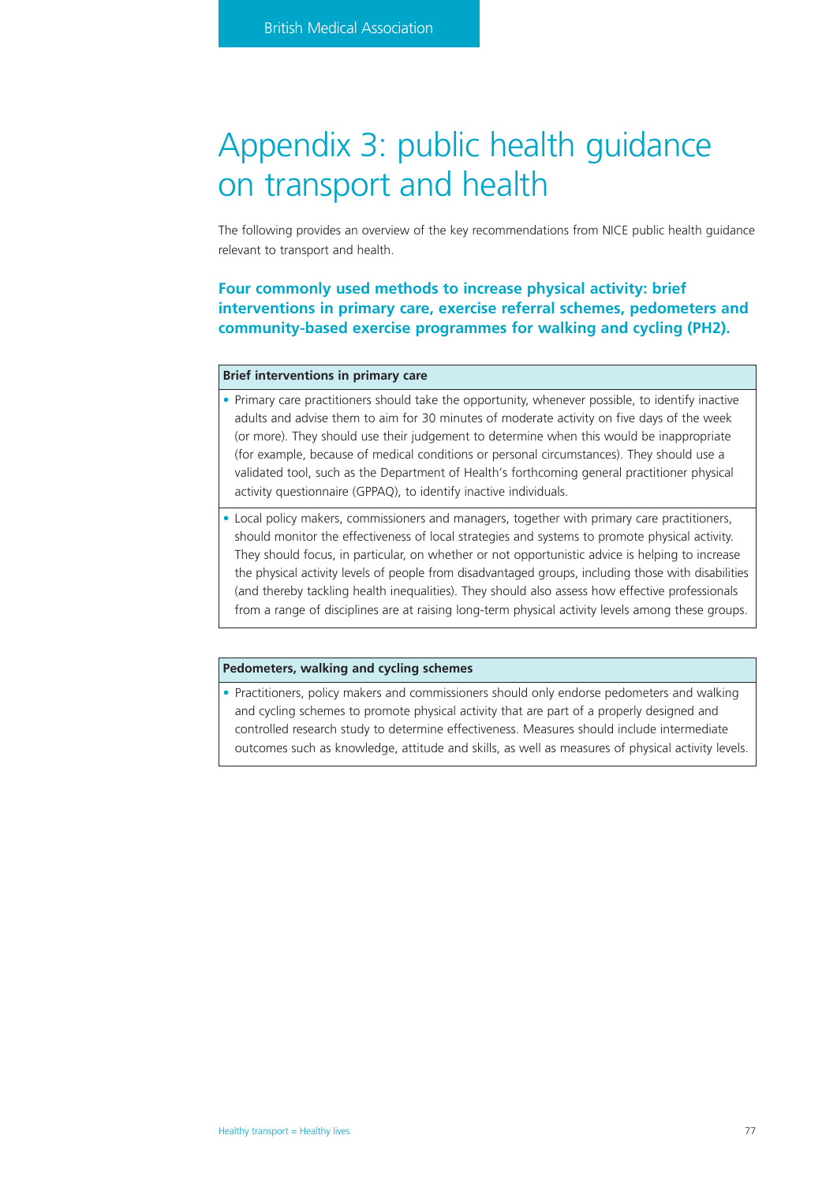# Appendix 3: public health guidance on transport and health

The following provides an overview of the key recommendations from NICE public health guidance relevant to transport and health.

## Four commonly used methods to increase physical activity: brief interventions in primary care, exercise referral schemes, pedometers and community-based exercise programmes for walking and cycling (PH2).

| Brief interventions in primary care |
| --- |
| • Primary care practitioners should take the opportunity, whenever possible, to identify inactive adults and advise them to aim for 30 minutes of moderate activity on five days of the week (or more). They should use their judgement to determine when this would be inappropriate (for example, because of medical conditions or personal circumstances). They should use a validated tool, such as the Department of Health's forthcoming general practitioner physical activity questionnaire (GPPAQ), to identify inactive individuals. |
| • Local policy makers, commissioners and managers, together with primary care practitioners, should monitor the effectiveness of local strategies and systems to promote physical activity. They should focus, in particular, on whether or not opportunistic advice is helping to increase the physical activity levels of people from disadvantaged groups, including those with disabilities (and thereby tackling health inequalities). They should also assess how effective professionals from a range of disciplines are at raising long-term physical activity levels among these groups. |

| Pedometers, walking and cycling schemes |
| --- |
| • Practitioners, policy makers and commissioners should only endorse pedometers and walking and cycling schemes to promote physical activity that are part of a properly designed and controlled research study to determine effectiveness. Measures should include intermediate outcomes such as knowledge, attitude and skills, as well as measures of physical activity levels. |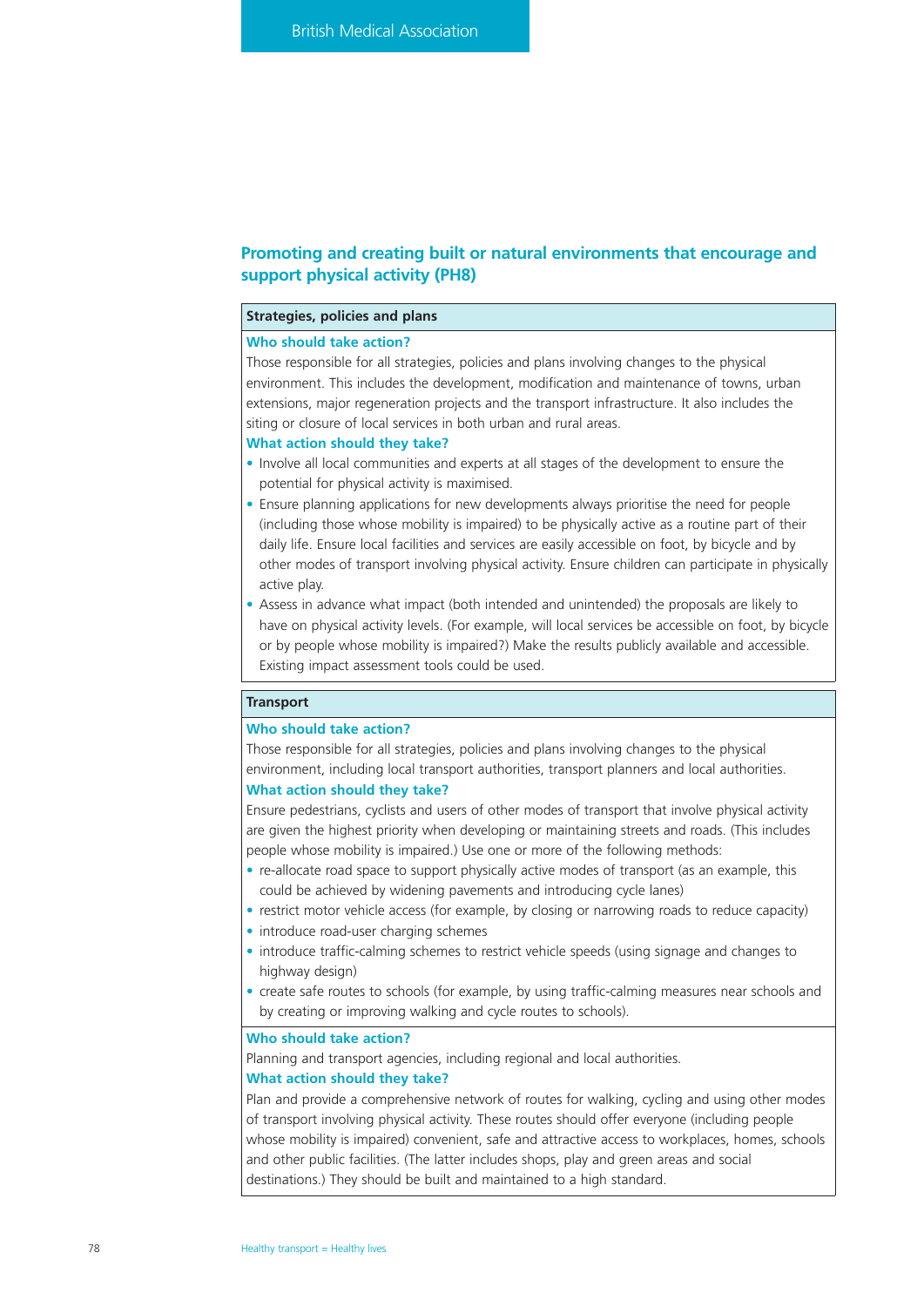## Promoting and creating built or natural environments that encourage and support physical activity (PH8)

### Strategies, policies and plans

**Who should take action?**

Those responsible for all strategies, policies and plans involving changes to the physical environment. This includes the development, modification and maintenance of towns, urban extensions, major regeneration projects and the transport infrastructure. It also includes the siting or closure of local services in both urban and rural areas.

**What action should they take?**

- Involve all local communities and experts at all stages of the development to ensure the potential for physical activity is maximised.
- Ensure planning applications for new developments always prioritise the need for people (including those whose mobility is impaired) to be physically active as a routine part of their daily life. Ensure local facilities and services are easily accessible on foot, by bicycle and by other modes of transport involving physical activity. Ensure children can participate in physically active play.
- Assess in advance what impact (both intended and unintended) the proposals are likely to have on physical activity levels. (For example, will local services be accessible on foot, by bicycle or by people whose mobility is impaired?) Make the results publicly available and accessible. Existing impact assessment tools could be used.

### Transport

**Who should take action?**

Those responsible for all strategies, policies and plans involving changes to the physical environment, including local transport authorities, transport planners and local authorities.

**What action should they take?**

Ensure pedestrians, cyclists and users of other modes of transport that involve physical activity are given the highest priority when developing or maintaining streets and roads. (This includes people whose mobility is impaired.) Use one or more of the following methods:

- re-allocate road space to support physically active modes of transport (as an example, this could be achieved by widening pavements and introducing cycle lanes)
- restrict motor vehicle access (for example, by closing or narrowing roads to reduce capacity)
- introduce road-user charging schemes
- introduce traffic-calming schemes to restrict vehicle speeds (using signage and changes to highway design)
- create safe routes to schools (for example, by using traffic-calming measures near schools and by creating or improving walking and cycle routes to schools).

**Who should take action?**

Planning and transport agencies, including regional and local authorities.

**What action should they take?**

Plan and provide a comprehensive network of routes for walking, cycling and using other modes of transport involving physical activity. These routes should offer everyone (including people whose mobility is impaired) convenient, safe and attractive access to workplaces, homes, schools and other public facilities. (The latter includes shops, play and green areas and social destinations.) They should be built and maintained to a high standard.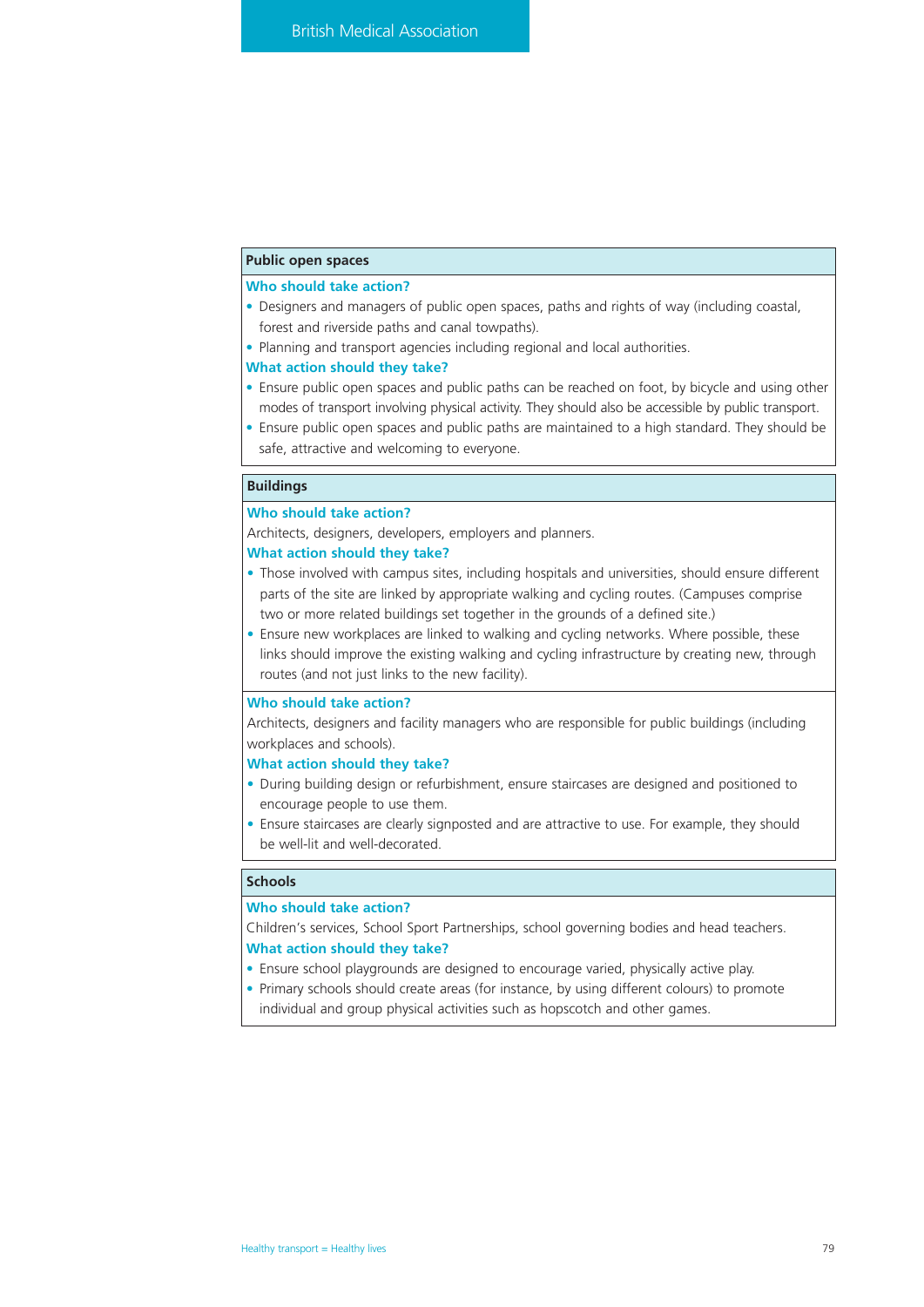### Public open spaces

**Who should take action?**

- Designers and managers of public open spaces, paths and rights of way (including coastal, forest and riverside paths and canal towpaths).
- Planning and transport agencies including regional and local authorities.

**What action should they take?**

- Ensure public open spaces and public paths can be reached on foot, by bicycle and using other modes of transport involving physical activity. They should also be accessible by public transport.
- Ensure public open spaces and public paths are maintained to a high standard. They should be safe, attractive and welcoming to everyone.

### Buildings

**Who should take action?**

Architects, designers, developers, employers and planners.

**What action should they take?**

- Those involved with campus sites, including hospitals and universities, should ensure different parts of the site are linked by appropriate walking and cycling routes. (Campuses comprise two or more related buildings set together in the grounds of a defined site.)
- Ensure new workplaces are linked to walking and cycling networks. Where possible, these links should improve the existing walking and cycling infrastructure by creating new, through routes (and not just links to the new facility).

**Who should take action?**

Architects, designers and facility managers who are responsible for public buildings (including workplaces and schools).

**What action should they take?**

- During building design or refurbishment, ensure staircases are designed and positioned to encourage people to use them.
- Ensure staircases are clearly signposted and are attractive to use. For example, they should be well-lit and well-decorated.

### Schools

**Who should take action?**

Children's services, School Sport Partnerships, school governing bodies and head teachers.

**What action should they take?**

- Ensure school playgrounds are designed to encourage varied, physically active play.
- Primary schools should create areas (for instance, by using different colours) to promote individual and group physical activities such as hopscotch and other games.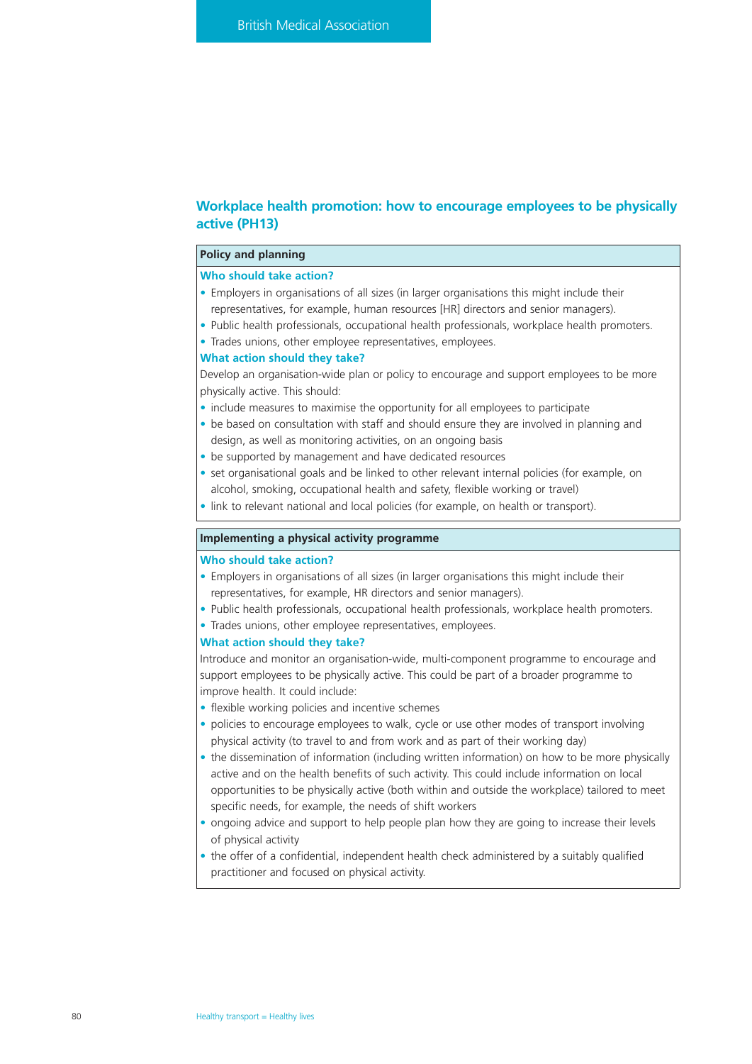## Workplace health promotion: how to encourage employees to be physically active (PH13)

### Policy and planning

**Who should take action?**

- Employers in organisations of all sizes (in larger organisations this might include their representatives, for example, human resources [HR] directors and senior managers).
- Public health professionals, occupational health professionals, workplace health promoters.
- Trades unions, other employee representatives, employees.

**What action should they take?**

Develop an organisation-wide plan or policy to encourage and support employees to be more physically active. This should:

- include measures to maximise the opportunity for all employees to participate
- be based on consultation with staff and should ensure they are involved in planning and design, as well as monitoring activities, on an ongoing basis
- be supported by management and have dedicated resources
- set organisational goals and be linked to other relevant internal policies (for example, on alcohol, smoking, occupational health and safety, flexible working or travel)
- link to relevant national and local policies (for example, on health or transport).

### Implementing a physical activity programme

**Who should take action?**

- Employers in organisations of all sizes (in larger organisations this might include their representatives, for example, HR directors and senior managers).
- Public health professionals, occupational health professionals, workplace health promoters.
- Trades unions, other employee representatives, employees.

**What action should they take?**

Introduce and monitor an organisation-wide, multi-component programme to encourage and support employees to be physically active. This could be part of a broader programme to improve health. It could include:

- flexible working policies and incentive schemes
- policies to encourage employees to walk, cycle or use other modes of transport involving physical activity (to travel to and from work and as part of their working day)
- the dissemination of information (including written information) on how to be more physically active and on the health benefits of such activity. This could include information on local opportunities to be physically active (both within and outside the workplace) tailored to meet specific needs, for example, the needs of shift workers
- ongoing advice and support to help people plan how they are going to increase their levels of physical activity
- the offer of a confidential, independent health check administered by a suitably qualified practitioner and focused on physical activity.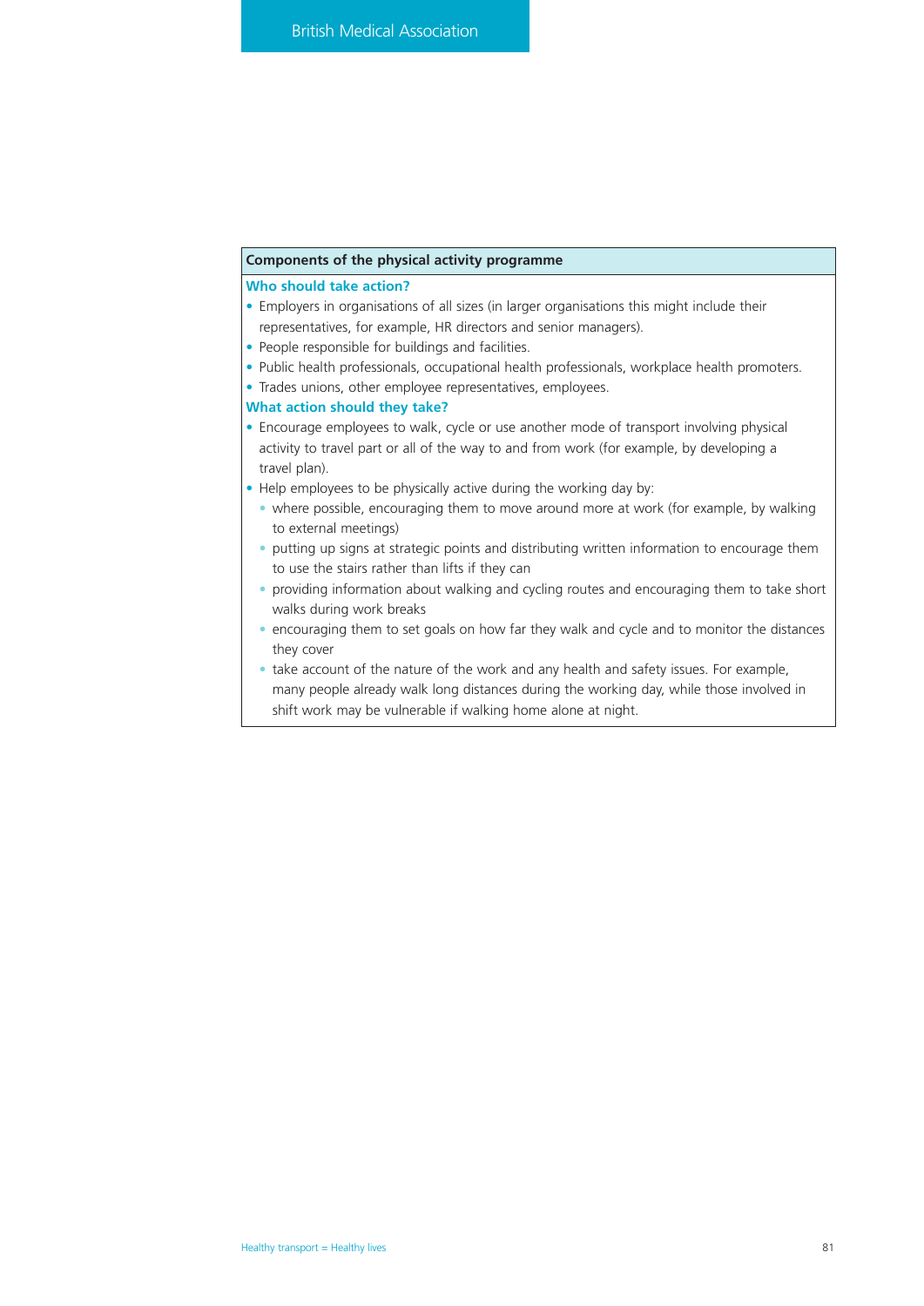**Components of the physical activity programme**

**Who should take action?**

- Employers in organisations of all sizes (in larger organisations this might include their representatives, for example, HR directors and senior managers).
- People responsible for buildings and facilities.
- Public health professionals, occupational health professionals, workplace health promoters.
- Trades unions, other employee representatives, employees.

**What action should they take?**

- Encourage employees to walk, cycle or use another mode of transport involving physical activity to travel part or all of the way to and from work (for example, by developing a travel plan).
- Help employees to be physically active during the working day by:
  - where possible, encouraging them to move around more at work (for example, by walking to external meetings)
  - putting up signs at strategic points and distributing written information to encourage them to use the stairs rather than lifts if they can
  - providing information about walking and cycling routes and encouraging them to take short walks during work breaks
  - encouraging them to set goals on how far they walk and cycle and to monitor the distances they cover
  - take account of the nature of the work and any health and safety issues. For example, many people already walk long distances during the working day, while those involved in shift work may be vulnerable if walking home alone at night.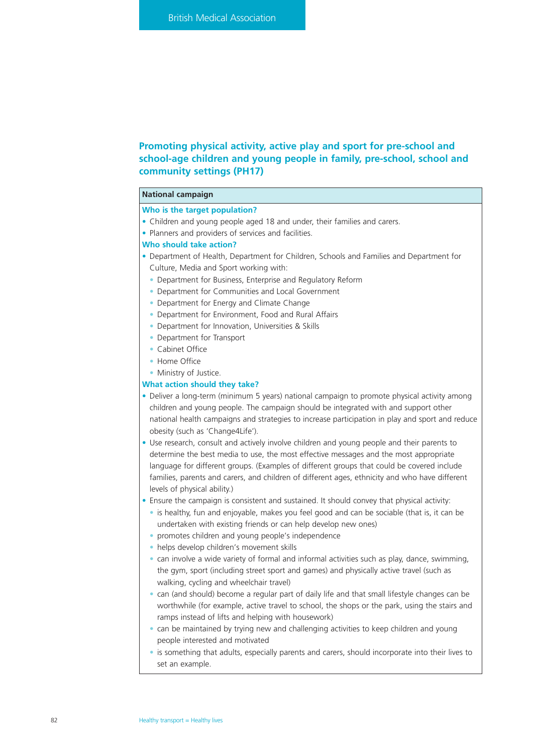## Promoting physical activity, active play and sport for pre-school and school-age children and young people in family, pre-school, school and community settings (PH17)

**National campaign**

**Who is the target population?**

- Children and young people aged 18 and under, their families and carers.
- Planners and providers of services and facilities.

**Who should take action?**

- Department of Health, Department for Children, Schools and Families and Department for Culture, Media and Sport working with:
  - Department for Business, Enterprise and Regulatory Reform
  - Department for Communities and Local Government
  - Department for Energy and Climate Change
  - Department for Environment, Food and Rural Affairs
  - Department for Innovation, Universities & Skills
  - Department for Transport
  - Cabinet Office
  - Home Office
  - Ministry of Justice.

**What action should they take?**

- Deliver a long-term (minimum 5 years) national campaign to promote physical activity among children and young people. The campaign should be integrated with and support other national health campaigns and strategies to increase participation in play and sport and reduce obesity (such as 'Change4Life').
- Use research, consult and actively involve children and young people and their parents to determine the best media to use, the most effective messages and the most appropriate language for different groups. (Examples of different groups that could be covered include families, parents and carers, and children of different ages, ethnicity and who have different levels of physical ability.)
- Ensure the campaign is consistent and sustained. It should convey that physical activity:
  - is healthy, fun and enjoyable, makes you feel good and can be sociable (that is, it can be undertaken with existing friends or can help develop new ones)
  - promotes children and young people's independence
  - helps develop children's movement skills
  - can involve a wide variety of formal and informal activities such as play, dance, swimming, the gym, sport (including street sport and games) and physically active travel (such as walking, cycling and wheelchair travel)
  - can (and should) become a regular part of daily life and that small lifestyle changes can be worthwhile (for example, active travel to school, the shops or the park, using the stairs and ramps instead of lifts and helping with housework)
  - can be maintained by trying new and challenging activities to keep children and young people interested and motivated
  - is something that adults, especially parents and carers, should incorporate into their lives to set an example.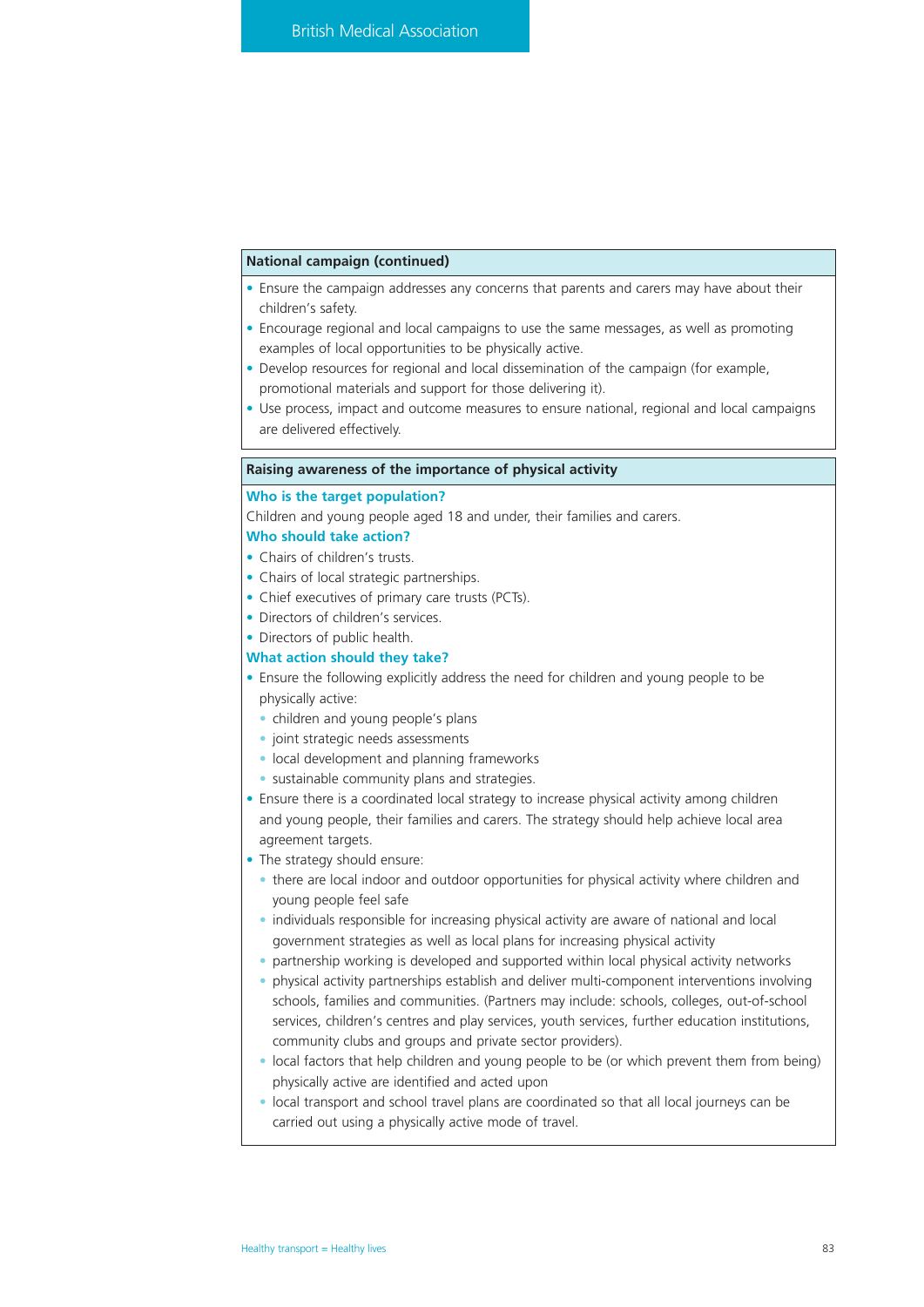**National campaign (continued)**

- Ensure the campaign addresses any concerns that parents and carers may have about their children's safety.
- Encourage regional and local campaigns to use the same messages, as well as promoting examples of local opportunities to be physically active.
- Develop resources for regional and local dissemination of the campaign (for example, promotional materials and support for those delivering it).
- Use process, impact and outcome measures to ensure national, regional and local campaigns are delivered effectively.

**Raising awareness of the importance of physical activity**

**Who is the target population?**

Children and young people aged 18 and under, their families and carers.

**Who should take action?**

- Chairs of children's trusts.
- Chairs of local strategic partnerships.
- Chief executives of primary care trusts (PCTs).
- Directors of children's services.
- Directors of public health.

**What action should they take?**

- Ensure the following explicitly address the need for children and young people to be physically active:
  - children and young people's plans
  - joint strategic needs assessments
  - local development and planning frameworks
  - sustainable community plans and strategies.
- Ensure there is a coordinated local strategy to increase physical activity among children and young people, their families and carers. The strategy should help achieve local area agreement targets.
- The strategy should ensure:
  - there are local indoor and outdoor opportunities for physical activity where children and young people feel safe
  - individuals responsible for increasing physical activity are aware of national and local government strategies as well as local plans for increasing physical activity
  - partnership working is developed and supported within local physical activity networks
  - physical activity partnerships establish and deliver multi-component interventions involving schools, families and communities. (Partners may include: schools, colleges, out-of-school services, children's centres and play services, youth services, further education institutions, community clubs and groups and private sector providers).
  - local factors that help children and young people to be (or which prevent them from being) physically active are identified and acted upon
  - local transport and school travel plans are coordinated so that all local journeys can be carried out using a physically active mode of travel.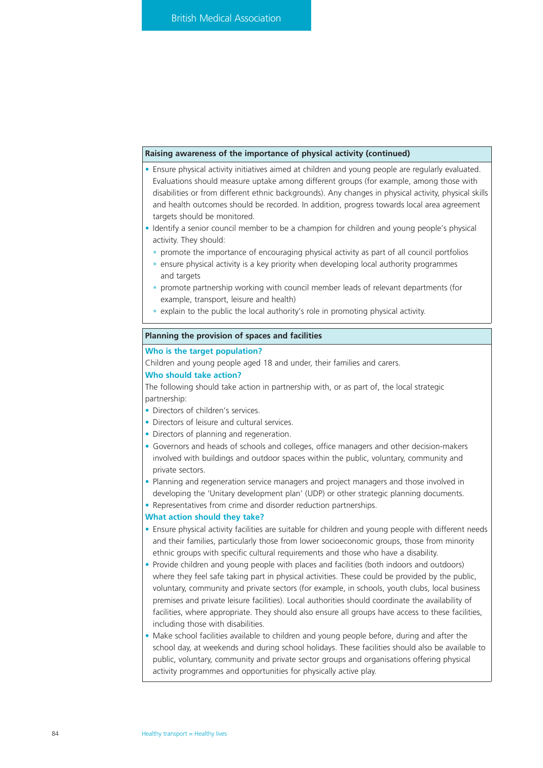**Raising awareness of the importance of physical activity (continued)**

- Ensure physical activity initiatives aimed at children and young people are regularly evaluated. Evaluations should measure uptake among different groups (for example, among those with disabilities or from different ethnic backgrounds). Any changes in physical activity, physical skills and health outcomes should be recorded. In addition, progress towards local area agreement targets should be monitored.
- Identify a senior council member to be a champion for children and young people's physical activity. They should:
  - promote the importance of encouraging physical activity as part of all council portfolios
  - ensure physical activity is a key priority when developing local authority programmes and targets
  - promote partnership working with council member leads of relevant departments (for example, transport, leisure and health)
  - explain to the public the local authority's role in promoting physical activity.

**Planning the provision of spaces and facilities**

**Who is the target population?**

Children and young people aged 18 and under, their families and carers.

**Who should take action?**

The following should take action in partnership with, or as part of, the local strategic partnership:

- Directors of children's services.
- Directors of leisure and cultural services.
- Directors of planning and regeneration.
- Governors and heads of schools and colleges, office managers and other decision-makers involved with buildings and outdoor spaces within the public, voluntary, community and private sectors.
- Planning and regeneration service managers and project managers and those involved in developing the 'Unitary development plan' (UDP) or other strategic planning documents.
- Representatives from crime and disorder reduction partnerships.

**What action should they take?**

- Ensure physical activity facilities are suitable for children and young people with different needs and their families, particularly those from lower socioeconomic groups, those from minority ethnic groups with specific cultural requirements and those who have a disability.
- Provide children and young people with places and facilities (both indoors and outdoors) where they feel safe taking part in physical activities. These could be provided by the public, voluntary, community and private sectors (for example, in schools, youth clubs, local business premises and private leisure facilities). Local authorities should coordinate the availability of facilities, where appropriate. They should also ensure all groups have access to these facilities, including those with disabilities.
- Make school facilities available to children and young people before, during and after the school day, at weekends and during school holidays. These facilities should also be available to public, voluntary, community and private sector groups and organisations offering physical activity programmes and opportunities for physically active play.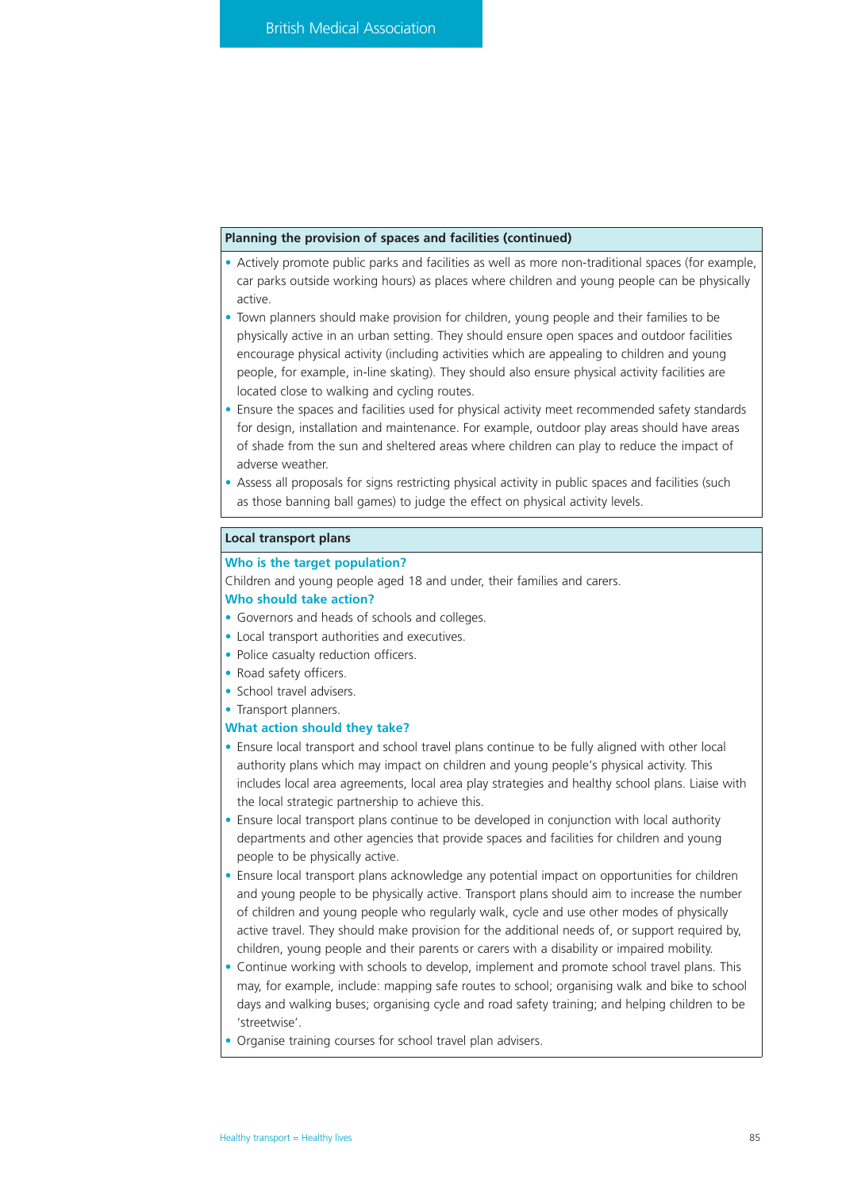**Planning the provision of spaces and facilities (continued)**

- Actively promote public parks and facilities as well as more non-traditional spaces (for example, car parks outside working hours) as places where children and young people can be physically active.
- Town planners should make provision for children, young people and their families to be physically active in an urban setting. They should ensure open spaces and outdoor facilities encourage physical activity (including activities which are appealing to children and young people, for example, in-line skating). They should also ensure physical activity facilities are located close to walking and cycling routes.
- Ensure the spaces and facilities used for physical activity meet recommended safety standards for design, installation and maintenance. For example, outdoor play areas should have areas of shade from the sun and sheltered areas where children can play to reduce the impact of adverse weather.
- Assess all proposals for signs restricting physical activity in public spaces and facilities (such as those banning ball games) to judge the effect on physical activity levels.

**Local transport plans**

**Who is the target population?**

Children and young people aged 18 and under, their families and carers.

**Who should take action?**

- Governors and heads of schools and colleges.
- Local transport authorities and executives.
- Police casualty reduction officers.
- Road safety officers.
- School travel advisers.
- Transport planners.

**What action should they take?**

- Ensure local transport and school travel plans continue to be fully aligned with other local authority plans which may impact on children and young people's physical activity. This includes local area agreements, local area play strategies and healthy school plans. Liaise with the local strategic partnership to achieve this.
- Ensure local transport plans continue to be developed in conjunction with local authority departments and other agencies that provide spaces and facilities for children and young people to be physically active.
- Ensure local transport plans acknowledge any potential impact on opportunities for children and young people to be physically active. Transport plans should aim to increase the number of children and young people who regularly walk, cycle and use other modes of physically active travel. They should make provision for the additional needs of, or support required by, children, young people and their parents or carers with a disability or impaired mobility.
- Continue working with schools to develop, implement and promote school travel plans. This may, for example, include: mapping safe routes to school; organising walk and bike to school days and walking buses; organising cycle and road safety training; and helping children to be 'streetwise'.
- Organise training courses for school travel plan advisers.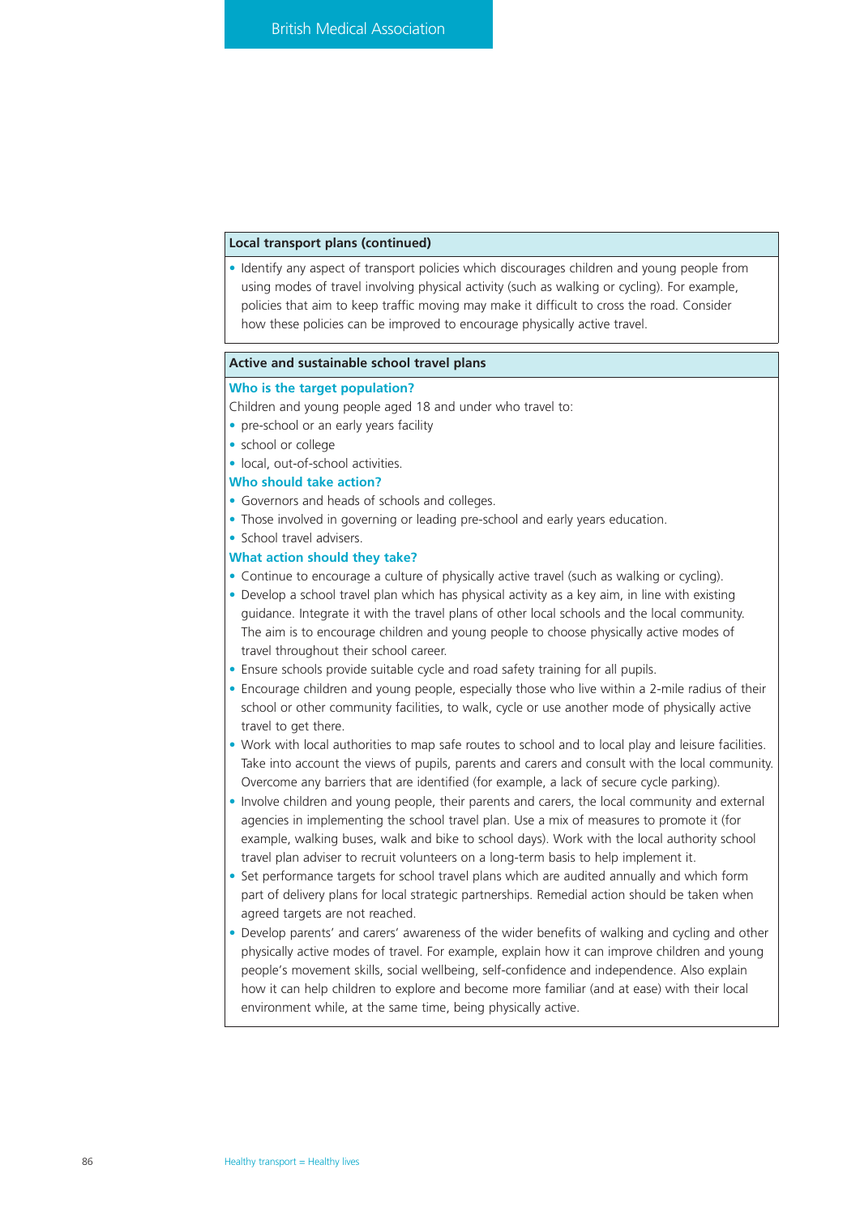**Local transport plans (continued)**

- Identify any aspect of transport policies which discourages children and young people from using modes of travel involving physical activity (such as walking or cycling). For example, policies that aim to keep traffic moving may make it difficult to cross the road. Consider how these policies can be improved to encourage physically active travel.

**Active and sustainable school travel plans**

### Who is the target population?

Children and young people aged 18 and under who travel to:

- pre-school or an early years facility
- school or college
- local, out-of-school activities.

### Who should take action?

- Governors and heads of schools and colleges.
- Those involved in governing or leading pre-school and early years education.
- School travel advisers.

### What action should they take?

- Continue to encourage a culture of physically active travel (such as walking or cycling).
- Develop a school travel plan which has physical activity as a key aim, in line with existing guidance. Integrate it with the travel plans of other local schools and the local community. The aim is to encourage children and young people to choose physically active modes of travel throughout their school career.
- Ensure schools provide suitable cycle and road safety training for all pupils.
- Encourage children and young people, especially those who live within a 2-mile radius of their school or other community facilities, to walk, cycle or use another mode of physically active travel to get there.
- Work with local authorities to map safe routes to school and to local play and leisure facilities. Take into account the views of pupils, parents and carers and consult with the local community. Overcome any barriers that are identified (for example, a lack of secure cycle parking).
- Involve children and young people, their parents and carers, the local community and external agencies in implementing the school travel plan. Use a mix of measures to promote it (for example, walking buses, walk and bike to school days). Work with the local authority school travel plan adviser to recruit volunteers on a long-term basis to help implement it.
- Set performance targets for school travel plans which are audited annually and which form part of delivery plans for local strategic partnerships. Remedial action should be taken when agreed targets are not reached.
- Develop parents' and carers' awareness of the wider benefits of walking and cycling and other physically active modes of travel. For example, explain how it can improve children and young people's movement skills, social wellbeing, self-confidence and independence. Also explain how it can help children to explore and become more familiar (and at ease) with their local environment while, at the same time, being physically active.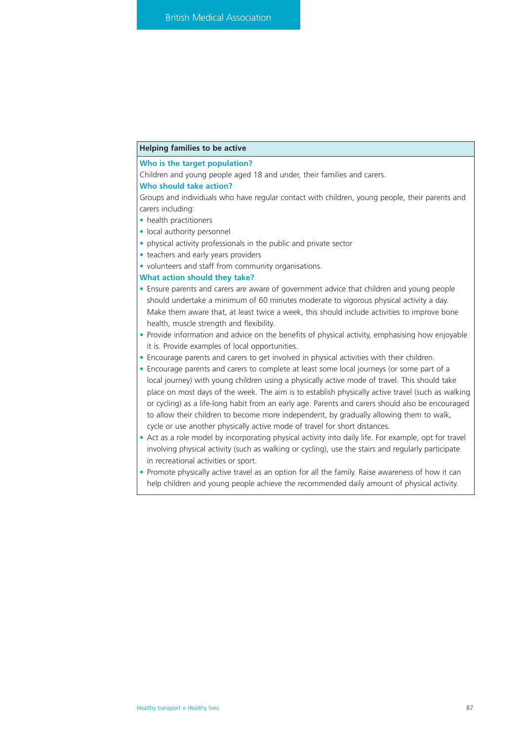**Helping families to be active**

### Who is the target population?

Children and young people aged 18 and under, their families and carers.

### Who should take action?

Groups and individuals who have regular contact with children, young people, their parents and carers including:

- health practitioners
- local authority personnel
- physical activity professionals in the public and private sector
- teachers and early years providers
- volunteers and staff from community organisations.

### What action should they take?

- Ensure parents and carers are aware of government advice that children and young people should undertake a minimum of 60 minutes moderate to vigorous physical activity a day. Make them aware that, at least twice a week, this should include activities to improve bone health, muscle strength and flexibility.
- Provide information and advice on the benefits of physical activity, emphasising how enjoyable it is. Provide examples of local opportunities.
- Encourage parents and carers to get involved in physical activities with their children.
- Encourage parents and carers to complete at least some local journeys (or some part of a local journey) with young children using a physically active mode of travel. This should take place on most days of the week. The aim is to establish physically active travel (such as walking or cycling) as a life-long habit from an early age. Parents and carers should also be encouraged to allow their children to become more independent, by gradually allowing them to walk, cycle or use another physically active mode of travel for short distances.
- Act as a role model by incorporating physical activity into daily life. For example, opt for travel involving physical activity (such as walking or cycling), use the stairs and regularly participate in recreational activities or sport.
- Promote physically active travel as an option for all the family. Raise awareness of how it can help children and young people achieve the recommended daily amount of physical activity.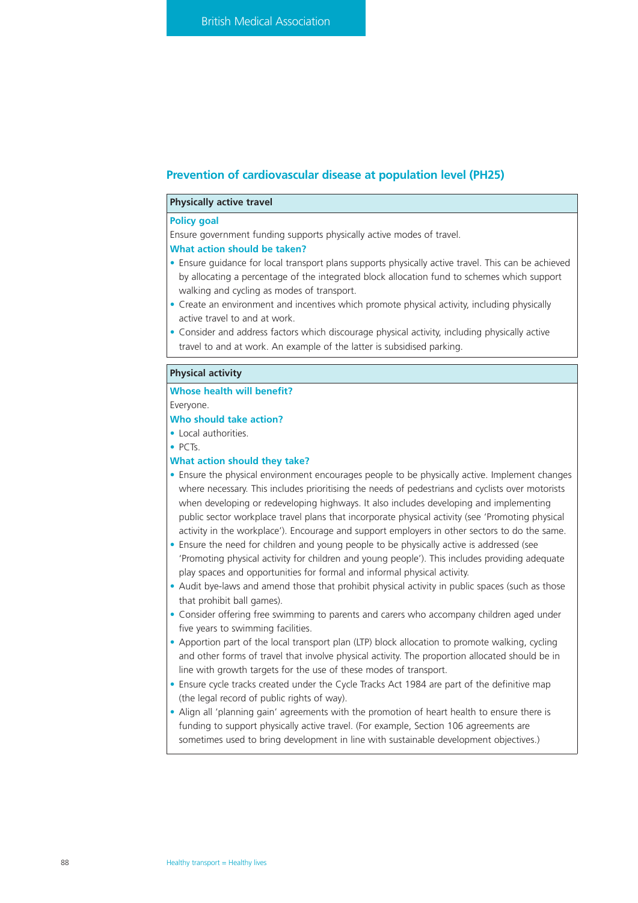## Prevention of cardiovascular disease at population level (PH25)

### Physically active travel

**Policy goal**

Ensure government funding supports physically active modes of travel.

**What action should be taken?**

- Ensure guidance for local transport plans supports physically active travel. This can be achieved by allocating a percentage of the integrated block allocation fund to schemes which support walking and cycling as modes of transport.
- Create an environment and incentives which promote physical activity, including physically active travel to and at work.
- Consider and address factors which discourage physical activity, including physically active travel to and at work. An example of the latter is subsidised parking.

### Physical activity

**Whose health will benefit?**

Everyone.

**Who should take action?**

- Local authorities.
- PCTs.

**What action should they take?**

- Ensure the physical environment encourages people to be physically active. Implement changes where necessary. This includes prioritising the needs of pedestrians and cyclists over motorists when developing or redeveloping highways. It also includes developing and implementing public sector workplace travel plans that incorporate physical activity (see 'Promoting physical activity in the workplace'). Encourage and support employers in other sectors to do the same.
- Ensure the need for children and young people to be physically active is addressed (see 'Promoting physical activity for children and young people'). This includes providing adequate play spaces and opportunities for formal and informal physical activity.
- Audit bye-laws and amend those that prohibit physical activity in public spaces (such as those that prohibit ball games).
- Consider offering free swimming to parents and carers who accompany children aged under five years to swimming facilities.
- Apportion part of the local transport plan (LTP) block allocation to promote walking, cycling and other forms of travel that involve physical activity. The proportion allocated should be in line with growth targets for the use of these modes of transport.
- Ensure cycle tracks created under the Cycle Tracks Act 1984 are part of the definitive map (the legal record of public rights of way).
- Align all 'planning gain' agreements with the promotion of heart health to ensure there is funding to support physically active travel. (For example, Section 106 agreements are sometimes used to bring development in line with sustainable development objectives.)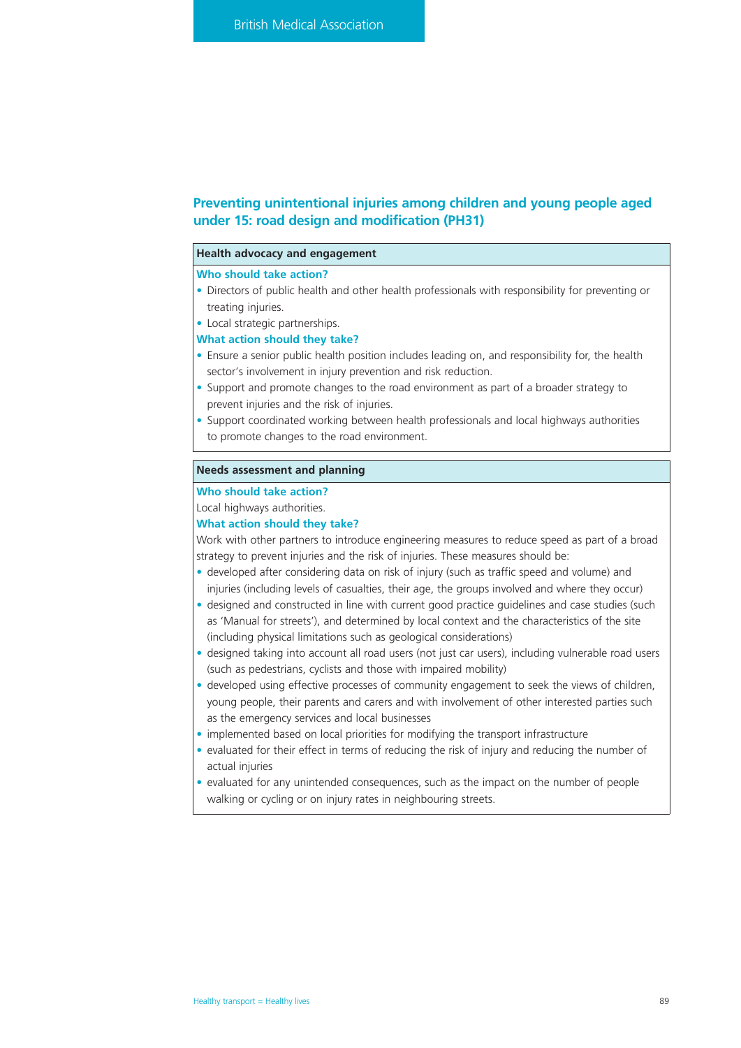## Preventing unintentional injuries among children and young people aged under 15: road design and modification (PH31)

### Health advocacy and engagement

**Who should take action?**

- Directors of public health and other health professionals with responsibility for preventing or treating injuries.
- Local strategic partnerships.

**What action should they take?**

- Ensure a senior public health position includes leading on, and responsibility for, the health sector's involvement in injury prevention and risk reduction.
- Support and promote changes to the road environment as part of a broader strategy to prevent injuries and the risk of injuries.
- Support coordinated working between health professionals and local highways authorities to promote changes to the road environment.

### Needs assessment and planning

**Who should take action?**

Local highways authorities.

**What action should they take?**

Work with other partners to introduce engineering measures to reduce speed as part of a broad strategy to prevent injuries and the risk of injuries. These measures should be:

- developed after considering data on risk of injury (such as traffic speed and volume) and injuries (including levels of casualties, their age, the groups involved and where they occur)
- designed and constructed in line with current good practice guidelines and case studies (such as 'Manual for streets'), and determined by local context and the characteristics of the site (including physical limitations such as geological considerations)
- designed taking into account all road users (not just car users), including vulnerable road users (such as pedestrians, cyclists and those with impaired mobility)
- developed using effective processes of community engagement to seek the views of children, young people, their parents and carers and with involvement of other interested parties such as the emergency services and local businesses
- implemented based on local priorities for modifying the transport infrastructure
- evaluated for their effect in terms of reducing the risk of injury and reducing the number of actual injuries
- evaluated for any unintended consequences, such as the impact on the number of people walking or cycling or on injury rates in neighbouring streets.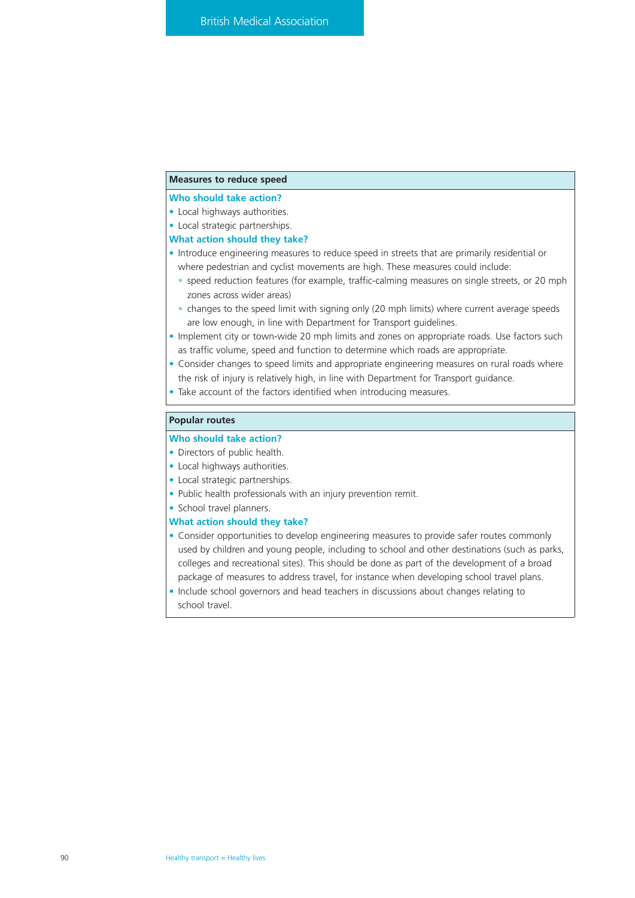**Measures to reduce speed**

**Who should take action?**

- Local highways authorities.
- Local strategic partnerships.

**What action should they take?**

- Introduce engineering measures to reduce speed in streets that are primarily residential or where pedestrian and cyclist movements are high. These measures could include:
  - speed reduction features (for example, traffic-calming measures on single streets, or 20 mph zones across wider areas)
  - changes to the speed limit with signing only (20 mph limits) where current average speeds are low enough, in line with Department for Transport guidelines.
- Implement city or town-wide 20 mph limits and zones on appropriate roads. Use factors such as traffic volume, speed and function to determine which roads are appropriate.
- Consider changes to speed limits and appropriate engineering measures on rural roads where the risk of injury is relatively high, in line with Department for Transport guidance.
- Take account of the factors identified when introducing measures.

**Popular routes**

**Who should take action?**

- Directors of public health.
- Local highways authorities.
- Local strategic partnerships.
- Public health professionals with an injury prevention remit.
- School travel planners.

**What action should they take?**

- Consider opportunities to develop engineering measures to provide safer routes commonly used by children and young people, including to school and other destinations (such as parks, colleges and recreational sites). This should be done as part of the development of a broad package of measures to address travel, for instance when developing school travel plans.
- Include school governors and head teachers in discussions about changes relating to school travel.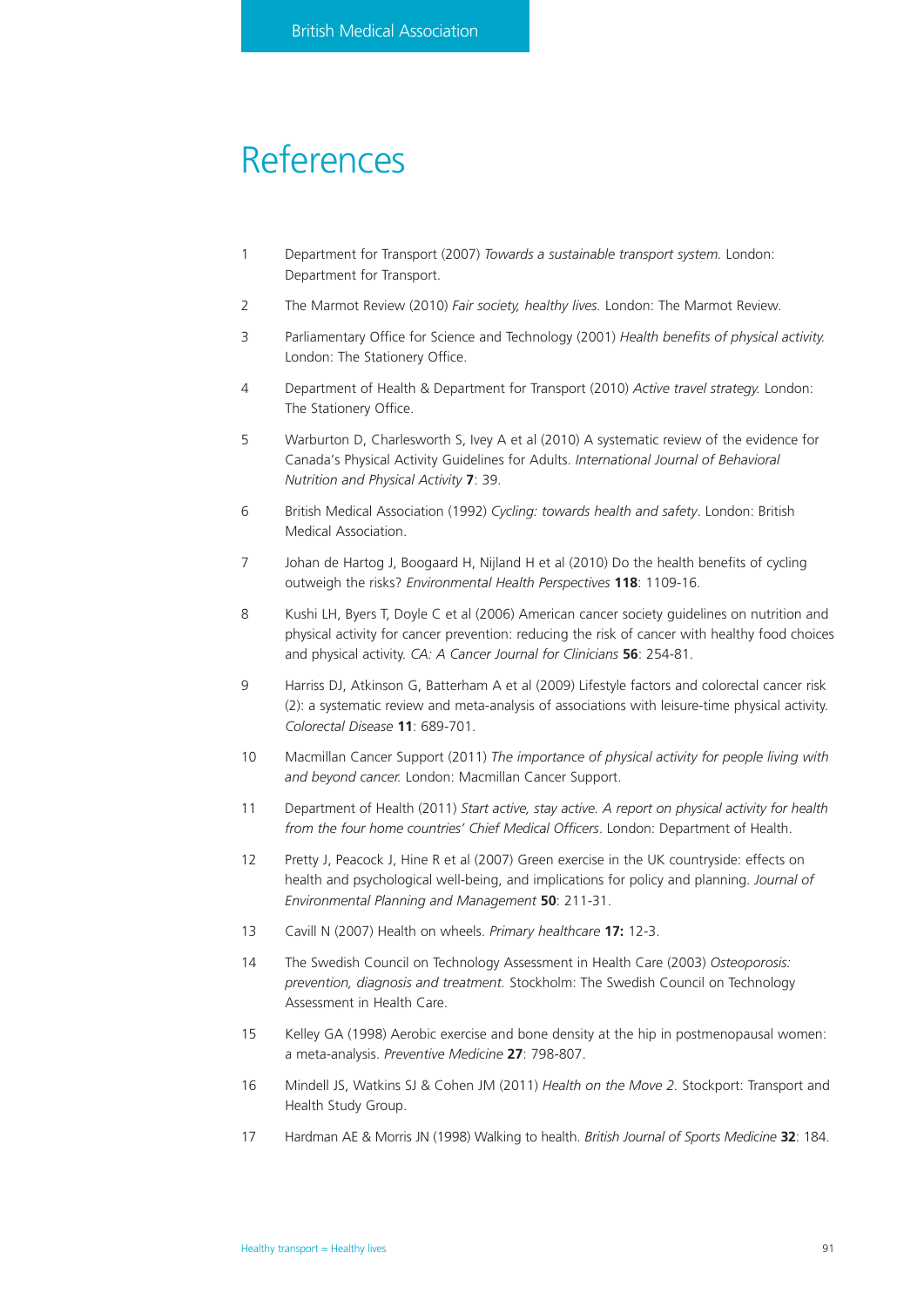# References

1. Department for Transport (2007) *Towards a sustainable transport system.* London: Department for Transport.
2. The Marmot Review (2010) *Fair society, healthy lives.* London: The Marmot Review.
3. Parliamentary Office for Science and Technology (2001) *Health benefits of physical activity.* London: The Stationery Office.
4. Department of Health & Department for Transport (2010) *Active travel strategy.* London: The Stationery Office.
5. Warburton D, Charlesworth S, Ivey A et al (2010) A systematic review of the evidence for Canada's Physical Activity Guidelines for Adults. *International Journal of Behavioral Nutrition and Physical Activity* **7**: 39.
6. British Medical Association (1992) *Cycling: towards health and safety*. London: British Medical Association.
7. Johan de Hartog J, Boogaard H, Nijland H et al (2010) Do the health benefits of cycling outweigh the risks? *Environmental Health Perspectives* **118**: 1109-16.
8. Kushi LH, Byers T, Doyle C et al (2006) American cancer society guidelines on nutrition and physical activity for cancer prevention: reducing the risk of cancer with healthy food choices and physical activity. *CA: A Cancer Journal for Clinicians* **56**: 254-81.
9. Harriss DJ, Atkinson G, Batterham A et al (2009) Lifestyle factors and colorectal cancer risk (2): a systematic review and meta-analysis of associations with leisure-time physical activity. *Colorectal Disease* **11**: 689-701.
10. Macmillan Cancer Support (2011) *The importance of physical activity for people living with and beyond cancer.* London: Macmillan Cancer Support.
11. Department of Health (2011) *Start active, stay active. A report on physical activity for health from the four home countries' Chief Medical Officers*. London: Department of Health.
12. Pretty J, Peacock J, Hine R et al (2007) Green exercise in the UK countryside: effects on health and psychological well-being, and implications for policy and planning. *Journal of Environmental Planning and Management* **50**: 211-31.
13. Cavill N (2007) Health on wheels. *Primary healthcare* **17:** 12-3.
14. The Swedish Council on Technology Assessment in Health Care (2003) *Osteoporosis: prevention, diagnosis and treatment.* Stockholm: The Swedish Council on Technology Assessment in Health Care.
15. Kelley GA (1998) Aerobic exercise and bone density at the hip in postmenopausal women: a meta-analysis. *Preventive Medicine* **27**: 798-807.
16. Mindell JS, Watkins SJ & Cohen JM (2011) *Health on the Move 2.* Stockport: Transport and Health Study Group.
17. Hardman AE & Morris JN (1998) Walking to health. *British Journal of Sports Medicine* **32**: 184.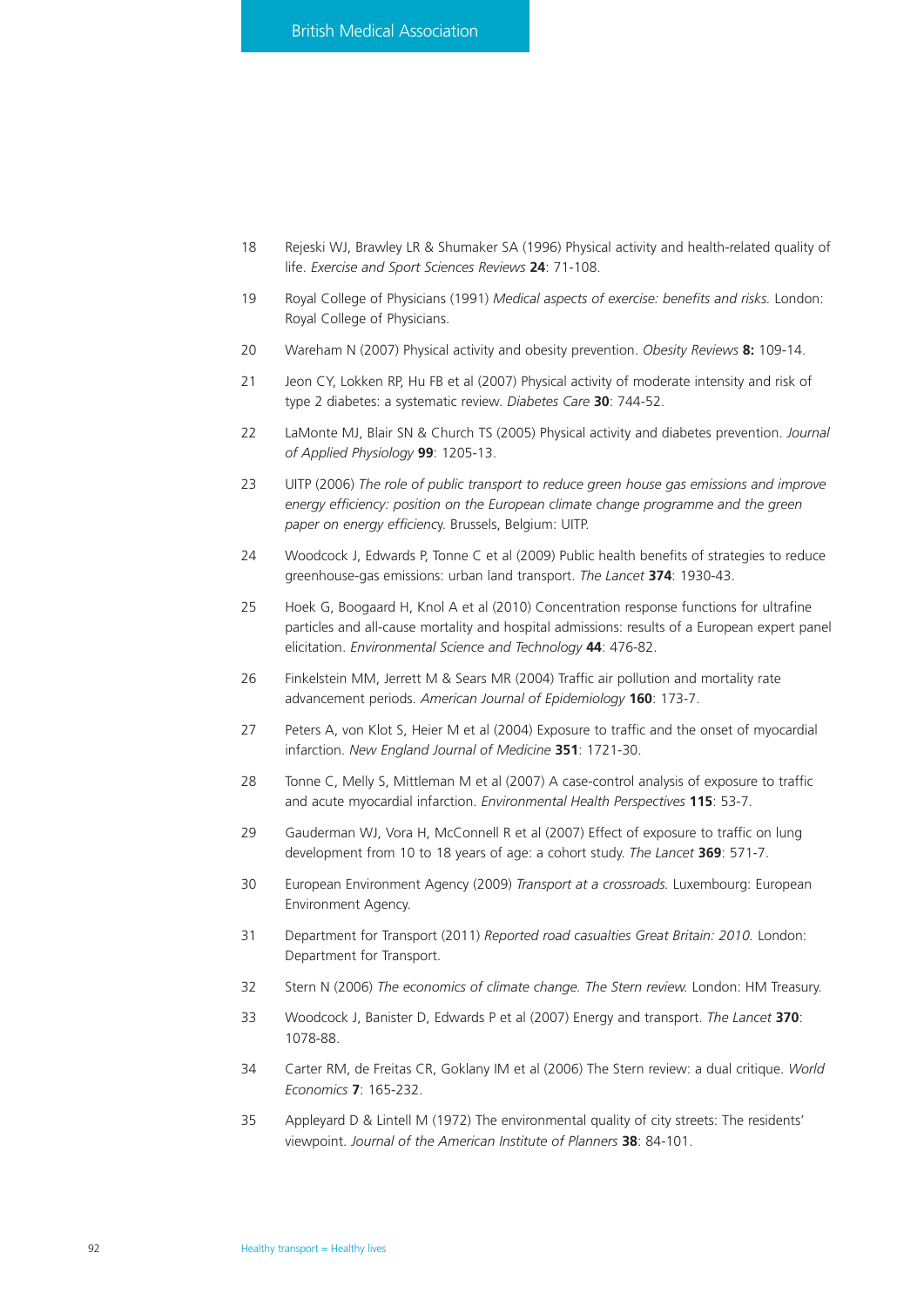18 Rejeski WJ, Brawley LR & Shumaker SA (1996) Physical activity and health-related quality of life. *Exercise and Sport Sciences Reviews* **24**: 71-108.

19 Royal College of Physicians (1991) *Medical aspects of exercise: benefits and risks.* London: Royal College of Physicians.

20 Wareham N (2007) Physical activity and obesity prevention. *Obesity Reviews* **8:** 109-14.

21 Jeon CY, Lokken RP, Hu FB et al (2007) Physical activity of moderate intensity and risk of type 2 diabetes: a systematic review. *Diabetes Care* **30**: 744-52.

22 LaMonte MJ, Blair SN & Church TS (2005) Physical activity and diabetes prevention. *Journal of Applied Physiology* **99**: 1205-13.

23 UITP (2006) *The role of public transport to reduce green house gas emissions and improve energy efficiency: position on the European climate change programme and the green paper on energy efficiency*. Brussels, Belgium: UITP.

24 Woodcock J, Edwards P, Tonne C et al (2009) Public health benefits of strategies to reduce greenhouse-gas emissions: urban land transport. *The Lancet* **374**: 1930-43.

25 Hoek G, Boogaard H, Knol A et al (2010) Concentration response functions for ultrafine particles and all-cause mortality and hospital admissions: results of a European expert panel elicitation. *Environmental Science and Technology* **44**: 476-82.

26 Finkelstein MM, Jerrett M & Sears MR (2004) Traffic air pollution and mortality rate advancement periods. *American Journal of Epidemiology* **160**: 173-7.

27 Peters A, von Klot S, Heier M et al (2004) Exposure to traffic and the onset of myocardial infarction. *New England Journal of Medicine* **351**: 1721-30.

28 Tonne C, Melly S, Mittleman M et al (2007) A case-control analysis of exposure to traffic and acute myocardial infarction. *Environmental Health Perspectives* **115**: 53-7.

29 Gauderman WJ, Vora H, McConnell R et al (2007) Effect of exposure to traffic on lung development from 10 to 18 years of age: a cohort study. *The Lancet* **369**: 571-7.

30 European Environment Agency (2009) *Transport at a crossroads.* Luxembourg: European Environment Agency.

31 Department for Transport (2011) *Reported road casualties Great Britain: 2010.* London: Department for Transport.

32 Stern N (2006) *The economics of climate change. The Stern review.* London: HM Treasury.

33 Woodcock J, Banister D, Edwards P et al (2007) Energy and transport. *The Lancet* **370**: 1078-88.

34 Carter RM, de Freitas CR, Goklany IM et al (2006) The Stern review: a dual critique. *World Economics* **7**: 165-232.

35 Appleyard D & Lintell M (1972) The environmental quality of city streets: The residents' viewpoint. *Journal of the American Institute of Planners* **38**: 84-101.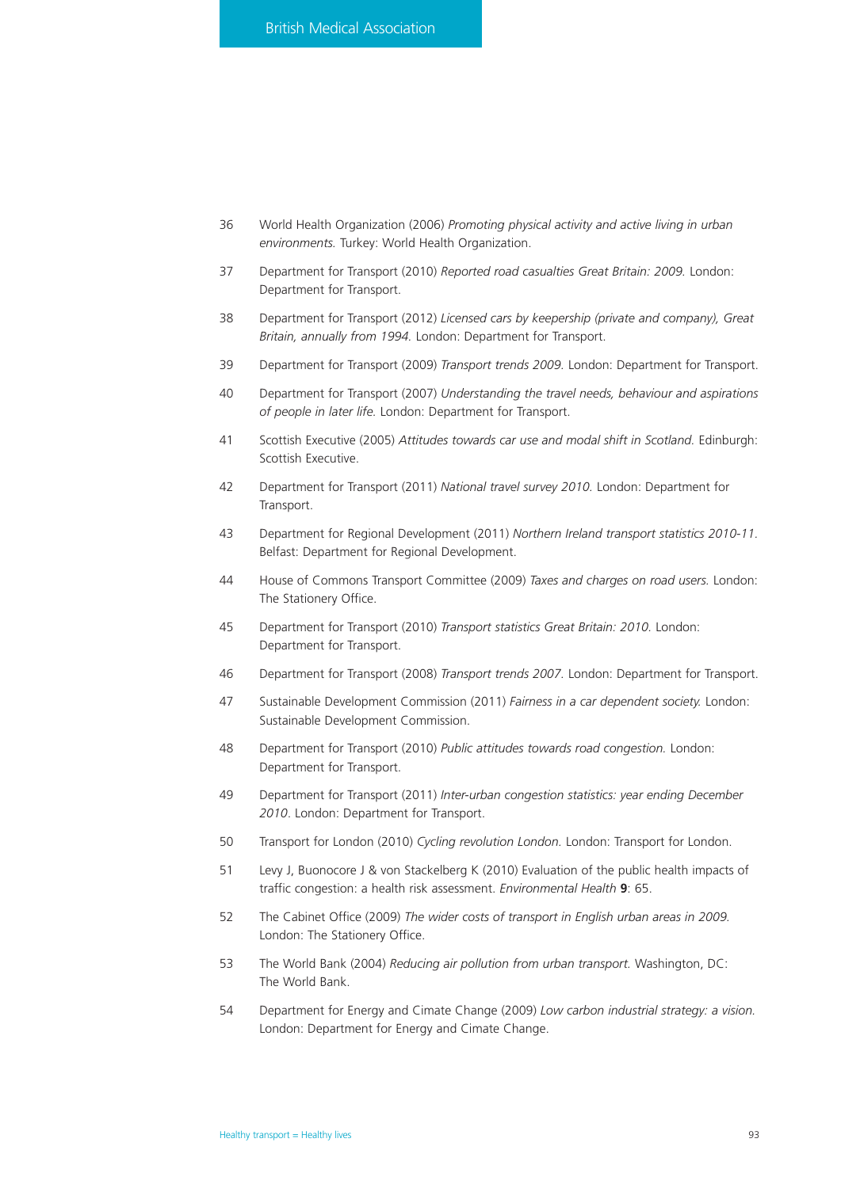36 World Health Organization (2006) *Promoting physical activity and active living in urban environments.* Turkey: World Health Organization.

37 Department for Transport (2010) *Reported road casualties Great Britain: 2009.* London: Department for Transport.

38 Department for Transport (2012) *Licensed cars by keepership (private and company), Great Britain, annually from 1994.* London: Department for Transport.

39 Department for Transport (2009) *Transport trends 2009.* London: Department for Transport.

40 Department for Transport (2007) *Understanding the travel needs, behaviour and aspirations of people in later life.* London: Department for Transport.

41 Scottish Executive (2005) *Attitudes towards car use and modal shift in Scotland.* Edinburgh: Scottish Executive.

42 Department for Transport (2011) *National travel survey 2010.* London: Department for Transport.

43 Department for Regional Development (2011) *Northern Ireland transport statistics 2010-11.* Belfast: Department for Regional Development.

44 House of Commons Transport Committee (2009) *Taxes and charges on road users.* London: The Stationery Office.

45 Department for Transport (2010) *Transport statistics Great Britain: 2010.* London: Department for Transport.

46 Department for Transport (2008) *Transport trends 2007.* London: Department for Transport.

47 Sustainable Development Commission (2011) *Fairness in a car dependent society.* London: Sustainable Development Commission.

48 Department for Transport (2010) *Public attitudes towards road congestion.* London: Department for Transport.

49 Department for Transport (2011) *Inter-urban congestion statistics: year ending December 2010*. London: Department for Transport.

50 Transport for London (2010) *Cycling revolution London.* London: Transport for London.

51 Levy J, Buonocore J & von Stackelberg K (2010) Evaluation of the public health impacts of traffic congestion: a health risk assessment. *Environmental Health* **9**: 65.

52 The Cabinet Office (2009) *The wider costs of transport in English urban areas in 2009.* London: The Stationery Office.

53 The World Bank (2004) *Reducing air pollution from urban transport.* Washington, DC: The World Bank.

54 Department for Energy and Cimate Change (2009) *Low carbon industrial strategy: a vision.* London: Department for Energy and Cimate Change.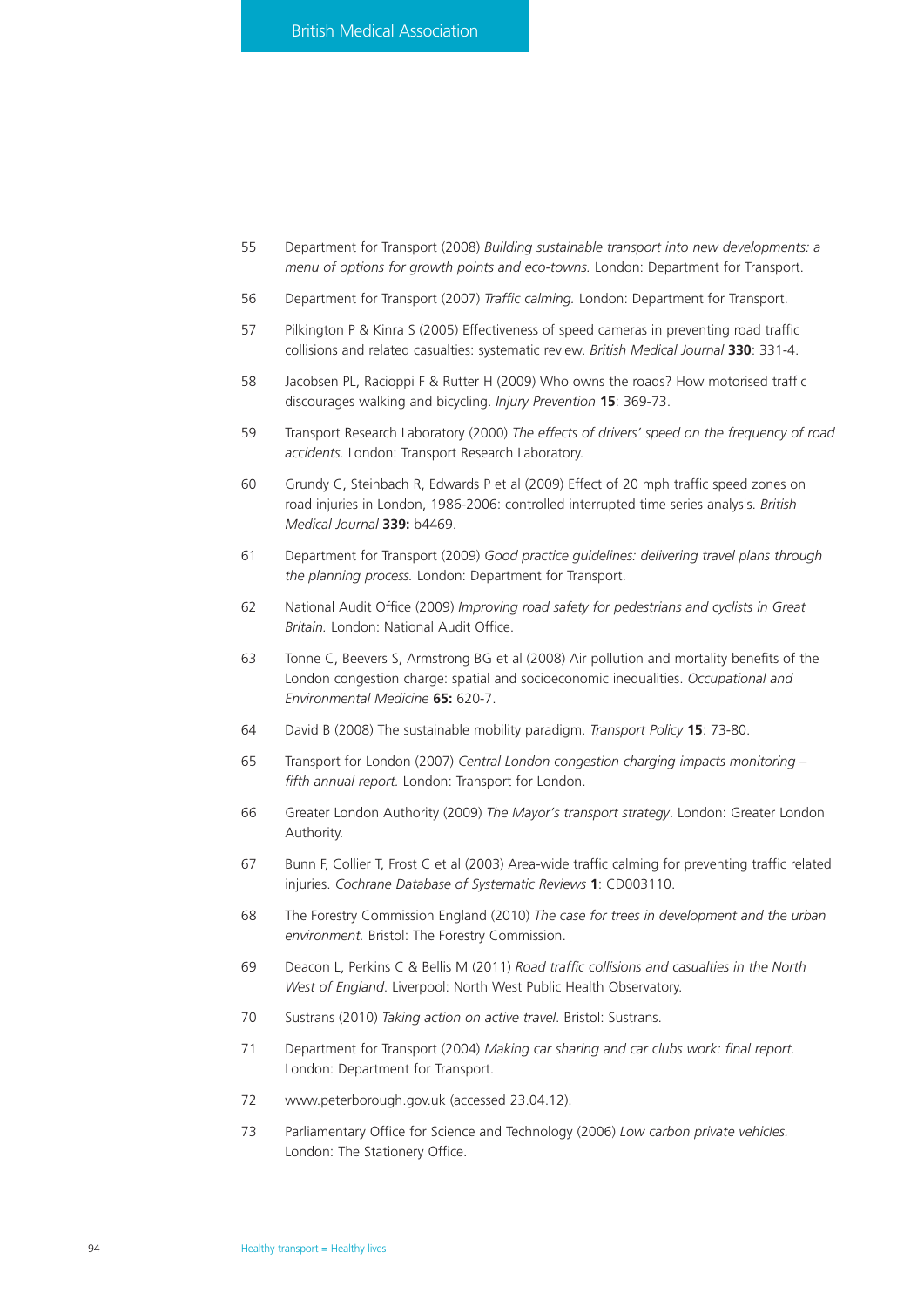55 Department for Transport (2008) *Building sustainable transport into new developments: a menu of options for growth points and eco-towns.* London: Department for Transport.

56 Department for Transport (2007) *Traffic calming.* London: Department for Transport.

57 Pilkington P & Kinra S (2005) Effectiveness of speed cameras in preventing road traffic collisions and related casualties: systematic review. *British Medical Journal* **330**: 331-4.

58 Jacobsen PL, Racioppi F & Rutter H (2009) Who owns the roads? How motorised traffic discourages walking and bicycling. *Injury Prevention* **15**: 369-73.

59 Transport Research Laboratory (2000) *The effects of drivers' speed on the frequency of road accidents.* London: Transport Research Laboratory.

60 Grundy C, Steinbach R, Edwards P et al (2009) Effect of 20 mph traffic speed zones on road injuries in London, 1986-2006: controlled interrupted time series analysis. *British Medical Journal* **339:** b4469.

61 Department for Transport (2009) *Good practice guidelines: delivering travel plans through the planning process.* London: Department for Transport.

62 National Audit Office (2009) *Improving road safety for pedestrians and cyclists in Great Britain.* London: National Audit Office.

63 Tonne C, Beevers S, Armstrong BG et al (2008) Air pollution and mortality benefits of the London congestion charge: spatial and socioeconomic inequalities. *Occupational and Environmental Medicine* **65:** 620-7.

64 David B (2008) The sustainable mobility paradigm. *Transport Policy* **15**: 73-80.

65 Transport for London (2007) *Central London congestion charging impacts monitoring – fifth annual report.* London: Transport for London.

66 Greater London Authority (2009) *The Mayor's transport strategy*. London: Greater London Authority.

67 Bunn F, Collier T, Frost C et al (2003) Area-wide traffic calming for preventing traffic related injuries. *Cochrane Database of Systematic Reviews* **1**: CD003110.

68 The Forestry Commission England (2010) *The case for trees in development and the urban environment.* Bristol: The Forestry Commission.

69 Deacon L, Perkins C & Bellis M (2011) *Road traffic collisions and casualties in the North West of England*. Liverpool: North West Public Health Observatory.

70 Sustrans (2010) *Taking action on active travel*. Bristol: Sustrans.

71 Department for Transport (2004) *Making car sharing and car clubs work: final report.* London: Department for Transport.

72 www.peterborough.gov.uk (accessed 23.04.12).

73 Parliamentary Office for Science and Technology (2006) *Low carbon private vehicles.* London: The Stationery Office.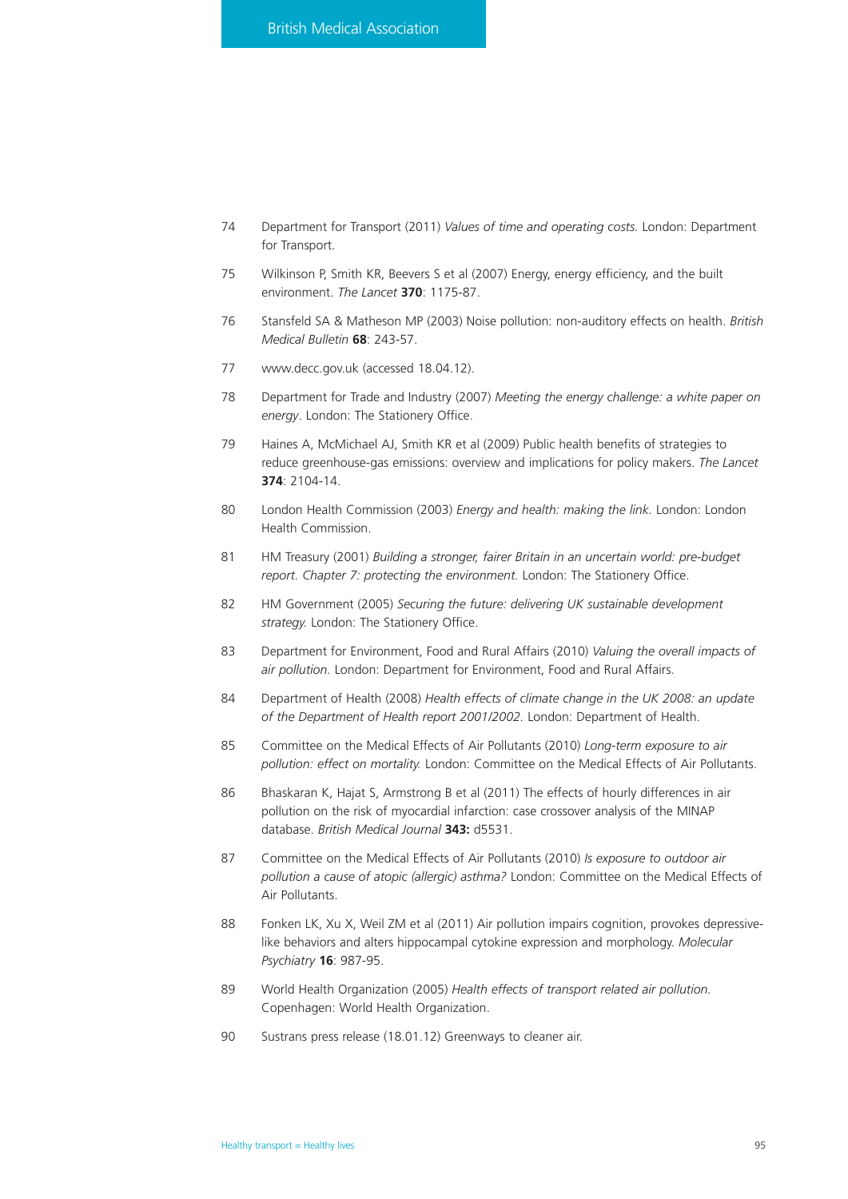74 Department for Transport (2011) *Values of time and operating costs.* London: Department for Transport.

75 Wilkinson P, Smith KR, Beevers S et al (2007) Energy, energy efficiency, and the built environment. *The Lancet* **370**: 1175-87.

76 Stansfeld SA & Matheson MP (2003) Noise pollution: non-auditory effects on health. *British Medical Bulletin* **68**: 243-57.

77 www.decc.gov.uk (accessed 18.04.12).

78 Department for Trade and Industry (2007) *Meeting the energy challenge: a white paper on energy*. London: The Stationery Office.

79 Haines A, McMichael AJ, Smith KR et al (2009) Public health benefits of strategies to reduce greenhouse-gas emissions: overview and implications for policy makers. *The Lancet* **374**: 2104-14.

80 London Health Commission (2003) *Energy and health: making the link.* London: London Health Commission.

81 HM Treasury (2001) *Building a stronger, fairer Britain in an uncertain world: pre-budget report. Chapter 7: protecting the environment.* London: The Stationery Office.

82 HM Government (2005) *Securing the future: delivering UK sustainable development strategy.* London: The Stationery Office.

83 Department for Environment, Food and Rural Affairs (2010) *Valuing the overall impacts of air pollution.* London: Department for Environment, Food and Rural Affairs.

84 Department of Health (2008) *Health effects of climate change in the UK 2008: an update of the Department of Health report 2001/2002.* London: Department of Health.

85 Committee on the Medical Effects of Air Pollutants (2010) *Long-term exposure to air pollution: effect on mortality.* London: Committee on the Medical Effects of Air Pollutants.

86 Bhaskaran K, Hajat S, Armstrong B et al (2011) The effects of hourly differences in air pollution on the risk of myocardial infarction: case crossover analysis of the MINAP database. *British Medical Journal* **343:** d5531.

87 Committee on the Medical Effects of Air Pollutants (2010) *Is exposure to outdoor air pollution a cause of atopic (allergic) asthma?* London: Committee on the Medical Effects of Air Pollutants.

88 Fonken LK, Xu X, Weil ZM et al (2011) Air pollution impairs cognition, provokes depressive-like behaviors and alters hippocampal cytokine expression and morphology. *Molecular Psychiatry* **16**: 987-95.

89 World Health Organization (2005) *Health effects of transport related air pollution.* Copenhagen: World Health Organization.

90 Sustrans press release (18.01.12) Greenways to cleaner air.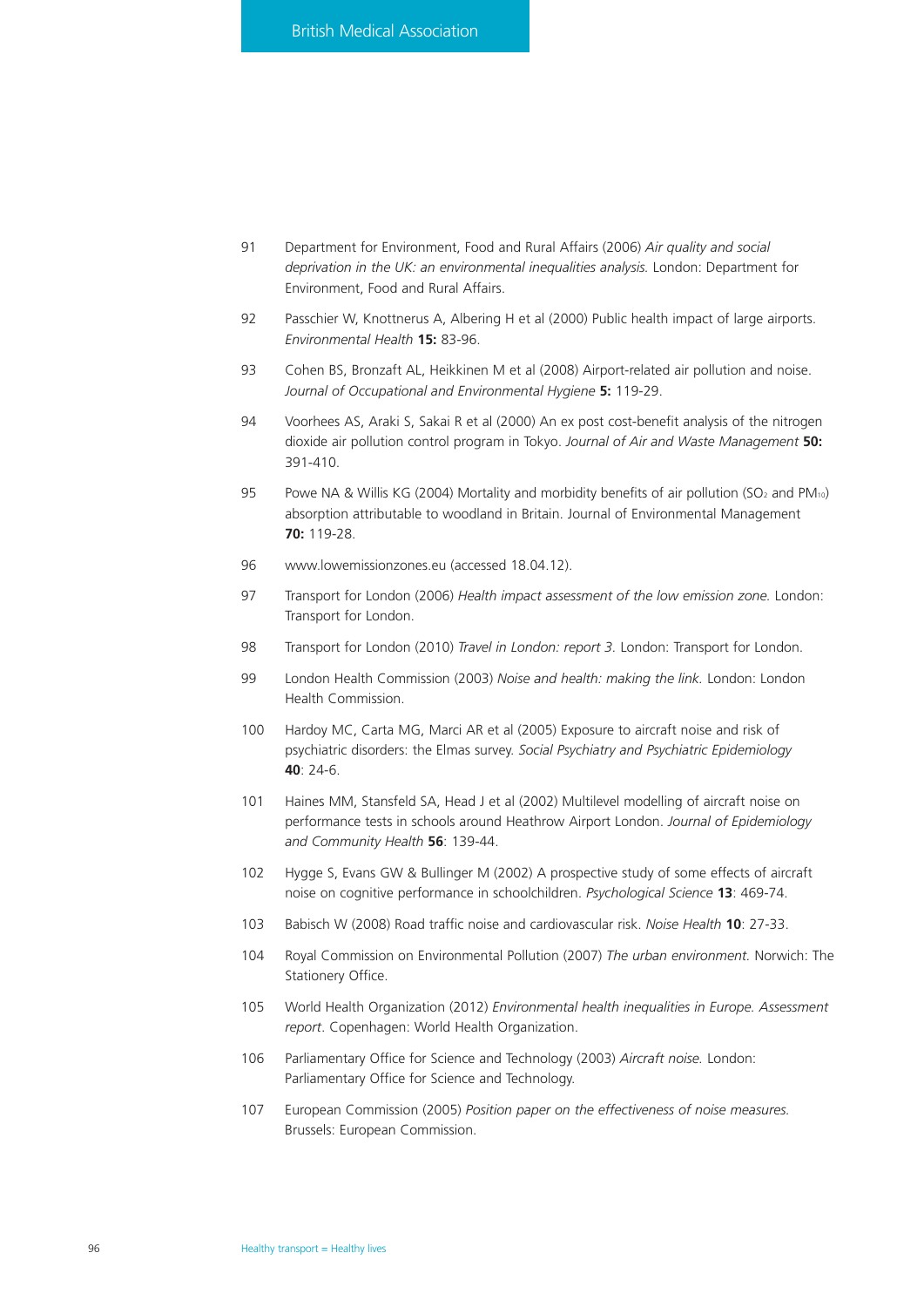91 Department for Environment, Food and Rural Affairs (2006) *Air quality and social deprivation in the UK: an environmental inequalities analysis.* London: Department for Environment, Food and Rural Affairs.

92 Passchier W, Knottnerus A, Albering H et al (2000) Public health impact of large airports. *Environmental Health* **15:** 83-96.

93 Cohen BS, Bronzaft AL, Heikkinen M et al (2008) Airport-related air pollution and noise. *Journal of Occupational and Environmental Hygiene* **5:** 119-29.

94 Voorhees AS, Araki S, Sakai R et al (2000) An ex post cost-benefit analysis of the nitrogen dioxide air pollution control program in Tokyo. *Journal of Air and Waste Management* **50:** 391-410.

95 Powe NA & Willis KG (2004) Mortality and morbidity benefits of air pollution ($SO_2$ and $PM_{10}$) absorption attributable to woodland in Britain. Journal of Environmental Management **70:** 119-28.

96 www.lowemissionzones.eu (accessed 18.04.12).

97 Transport for London (2006) *Health impact assessment of the low emission zone.* London: Transport for London.

98 Transport for London (2010) *Travel in London: report 3.* London: Transport for London.

99 London Health Commission (2003) *Noise and health: making the link.* London: London Health Commission.

100 Hardoy MC, Carta MG, Marci AR et al (2005) Exposure to aircraft noise and risk of psychiatric disorders: the Elmas survey. *Social Psychiatry and Psychiatric Epidemiology* **40**: 24-6.

101 Haines MM, Stansfeld SA, Head J et al (2002) Multilevel modelling of aircraft noise on performance tests in schools around Heathrow Airport London. *Journal of Epidemiology and Community Health* **56**: 139-44.

102 Hygge S, Evans GW & Bullinger M (2002) A prospective study of some effects of aircraft noise on cognitive performance in schoolchildren. *Psychological Science* **13**: 469-74.

103 Babisch W (2008) Road traffic noise and cardiovascular risk. *Noise Health* **10**: 27-33.

104 Royal Commission on Environmental Pollution (2007) *The urban environment.* Norwich: The Stationery Office.

105 World Health Organization (2012) *Environmental health inequalities in Europe. Assessment report*. Copenhagen: World Health Organization.

106 Parliamentary Office for Science and Technology (2003) *Aircraft noise.* London: Parliamentary Office for Science and Technology.

107 European Commission (2005) *Position paper on the effectiveness of noise measures.* Brussels: European Commission.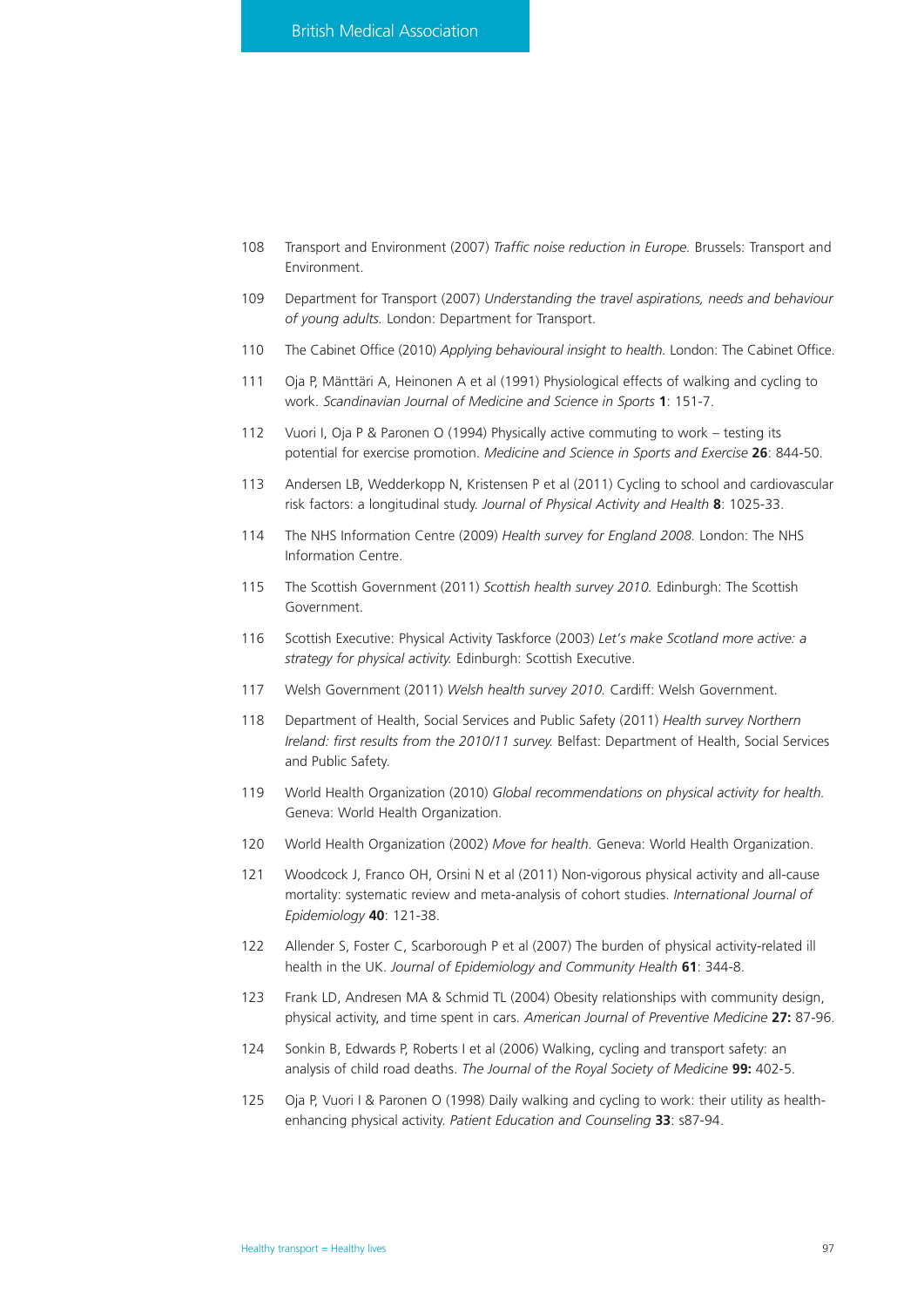108 Transport and Environment (2007) *Traffic noise reduction in Europe.* Brussels: Transport and Environment.

109 Department for Transport (2007) *Understanding the travel aspirations, needs and behaviour of young adults.* London: Department for Transport.

110 The Cabinet Office (2010) *Applying behavioural insight to health.* London: The Cabinet Office.

111 Oja P, Mänttäri A, Heinonen A et al (1991) Physiological effects of walking and cycling to work. *Scandinavian Journal of Medicine and Science in Sports* **1**: 151-7.

112 Vuori I, Oja P & Paronen O (1994) Physically active commuting to work – testing its potential for exercise promotion. *Medicine and Science in Sports and Exercise* **26**: 844-50.

113 Andersen LB, Wedderkopp N, Kristensen P et al (2011) Cycling to school and cardiovascular risk factors: a longitudinal study. *Journal of Physical Activity and Health* **8**: 1025-33.

114 The NHS Information Centre (2009) *Health survey for England 2008.* London: The NHS Information Centre.

115 The Scottish Government (2011) *Scottish health survey 2010.* Edinburgh: The Scottish Government.

116 Scottish Executive: Physical Activity Taskforce (2003) *Let's make Scotland more active: a strategy for physical activity.* Edinburgh: Scottish Executive.

117 Welsh Government (2011) *Welsh health survey 2010.* Cardiff: Welsh Government.

118 Department of Health, Social Services and Public Safety (2011) *Health survey Northern Ireland: first results from the 2010/11 survey.* Belfast: Department of Health, Social Services and Public Safety.

119 World Health Organization (2010) *Global recommendations on physical activity for health.* Geneva: World Health Organization.

120 World Health Organization (2002) *Move for health.* Geneva: World Health Organization.

121 Woodcock J, Franco OH, Orsini N et al (2011) Non-vigorous physical activity and all-cause mortality: systematic review and meta-analysis of cohort studies. *International Journal of Epidemiology* **40**: 121-38.

122 Allender S, Foster C, Scarborough P et al (2007) The burden of physical activity-related ill health in the UK. *Journal of Epidemiology and Community Health* **61**: 344-8.

123 Frank LD, Andresen MA & Schmid TL (2004) Obesity relationships with community design, physical activity, and time spent in cars. *American Journal of Preventive Medicine* **27:** 87-96.

124 Sonkin B, Edwards P, Roberts I et al (2006) Walking, cycling and transport safety: an analysis of child road deaths. *The Journal of the Royal Society of Medicine* **99:** 402-5.

125 Oja P, Vuori I & Paronen O (1998) Daily walking and cycling to work: their utility as health-enhancing physical activity. *Patient Education and Counseling* **33**: s87-94.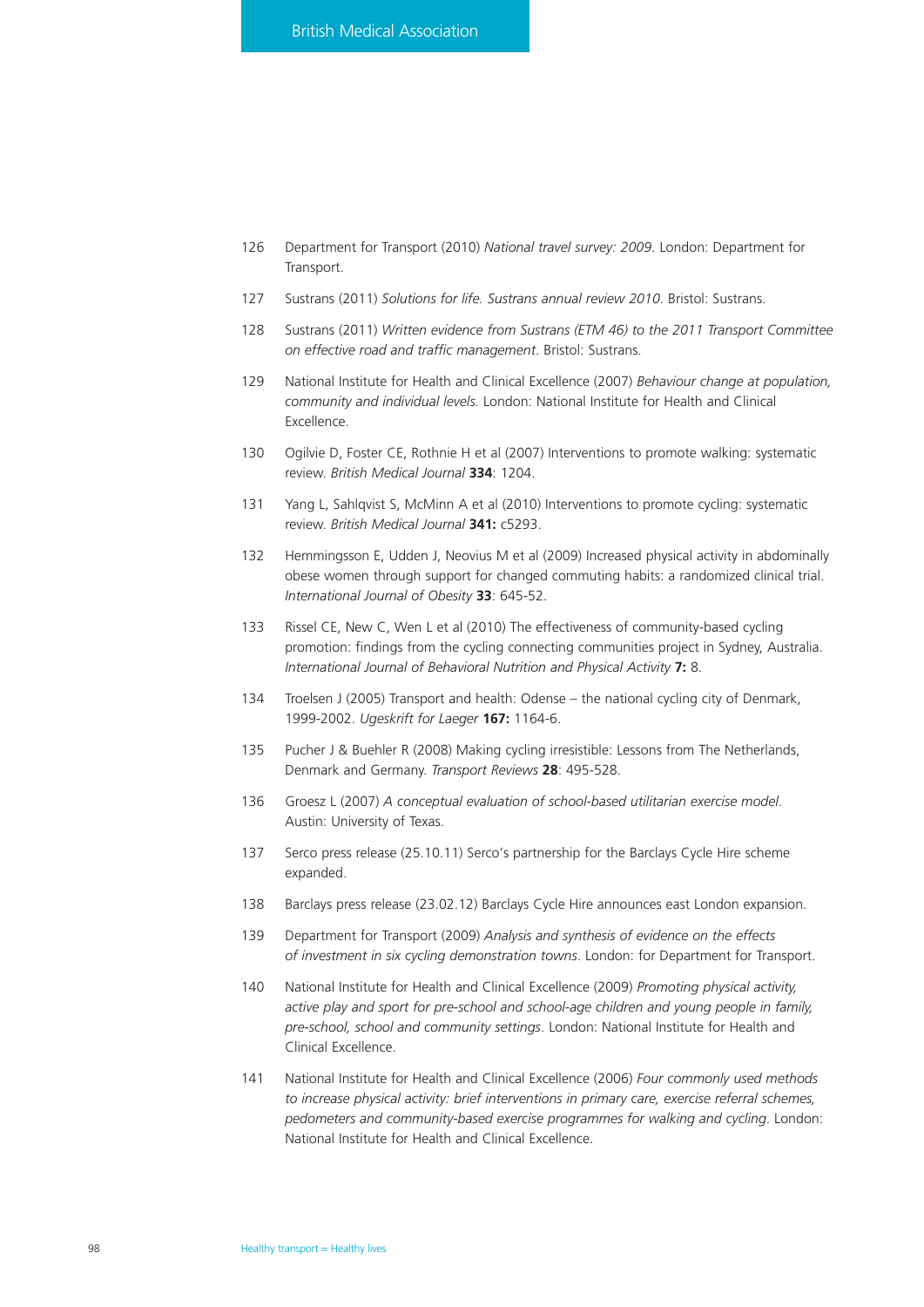126 Department for Transport (2010) *National travel survey: 2009*. London: Department for Transport.

127 Sustrans (2011) *Solutions for life. Sustrans annual review 2010*. Bristol: Sustrans.

128 Sustrans (2011) *Written evidence from Sustrans (ETM 46) to the 2011 Transport Committee on effective road and traffic management*. Bristol: Sustrans.

129 National Institute for Health and Clinical Excellence (2007) *Behaviour change at population, community and individual levels.* London: National Institute for Health and Clinical Excellence.

130 Ogilvie D, Foster CE, Rothnie H et al (2007) Interventions to promote walking: systematic review. *British Medical Journal* **334**: 1204.

131 Yang L, Sahlqvist S, McMinn A et al (2010) Interventions to promote cycling: systematic review. *British Medical Journal* **341:** c5293.

132 Hemmingsson E, Udden J, Neovius M et al (2009) Increased physical activity in abdominally obese women through support for changed commuting habits: a randomized clinical trial. *International Journal of Obesity* **33**: 645-52.

133 Rissel CE, New C, Wen L et al (2010) The effectiveness of community-based cycling promotion: findings from the cycling connecting communities project in Sydney, Australia. *International Journal of Behavioral Nutrition and Physical Activity* **7:** 8.

134 Troelsen J (2005) Transport and health: Odense – the national cycling city of Denmark, 1999-2002. *Ugeskrift for Laeger* **167:** 1164-6.

135 Pucher J & Buehler R (2008) Making cycling irresistible: Lessons from The Netherlands, Denmark and Germany. *Transport Reviews* **28**: 495-528.

136 Groesz L (2007) *A conceptual evaluation of school-based utilitarian exercise model*. Austin: University of Texas.

137 Serco press release (25.10.11) Serco's partnership for the Barclays Cycle Hire scheme expanded.

138 Barclays press release (23.02.12) Barclays Cycle Hire announces east London expansion.

139 Department for Transport (2009) *Analysis and synthesis of evidence on the effects of investment in six cycling demonstration towns*. London: for Department for Transport.

140 National Institute for Health and Clinical Excellence (2009) *Promoting physical activity, active play and sport for pre-school and school-age children and young people in family, pre-school, school and community settings*. London: National Institute for Health and Clinical Excellence.

141 National Institute for Health and Clinical Excellence (2006) *Four commonly used methods to increase physical activity: brief interventions in primary care, exercise referral schemes, pedometers and community-based exercise programmes for walking and cycling*. London: National Institute for Health and Clinical Excellence.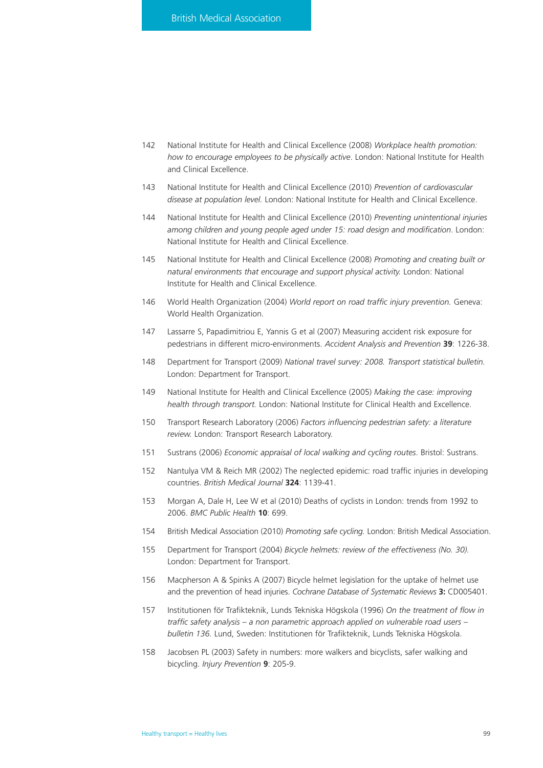142 National Institute for Health and Clinical Excellence (2008) *Workplace health promotion: how to encourage employees to be physically active*. London: National Institute for Health and Clinical Excellence.

143 National Institute for Health and Clinical Excellence (2010) *Prevention of cardiovascular disease at population level.* London: National Institute for Health and Clinical Excellence.

144 National Institute for Health and Clinical Excellence (2010) *Preventing unintentional injuries among children and young people aged under 15: road design and modification*. London: National Institute for Health and Clinical Excellence.

145 National Institute for Health and Clinical Excellence (2008) *Promoting and creating built or natural environments that encourage and support physical activity.* London: National Institute for Health and Clinical Excellence.

146 World Health Organization (2004) *World report on road traffic injury prevention.* Geneva: World Health Organization.

147 Lassarre S, Papadimitriou E, Yannis G et al (2007) Measuring accident risk exposure for pedestrians in different micro-environments. *Accident Analysis and Prevention* **39**: 1226-38.

148 Department for Transport (2009) *National travel survey: 2008. Transport statistical bulletin.* London: Department for Transport.

149 National Institute for Health and Clinical Excellence (2005) *Making the case: improving health through transport.* London: National Institute for Clinical Health and Excellence.

150 Transport Research Laboratory (2006) *Factors influencing pedestrian safety: a literature review.* London: Transport Research Laboratory.

151 Sustrans (2006) *Economic appraisal of local walking and cycling routes*. Bristol: Sustrans.

152 Nantulya VM & Reich MR (2002) The neglected epidemic: road traffic injuries in developing countries. *British Medical Journal* **324**: 1139-41.

153 Morgan A, Dale H, Lee W et al (2010) Deaths of cyclists in London: trends from 1992 to 2006. *BMC Public Health* **10**: 699.

154 British Medical Association (2010) *Promoting safe cycling.* London: British Medical Association.

155 Department for Transport (2004) *Bicycle helmets: review of the effectiveness (No. 30).* London: Department for Transport.

156 Macpherson A & Spinks A (2007) Bicycle helmet legislation for the uptake of helmet use and the prevention of head injuries. *Cochrane Database of Systematic Reviews* **3:** CD005401.

157 Institutionen för Trafikteknik, Lunds Tekniska Högskola (1996) *On the treatment of flow in traffic safety analysis – a non parametric approach applied on vulnerable road users – bulletin 136.* Lund, Sweden: Institutionen för Trafikteknik, Lunds Tekniska Högskola.

158 Jacobsen PL (2003) Safety in numbers: more walkers and bicyclists, safer walking and bicycling. *Injury Prevention* **9**: 205-9.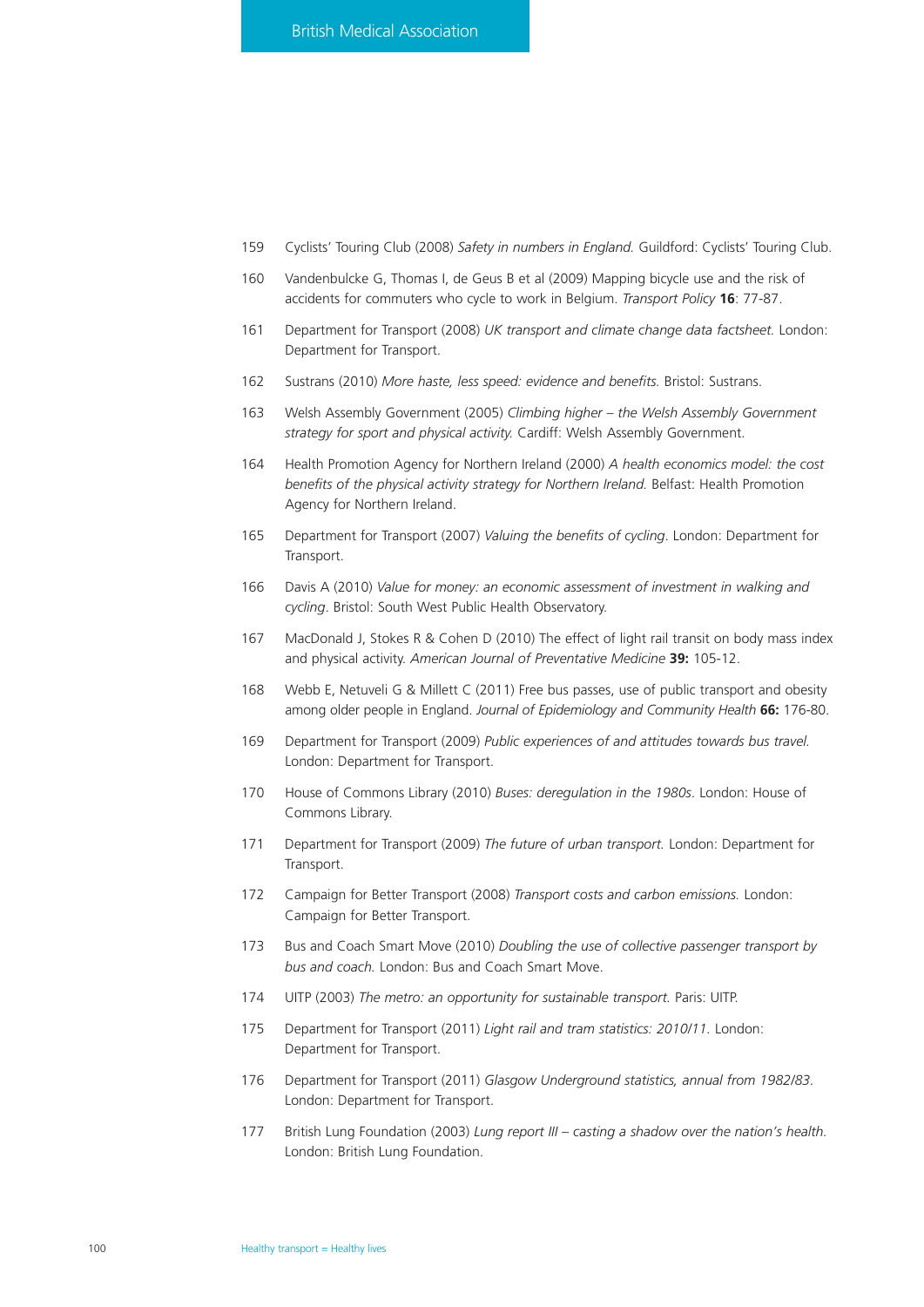159 Cyclists' Touring Club (2008) *Safety in numbers in England.* Guildford: Cyclists' Touring Club.

160 Vandenbulcke G, Thomas I, de Geus B et al (2009) Mapping bicycle use and the risk of accidents for commuters who cycle to work in Belgium. *Transport Policy* **16**: 77-87.

161 Department for Transport (2008) *UK transport and climate change data factsheet.* London: Department for Transport.

162 Sustrans (2010) *More haste, less speed: evidence and benefits.* Bristol: Sustrans.

163 Welsh Assembly Government (2005) *Climbing higher – the Welsh Assembly Government strategy for sport and physical activity.* Cardiff: Welsh Assembly Government.

164 Health Promotion Agency for Northern Ireland (2000) *A health economics model: the cost benefits of the physical activity strategy for Northern Ireland.* Belfast: Health Promotion Agency for Northern Ireland.

165 Department for Transport (2007) *Valuing the benefits of cycling*. London: Department for Transport.

166 Davis A (2010) *Value for money: an economic assessment of investment in walking and cycling*. Bristol: South West Public Health Observatory.

167 MacDonald J, Stokes R & Cohen D (2010) The effect of light rail transit on body mass index and physical activity. *American Journal of Preventative Medicine* **39:** 105-12.

168 Webb E, Netuveli G & Millett C (2011) Free bus passes, use of public transport and obesity among older people in England. *Journal of Epidemiology and Community Health* **66:** 176-80.

169 Department for Transport (2009) *Public experiences of and attitudes towards bus travel.* London: Department for Transport.

170 House of Commons Library (2010) *Buses: deregulation in the 1980s*. London: House of Commons Library.

171 Department for Transport (2009) *The future of urban transport.* London: Department for Transport.

172 Campaign for Better Transport (2008) *Transport costs and carbon emissions.* London: Campaign for Better Transport.

173 Bus and Coach Smart Move (2010) *Doubling the use of collective passenger transport by bus and coach.* London: Bus and Coach Smart Move.

174 UITP (2003) *The metro: an opportunity for sustainable transport.* Paris: UITP.

175 Department for Transport (2011) *Light rail and tram statistics: 2010/11.* London: Department for Transport.

176 Department for Transport (2011) *Glasgow Underground statistics, annual from 1982/83.* London: Department for Transport.

177 British Lung Foundation (2003) *Lung report III – casting a shadow over the nation's health.* London: British Lung Foundation.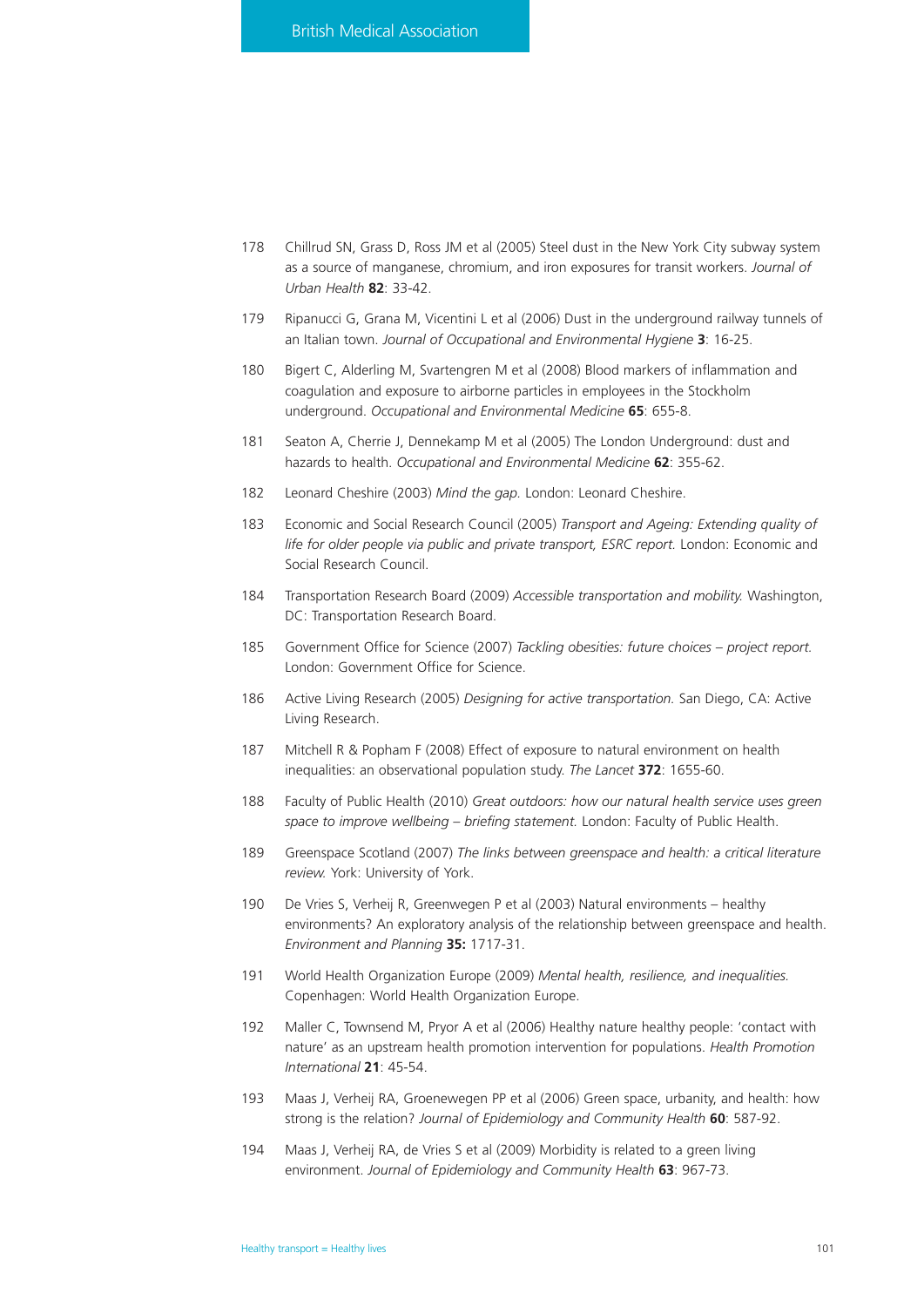178 Chillrud SN, Grass D, Ross JM et al (2005) Steel dust in the New York City subway system as a source of manganese, chromium, and iron exposures for transit workers. *Journal of Urban Health* **82**: 33-42.

179 Ripanucci G, Grana M, Vicentini L et al (2006) Dust in the underground railway tunnels of an Italian town. *Journal of Occupational and Environmental Hygiene* **3**: 16-25.

180 Bigert C, Alderling M, Svartengren M et al (2008) Blood markers of inflammation and coagulation and exposure to airborne particles in employees in the Stockholm underground. *Occupational and Environmental Medicine* **65**: 655-8.

181 Seaton A, Cherrie J, Dennekamp M et al (2005) The London Underground: dust and hazards to health. *Occupational and Environmental Medicine* **62**: 355-62.

182 Leonard Cheshire (2003) *Mind the gap.* London: Leonard Cheshire.

183 Economic and Social Research Council (2005) *Transport and Ageing: Extending quality of life for older people via public and private transport, ESRC report.* London: Economic and Social Research Council.

184 Transportation Research Board (2009) *Accessible transportation and mobility.* Washington, DC: Transportation Research Board.

185 Government Office for Science (2007) *Tackling obesities: future choices – project report.* London: Government Office for Science.

186 Active Living Research (2005) *Designing for active transportation.* San Diego, CA: Active Living Research.

187 Mitchell R & Popham F (2008) Effect of exposure to natural environment on health inequalities: an observational population study. *The Lancet* **372**: 1655-60.

188 Faculty of Public Health (2010) *Great outdoors: how our natural health service uses green space to improve wellbeing – briefing statement.* London: Faculty of Public Health.

189 Greenspace Scotland (2007) *The links between greenspace and health: a critical literature review.* York: University of York.

190 De Vries S, Verheij R, Greenwegen P et al (2003) Natural environments – healthy environments? An exploratory analysis of the relationship between greenspace and health. *Environment and Planning* **35:** 1717-31.

191 World Health Organization Europe (2009) *Mental health, resilience, and inequalities.* Copenhagen: World Health Organization Europe.

192 Maller C, Townsend M, Pryor A et al (2006) Healthy nature healthy people: 'contact with nature' as an upstream health promotion intervention for populations. *Health Promotion International* **21**: 45-54.

193 Maas J, Verheij RA, Groenewegen PP et al (2006) Green space, urbanity, and health: how strong is the relation? *Journal of Epidemiology and Community Health* **60**: 587-92.

194 Maas J, Verheij RA, de Vries S et al (2009) Morbidity is related to a green living environment. *Journal of Epidemiology and Community Health* **63**: 967-73.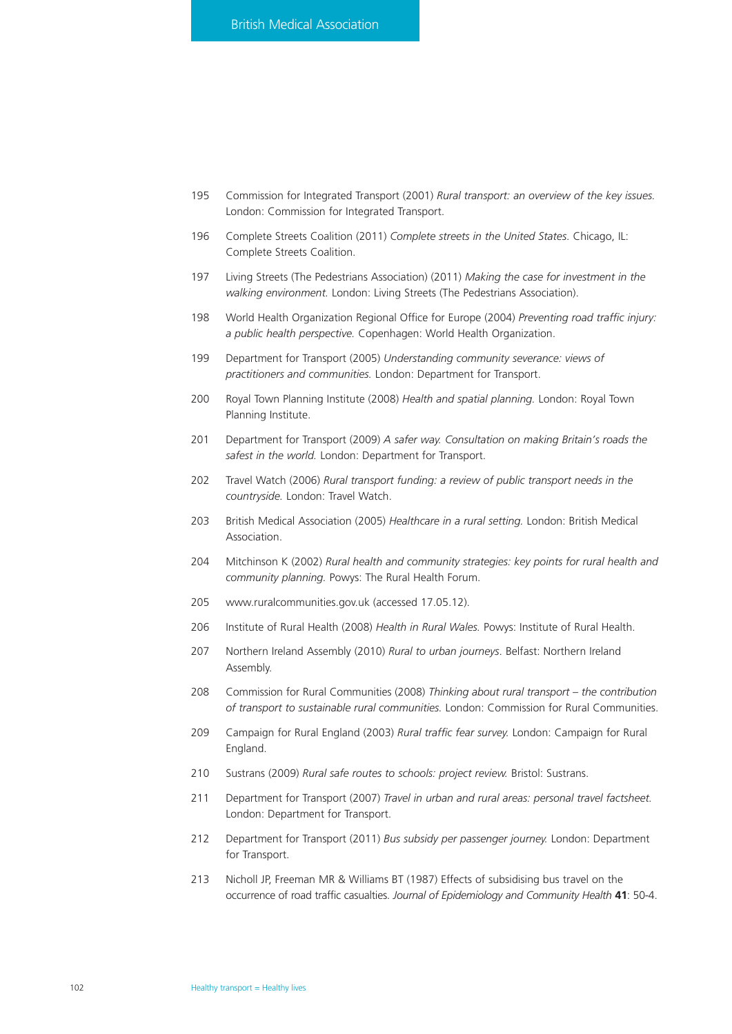195 Commission for Integrated Transport (2001) *Rural transport: an overview of the key issues.* London: Commission for Integrated Transport.

196 Complete Streets Coalition (2011) *Complete streets in the United States*. Chicago, IL: Complete Streets Coalition.

197 Living Streets (The Pedestrians Association) (2011) *Making the case for investment in the walking environment.* London: Living Streets (The Pedestrians Association).

198 World Health Organization Regional Office for Europe (2004) *Preventing road traffic injury: a public health perspective.* Copenhagen: World Health Organization.

199 Department for Transport (2005) *Understanding community severance: views of practitioners and communities.* London: Department for Transport.

200 Royal Town Planning Institute (2008) *Health and spatial planning.* London: Royal Town Planning Institute.

201 Department for Transport (2009) *A safer way. Consultation on making Britain's roads the safest in the world.* London: Department for Transport.

202 Travel Watch (2006) *Rural transport funding: a review of public transport needs in the countryside.* London: Travel Watch.

203 British Medical Association (2005) *Healthcare in a rural setting.* London: British Medical Association.

204 Mitchinson K (2002) *Rural health and community strategies: key points for rural health and community planning.* Powys: The Rural Health Forum.

205 www.ruralcommunities.gov.uk (accessed 17.05.12).

206 Institute of Rural Health (2008) *Health in Rural Wales.* Powys: Institute of Rural Health.

207 Northern Ireland Assembly (2010) *Rural to urban journeys*. Belfast: Northern Ireland Assembly.

208 Commission for Rural Communities (2008) *Thinking about rural transport – the contribution of transport to sustainable rural communities.* London: Commission for Rural Communities.

209 Campaign for Rural England (2003) *Rural traffic fear survey.* London: Campaign for Rural England.

210 Sustrans (2009) *Rural safe routes to schools: project review.* Bristol: Sustrans.

211 Department for Transport (2007) *Travel in urban and rural areas: personal travel factsheet.* London: Department for Transport.

212 Department for Transport (2011) *Bus subsidy per passenger journey.* London: Department for Transport.

213 Nicholl JP, Freeman MR & Williams BT (1987) Effects of subsidising bus travel on the occurrence of road traffic casualties. *Journal of Epidemiology and Community Health* **41**: 50-4.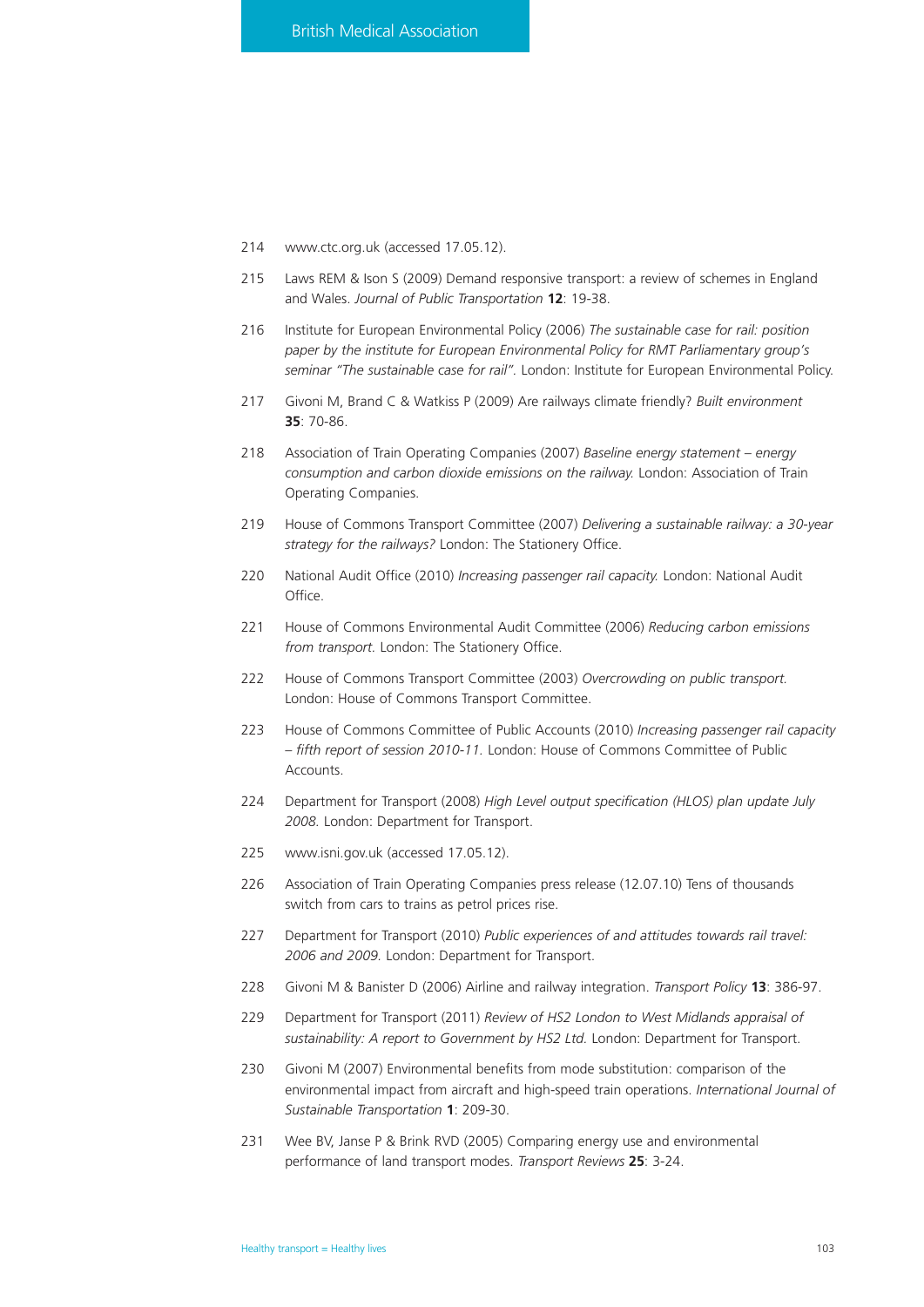214 www.ctc.org.uk (accessed 17.05.12).

215 Laws REM & Ison S (2009) Demand responsive transport: a review of schemes in England and Wales. *Journal of Public Transportation* **12**: 19-38.

216 Institute for European Environmental Policy (2006) *The sustainable case for rail: position paper by the institute for European Environmental Policy for RMT Parliamentary group's seminar "The sustainable case for rail".* London: Institute for European Environmental Policy.

217 Givoni M, Brand C & Watkiss P (2009) Are railways climate friendly? *Built environment* **35**: 70-86.

218 Association of Train Operating Companies (2007) *Baseline energy statement – energy consumption and carbon dioxide emissions on the railway.* London: Association of Train Operating Companies.

219 House of Commons Transport Committee (2007) *Delivering a sustainable railway: a 30-year strategy for the railways?* London: The Stationery Office.

220 National Audit Office (2010) *Increasing passenger rail capacity.* London: National Audit Office.

221 House of Commons Environmental Audit Committee (2006) *Reducing carbon emissions from transport.* London: The Stationery Office.

222 House of Commons Transport Committee (2003) *Overcrowding on public transport.* London: House of Commons Transport Committee.

223 House of Commons Committee of Public Accounts (2010) *Increasing passenger rail capacity – fifth report of session 2010-11.* London: House of Commons Committee of Public Accounts.

224 Department for Transport (2008) *High Level output specification (HLOS) plan update July 2008.* London: Department for Transport.

225 www.isni.gov.uk (accessed 17.05.12).

226 Association of Train Operating Companies press release (12.07.10) Tens of thousands switch from cars to trains as petrol prices rise.

227 Department for Transport (2010) *Public experiences of and attitudes towards rail travel: 2006 and 2009.* London: Department for Transport.

228 Givoni M & Banister D (2006) Airline and railway integration. *Transport Policy* **13**: 386-97.

229 Department for Transport (2011) *Review of HS2 London to West Midlands appraisal of sustainability: A report to Government by HS2 Ltd.* London: Department for Transport.

230 Givoni M (2007) Environmental benefits from mode substitution: comparison of the environmental impact from aircraft and high-speed train operations. *International Journal of Sustainable Transportation* **1**: 209-30.

231 Wee BV, Janse P & Brink RVD (2005) Comparing energy use and environmental performance of land transport modes. *Transport Reviews* **25**: 3-24.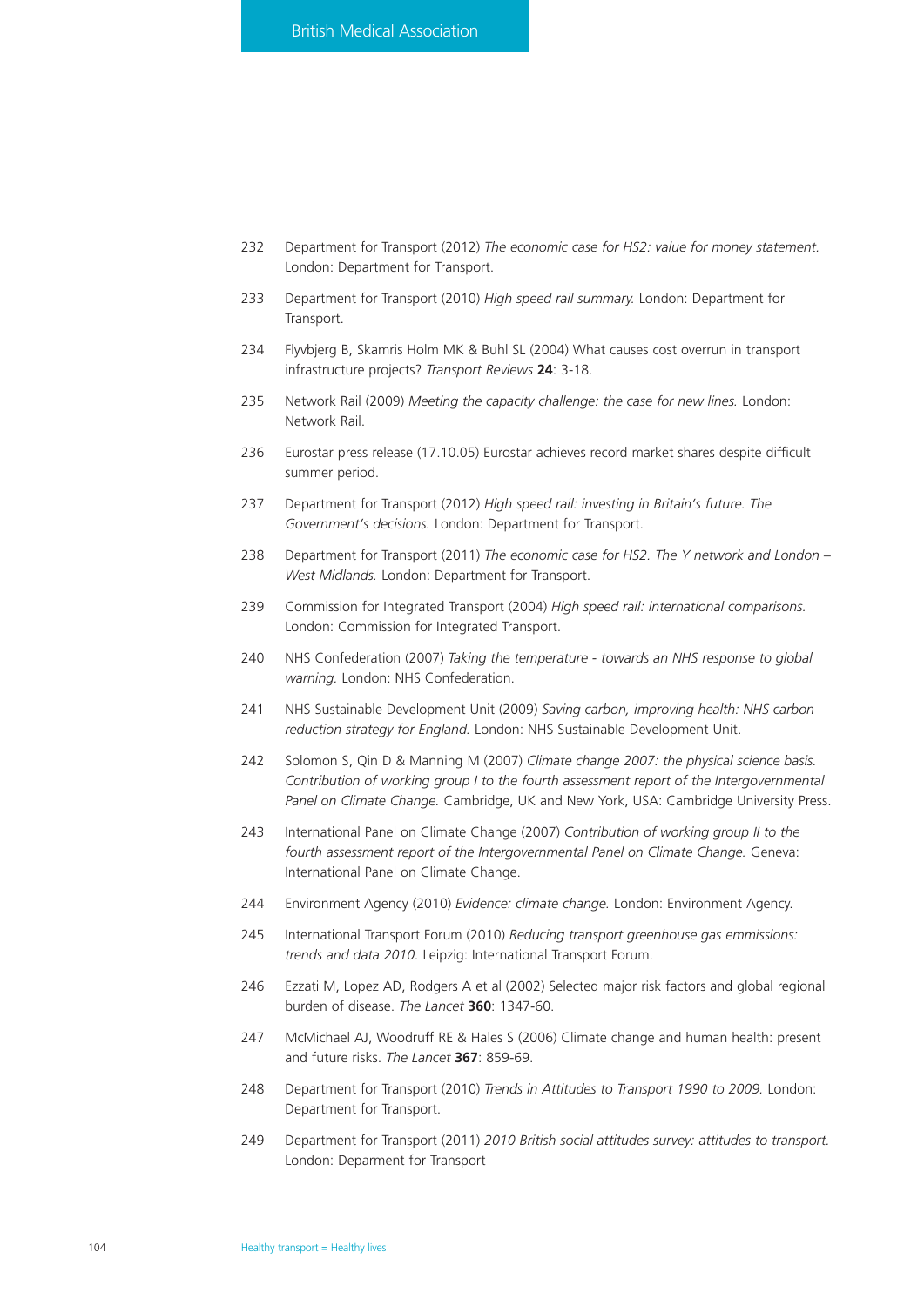232 Department for Transport (2012) *The economic case for HS2: value for money statement.* London: Department for Transport.

233 Department for Transport (2010) *High speed rail summary.* London: Department for Transport.

234 Flyvbjerg B, Skamris Holm MK & Buhl SL (2004) What causes cost overrun in transport infrastructure projects? *Transport Reviews* **24**: 3-18.

235 Network Rail (2009) *Meeting the capacity challenge: the case for new lines.* London: Network Rail.

236 Eurostar press release (17.10.05) Eurostar achieves record market shares despite difficult summer period.

237 Department for Transport (2012) *High speed rail: investing in Britain's future. The Government's decisions.* London: Department for Transport.

238 Department for Transport (2011) *The economic case for HS2. The Y network and London – West Midlands.* London: Department for Transport.

239 Commission for Integrated Transport (2004) *High speed rail: international comparisons.* London: Commission for Integrated Transport.

240 NHS Confederation (2007) *Taking the temperature - towards an NHS response to global warning.* London: NHS Confederation.

241 NHS Sustainable Development Unit (2009) *Saving carbon, improving health: NHS carbon reduction strategy for England.* London: NHS Sustainable Development Unit.

242 Solomon S, Qin D & Manning M (2007) *Climate change 2007: the physical science basis. Contribution of working group I to the fourth assessment report of the Intergovernmental Panel on Climate Change.* Cambridge, UK and New York, USA: Cambridge University Press.

243 International Panel on Climate Change (2007) *Contribution of working group II to the fourth assessment report of the Intergovernmental Panel on Climate Change.* Geneva: International Panel on Climate Change.

244 Environment Agency (2010) *Evidence: climate change.* London: Environment Agency.

245 International Transport Forum (2010) *Reducing transport greenhouse gas emmissions: trends and data 2010.* Leipzig: International Transport Forum.

246 Ezzati M, Lopez AD, Rodgers A et al (2002) Selected major risk factors and global regional burden of disease. *The Lancet* **360**: 1347-60.

247 McMichael AJ, Woodruff RE & Hales S (2006) Climate change and human health: present and future risks. *The Lancet* **367**: 859-69.

248 Department for Transport (2010) *Trends in Attitudes to Transport 1990 to 2009.* London: Department for Transport.

249 Department for Transport (2011) *2010 British social attitudes survey: attitudes to transport.* London: Deparment for Transport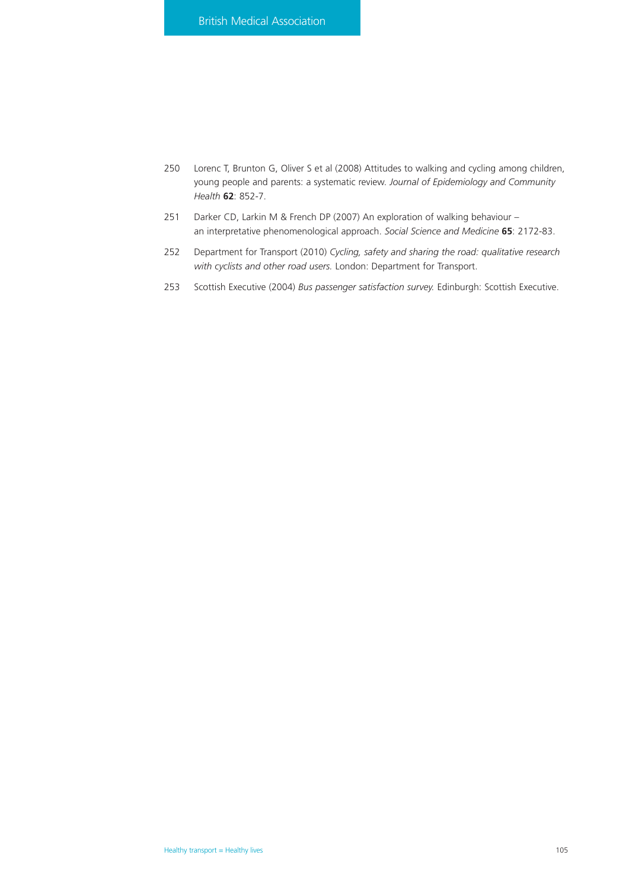250 Lorenc T, Brunton G, Oliver S et al (2008) Attitudes to walking and cycling among children, young people and parents: a systematic review. *Journal of Epidemiology and Community Health* **62**: 852-7.

251 Darker CD, Larkin M & French DP (2007) An exploration of walking behaviour – an interpretative phenomenological approach. *Social Science and Medicine* **65**: 2172-83.

252 Department for Transport (2010) *Cycling, safety and sharing the road: qualitative research with cyclists and other road users.* London: Department for Transport.

253 Scottish Executive (2004) *Bus passenger satisfaction survey.* Edinburgh: Scottish Executive.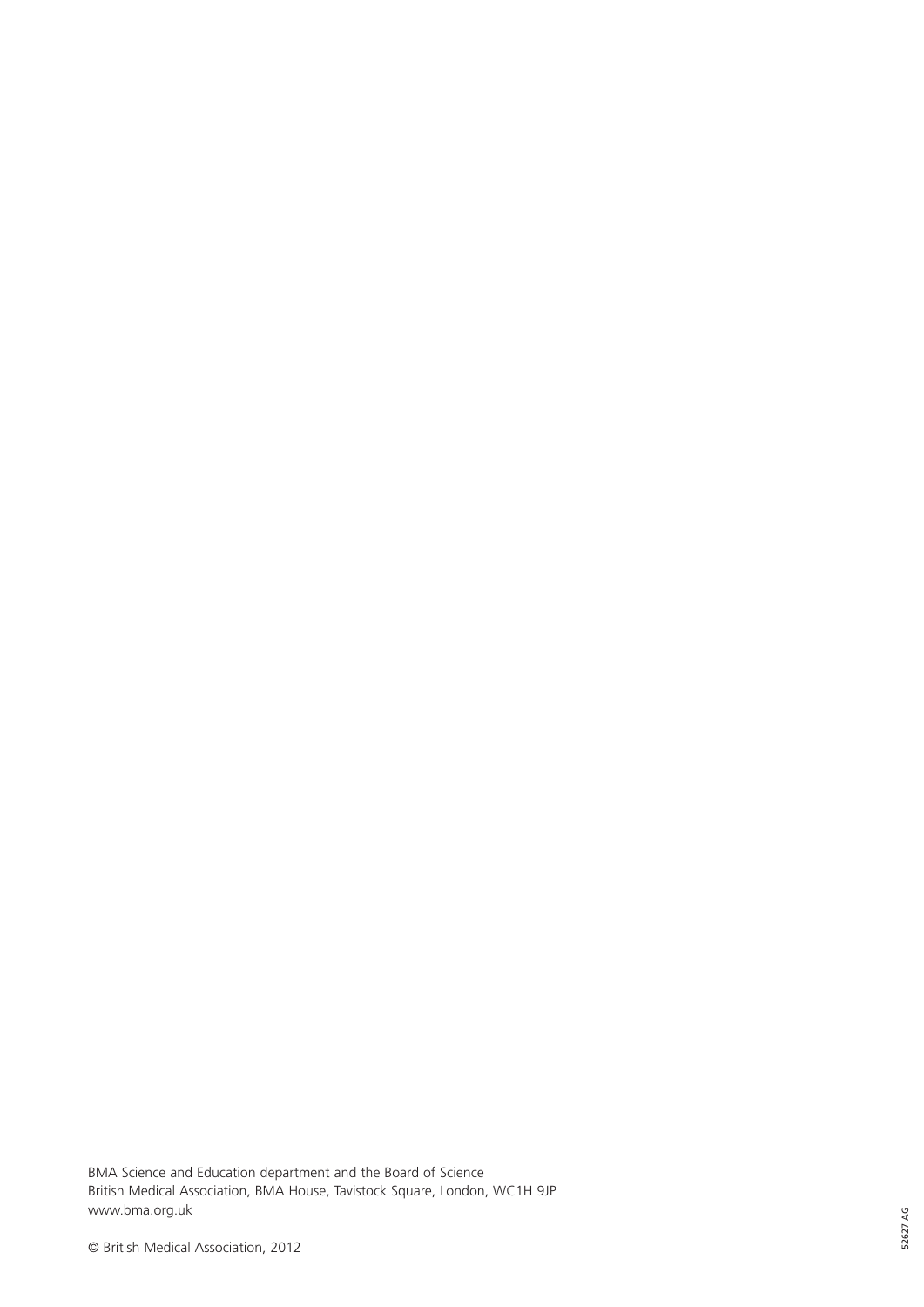BMA Science and Education department and the Board of Science
British Medical Association, BMA House, Tavistock Square, London, WC1H 9JP
www.bma.org.uk

© British Medical Association, 2012

52627 AG